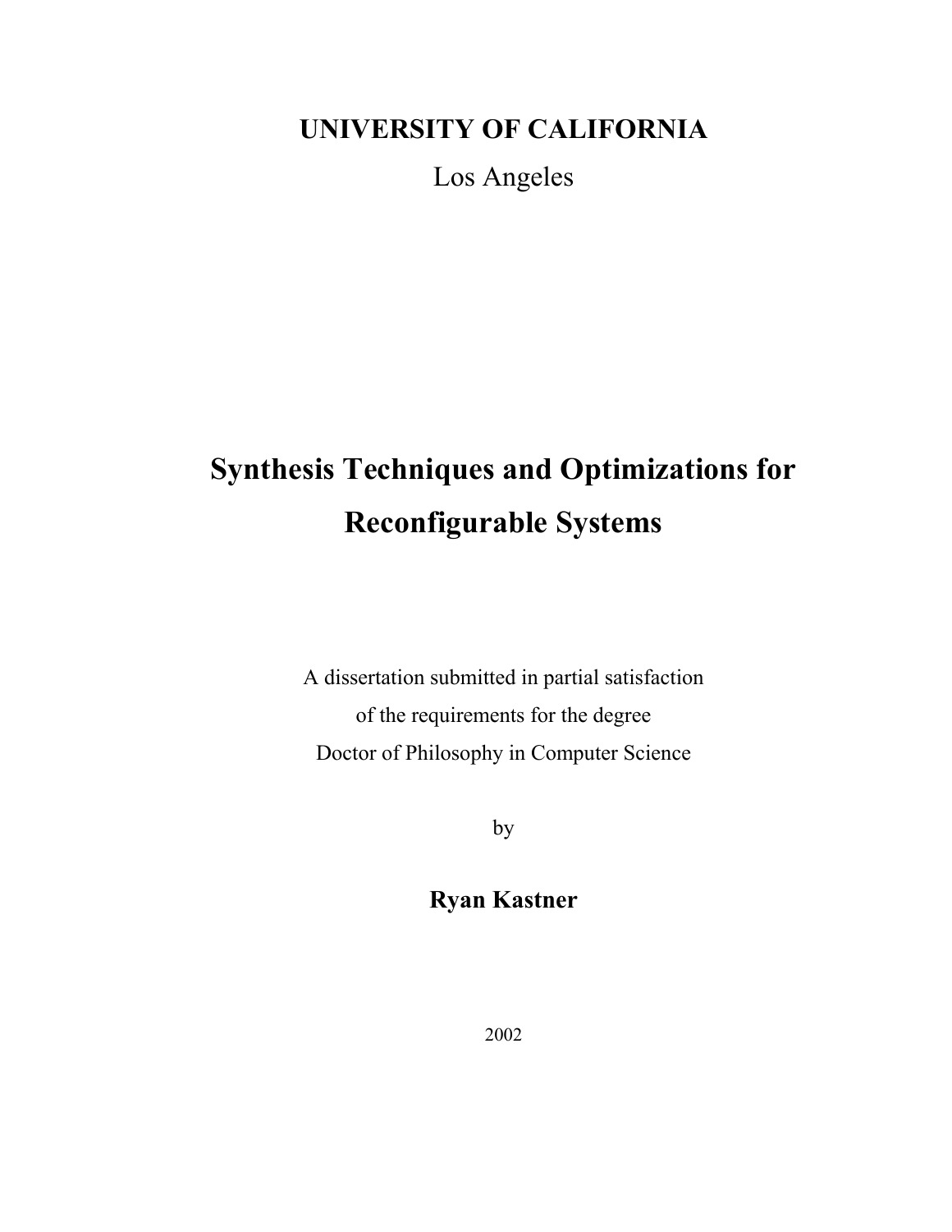**UNIVERSITY OF CALIFORNIA**

Los Angeles

# Synthesis Techniques and Optimizations for Reconfigurable Systems

A dissertation submitted in partial satisfaction
of the requirements for the degree
Doctor of Philosophy in Computer Science

by

**Ryan Kastner**

2002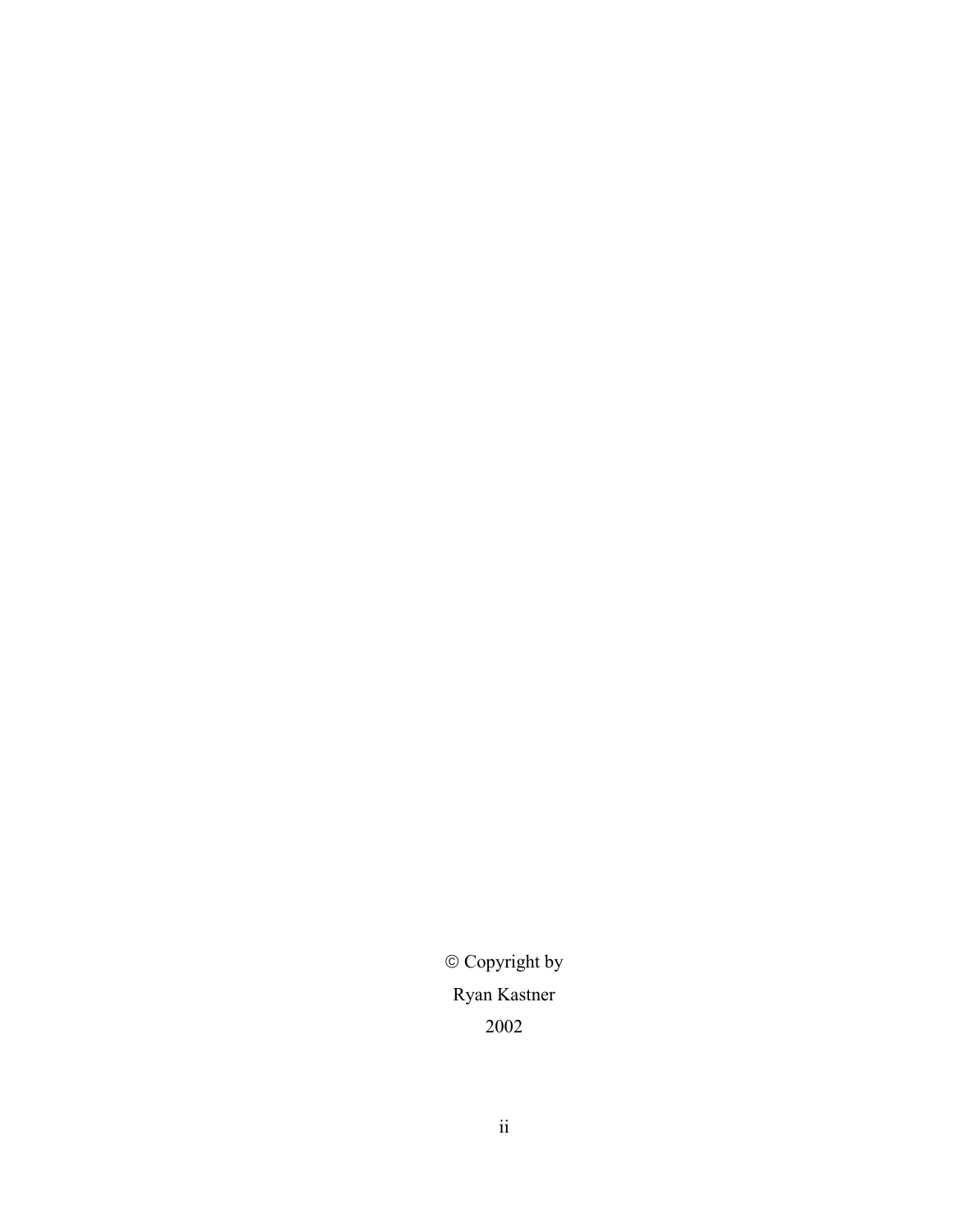© Copyright by

Ryan Kastner

2002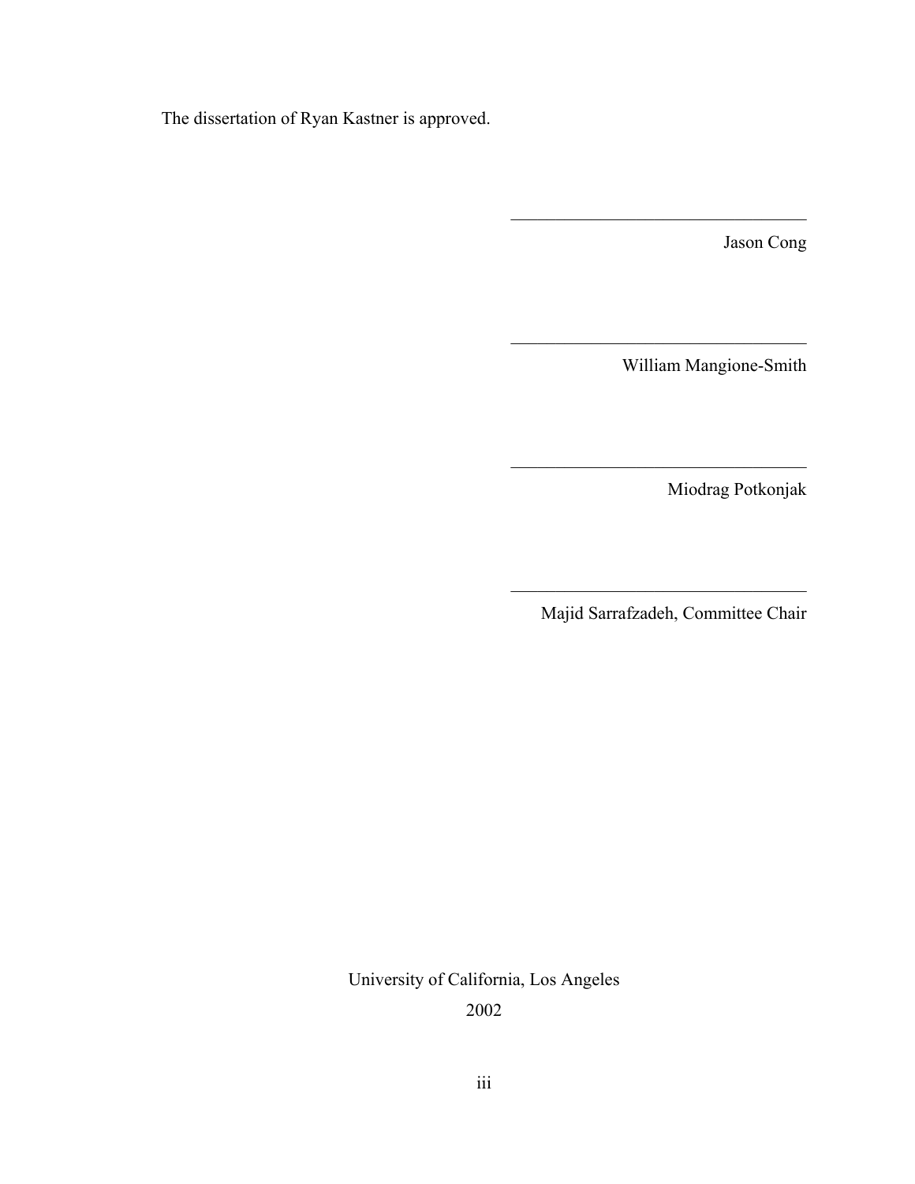The dissertation of Ryan Kastner is approved.

\_\_\_\_\_\_\_\_\_\_\_\_\_\_\_\_\_\_\_\_\_\_\_\_\_\_\_\_\_\_\_\_\_\_

Jason Cong

\_\_\_\_\_\_\_\_\_\_\_\_\_\_\_\_\_\_\_\_\_\_\_\_\_\_\_\_\_\_\_\_\_\_

William Mangione-Smith

\_\_\_\_\_\_\_\_\_\_\_\_\_\_\_\_\_\_\_\_\_\_\_\_\_\_\_\_\_\_\_\_\_\_

Miodrag Potkonjak

\_\_\_\_\_\_\_\_\_\_\_\_\_\_\_\_\_\_\_\_\_\_\_\_\_\_\_\_\_\_\_\_\_\_

Majid Sarrafzadeh, Committee Chair

University of California, Los Angeles

2002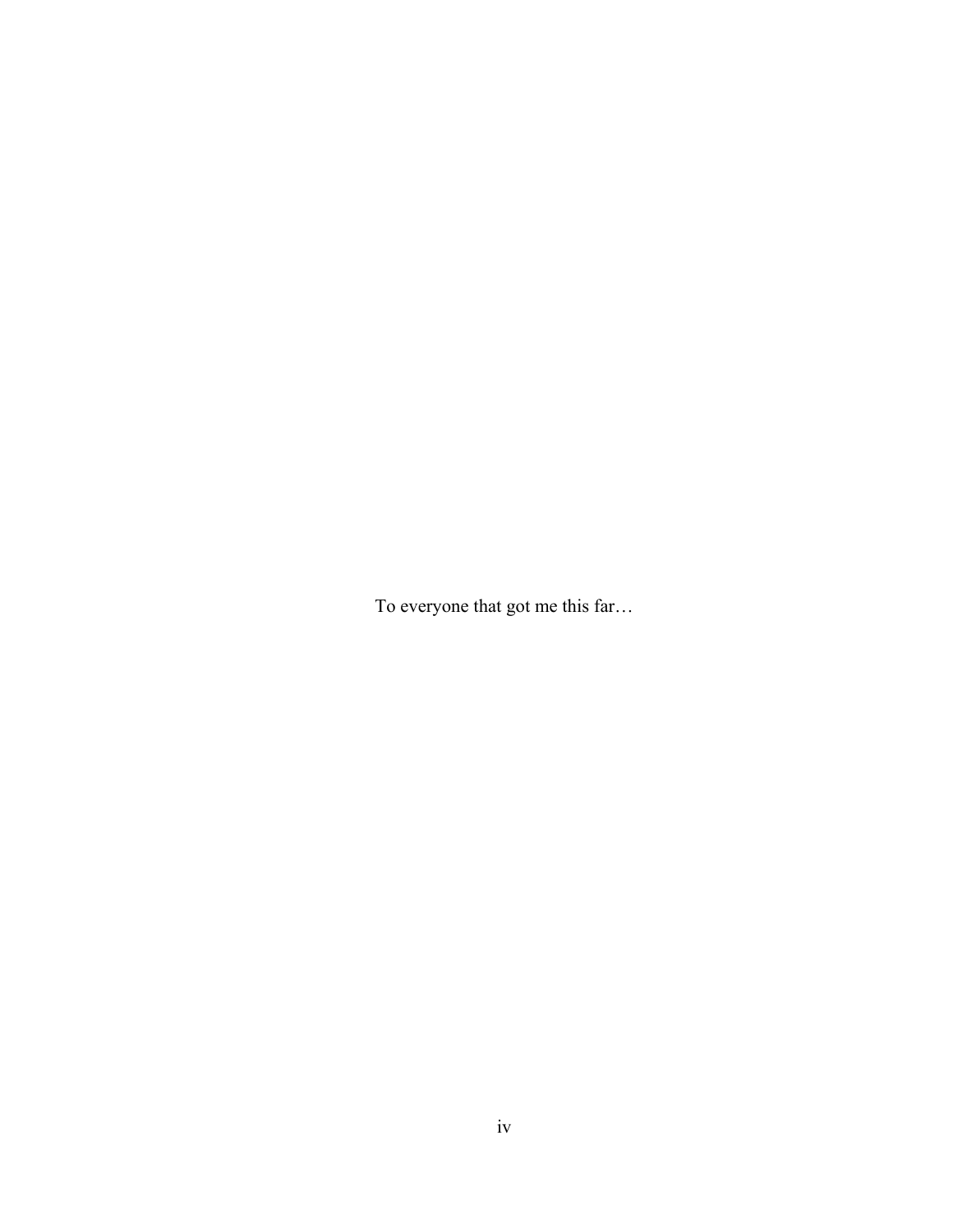To everyone that got me this far…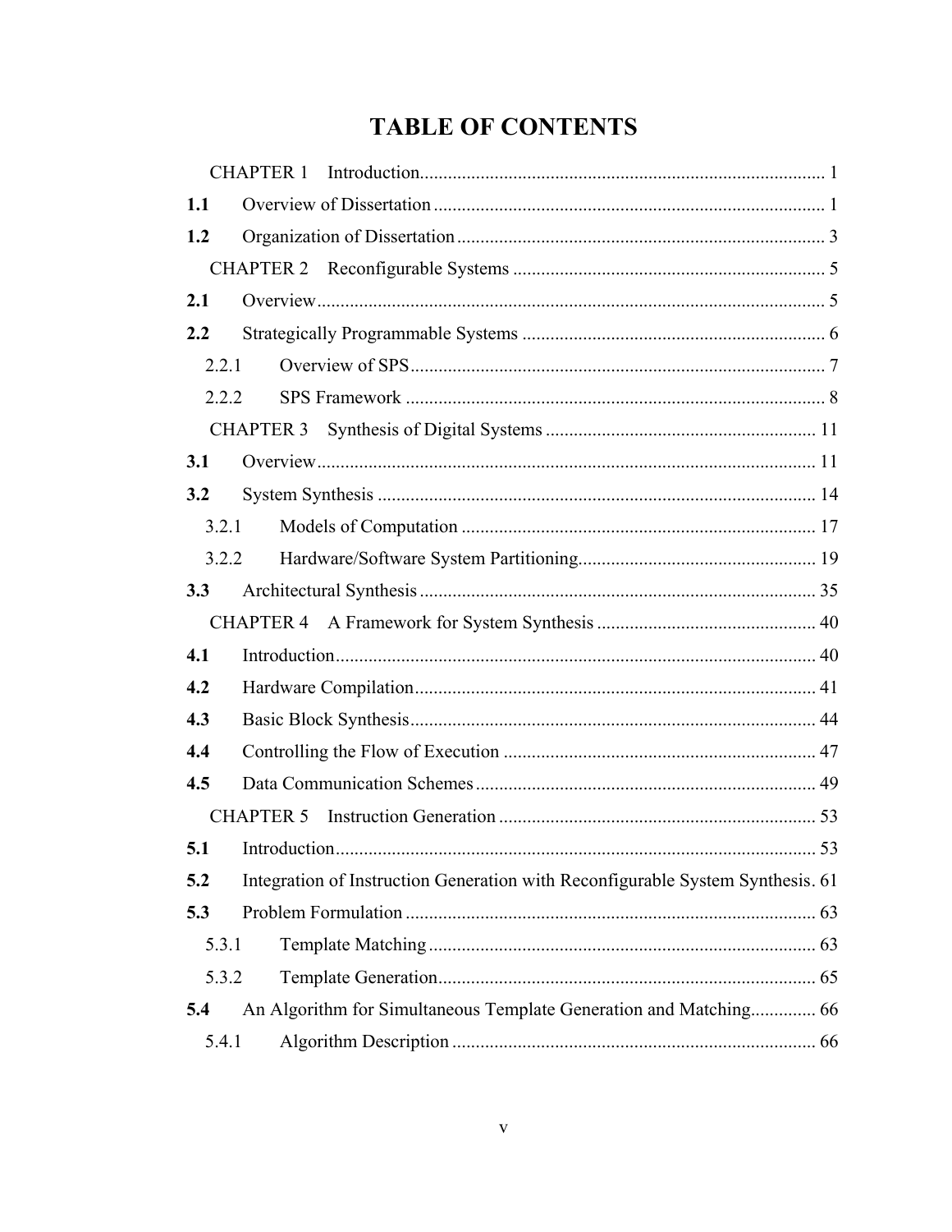# TABLE OF CONTENTS

CHAPTER 1 Introduction ........................................................................................ 1

**1.1** Overview of Dissertation ................................................................................ 1

**1.2** Organization of Dissertation ............................................................................ 3

CHAPTER 2 Reconfigurable Systems ................................................................... 5

**2.1** Overview ........................................................................................................ 5

**2.2** Strategically Programmable Systems ............................................................. 6

2.2.1 Overview of SPS ........................................................................................ 7

2.2.2 SPS Framework .......................................................................................... 8

CHAPTER 3 Synthesis of Digital Systems .......................................................... 11

**3.1** Overview ...................................................................................................... 11

**3.2** System Synthesis .......................................................................................... 14

3.2.1 Models of Computation ............................................................................ 17

3.2.2 Hardware/Software System Partitioning ................................................... 19

**3.3** Architectural Synthesis ................................................................................. 35

CHAPTER 4 A Framework for System Synthesis ............................................... 40

**4.1** Introduction .................................................................................................. 40

**4.2** Hardware Compilation .................................................................................. 41

**4.3** Basic Block Synthesis ................................................................................... 44

**4.4** Controlling the Flow of Execution ................................................................ 47

**4.5** Data Communication Schemes ...................................................................... 49

CHAPTER 5 Instruction Generation .................................................................... 53

**5.1** Introduction .................................................................................................. 53

**5.2** Integration of Instruction Generation with Reconfigurable System Synthesis. 61

**5.3** Problem Formulation .................................................................................... 63

5.3.1 Template Matching ................................................................................... 63

5.3.2 Template Generation ................................................................................. 65

**5.4** An Algorithm for Simultaneous Template Generation and Matching ............. 66

5.4.1 Algorithm Description .............................................................................. 66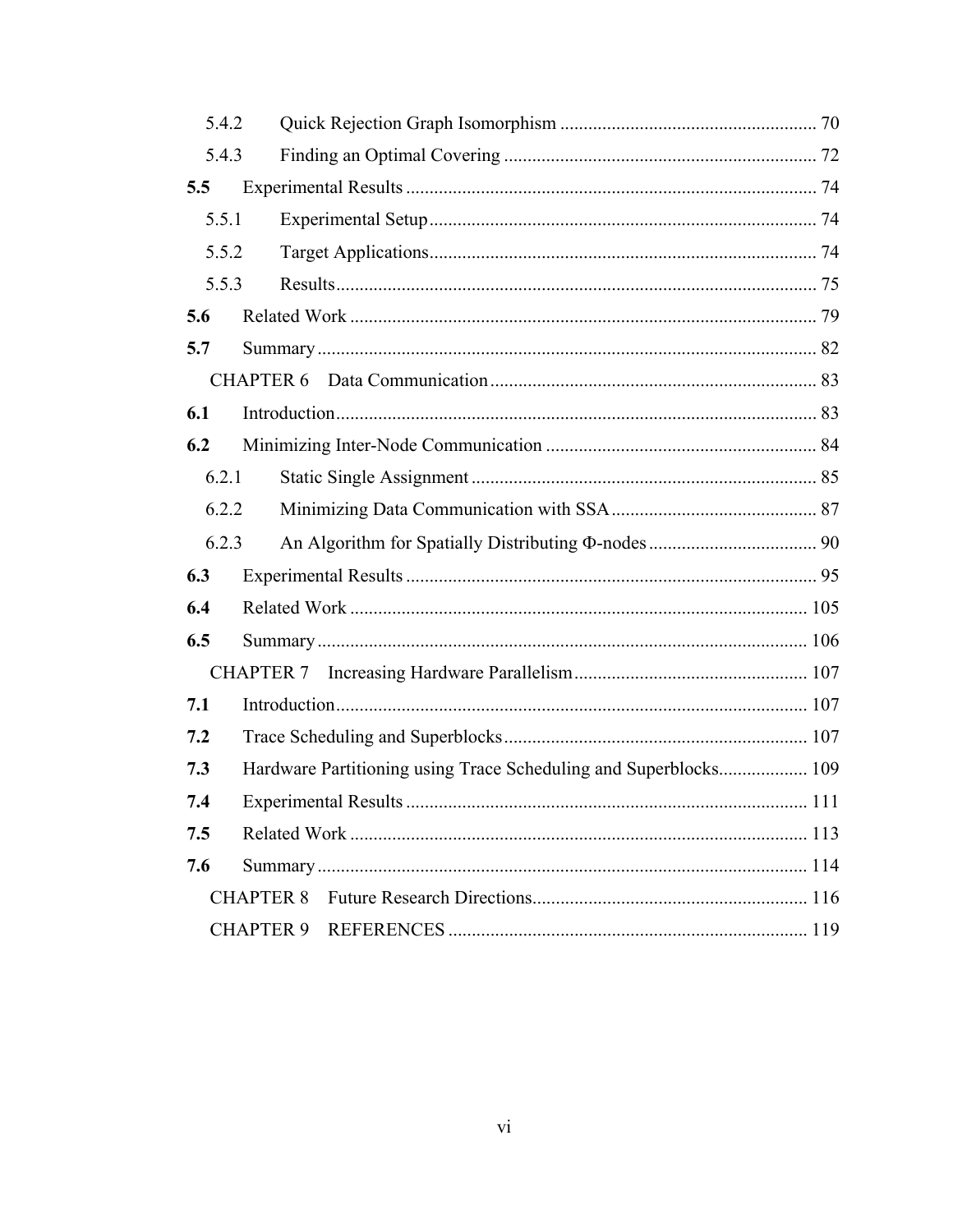5.4.2 Quick Rejection Graph Isomorphism ...................................................... 70

5.4.3 Finding an Optimal Covering .................................................................. 72

**5.5** Experimental Results ....................................................................................... 74

5.5.1 Experimental Setup .................................................................................. 74

5.5.2 Target Applications.................................................................................. 74

5.5.3 Results...................................................................................................... 75

**5.6** Related Work ................................................................................................... 79

**5.7** Summary .......................................................................................................... 82

CHAPTER 6 Data Communication ..................................................................... 83

**6.1** Introduction...................................................................................................... 83

**6.2** Minimizing Inter-Node Communication ......................................................... 84

6.2.1 Static Single Assignment ......................................................................... 85

6.2.2 Minimizing Data Communication with SSA ............................................ 87

6.2.3 An Algorithm for Spatially Distributing Φ-nodes .................................... 90

**6.3** Experimental Results ....................................................................................... 95

**6.4** Related Work ................................................................................................. 105

**6.5** Summary ........................................................................................................ 106

CHAPTER 7 Increasing Hardware Parallelism.................................................. 107

**7.1** Introduction.................................................................................................... 107

**7.2** Trace Scheduling and Superblocks ................................................................ 107

**7.3** Hardware Partitioning using Trace Scheduling and Superblocks................... 109

**7.4** Experimental Results ..................................................................................... 111

**7.5** Related Work ................................................................................................. 113

**7.6** Summary ........................................................................................................ 114

CHAPTER 8 Future Research Directions........................................................... 116

CHAPTER 9 REFERENCES ............................................................................ 119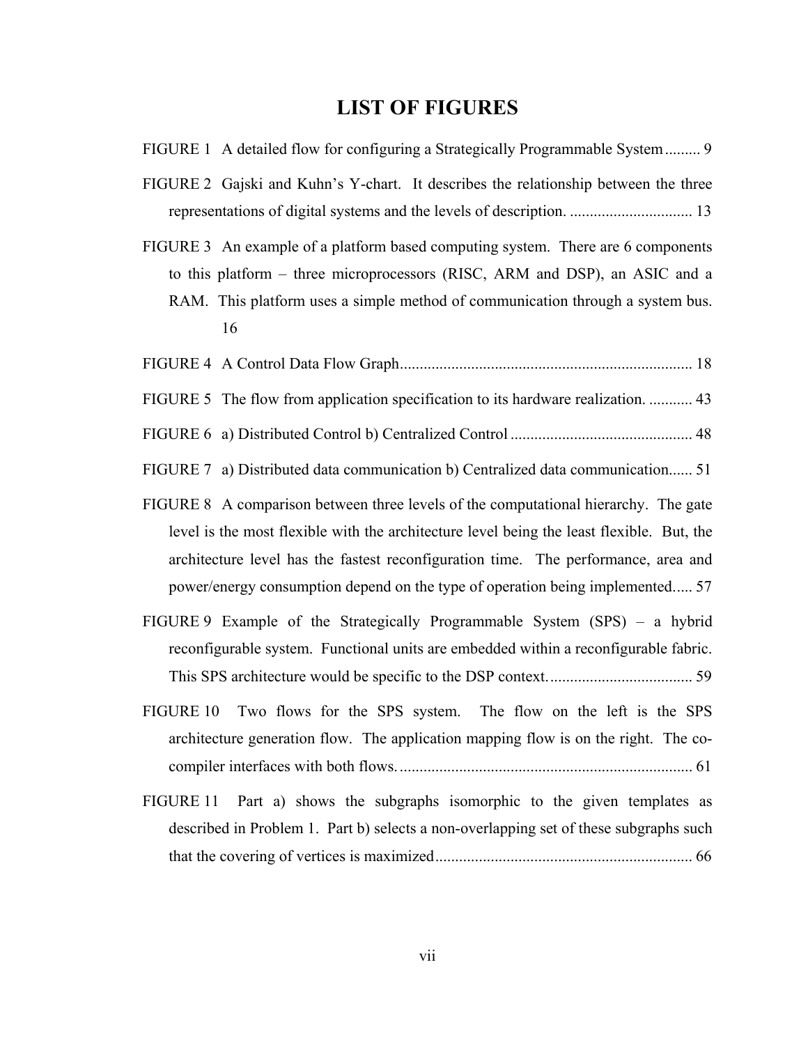# LIST OF FIGURES

FIGURE 1 A detailed flow for configuring a Strategically Programmable System ......... 9

FIGURE 2 Gajski and Kuhn's Y-chart. It describes the relationship between the three representations of digital systems and the levels of description. ............................... 13

FIGURE 3 An example of a platform based computing system. There are 6 components to this platform – three microprocessors (RISC, ARM and DSP), an ASIC and a RAM. This platform uses a simple method of communication through a system bus. 16

FIGURE 4 A Control Data Flow Graph......................................................................... 18

FIGURE 5 The flow from application specification to its hardware realization. ........... 43

FIGURE 6 a) Distributed Control b) Centralized Control ............................................. 48

FIGURE 7 a) Distributed data communication b) Centralized data communication...... 51

FIGURE 8 A comparison between three levels of the computational hierarchy. The gate level is the most flexible with the architecture level being the least flexible. But, the architecture level has the fastest reconfiguration time. The performance, area and power/energy consumption depend on the type of operation being implemented..... 57

FIGURE 9 Example of the Strategically Programmable System (SPS) – a hybrid reconfigurable system. Functional units are embedded within a reconfigurable fabric. This SPS architecture would be specific to the DSP context.................................... 59

FIGURE 10 Two flows for the SPS system. The flow on the left is the SPS architecture generation flow. The application mapping flow is on the right. The co-compiler interfaces with both flows.......................................................................... 61

FIGURE 11 Part a) shows the subgraphs isomorphic to the given templates as described in Problem 1. Part b) selects a non-overlapping set of these subgraphs such that the covering of vertices is maximized................................................................ 66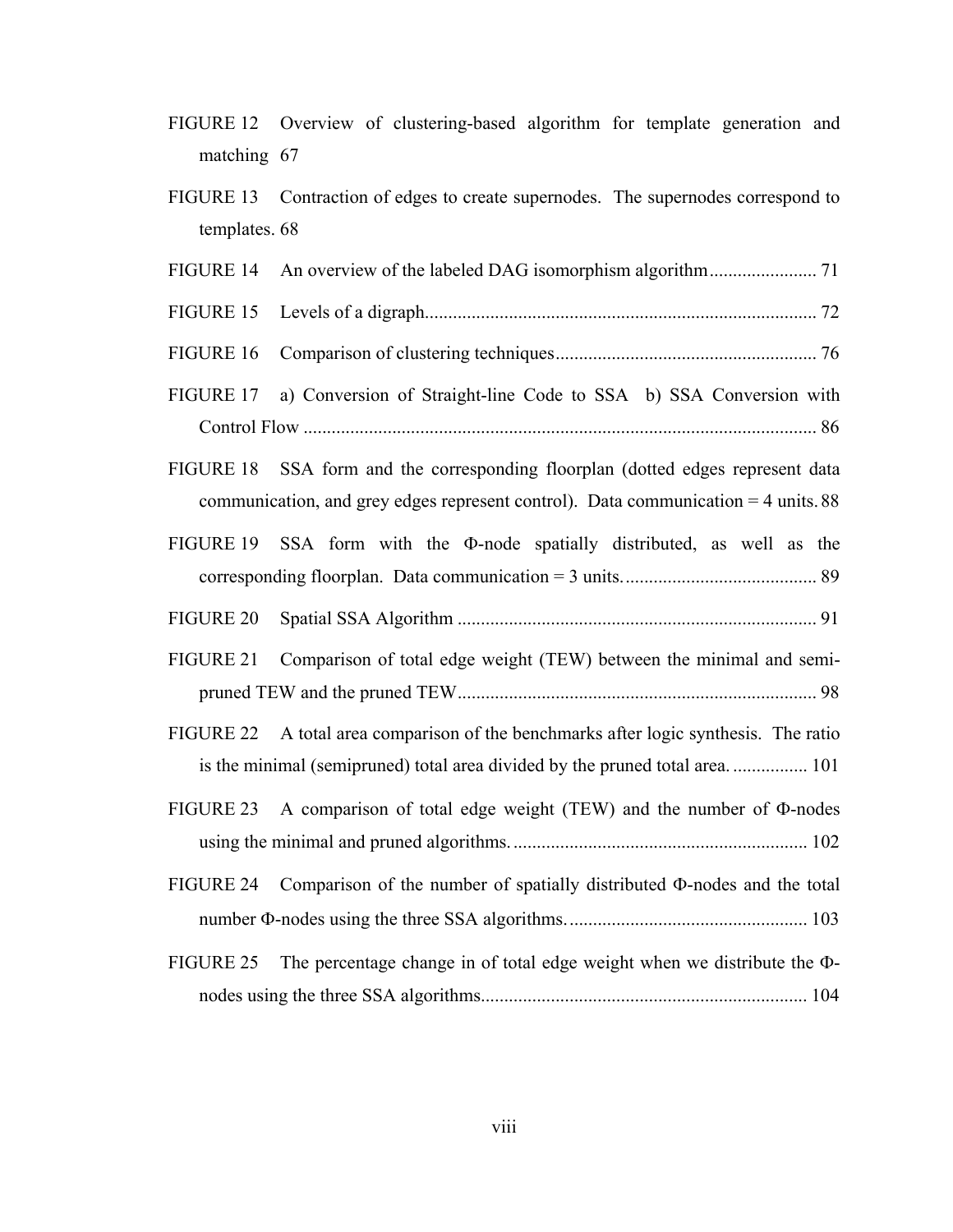FIGURE 12 Overview of clustering-based algorithm for template generation and matching 67

FIGURE 13 Contraction of edges to create supernodes. The supernodes correspond to templates. 68

FIGURE 14 An overview of the labeled DAG isomorphism algorithm....................... 71

FIGURE 15 Levels of a digraph.................................................................................... 72

FIGURE 16 Comparison of clustering techniques........................................................ 76

FIGURE 17 a) Conversion of Straight-line Code to SSA b) SSA Conversion with Control Flow .............................................................................................................. 86

FIGURE 18 SSA form and the corresponding floorplan (dotted edges represent data communication, and grey edges represent control). Data communication = 4 units. 88

FIGURE 19 SSA form with the Φ-node spatially distributed, as well as the corresponding floorplan. Data communication = 3 units.......................................... 89

FIGURE 20 Spatial SSA Algorithm ............................................................................. 91

FIGURE 21 Comparison of total edge weight (TEW) between the minimal and semi-pruned TEW and the pruned TEW............................................................................. 98

FIGURE 22 A total area comparison of the benchmarks after logic synthesis. The ratio is the minimal (semipruned) total area divided by the pruned total area. ................ 101

FIGURE 23 A comparison of total edge weight (TEW) and the number of Φ-nodes using the minimal and pruned algorithms. ............................................................... 102

FIGURE 24 Comparison of the number of spatially distributed Φ-nodes and the total number Φ-nodes using the three SSA algorithms. ................................................... 103

FIGURE 25 The percentage change in of total edge weight when we distribute the Φ-nodes using the three SSA algorithms...................................................................... 104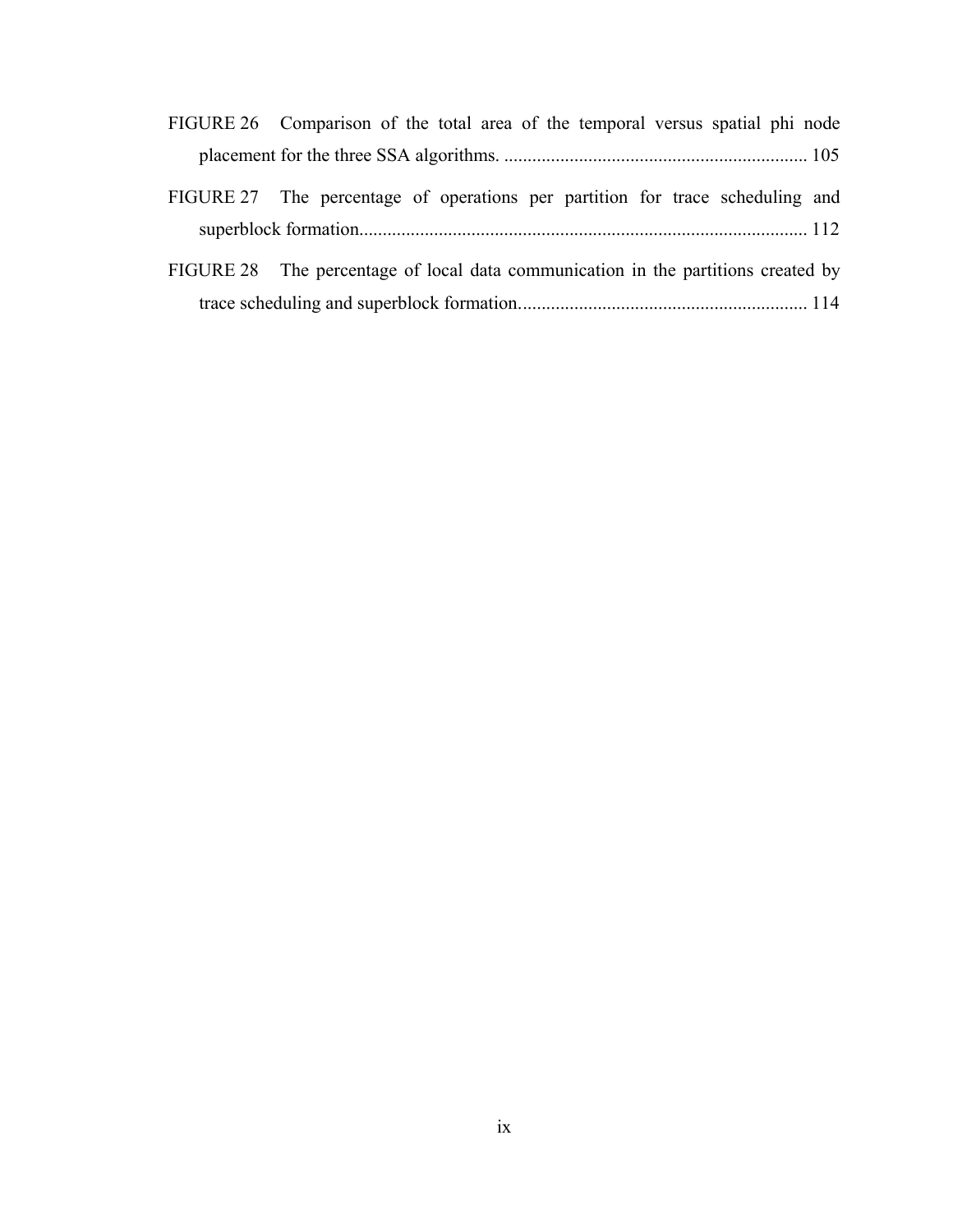FIGURE 26 Comparison of the total area of the temporal versus spatial phi node placement for the three SSA algorithms. ................................................................ 105

FIGURE 27 The percentage of operations per partition for trace scheduling and superblock formation............................................................................................... 112

FIGURE 28 The percentage of local data communication in the partitions created by trace scheduling and superblock formation............................................................. 114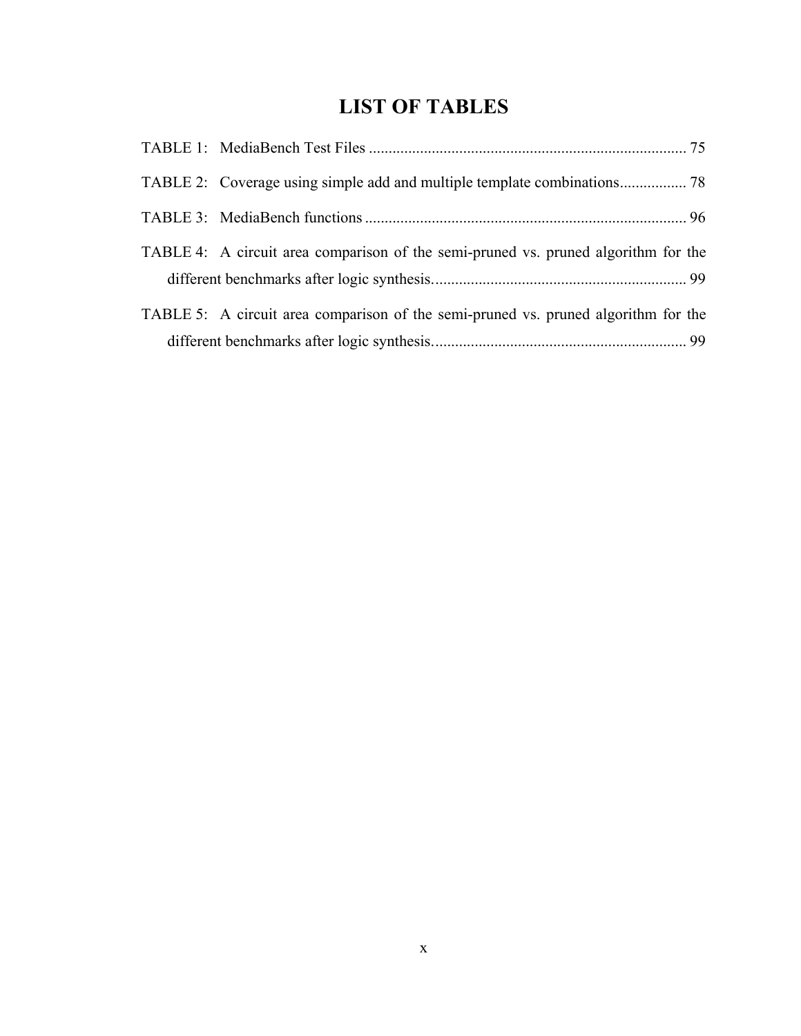# LIST OF TABLES

TABLE 1: MediaBench Test Files ................................................................................ 75

TABLE 2: Coverage using simple add and multiple template combinations................. 78

TABLE 3: MediaBench functions ................................................................................. 96

TABLE 4: A circuit area comparison of the semi-pruned vs. pruned algorithm for the different benchmarks after logic synthesis................................................................ 99

TABLE 5: A circuit area comparison of the semi-pruned vs. pruned algorithm for the different benchmarks after logic synthesis................................................................ 99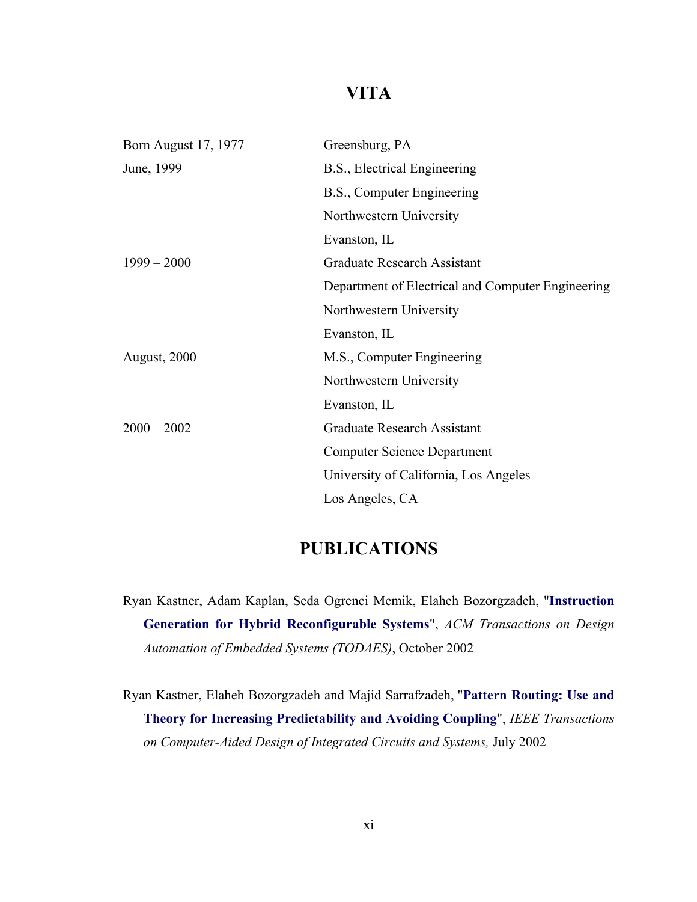# VITA

| | |
|---|---|
| Born August 17, 1977 | Greensburg, PA |
| June, 1999 | B.S., Electrical Engineering<br>B.S., Computer Engineering<br>Northwestern University<br>Evanston, IL |
| 1999 – 2000 | Graduate Research Assistant<br>Department of Electrical and Computer Engineering<br>Northwestern University<br>Evanston, IL |
| August, 2000 | M.S., Computer Engineering<br>Northwestern University<br>Evanston, IL |
| 2000 – 2002 | Graduate Research Assistant<br>Computer Science Department<br>University of California, Los Angeles<br>Los Angeles, CA |

# PUBLICATIONS

Ryan Kastner, Adam Kaplan, Seda Ogrenci Memik, Elaheh Bozorgzadeh, "**Instruction Generation for Hybrid Reconfigurable Systems**", *ACM Transactions on Design Automation of Embedded Systems (TODAES)*, October 2002

Ryan Kastner, Elaheh Bozorgzadeh and Majid Sarrafzadeh, "**Pattern Routing: Use and Theory for Increasing Predictability and Avoiding Coupling**", *IEEE Transactions on Computer-Aided Design of Integrated Circuits and Systems,* July 2002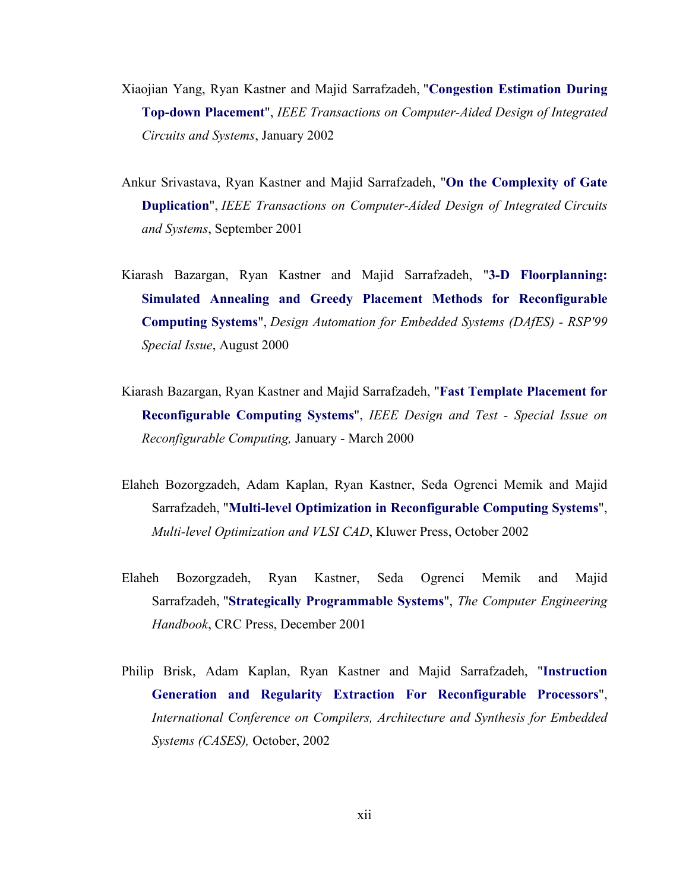Xiaojian Yang, Ryan Kastner and Majid Sarrafzadeh, "**Congestion Estimation During Top-down Placement**", *IEEE Transactions on Computer-Aided Design of Integrated Circuits and Systems*, January 2002

Ankur Srivastava, Ryan Kastner and Majid Sarrafzadeh, "**On the Complexity of Gate Duplication**", *IEEE Transactions on Computer-Aided Design of Integrated Circuits and Systems*, September 2001

Kiarash Bazargan, Ryan Kastner and Majid Sarrafzadeh, "**3-D Floorplanning: Simulated Annealing and Greedy Placement Methods for Reconfigurable Computing Systems**", *Design Automation for Embedded Systems (DAfES) - RSP'99 Special Issue*, August 2000

Kiarash Bazargan, Ryan Kastner and Majid Sarrafzadeh, "**Fast Template Placement for Reconfigurable Computing Systems**", *IEEE Design and Test - Special Issue on Reconfigurable Computing,* January - March 2000

Elaheh Bozorgzadeh, Adam Kaplan, Ryan Kastner, Seda Ogrenci Memik and Majid Sarrafzadeh, "**Multi-level Optimization in Reconfigurable Computing Systems**", *Multi-level Optimization and VLSI CAD*, Kluwer Press, October 2002

Elaheh Bozorgzadeh, Ryan Kastner, Seda Ogrenci Memik and Majid Sarrafzadeh, "**Strategically Programmable Systems**", *The Computer Engineering Handbook*, CRC Press, December 2001

Philip Brisk, Adam Kaplan, Ryan Kastner and Majid Sarrafzadeh, "**Instruction Generation and Regularity Extraction For Reconfigurable Processors**", *International Conference on Compilers, Architecture and Synthesis for Embedded Systems (CASES),* October, 2002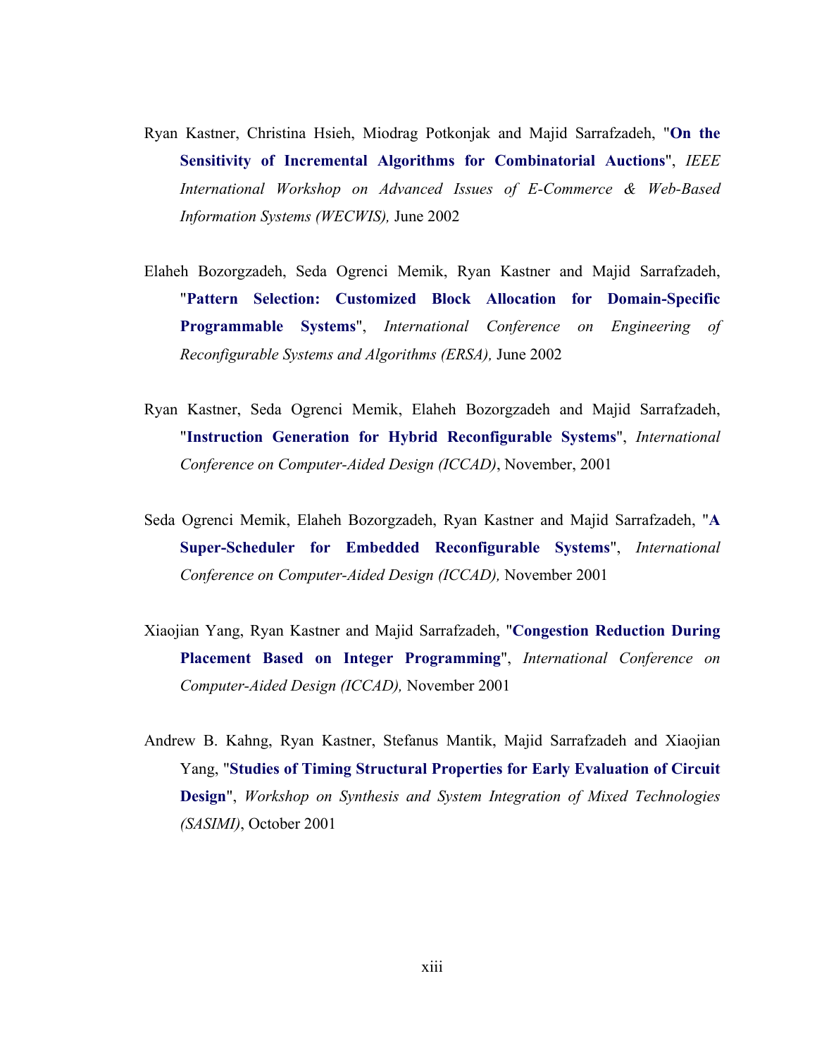Ryan Kastner, Christina Hsieh, Miodrag Potkonjak and Majid Sarrafzadeh, "**On the Sensitivity of Incremental Algorithms for Combinatorial Auctions**", *IEEE International Workshop on Advanced Issues of E-Commerce & Web-Based Information Systems (WECWIS),* June 2002

Elaheh Bozorgzadeh, Seda Ogrenci Memik, Ryan Kastner and Majid Sarrafzadeh, "**Pattern Selection: Customized Block Allocation for Domain-Specific Programmable Systems**", *International Conference on Engineering of Reconfigurable Systems and Algorithms (ERSA),* June 2002

Ryan Kastner, Seda Ogrenci Memik, Elaheh Bozorgzadeh and Majid Sarrafzadeh, "**Instruction Generation for Hybrid Reconfigurable Systems**", *International Conference on Computer-Aided Design (ICCAD)*, November, 2001

Seda Ogrenci Memik, Elaheh Bozorgzadeh, Ryan Kastner and Majid Sarrafzadeh, "**A Super-Scheduler for Embedded Reconfigurable Systems**", *International Conference on Computer-Aided Design (ICCAD),* November 2001

Xiaojian Yang, Ryan Kastner and Majid Sarrafzadeh, "**Congestion Reduction During Placement Based on Integer Programming**", *International Conference on Computer-Aided Design (ICCAD),* November 2001

Andrew B. Kahng, Ryan Kastner, Stefanus Mantik, Majid Sarrafzadeh and Xiaojian Yang, "**Studies of Timing Structural Properties for Early Evaluation of Circuit Design**", *Workshop on Synthesis and System Integration of Mixed Technologies (SASIMI)*, October 2001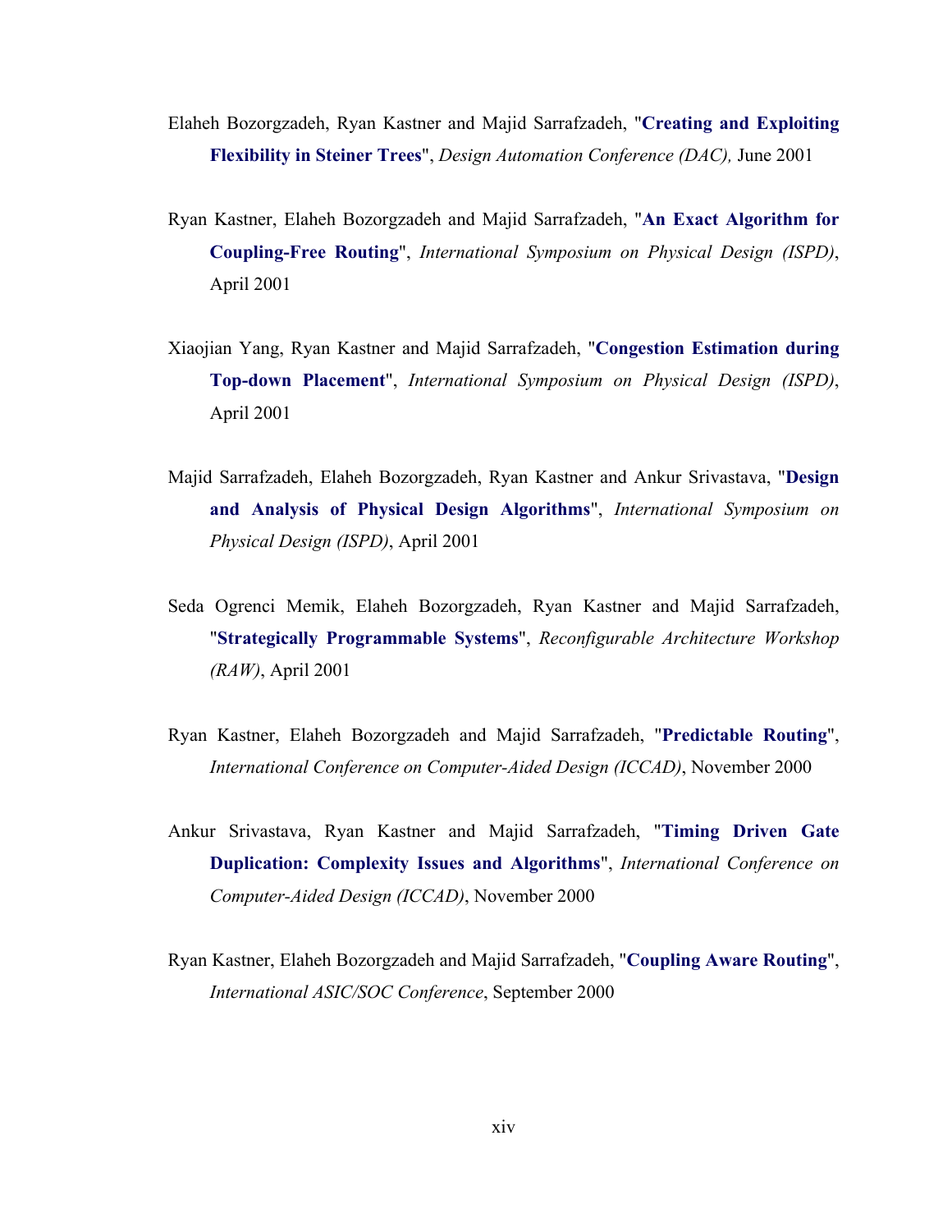Elaheh Bozorgzadeh, Ryan Kastner and Majid Sarrafzadeh, "**Creating and Exploiting Flexibility in Steiner Trees**", *Design Automation Conference (DAC),* June 2001

Ryan Kastner, Elaheh Bozorgzadeh and Majid Sarrafzadeh, "**An Exact Algorithm for Coupling-Free Routing**", *International Symposium on Physical Design (ISPD)*, April 2001

Xiaojian Yang, Ryan Kastner and Majid Sarrafzadeh, "**Congestion Estimation during Top-down Placement**", *International Symposium on Physical Design (ISPD)*, April 2001

Majid Sarrafzadeh, Elaheh Bozorgzadeh, Ryan Kastner and Ankur Srivastava, "**Design and Analysis of Physical Design Algorithms**", *International Symposium on Physical Design (ISPD)*, April 2001

Seda Ogrenci Memik, Elaheh Bozorgzadeh, Ryan Kastner and Majid Sarrafzadeh, "**Strategically Programmable Systems**", *Reconfigurable Architecture Workshop (RAW)*, April 2001

Ryan Kastner, Elaheh Bozorgzadeh and Majid Sarrafzadeh, "**Predictable Routing**", *International Conference on Computer-Aided Design (ICCAD)*, November 2000

Ankur Srivastava, Ryan Kastner and Majid Sarrafzadeh, "**Timing Driven Gate Duplication: Complexity Issues and Algorithms**", *International Conference on Computer-Aided Design (ICCAD)*, November 2000

Ryan Kastner, Elaheh Bozorgzadeh and Majid Sarrafzadeh, "**Coupling Aware Routing**", *International ASIC/SOC Conference*, September 2000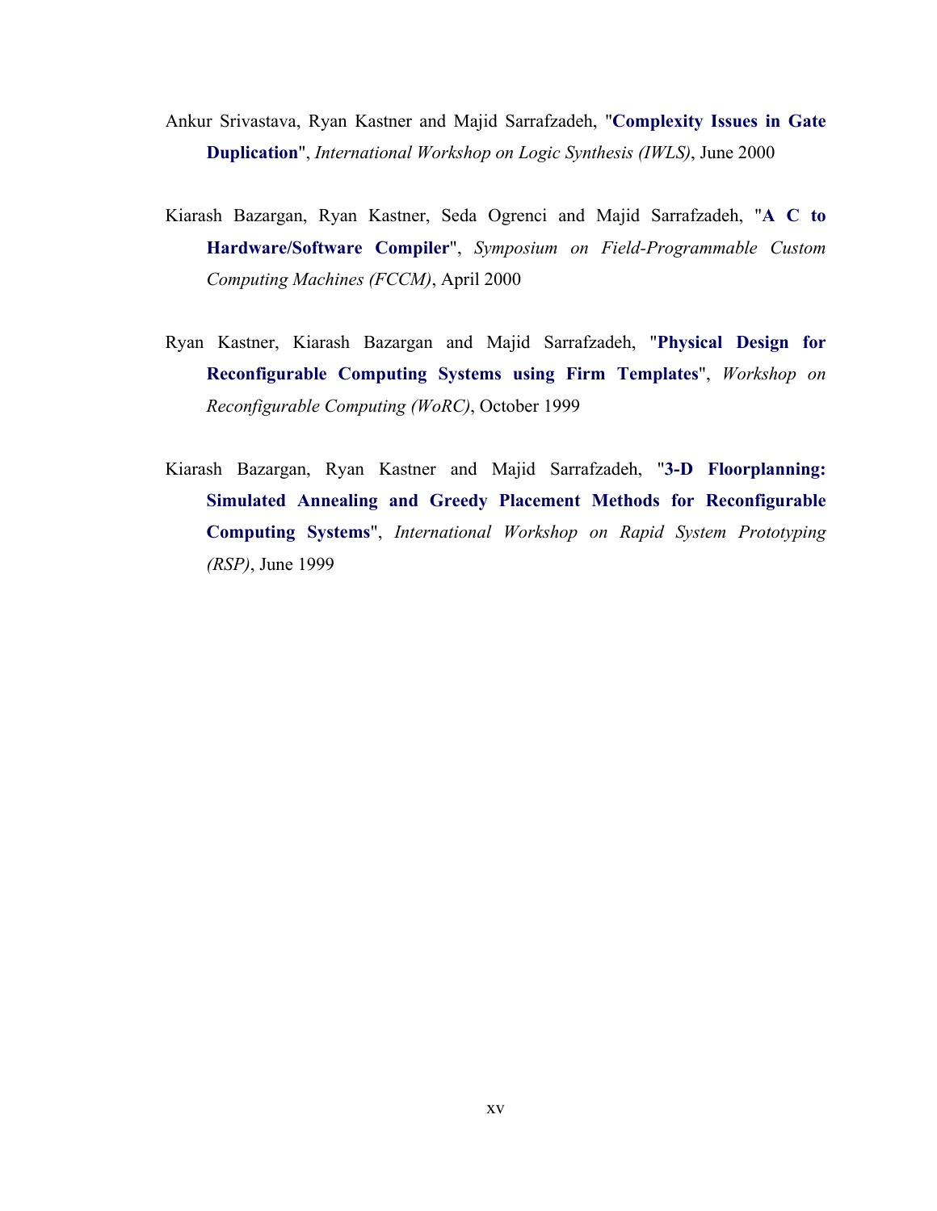Ankur Srivastava, Ryan Kastner and Majid Sarrafzadeh, "**Complexity Issues in Gate Duplication**", *International Workshop on Logic Synthesis (IWLS)*, June 2000

Kiarash Bazargan, Ryan Kastner, Seda Ogrenci and Majid Sarrafzadeh, "**A C to Hardware/Software Compiler**", *Symposium on Field-Programmable Custom Computing Machines (FCCM)*, April 2000

Ryan Kastner, Kiarash Bazargan and Majid Sarrafzadeh, "**Physical Design for Reconfigurable Computing Systems using Firm Templates**", *Workshop on Reconfigurable Computing (WoRC)*, October 1999

Kiarash Bazargan, Ryan Kastner and Majid Sarrafzadeh, "**3-D Floorplanning: Simulated Annealing and Greedy Placement Methods for Reconfigurable Computing Systems**", *International Workshop on Rapid System Prototyping (RSP)*, June 1999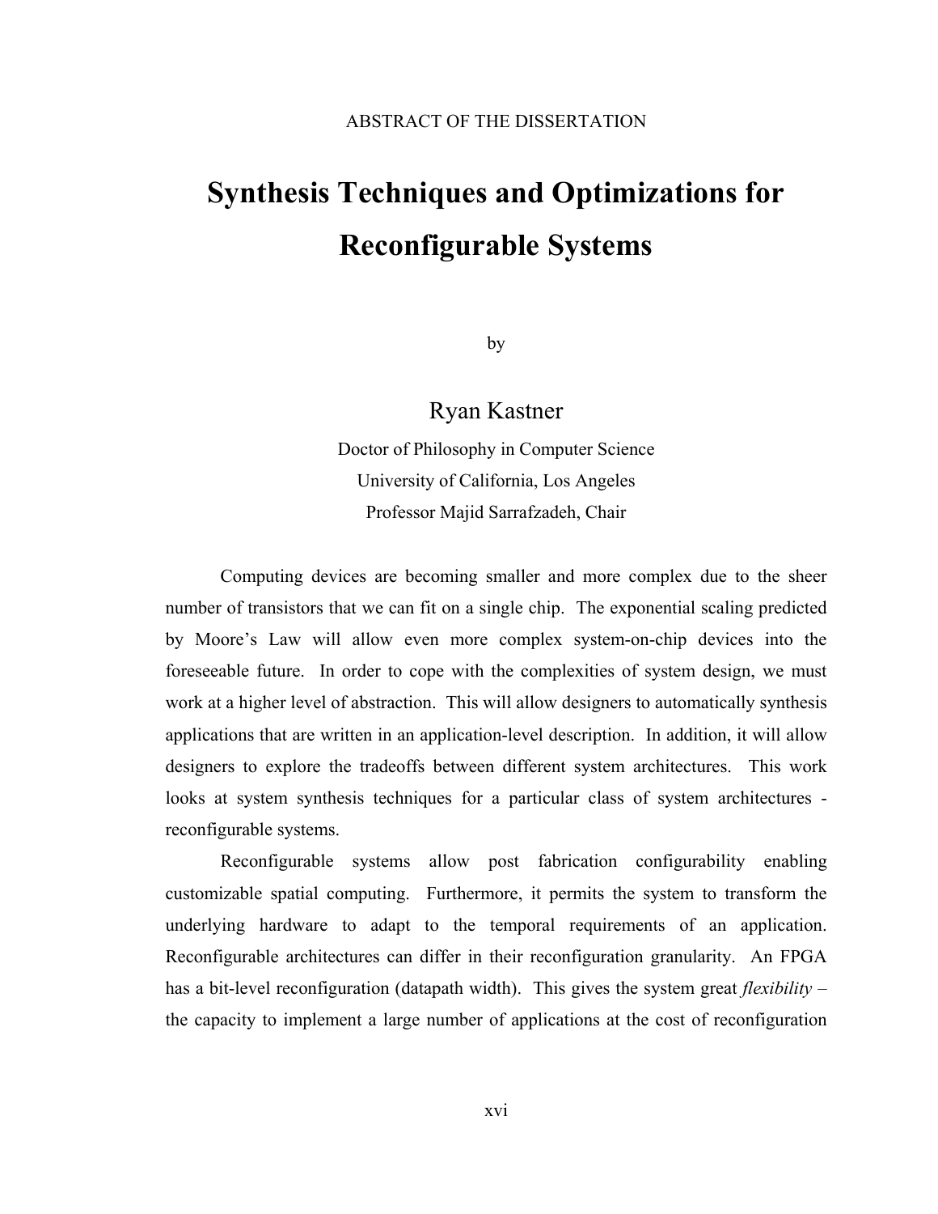ABSTRACT OF THE DISSERTATION

# Synthesis Techniques and Optimizations for Reconfigurable Systems

by

Ryan Kastner

Doctor of Philosophy in Computer Science
University of California, Los Angeles
Professor Majid Sarrafzadeh, Chair

Computing devices are becoming smaller and more complex due to the sheer number of transistors that we can fit on a single chip. The exponential scaling predicted by Moore's Law will allow even more complex system-on-chip devices into the foreseeable future. In order to cope with the complexities of system design, we must work at a higher level of abstraction. This will allow designers to automatically synthesis applications that are written in an application-level description. In addition, it will allow designers to explore the tradeoffs between different system architectures. This work looks at system synthesis techniques for a particular class of system architectures - reconfigurable systems.

Reconfigurable systems allow post fabrication configurability enabling customizable spatial computing. Furthermore, it permits the system to transform the underlying hardware to adapt to the temporal requirements of an application. Reconfigurable architectures can differ in their reconfiguration granularity. An FPGA has a bit-level reconfiguration (datapath width). This gives the system great *flexibility* – the capacity to implement a large number of applications at the cost of reconfiguration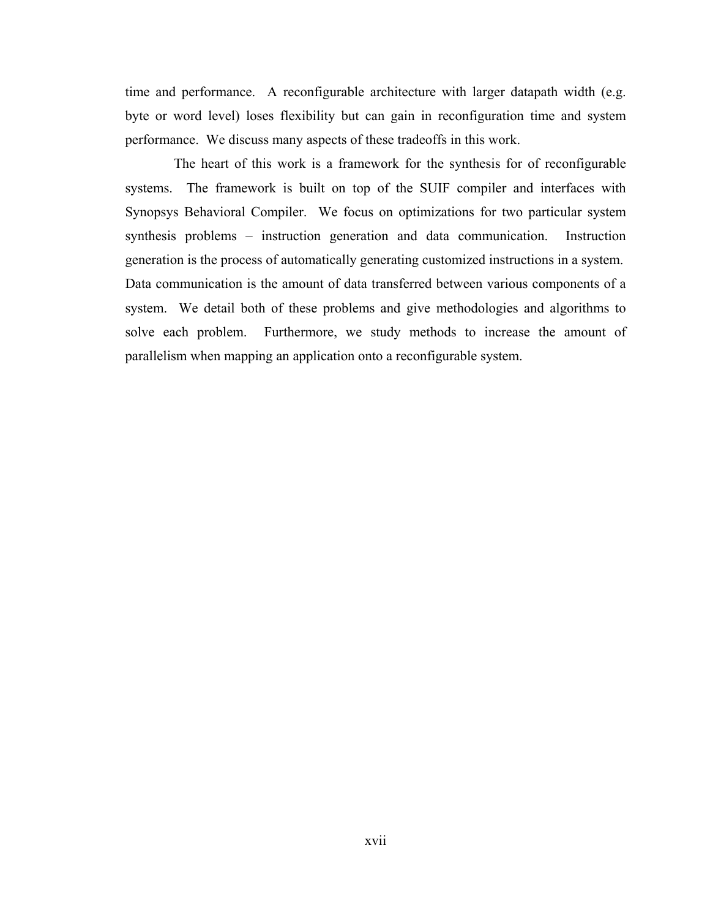time and performance. A reconfigurable architecture with larger datapath width (e.g. byte or word level) loses flexibility but can gain in reconfiguration time and system performance. We discuss many aspects of these tradeoffs in this work.

The heart of this work is a framework for the synthesis for of reconfigurable systems. The framework is built on top of the SUIF compiler and interfaces with Synopsys Behavioral Compiler. We focus on optimizations for two particular system synthesis problems – instruction generation and data communication. Instruction generation is the process of automatically generating customized instructions in a system. Data communication is the amount of data transferred between various components of a system. We detail both of these problems and give methodologies and algorithms to solve each problem. Furthermore, we study methods to increase the amount of parallelism when mapping an application onto a reconfigurable system.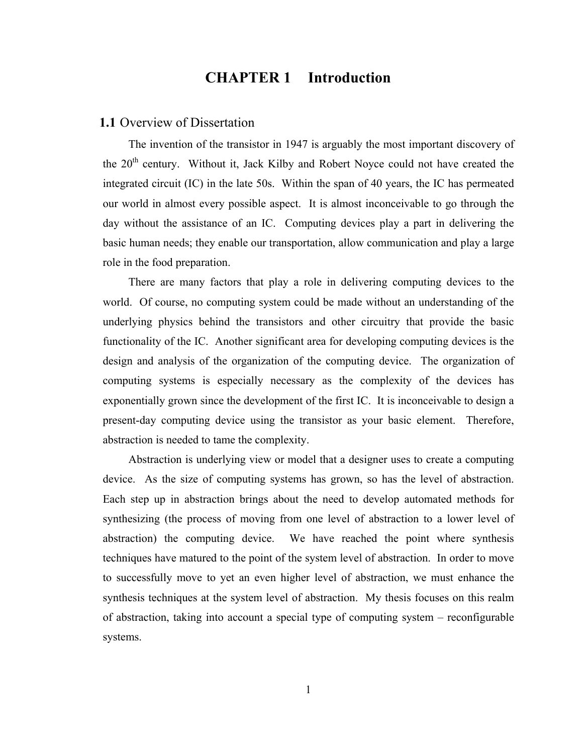# CHAPTER 1 Introduction

## 1.1 Overview of Dissertation

The invention of the transistor in 1947 is arguably the most important discovery of the 20th century. Without it, Jack Kilby and Robert Noyce could not have created the integrated circuit (IC) in the late 50s. Within the span of 40 years, the IC has permeated our world in almost every possible aspect. It is almost inconceivable to go through the day without the assistance of an IC. Computing devices play a part in delivering the basic human needs; they enable our transportation, allow communication and play a large role in the food preparation.

There are many factors that play a role in delivering computing devices to the world. Of course, no computing system could be made without an understanding of the underlying physics behind the transistors and other circuitry that provide the basic functionality of the IC. Another significant area for developing computing devices is the design and analysis of the organization of the computing device. The organization of computing systems is especially necessary as the complexity of the devices has exponentially grown since the development of the first IC. It is inconceivable to design a present-day computing device using the transistor as your basic element. Therefore, abstraction is needed to tame the complexity.

Abstraction is underlying view or model that a designer uses to create a computing device. As the size of computing systems has grown, so has the level of abstraction. Each step up in abstraction brings about the need to develop automated methods for synthesizing (the process of moving from one level of abstraction to a lower level of abstraction) the computing device. We have reached the point where synthesis techniques have matured to the point of the system level of abstraction. In order to move to successfully move to yet an even higher level of abstraction, we must enhance the synthesis techniques at the system level of abstraction. My thesis focuses on this realm of abstraction, taking into account a special type of computing system – reconfigurable systems.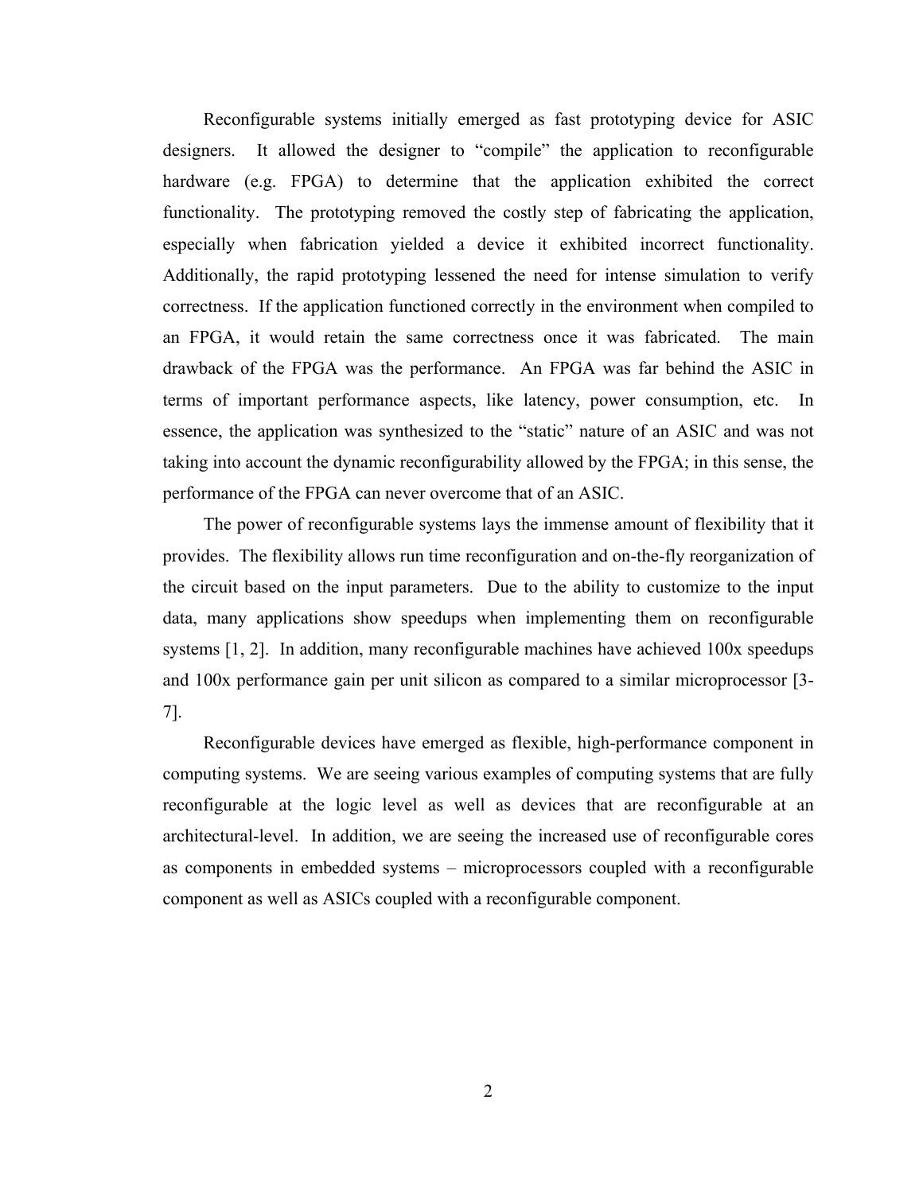Reconfigurable systems initially emerged as fast prototyping device for ASIC designers. It allowed the designer to "compile" the application to reconfigurable hardware (e.g. FPGA) to determine that the application exhibited the correct functionality. The prototyping removed the costly step of fabricating the application, especially when fabrication yielded a device it exhibited incorrect functionality. Additionally, the rapid prototyping lessened the need for intense simulation to verify correctness. If the application functioned correctly in the environment when compiled to an FPGA, it would retain the same correctness once it was fabricated. The main drawback of the FPGA was the performance. An FPGA was far behind the ASIC in terms of important performance aspects, like latency, power consumption, etc. In essence, the application was synthesized to the "static" nature of an ASIC and was not taking into account the dynamic reconfigurability allowed by the FPGA; in this sense, the performance of the FPGA can never overcome that of an ASIC.

The power of reconfigurable systems lays the immense amount of flexibility that it provides. The flexibility allows run time reconfiguration and on-the-fly reorganization of the circuit based on the input parameters. Due to the ability to customize to the input data, many applications show speedups when implementing them on reconfigurable systems [1, 2]. In addition, many reconfigurable machines have achieved 100x speedups and 100x performance gain per unit silicon as compared to a similar microprocessor [3-7].

Reconfigurable devices have emerged as flexible, high-performance component in computing systems. We are seeing various examples of computing systems that are fully reconfigurable at the logic level as well as devices that are reconfigurable at an architectural-level. In addition, we are seeing the increased use of reconfigurable cores as components in embedded systems – microprocessors coupled with a reconfigurable component as well as ASICs coupled with a reconfigurable component.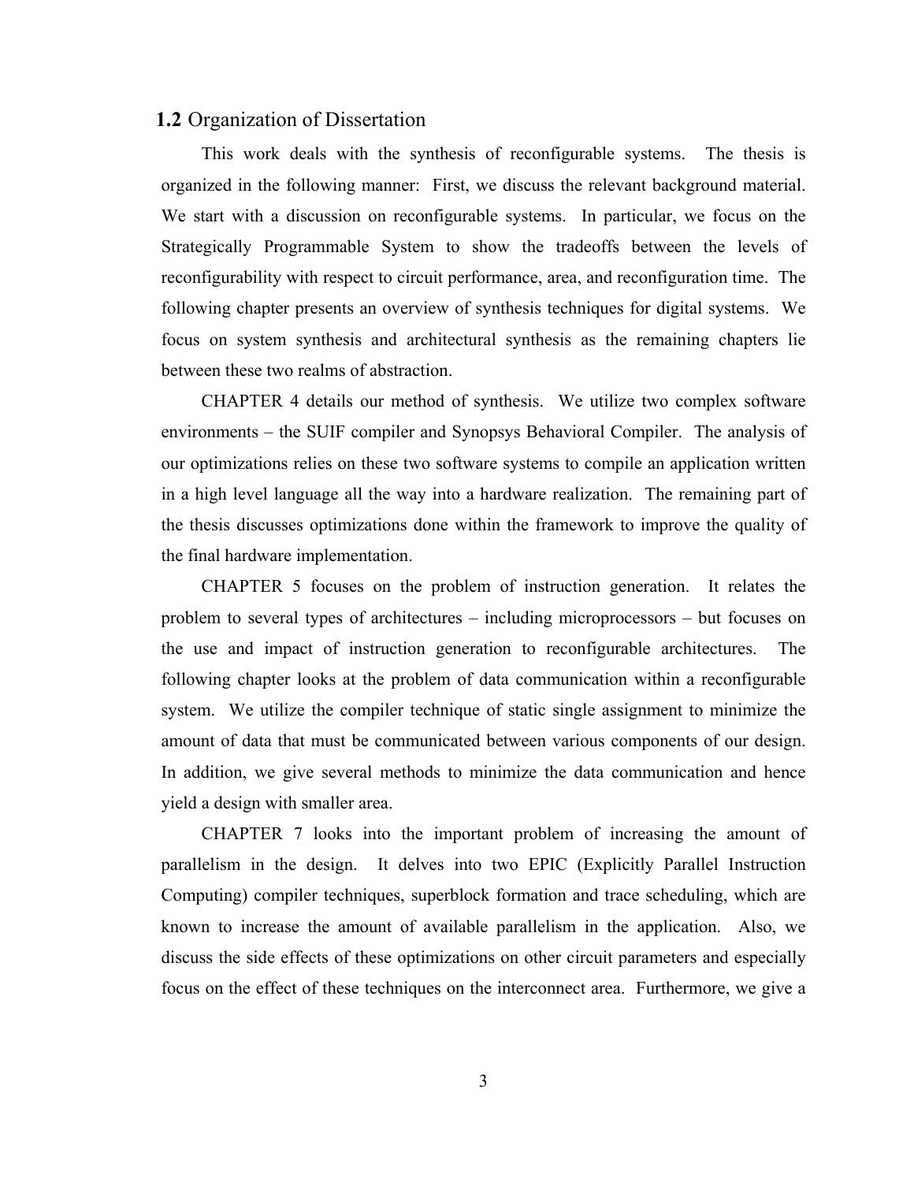## **1.2** Organization of Dissertation

This work deals with the synthesis of reconfigurable systems. The thesis is organized in the following manner: First, we discuss the relevant background material. We start with a discussion on reconfigurable systems. In particular, we focus on the Strategically Programmable System to show the tradeoffs between the levels of reconfigurability with respect to circuit performance, area, and reconfiguration time. The following chapter presents an overview of synthesis techniques for digital systems. We focus on system synthesis and architectural synthesis as the remaining chapters lie between these two realms of abstraction.

CHAPTER 4 details our method of synthesis. We utilize two complex software environments – the SUIF compiler and Synopsys Behavioral Compiler. The analysis of our optimizations relies on these two software systems to compile an application written in a high level language all the way into a hardware realization. The remaining part of the thesis discusses optimizations done within the framework to improve the quality of the final hardware implementation.

CHAPTER 5 focuses on the problem of instruction generation. It relates the problem to several types of architectures – including microprocessors – but focuses on the use and impact of instruction generation to reconfigurable architectures. The following chapter looks at the problem of data communication within a reconfigurable system. We utilize the compiler technique of static single assignment to minimize the amount of data that must be communicated between various components of our design. In addition, we give several methods to minimize the data communication and hence yield a design with smaller area.

CHAPTER 7 looks into the important problem of increasing the amount of parallelism in the design. It delves into two EPIC (Explicitly Parallel Instruction Computing) compiler techniques, superblock formation and trace scheduling, which are known to increase the amount of available parallelism in the application. Also, we discuss the side effects of these optimizations on other circuit parameters and especially focus on the effect of these techniques on the interconnect area. Furthermore, we give a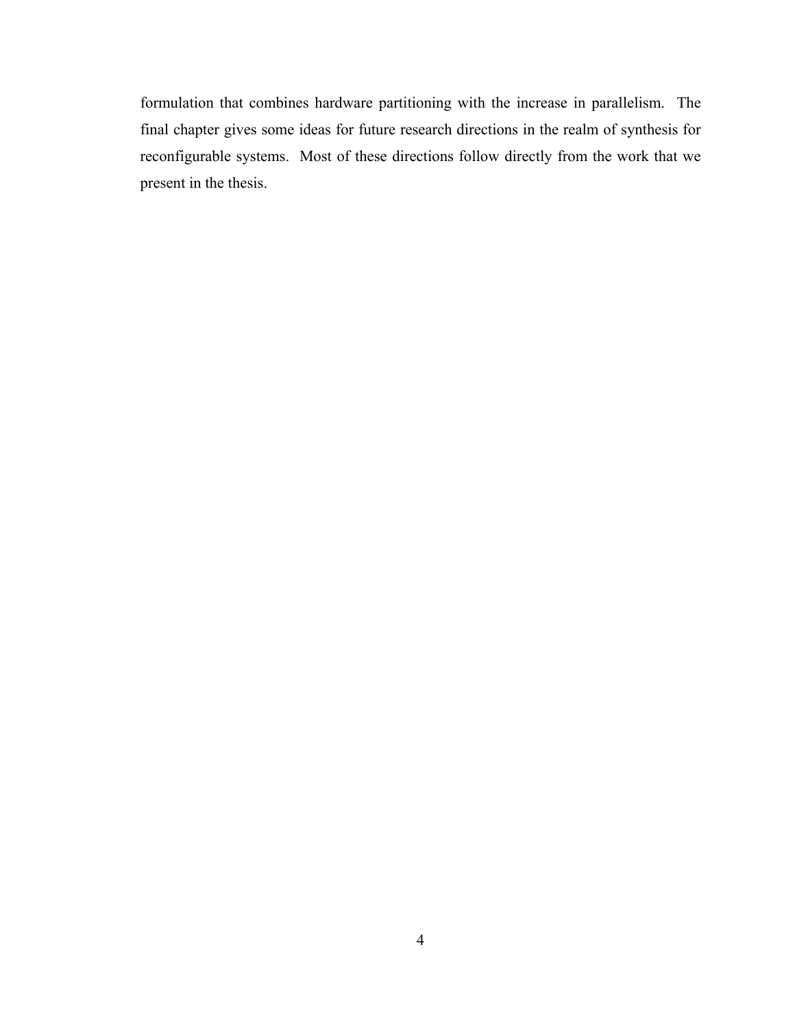formulation that combines hardware partitioning with the increase in parallelism. The final chapter gives some ideas for future research directions in the realm of synthesis for reconfigurable systems. Most of these directions follow directly from the work that we present in the thesis.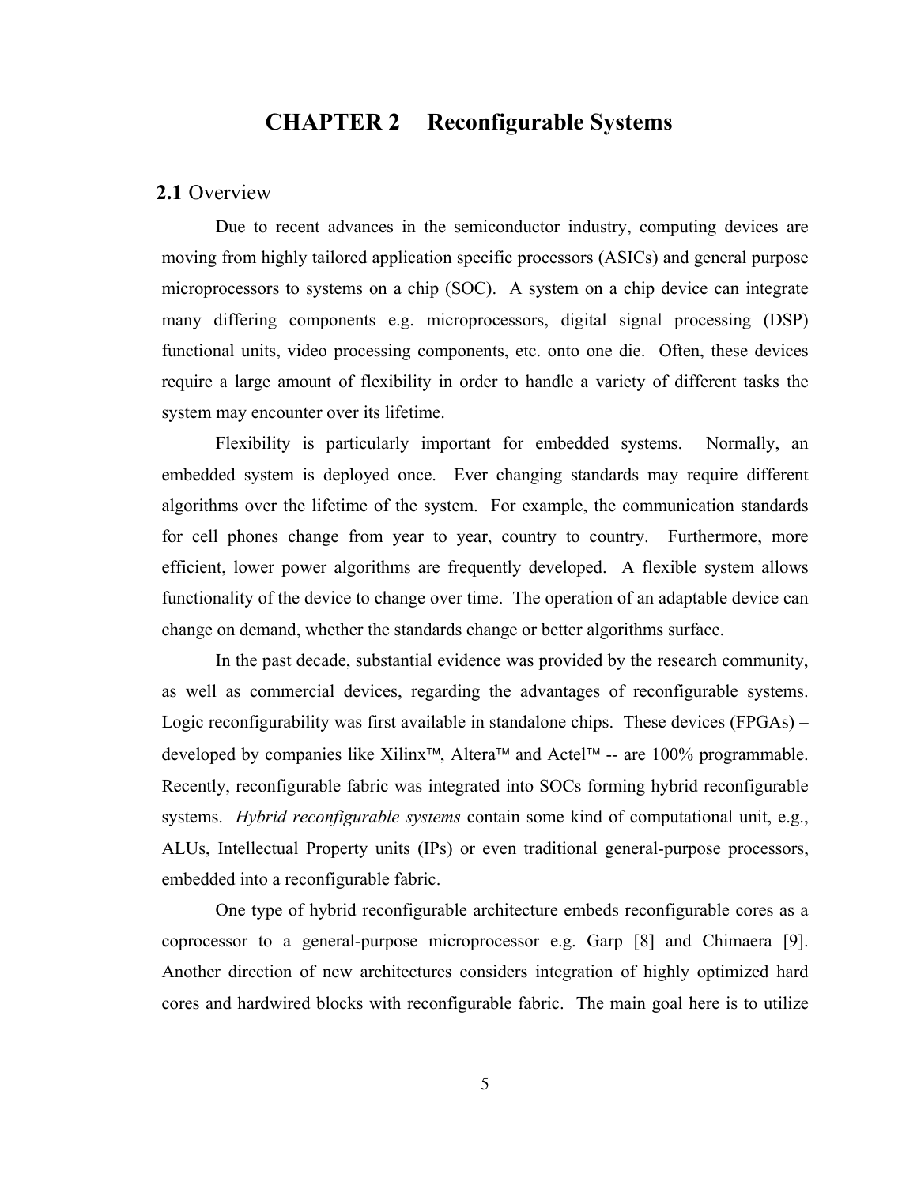# CHAPTER 2 Reconfigurable Systems

## 2.1 Overview

Due to recent advances in the semiconductor industry, computing devices are moving from highly tailored application specific processors (ASICs) and general purpose microprocessors to systems on a chip (SOC). A system on a chip device can integrate many differing components e.g. microprocessors, digital signal processing (DSP) functional units, video processing components, etc. onto one die. Often, these devices require a large amount of flexibility in order to handle a variety of different tasks the system may encounter over its lifetime.

Flexibility is particularly important for embedded systems. Normally, an embedded system is deployed once. Ever changing standards may require different algorithms over the lifetime of the system. For example, the communication standards for cell phones change from year to year, country to country. Furthermore, more efficient, lower power algorithms are frequently developed. A flexible system allows functionality of the device to change over time. The operation of an adaptable device can change on demand, whether the standards change or better algorithms surface.

In the past decade, substantial evidence was provided by the research community, as well as commercial devices, regarding the advantages of reconfigurable systems. Logic reconfigurability was first available in standalone chips. These devices (FPGAs) – developed by companies like Xilinx™, Altera™ and Actel™ -- are 100% programmable. Recently, reconfigurable fabric was integrated into SOCs forming hybrid reconfigurable systems. *Hybrid reconfigurable systems* contain some kind of computational unit, e.g., ALUs, Intellectual Property units (IPs) or even traditional general-purpose processors, embedded into a reconfigurable fabric.

One type of hybrid reconfigurable architecture embeds reconfigurable cores as a coprocessor to a general-purpose microprocessor e.g. Garp [8] and Chimaera [9]. Another direction of new architectures considers integration of highly optimized hard cores and hardwired blocks with reconfigurable fabric. The main goal here is to utilize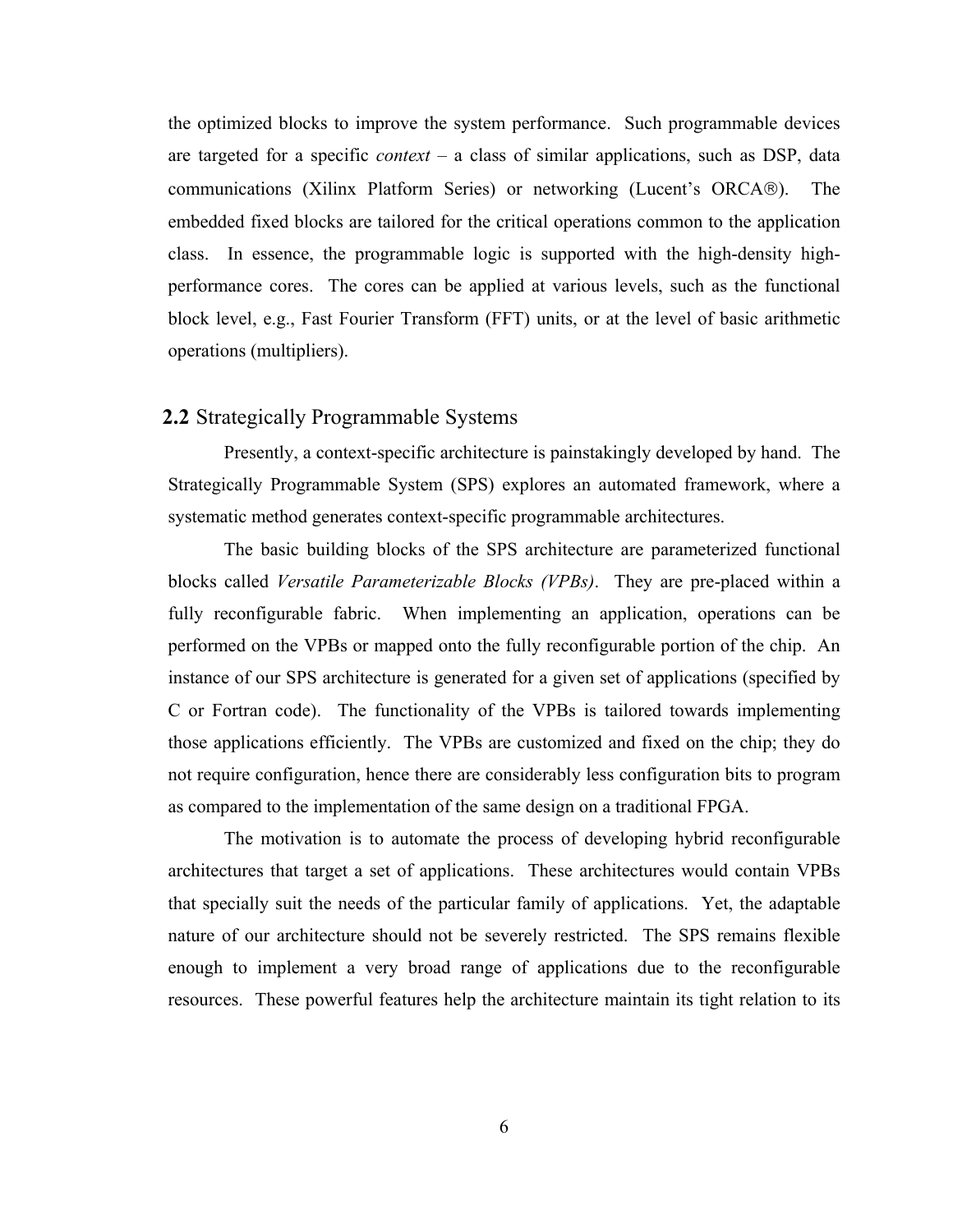the optimized blocks to improve the system performance. Such programmable devices are targeted for a specific *context* – a class of similar applications, such as DSP, data communications (Xilinx Platform Series) or networking (Lucent's ORCA®). The embedded fixed blocks are tailored for the critical operations common to the application class. In essence, the programmable logic is supported with the high-density high-performance cores. The cores can be applied at various levels, such as the functional block level, e.g., Fast Fourier Transform (FFT) units, or at the level of basic arithmetic operations (multipliers).

## **2.2** Strategically Programmable Systems

Presently, a context-specific architecture is painstakingly developed by hand. The Strategically Programmable System (SPS) explores an automated framework, where a systematic method generates context-specific programmable architectures.

The basic building blocks of the SPS architecture are parameterized functional blocks called *Versatile Parameterizable Blocks (VPBs)*. They are pre-placed within a fully reconfigurable fabric. When implementing an application, operations can be performed on the VPBs or mapped onto the fully reconfigurable portion of the chip. An instance of our SPS architecture is generated for a given set of applications (specified by C or Fortran code). The functionality of the VPBs is tailored towards implementing those applications efficiently. The VPBs are customized and fixed on the chip; they do not require configuration, hence there are considerably less configuration bits to program as compared to the implementation of the same design on a traditional FPGA.

The motivation is to automate the process of developing hybrid reconfigurable architectures that target a set of applications. These architectures would contain VPBs that specially suit the needs of the particular family of applications. Yet, the adaptable nature of our architecture should not be severely restricted. The SPS remains flexible enough to implement a very broad range of applications due to the reconfigurable resources. These powerful features help the architecture maintain its tight relation to its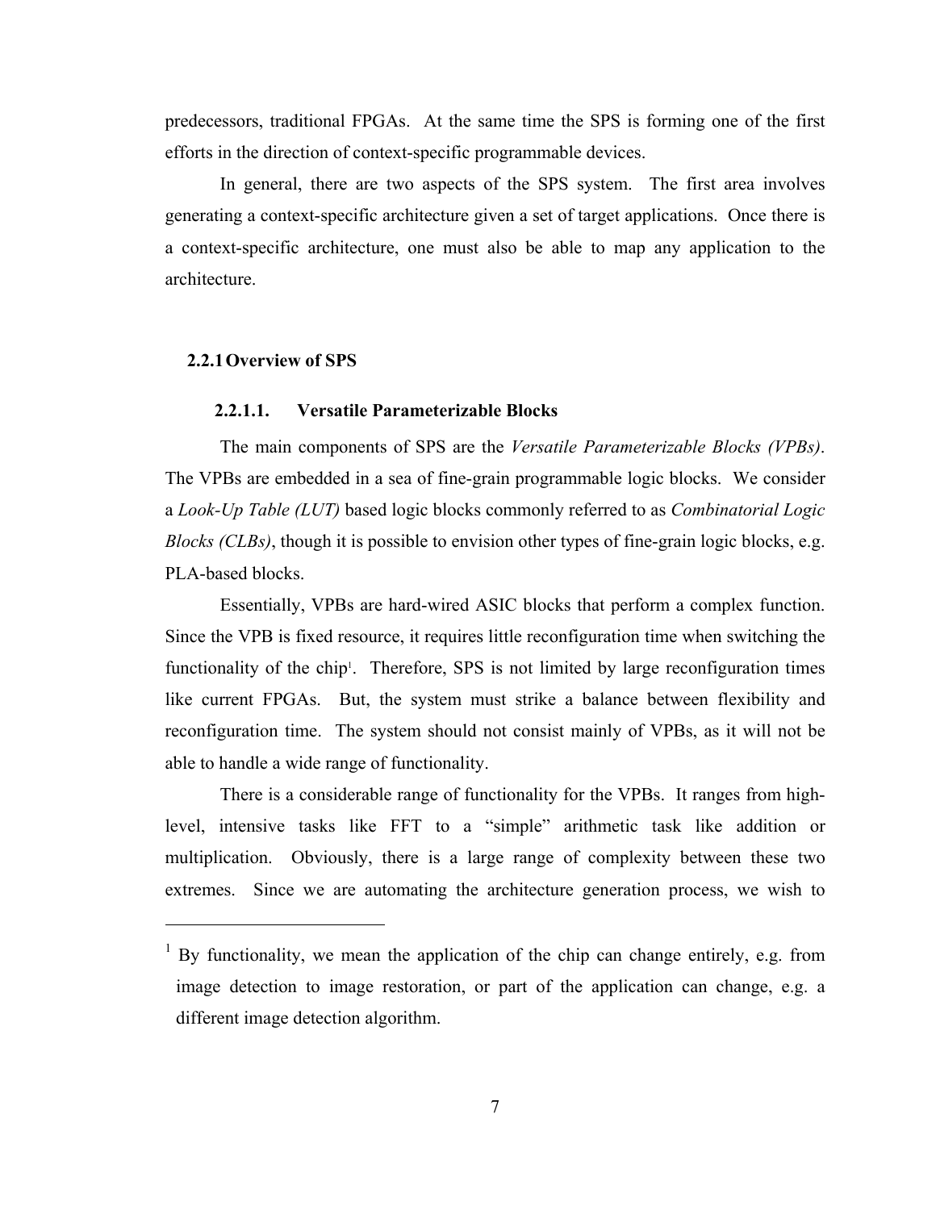predecessors, traditional FPGAs. At the same time the SPS is forming one of the first efforts in the direction of context-specific programmable devices.

In general, there are two aspects of the SPS system. The first area involves generating a context-specific architecture given a set of target applications. Once there is a context-specific architecture, one must also be able to map any application to the architecture.

### 2.2.1 Overview of SPS

#### 2.2.1.1. Versatile Parameterizable Blocks

The main components of SPS are the *Versatile Parameterizable Blocks (VPBs)*. The VPBs are embedded in a sea of fine-grain programmable logic blocks. We consider a *Look-Up Table (LUT)* based logic blocks commonly referred to as *Combinatorial Logic Blocks (CLBs)*, though it is possible to envision other types of fine-grain logic blocks, e.g. PLA-based blocks.

Essentially, VPBs are hard-wired ASIC blocks that perform a complex function. Since the VPB is fixed resource, it requires little reconfiguration time when switching the functionality of the chip[1]. Therefore, SPS is not limited by large reconfiguration times like current FPGAs. But, the system must strike a balance between flexibility and reconfiguration time. The system should not consist mainly of VPBs, as it will not be able to handle a wide range of functionality.

There is a considerable range of functionality for the VPBs. It ranges from high-level, intensive tasks like FFT to a "simple" arithmetic task like addition or multiplication. Obviously, there is a large range of complexity between these two extremes. Since we are automating the architecture generation process, we wish to

---

[1] By functionality, we mean the application of the chip can change entirely, e.g. from image detection to image restoration, or part of the application can change, e.g. a different image detection algorithm.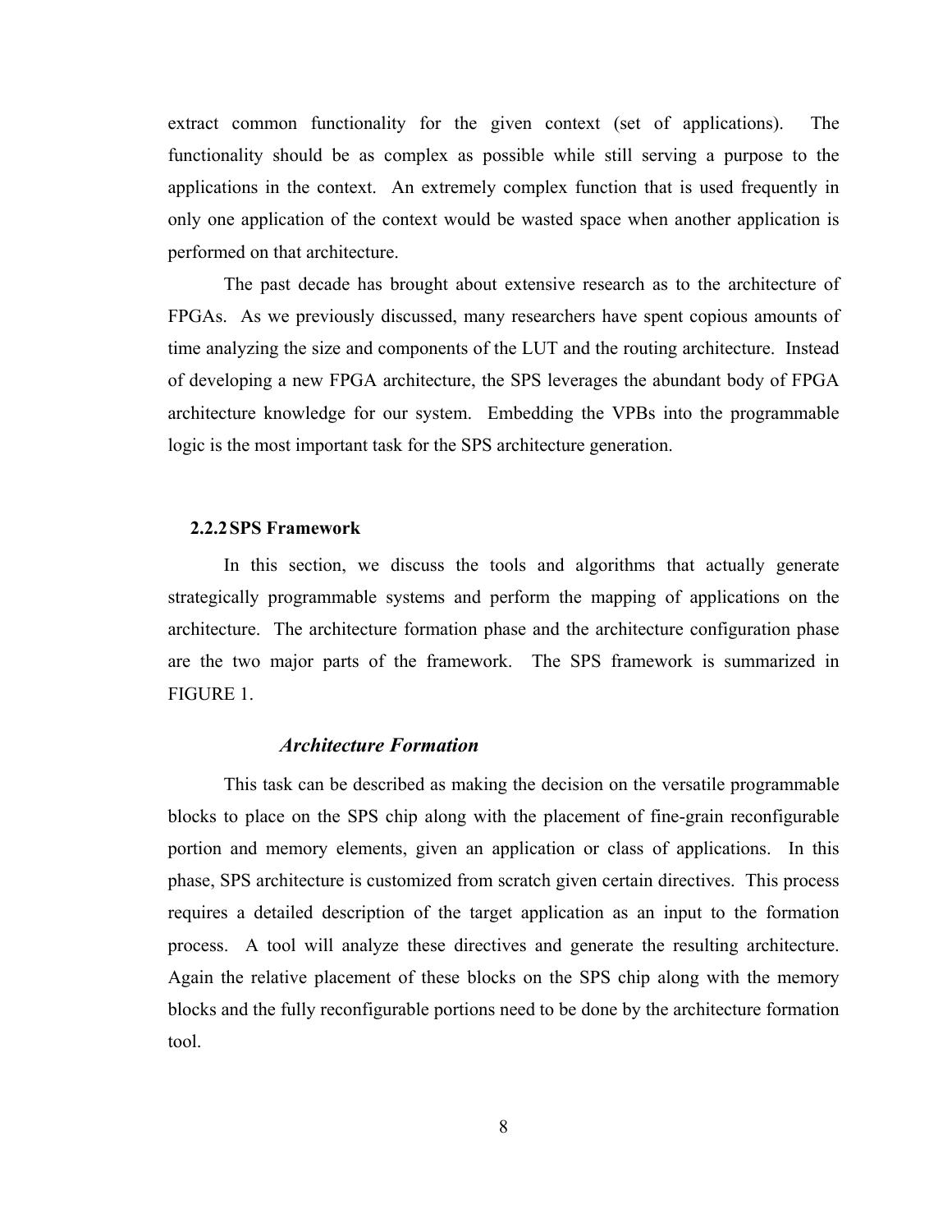extract common functionality for the given context (set of applications). The functionality should be as complex as possible while still serving a purpose to the applications in the context. An extremely complex function that is used frequently in only one application of the context would be wasted space when another application is performed on that architecture.

The past decade has brought about extensive research as to the architecture of FPGAs. As we previously discussed, many researchers have spent copious amounts of time analyzing the size and components of the LUT and the routing architecture. Instead of developing a new FPGA architecture, the SPS leverages the abundant body of FPGA architecture knowledge for our system. Embedding the VPBs into the programmable logic is the most important task for the SPS architecture generation.

### 2.2.2 SPS Framework

In this section, we discuss the tools and algorithms that actually generate strategically programmable systems and perform the mapping of applications on the architecture. The architecture formation phase and the architecture configuration phase are the two major parts of the framework. The SPS framework is summarized in FIGURE 1.

#### *Architecture Formation*

This task can be described as making the decision on the versatile programmable blocks to place on the SPS chip along with the placement of fine-grain reconfigurable portion and memory elements, given an application or class of applications. In this phase, SPS architecture is customized from scratch given certain directives. This process requires a detailed description of the target application as an input to the formation process. A tool will analyze these directives and generate the resulting architecture. Again the relative placement of these blocks on the SPS chip along with the memory blocks and the fully reconfigurable portions need to be done by the architecture formation tool.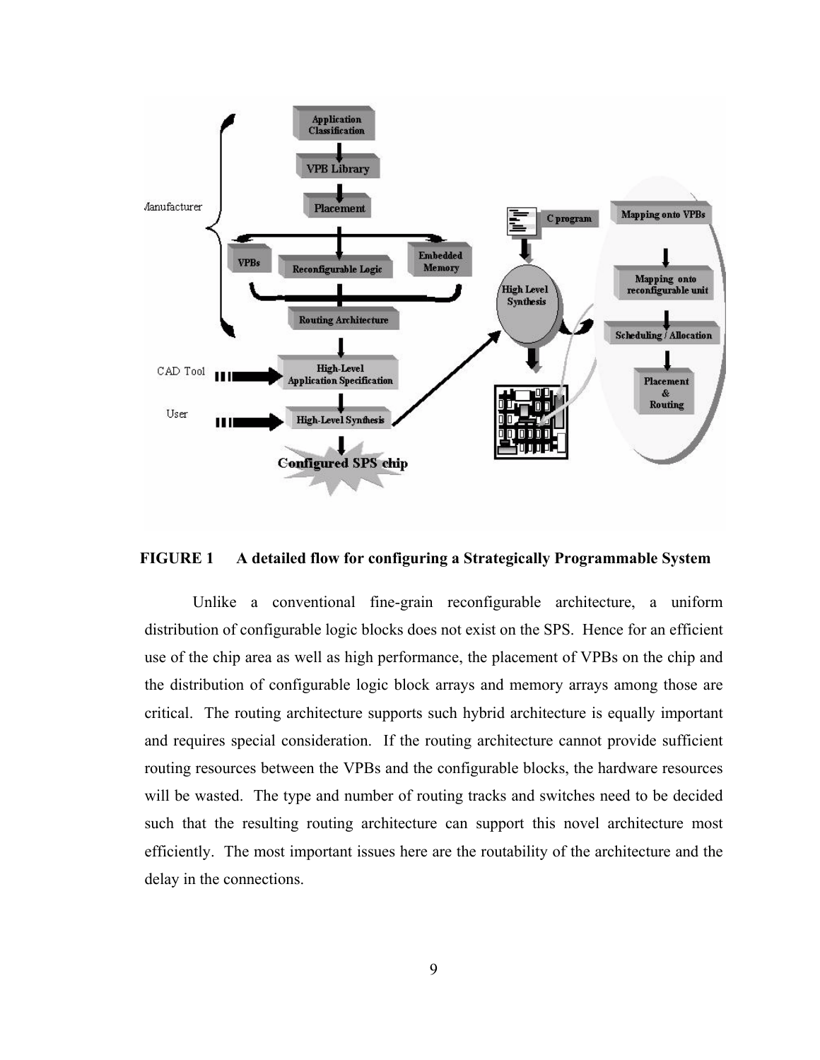**FIGURE 1 A detailed flow for configuring a Strategically Programmable System**

Unlike a conventional fine-grain reconfigurable architecture, a uniform distribution of configurable logic blocks does not exist on the SPS. Hence for an efficient use of the chip area as well as high performance, the placement of VPBs on the chip and the distribution of configurable logic block arrays and memory arrays among those are critical. The routing architecture supports such hybrid architecture is equally important and requires special consideration. If the routing architecture cannot provide sufficient routing resources between the VPBs and the configurable blocks, the hardware resources will be wasted. The type and number of routing tracks and switches need to be decided such that the resulting routing architecture can support this novel architecture most efficiently. The most important issues here are the routability of the architecture and the delay in the connections.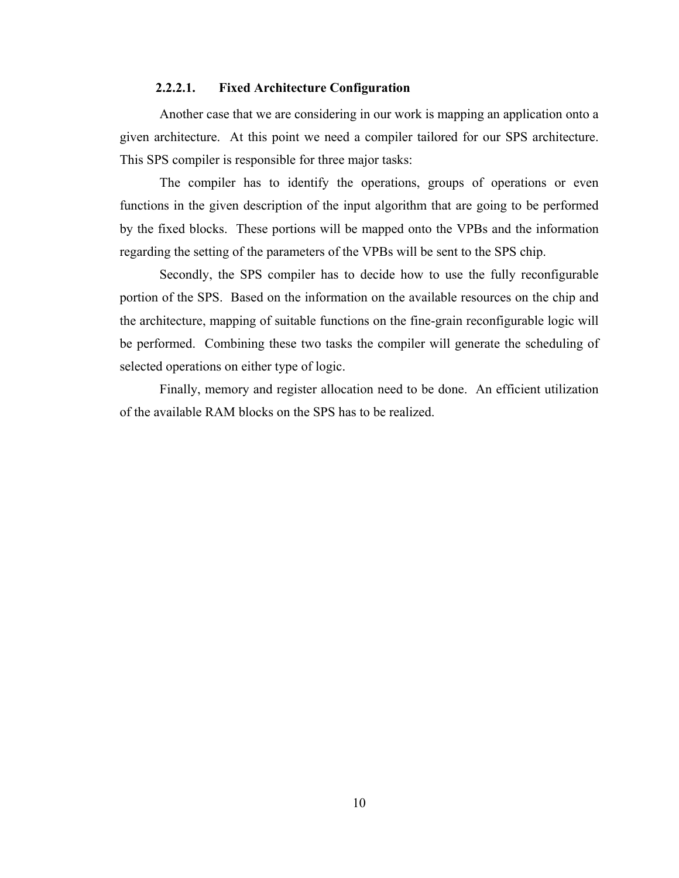#### 2.2.2.1. Fixed Architecture Configuration

Another case that we are considering in our work is mapping an application onto a given architecture. At this point we need a compiler tailored for our SPS architecture. This SPS compiler is responsible for three major tasks:

The compiler has to identify the operations, groups of operations or even functions in the given description of the input algorithm that are going to be performed by the fixed blocks. These portions will be mapped onto the VPBs and the information regarding the setting of the parameters of the VPBs will be sent to the SPS chip.

Secondly, the SPS compiler has to decide how to use the fully reconfigurable portion of the SPS. Based on the information on the available resources on the chip and the architecture, mapping of suitable functions on the fine-grain reconfigurable logic will be performed. Combining these two tasks the compiler will generate the scheduling of selected operations on either type of logic.

Finally, memory and register allocation need to be done. An efficient utilization of the available RAM blocks on the SPS has to be realized.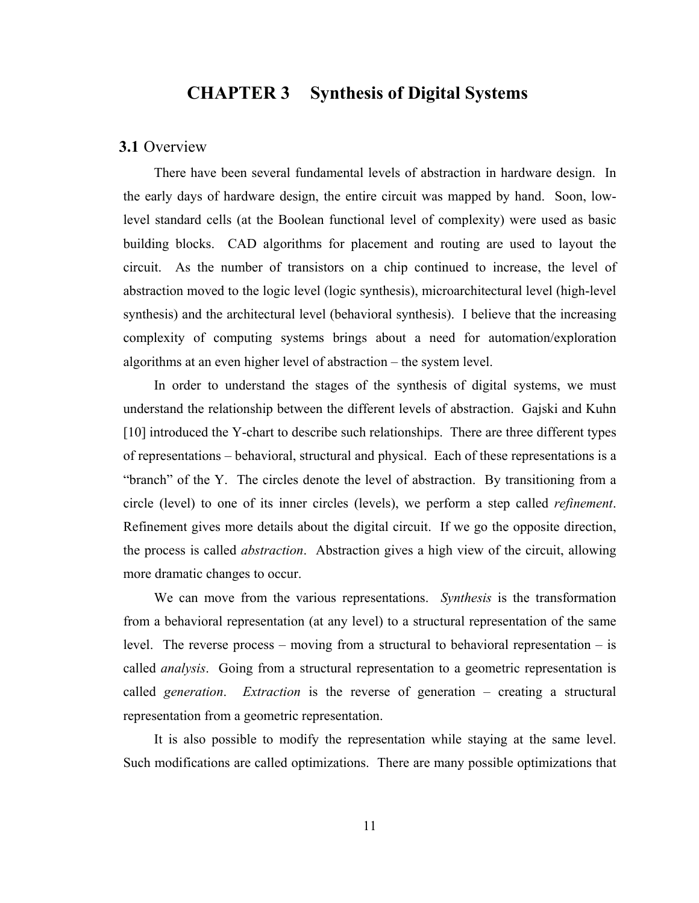# CHAPTER 3 Synthesis of Digital Systems

## 3.1 Overview

There have been several fundamental levels of abstraction in hardware design. In the early days of hardware design, the entire circuit was mapped by hand. Soon, low-level standard cells (at the Boolean functional level of complexity) were used as basic building blocks. CAD algorithms for placement and routing are used to layout the circuit. As the number of transistors on a chip continued to increase, the level of abstraction moved to the logic level (logic synthesis), microarchitectural level (high-level synthesis) and the architectural level (behavioral synthesis). I believe that the increasing complexity of computing systems brings about a need for automation/exploration algorithms at an even higher level of abstraction – the system level.

In order to understand the stages of the synthesis of digital systems, we must understand the relationship between the different levels of abstraction. Gajski and Kuhn [10] introduced the Y-chart to describe such relationships. There are three different types of representations – behavioral, structural and physical. Each of these representations is a "branch" of the Y. The circles denote the level of abstraction. By transitioning from a circle (level) to one of its inner circles (levels), we perform a step called *refinement*. Refinement gives more details about the digital circuit. If we go the opposite direction, the process is called *abstraction*. Abstraction gives a high view of the circuit, allowing more dramatic changes to occur.

We can move from the various representations. *Synthesis* is the transformation from a behavioral representation (at any level) to a structural representation of the same level. The reverse process – moving from a structural to behavioral representation – is called *analysis*. Going from a structural representation to a geometric representation is called *generation*. *Extraction* is the reverse of generation – creating a structural representation from a geometric representation.

It is also possible to modify the representation while staying at the same level. Such modifications are called optimizations. There are many possible optimizations that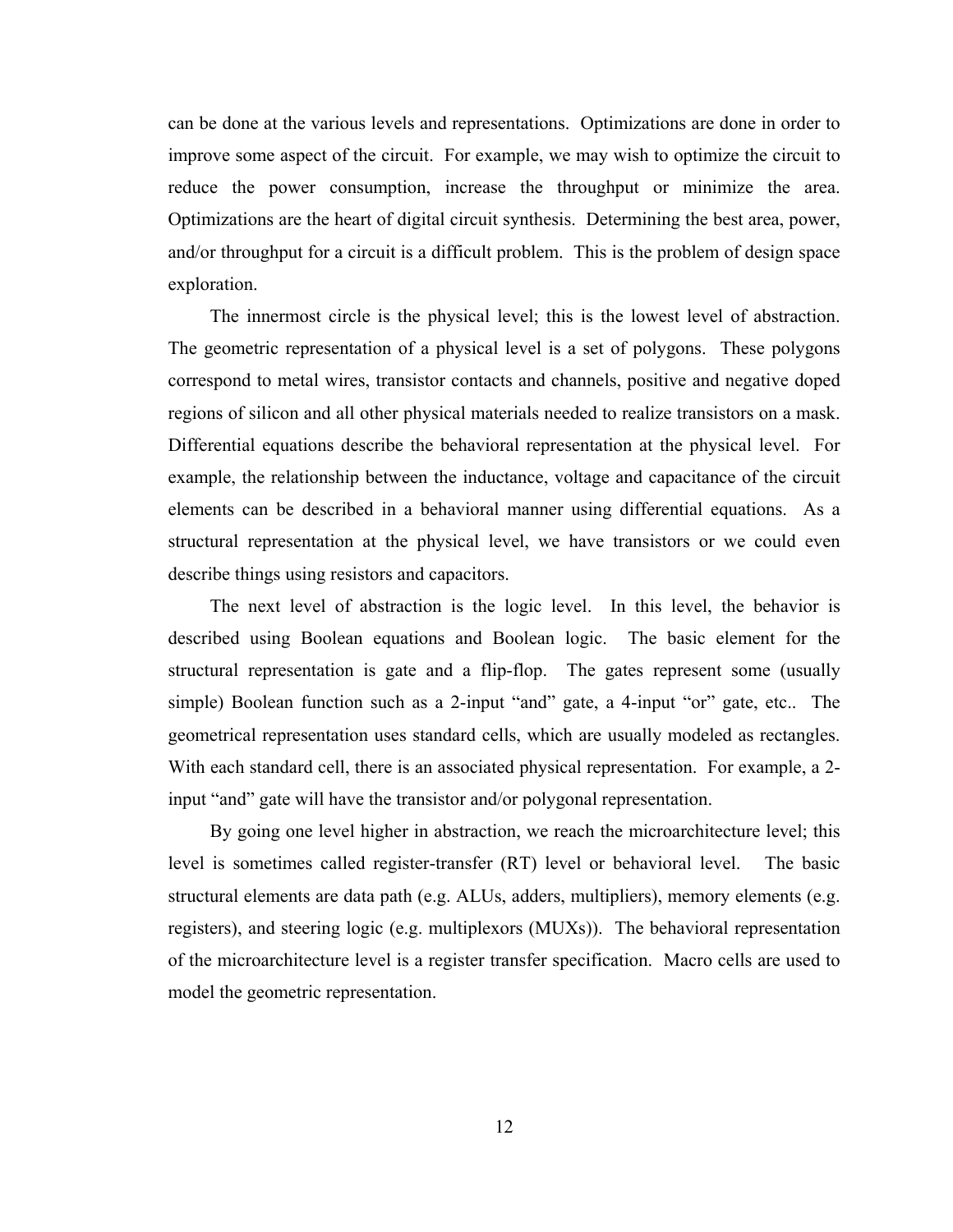can be done at the various levels and representations. Optimizations are done in order to improve some aspect of the circuit. For example, we may wish to optimize the circuit to reduce the power consumption, increase the throughput or minimize the area. Optimizations are the heart of digital circuit synthesis. Determining the best area, power, and/or throughput for a circuit is a difficult problem. This is the problem of design space exploration.

The innermost circle is the physical level; this is the lowest level of abstraction. The geometric representation of a physical level is a set of polygons. These polygons correspond to metal wires, transistor contacts and channels, positive and negative doped regions of silicon and all other physical materials needed to realize transistors on a mask. Differential equations describe the behavioral representation at the physical level. For example, the relationship between the inductance, voltage and capacitance of the circuit elements can be described in a behavioral manner using differential equations. As a structural representation at the physical level, we have transistors or we could even describe things using resistors and capacitors.

The next level of abstraction is the logic level. In this level, the behavior is described using Boolean equations and Boolean logic. The basic element for the structural representation is gate and a flip-flop. The gates represent some (usually simple) Boolean function such as a 2-input "and" gate, a 4-input "or" gate, etc.. The geometrical representation uses standard cells, which are usually modeled as rectangles. With each standard cell, there is an associated physical representation. For example, a 2-input "and" gate will have the transistor and/or polygonal representation.

By going one level higher in abstraction, we reach the microarchitecture level; this level is sometimes called register-transfer (RT) level or behavioral level. The basic structural elements are data path (e.g. ALUs, adders, multipliers), memory elements (e.g. registers), and steering logic (e.g. multiplexors (MUXs)). The behavioral representation of the microarchitecture level is a register transfer specification. Macro cells are used to model the geometric representation.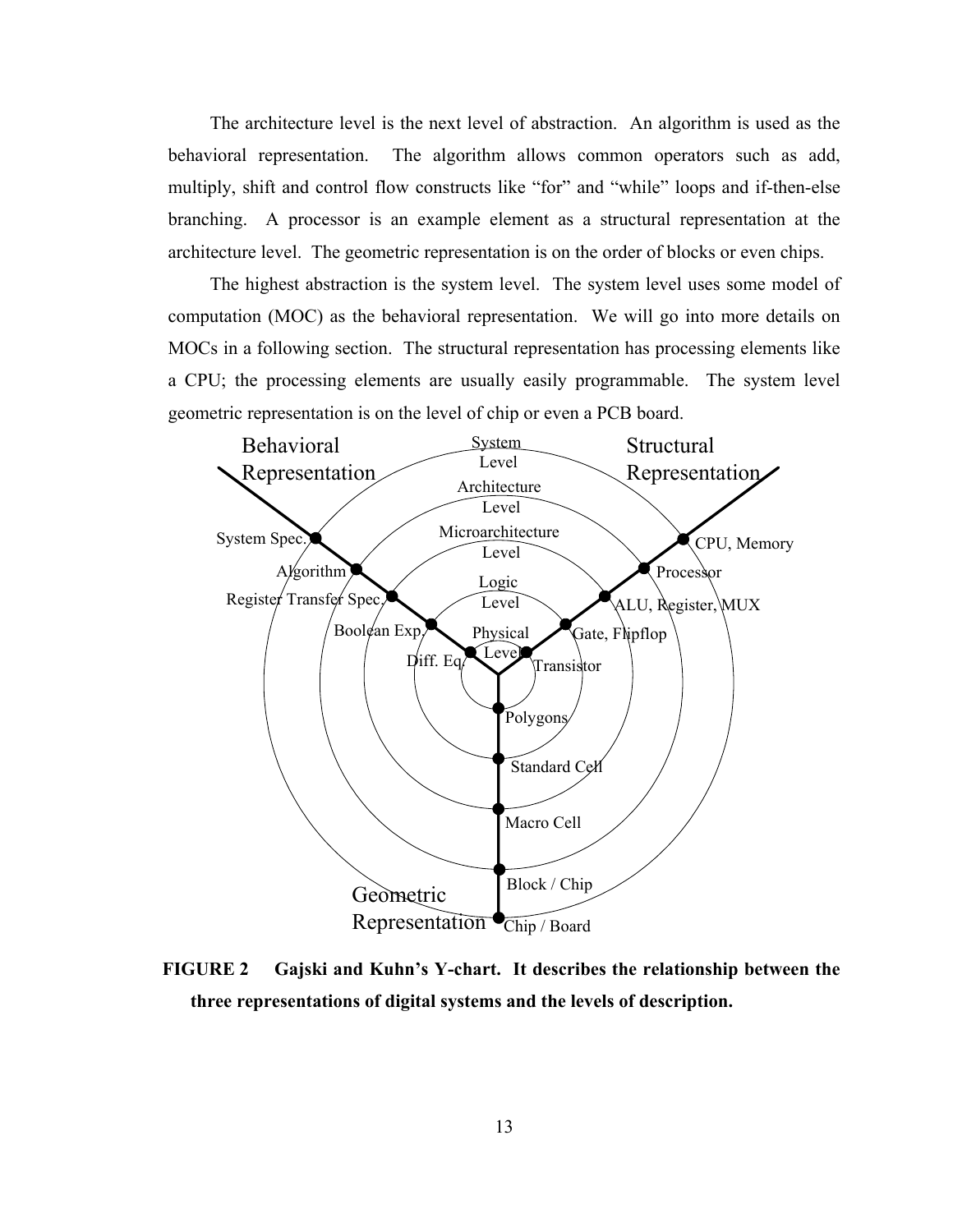The architecture level is the next level of abstraction. An algorithm is used as the behavioral representation. The algorithm allows common operators such as add, multiply, shift and control flow constructs like "for" and "while" loops and if-then-else branching. A processor is an example element as a structural representation at the architecture level. The geometric representation is on the order of blocks or even chips.

The highest abstraction is the system level. The system level uses some model of computation (MOC) as the behavioral representation. We will go into more details on MOCs in a following section. The structural representation has processing elements like a CPU; the processing elements are usually easily programmable. The system level geometric representation is on the level of chip or even a PCB board.

**FIGURE 2 Gajski and Kuhn's Y-chart. It describes the relationship between the three representations of digital systems and the levels of description.**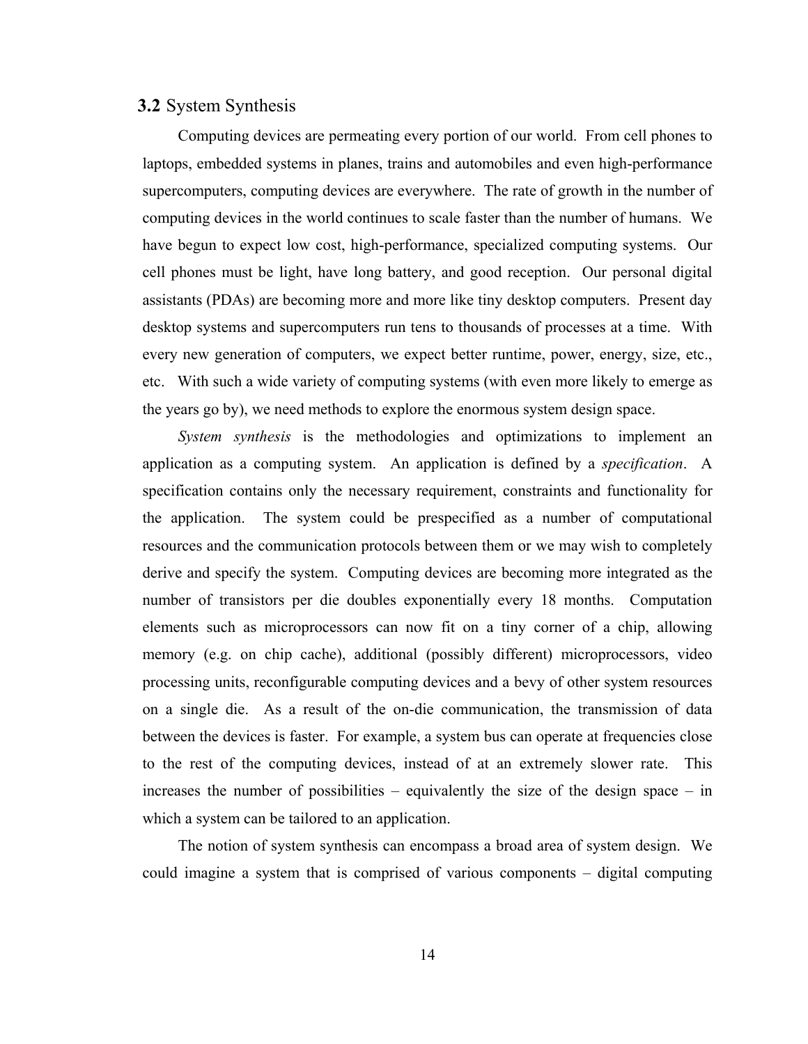## 3.2 System Synthesis

Computing devices are permeating every portion of our world. From cell phones to laptops, embedded systems in planes, trains and automobiles and even high-performance supercomputers, computing devices are everywhere. The rate of growth in the number of computing devices in the world continues to scale faster than the number of humans. We have begun to expect low cost, high-performance, specialized computing systems. Our cell phones must be light, have long battery, and good reception. Our personal digital assistants (PDAs) are becoming more and more like tiny desktop computers. Present day desktop systems and supercomputers run tens to thousands of processes at a time. With every new generation of computers, we expect better runtime, power, energy, size, etc., etc. With such a wide variety of computing systems (with even more likely to emerge as the years go by), we need methods to explore the enormous system design space.

*System synthesis* is the methodologies and optimizations to implement an application as a computing system. An application is defined by a *specification*. A specification contains only the necessary requirement, constraints and functionality for the application. The system could be prespecified as a number of computational resources and the communication protocols between them or we may wish to completely derive and specify the system. Computing devices are becoming more integrated as the number of transistors per die doubles exponentially every 18 months. Computation elements such as microprocessors can now fit on a tiny corner of a chip, allowing memory (e.g. on chip cache), additional (possibly different) microprocessors, video processing units, reconfigurable computing devices and a bevy of other system resources on a single die. As a result of the on-die communication, the transmission of data between the devices is faster. For example, a system bus can operate at frequencies close to the rest of the computing devices, instead of at an extremely slower rate. This increases the number of possibilities – equivalently the size of the design space – in which a system can be tailored to an application.

The notion of system synthesis can encompass a broad area of system design. We could imagine a system that is comprised of various components – digital computing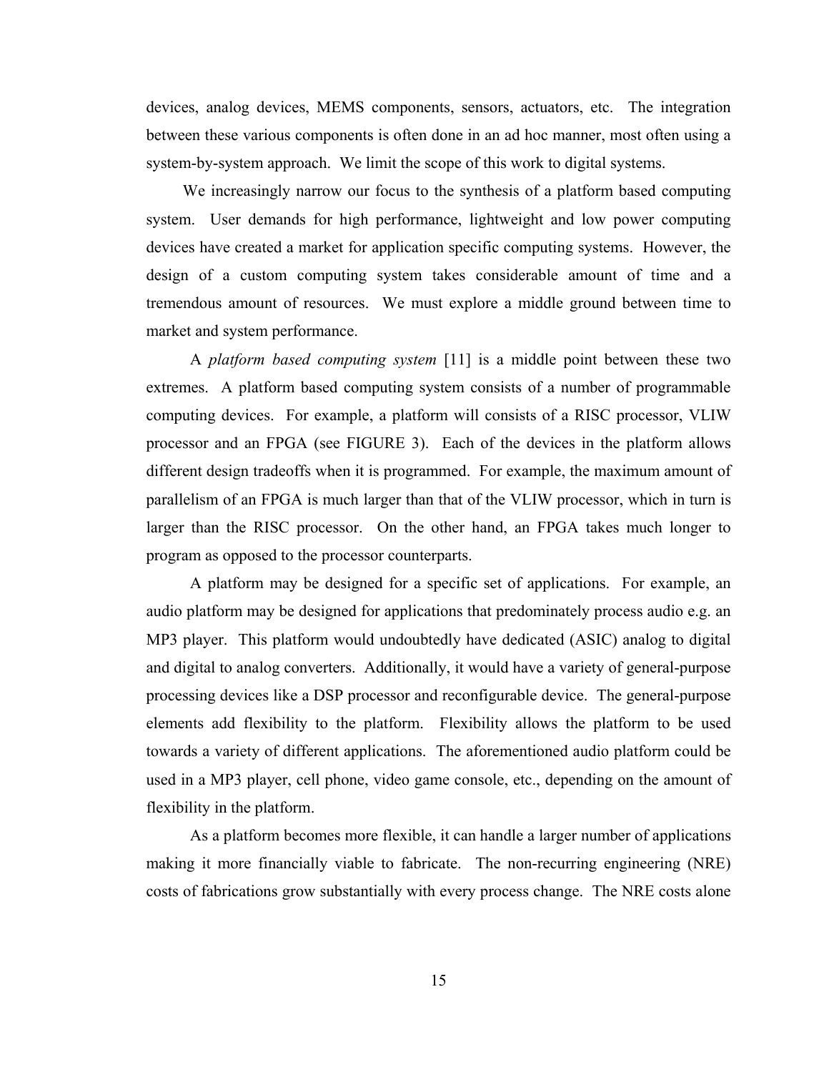devices, analog devices, MEMS components, sensors, actuators, etc. The integration between these various components is often done in an ad hoc manner, most often using a system-by-system approach. We limit the scope of this work to digital systems.

We increasingly narrow our focus to the synthesis of a platform based computing system. User demands for high performance, lightweight and low power computing devices have created a market for application specific computing systems. However, the design of a custom computing system takes considerable amount of time and a tremendous amount of resources. We must explore a middle ground between time to market and system performance.

A *platform based computing system* [11] is a middle point between these two extremes. A platform based computing system consists of a number of programmable computing devices. For example, a platform will consists of a RISC processor, VLIW processor and an FPGA (see FIGURE 3). Each of the devices in the platform allows different design tradeoffs when it is programmed. For example, the maximum amount of parallelism of an FPGA is much larger than that of the VLIW processor, which in turn is larger than the RISC processor. On the other hand, an FPGA takes much longer to program as opposed to the processor counterparts.

A platform may be designed for a specific set of applications. For example, an audio platform may be designed for applications that predominately process audio e.g. an MP3 player. This platform would undoubtedly have dedicated (ASIC) analog to digital and digital to analog converters. Additionally, it would have a variety of general-purpose processing devices like a DSP processor and reconfigurable device. The general-purpose elements add flexibility to the platform. Flexibility allows the platform to be used towards a variety of different applications. The aforementioned audio platform could be used in a MP3 player, cell phone, video game console, etc., depending on the amount of flexibility in the platform.

As a platform becomes more flexible, it can handle a larger number of applications making it more financially viable to fabricate. The non-recurring engineering (NRE) costs of fabrications grow substantially with every process change. The NRE costs alone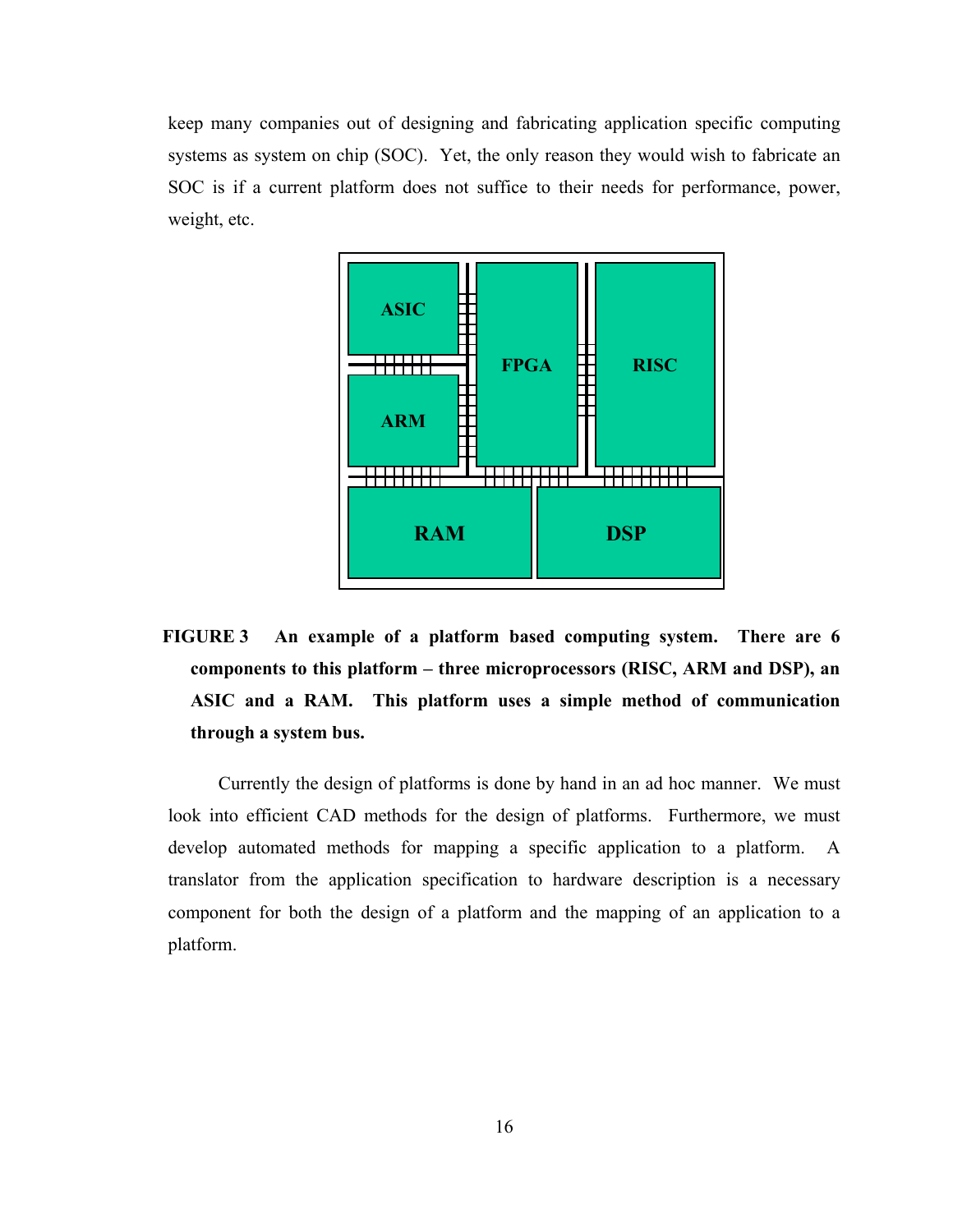keep many companies out of designing and fabricating application specific computing systems as system on chip (SOC). Yet, the only reason they would wish to fabricate an SOC is if a current platform does not suffice to their needs for performance, power, weight, etc.

**FIGURE 3 An example of a platform based computing system. There are 6 components to this platform – three microprocessors (RISC, ARM and DSP), an ASIC and a RAM. This platform uses a simple method of communication through a system bus.**

Currently the design of platforms is done by hand in an ad hoc manner. We must look into efficient CAD methods for the design of platforms. Furthermore, we must develop automated methods for mapping a specific application to a platform. A translator from the application specification to hardware description is a necessary component for both the design of a platform and the mapping of an application to a platform.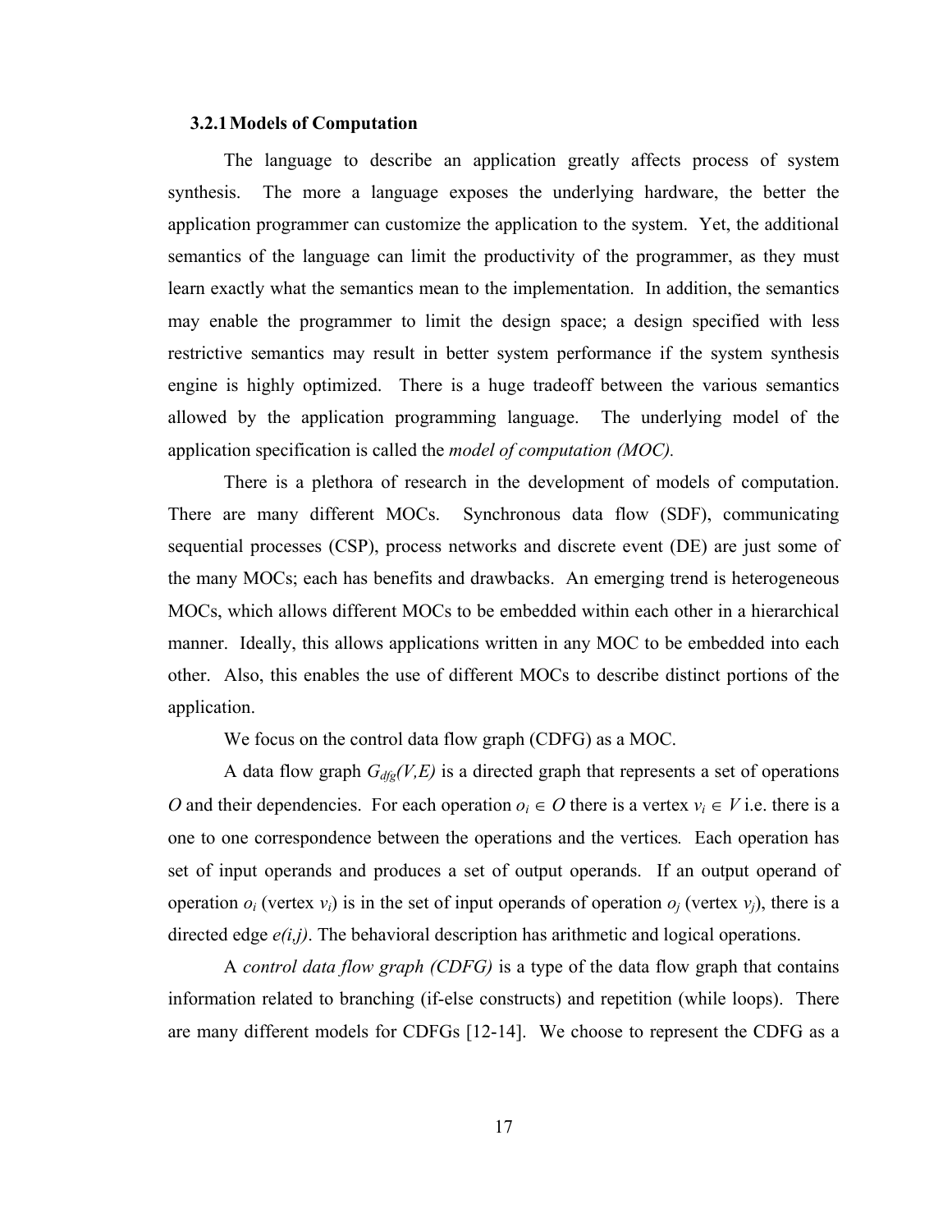### 3.2.1 Models of Computation

The language to describe an application greatly affects process of system synthesis. The more a language exposes the underlying hardware, the better the application programmer can customize the application to the system. Yet, the additional semantics of the language can limit the productivity of the programmer, as they must learn exactly what the semantics mean to the implementation. In addition, the semantics may enable the programmer to limit the design space; a design specified with less restrictive semantics may result in better system performance if the system synthesis engine is highly optimized. There is a huge tradeoff between the various semantics allowed by the application programming language. The underlying model of the application specification is called the *model of computation (MOC).*

There is a plethora of research in the development of models of computation. There are many different MOCs. Synchronous data flow (SDF), communicating sequential processes (CSP), process networks and discrete event (DE) are just some of the many MOCs; each has benefits and drawbacks. An emerging trend is heterogeneous MOCs, which allows different MOCs to be embedded within each other in a hierarchical manner. Ideally, this allows applications written in any MOC to be embedded into each other. Also, this enables the use of different MOCs to describe distinct portions of the application.

We focus on the control data flow graph (CDFG) as a MOC.

A data flow graph $G_{dfg}(V,E)$ is a directed graph that represents a set of operations $O$ and their dependencies. For each operation $o_i \in O$ there is a vertex $v_i \in V$ i.e. there is a one to one correspondence between the operations and the vertices. Each operation has set of input operands and produces a set of output operands. If an output operand of operation $o_i$ (vertex $v_i$) is in the set of input operands of operation $o_j$ (vertex $v_j$), there is a directed edge $e(i,j)$. The behavioral description has arithmetic and logical operations.

A *control data flow graph (CDFG)* is a type of the data flow graph that contains information related to branching (if-else constructs) and repetition (while loops). There are many different models for CDFGs [12-14]. We choose to represent the CDFG as a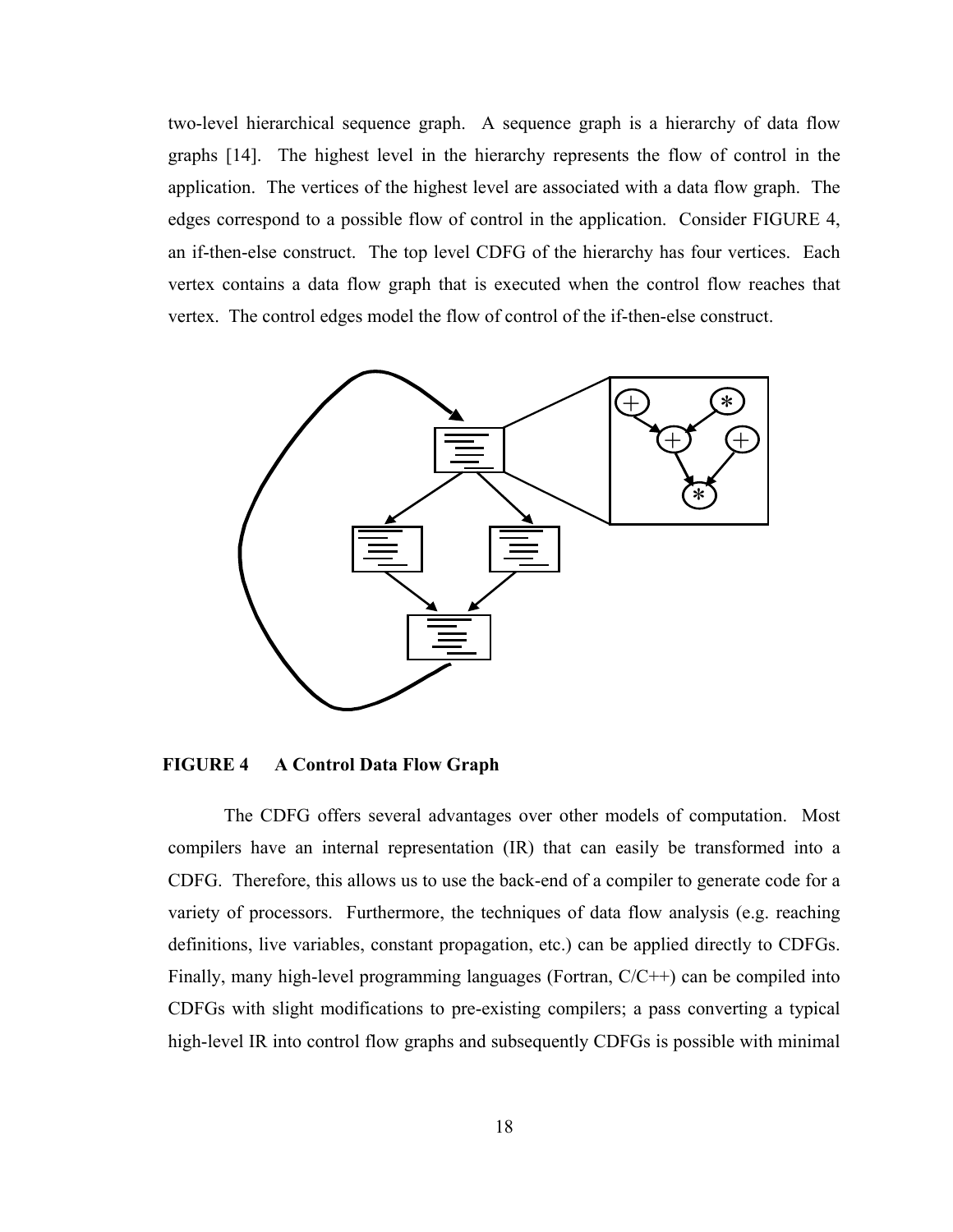two-level hierarchical sequence graph. A sequence graph is a hierarchy of data flow graphs [14]. The highest level in the hierarchy represents the flow of control in the application. The vertices of the highest level are associated with a data flow graph. The edges correspond to a possible flow of control in the application. Consider FIGURE 4, an if-then-else construct. The top level CDFG of the hierarchy has four vertices. Each vertex contains a data flow graph that is executed when the control flow reaches that vertex. The control edges model the flow of control of the if-then-else construct.

**FIGURE 4 A Control Data Flow Graph**

The CDFG offers several advantages over other models of computation. Most compilers have an internal representation (IR) that can easily be transformed into a CDFG. Therefore, this allows us to use the back-end of a compiler to generate code for a variety of processors. Furthermore, the techniques of data flow analysis (e.g. reaching definitions, live variables, constant propagation, etc.) can be applied directly to CDFGs. Finally, many high-level programming languages (Fortran, C/C++) can be compiled into CDFGs with slight modifications to pre-existing compilers; a pass converting a typical high-level IR into control flow graphs and subsequently CDFGs is possible with minimal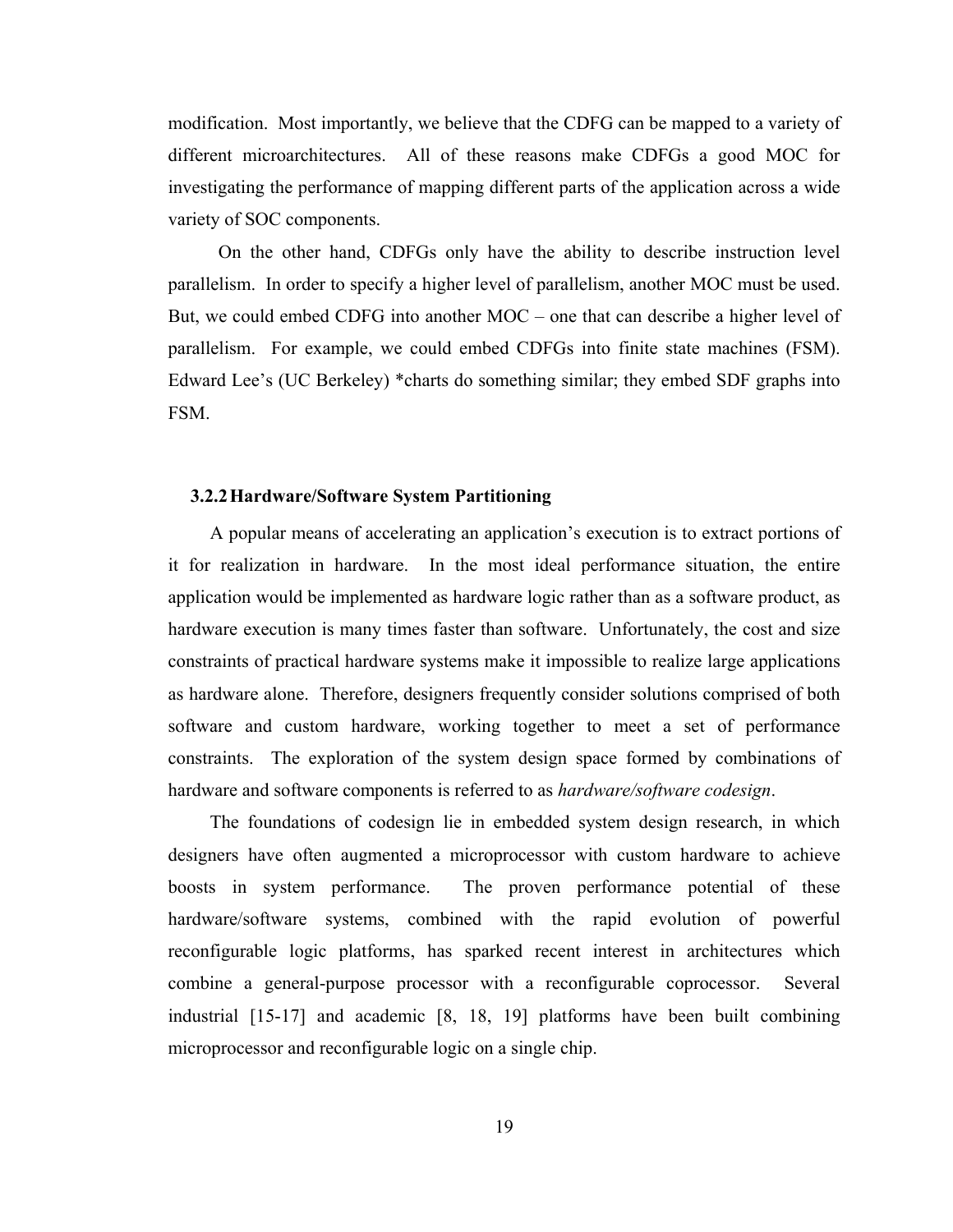modification. Most importantly, we believe that the CDFG can be mapped to a variety of different microarchitectures. All of these reasons make CDFGs a good MOC for investigating the performance of mapping different parts of the application across a wide variety of SOC components.

On the other hand, CDFGs only have the ability to describe instruction level parallelism. In order to specify a higher level of parallelism, another MOC must be used. But, we could embed CDFG into another MOC – one that can describe a higher level of parallelism. For example, we could embed CDFGs into finite state machines (FSM). Edward Lee's (UC Berkeley) *charts do something similar; they embed SDF graphs into FSM.

### 3.2.2 Hardware/Software System Partitioning

A popular means of accelerating an application's execution is to extract portions of it for realization in hardware. In the most ideal performance situation, the entire application would be implemented as hardware logic rather than as a software product, as hardware execution is many times faster than software. Unfortunately, the cost and size constraints of practical hardware systems make it impossible to realize large applications as hardware alone. Therefore, designers frequently consider solutions comprised of both software and custom hardware, working together to meet a set of performance constraints. The exploration of the system design space formed by combinations of hardware and software components is referred to as *hardware/software codesign*.

The foundations of codesign lie in embedded system design research, in which designers have often augmented a microprocessor with custom hardware to achieve boosts in system performance. The proven performance potential of these hardware/software systems, combined with the rapid evolution of powerful reconfigurable logic platforms, has sparked recent interest in architectures which combine a general-purpose processor with a reconfigurable coprocessor. Several industrial [15-17] and academic [8, 18, 19] platforms have been built combining microprocessor and reconfigurable logic on a single chip.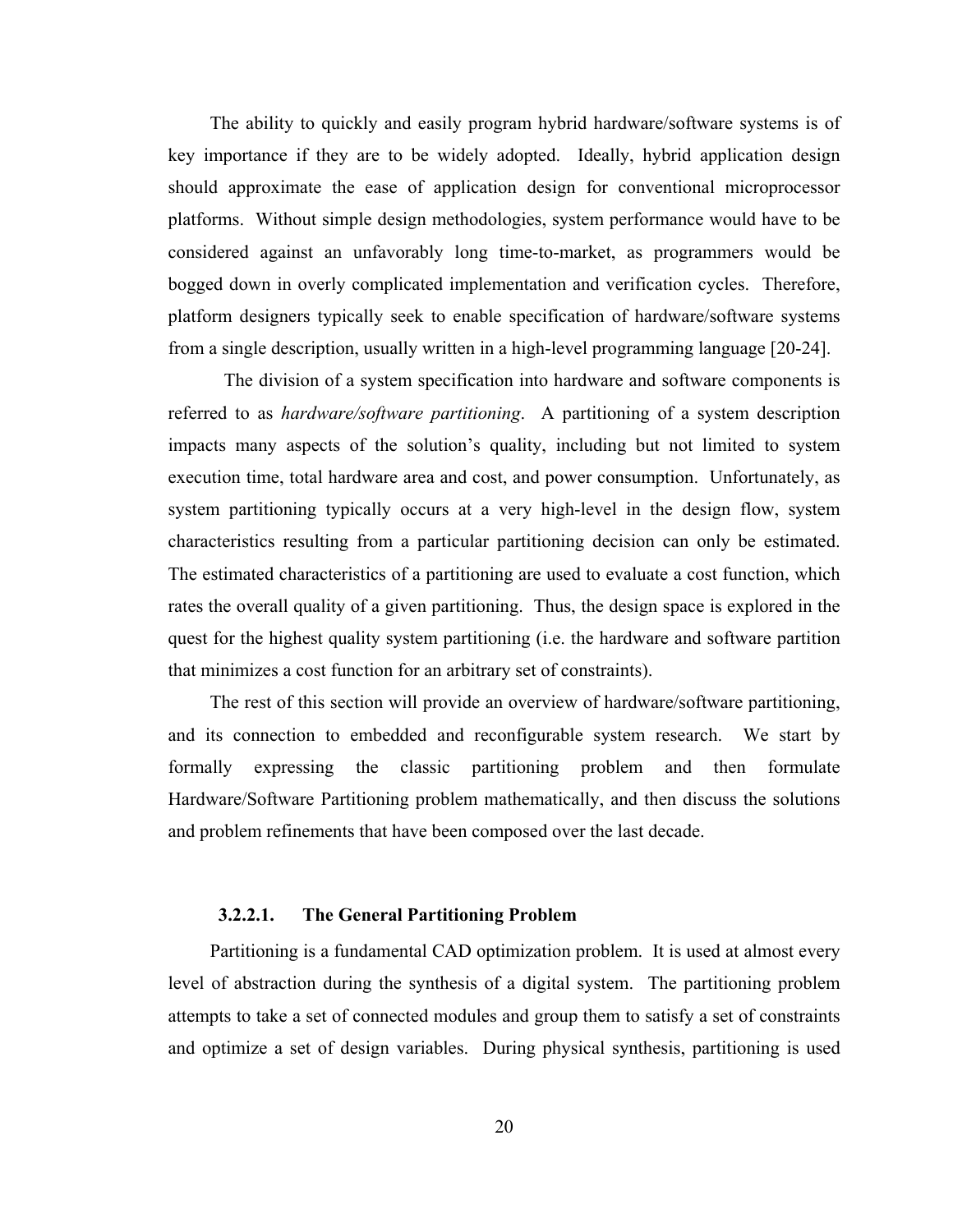The ability to quickly and easily program hybrid hardware/software systems is of key importance if they are to be widely adopted. Ideally, hybrid application design should approximate the ease of application design for conventional microprocessor platforms. Without simple design methodologies, system performance would have to be considered against an unfavorably long time-to-market, as programmers would be bogged down in overly complicated implementation and verification cycles. Therefore, platform designers typically seek to enable specification of hardware/software systems from a single description, usually written in a high-level programming language [20-24].

The division of a system specification into hardware and software components is referred to as *hardware/software partitioning*. A partitioning of a system description impacts many aspects of the solution's quality, including but not limited to system execution time, total hardware area and cost, and power consumption. Unfortunately, as system partitioning typically occurs at a very high-level in the design flow, system characteristics resulting from a particular partitioning decision can only be estimated. The estimated characteristics of a partitioning are used to evaluate a cost function, which rates the overall quality of a given partitioning. Thus, the design space is explored in the quest for the highest quality system partitioning (i.e. the hardware and software partition that minimizes a cost function for an arbitrary set of constraints).

The rest of this section will provide an overview of hardware/software partitioning, and its connection to embedded and reconfigurable system research. We start by formally expressing the classic partitioning problem and then formulate Hardware/Software Partitioning problem mathematically, and then discuss the solutions and problem refinements that have been composed over the last decade.

#### 3.2.2.1. The General Partitioning Problem

Partitioning is a fundamental CAD optimization problem. It is used at almost every level of abstraction during the synthesis of a digital system. The partitioning problem attempts to take a set of connected modules and group them to satisfy a set of constraints and optimize a set of design variables. During physical synthesis, partitioning is used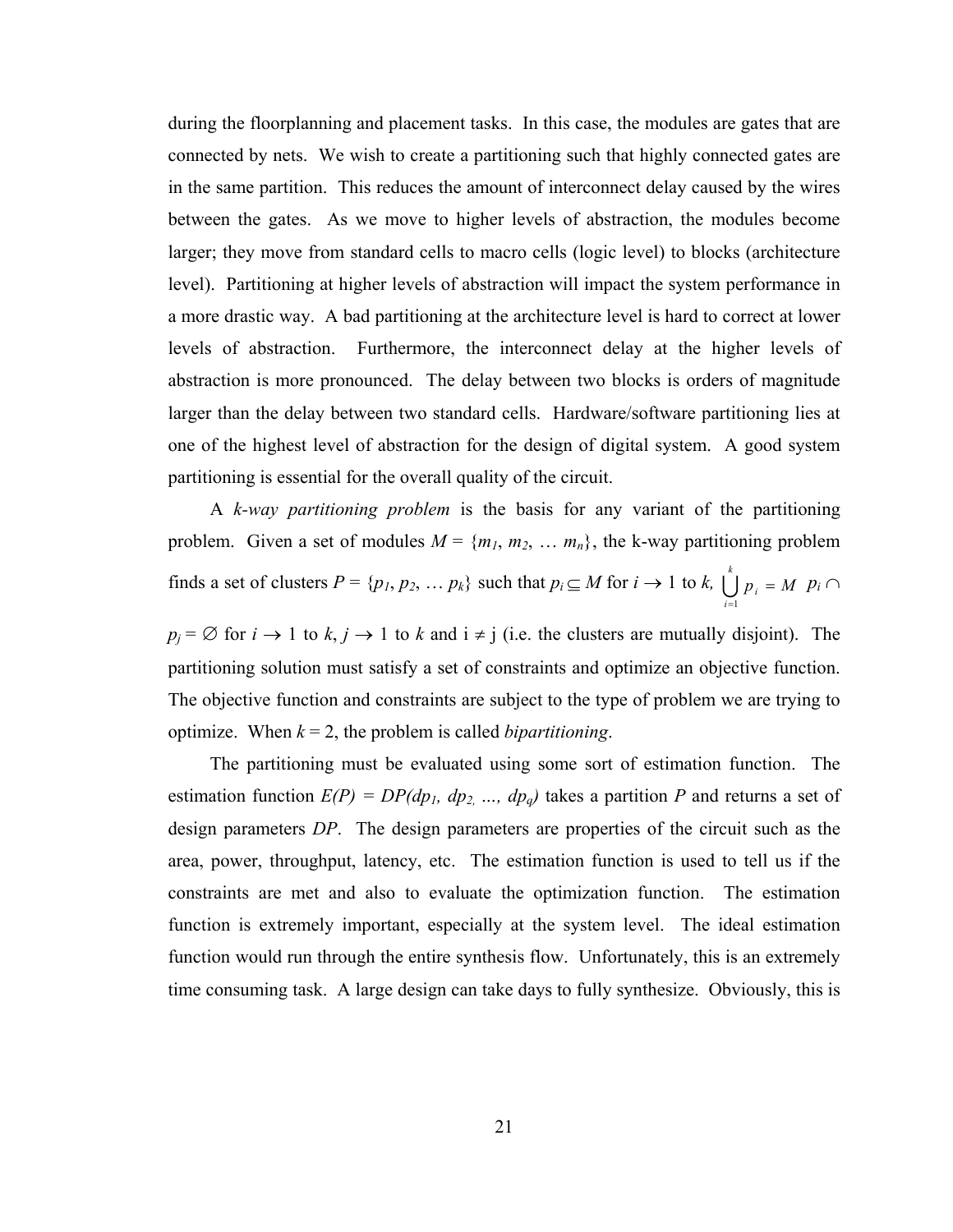during the floorplanning and placement tasks. In this case, the modules are gates that are connected by nets. We wish to create a partitioning such that highly connected gates are in the same partition. This reduces the amount of interconnect delay caused by the wires between the gates. As we move to higher levels of abstraction, the modules become larger; they move from standard cells to macro cells (logic level) to blocks (architecture level). Partitioning at higher levels of abstraction will impact the system performance in a more drastic way. A bad partitioning at the architecture level is hard to correct at lower levels of abstraction. Furthermore, the interconnect delay at the higher levels of abstraction is more pronounced. The delay between two blocks is orders of magnitude larger than the delay between two standard cells. Hardware/software partitioning lies at one of the highest level of abstraction for the design of digital system. A good system partitioning is essential for the overall quality of the circuit.

A *k-way partitioning problem* is the basis for any variant of the partitioning problem. Given a set of modules $M = \{m_1, m_2, \ldots m_n\}$, the k-way partitioning problem finds a set of clusters $P = \{p_1, p_2, \ldots p_k\}$ such that $p_i \subseteq M$ for $i \rightarrow 1$ to $k$, $\bigcup_{i=1}^{k} p_i = M$ $p_i \cap p_j = \emptyset$ for $i \rightarrow 1$ to $k$, $j \rightarrow 1$ to $k$ and $i \neq j$ (i.e. the clusters are mutually disjoint). The partitioning solution must satisfy a set of constraints and optimize an objective function. The objective function and constraints are subject to the type of problem we are trying to optimize. When $k = 2$, the problem is called *bipartitioning*.

The partitioning must be evaluated using some sort of estimation function. The estimation function $E(P) = DP(dp_1, dp_2, \ldots, dp_q)$ takes a partition $P$ and returns a set of design parameters $DP$. The design parameters are properties of the circuit such as the area, power, throughput, latency, etc. The estimation function is used to tell us if the constraints are met and also to evaluate the optimization function. The estimation function is extremely important, especially at the system level. The ideal estimation function would run through the entire synthesis flow. Unfortunately, this is an extremely time consuming task. A large design can take days to fully synthesize. Obviously, this is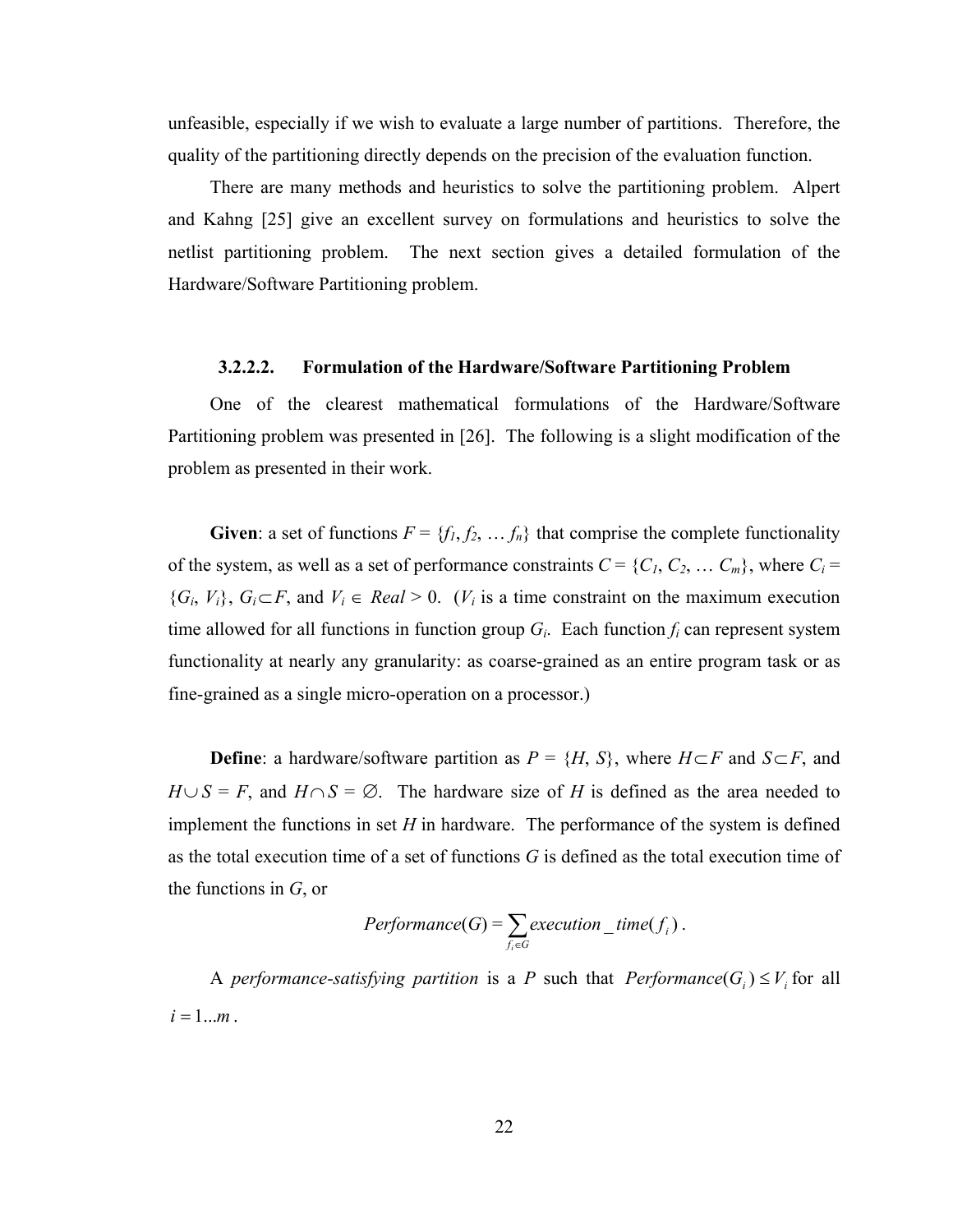unfeasible, especially if we wish to evaluate a large number of partitions. Therefore, the quality of the partitioning directly depends on the precision of the evaluation function.

There are many methods and heuristics to solve the partitioning problem. Alpert and Kahng [25] give an excellent survey on formulations and heuristics to solve the netlist partitioning problem. The next section gives a detailed formulation of the Hardware/Software Partitioning problem.

#### 3.2.2.2. Formulation of the Hardware/Software Partitioning Problem

One of the clearest mathematical formulations of the Hardware/Software Partitioning problem was presented in [26]. The following is a slight modification of the problem as presented in their work.

**Given**: a set of functions $F = \{f_1, f_2, \ldots f_n\}$ that comprise the complete functionality of the system, as well as a set of performance constraints $C = \{C_1, C_2, \ldots C_m\}$, where $C_i = \{G_i, V_i\}$, $G_i \subset F$, and $V_i \in Real > 0$. ($V_i$ is a time constraint on the maximum execution time allowed for all functions in function group $G_i$. Each function $f_i$ can represent system functionality at nearly any granularity: as coarse-grained as an entire program task or as fine-grained as a single micro-operation on a processor.)

**Define**: a hardware/software partition as $P = \{H, S\}$, where $H \subset F$ and $S \subset F$, and $H \cup S = F$, and $H \cap S = \varnothing$. The hardware size of $H$ is defined as the area needed to implement the functions in set $H$ in hardware. The performance of the system is defined as the total execution time of a set of functions $G$ is defined as the total execution time of the functions in $G$, or

$$Performance(G) = \sum_{f_i \in G} execution\_time(f_i) .$$

A *performance-satisfying partition* is a $P$ such that $Performance(G_i) \leq V_i$ for all $i = 1...m$.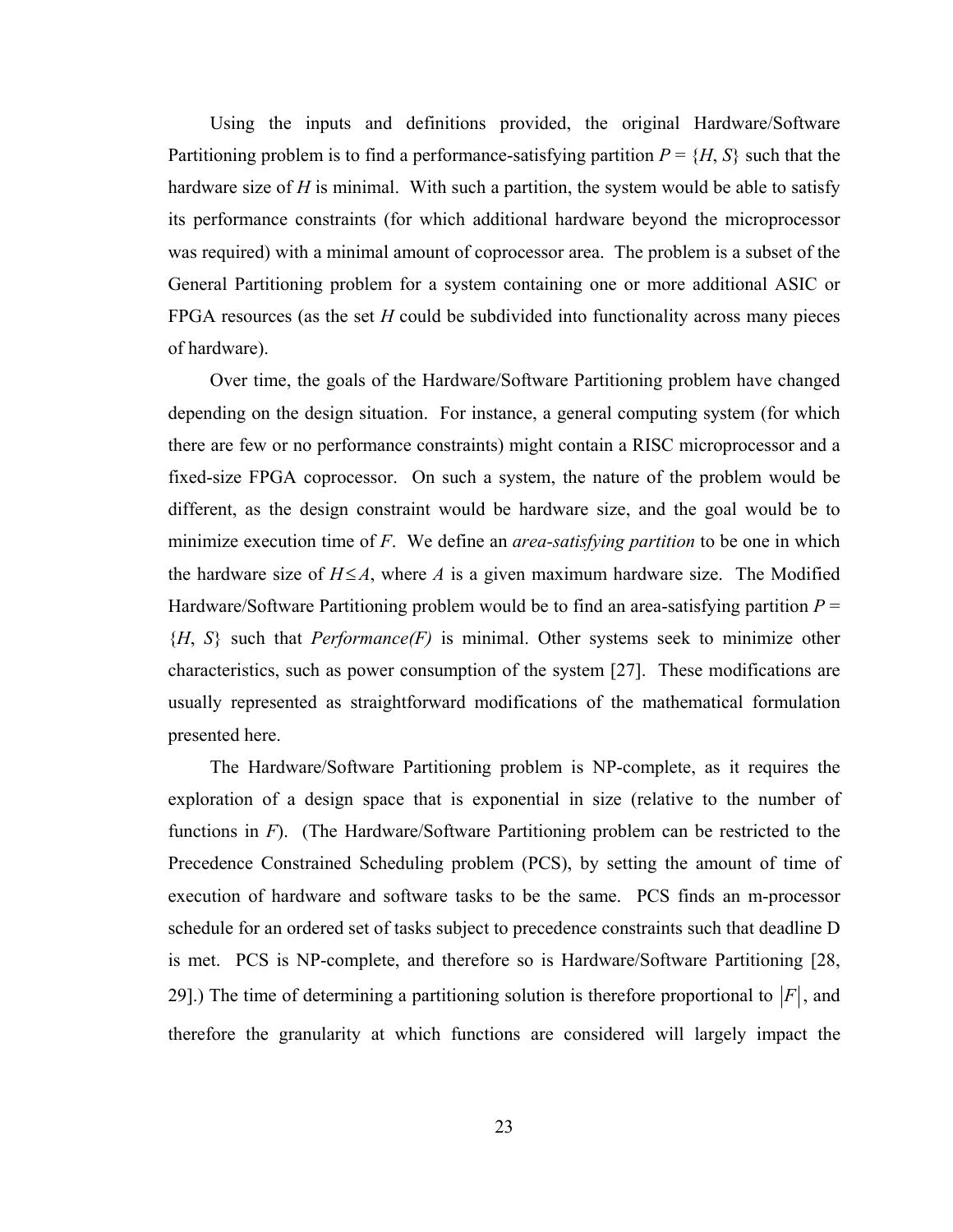Using the inputs and definitions provided, the original Hardware/Software Partitioning problem is to find a performance-satisfying partition $P = \{H, S\}$ such that the hardware size of $H$ is minimal. With such a partition, the system would be able to satisfy its performance constraints (for which additional hardware beyond the microprocessor was required) with a minimal amount of coprocessor area. The problem is a subset of the General Partitioning problem for a system containing one or more additional ASIC or FPGA resources (as the set $H$ could be subdivided into functionality across many pieces of hardware).

Over time, the goals of the Hardware/Software Partitioning problem have changed depending on the design situation. For instance, a general computing system (for which there are few or no performance constraints) might contain a RISC microprocessor and a fixed-size FPGA coprocessor. On such a system, the nature of the problem would be different, as the design constraint would be hardware size, and the goal would be to minimize execution time of $F$. We define an *area-satisfying partition* to be one in which the hardware size of $H \leq A$, where $A$ is a given maximum hardware size. The Modified Hardware/Software Partitioning problem would be to find an area-satisfying partition $P = \{H, S\}$ such that *Performance(F)* is minimal. Other systems seek to minimize other characteristics, such as power consumption of the system [27]. These modifications are usually represented as straightforward modifications of the mathematical formulation presented here.

The Hardware/Software Partitioning problem is NP-complete, as it requires the exploration of a design space that is exponential in size (relative to the number of functions in $F$). (The Hardware/Software Partitioning problem can be restricted to the Precedence Constrained Scheduling problem (PCS), by setting the amount of time of execution of hardware and software tasks to be the same. PCS finds an m-processor schedule for an ordered set of tasks subject to precedence constraints such that deadline D is met. PCS is NP-complete, and therefore so is Hardware/Software Partitioning [28, 29].) The time of determining a partitioning solution is therefore proportional to $|F|$, and therefore the granularity at which functions are considered will largely impact the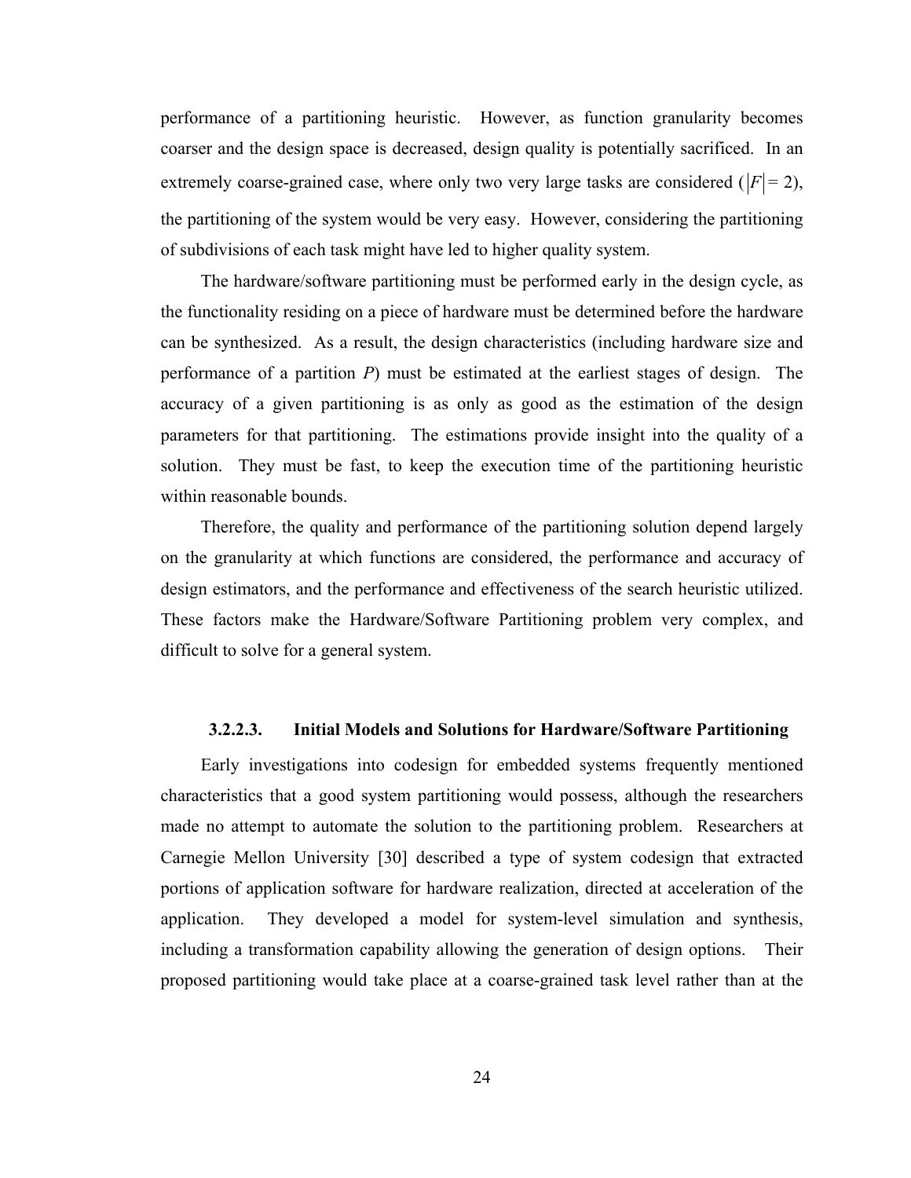performance of a partitioning heuristic. However, as function granularity becomes coarser and the design space is decreased, design quality is potentially sacrificed. In an extremely coarse-grained case, where only two very large tasks are considered ($|F| = 2$), the partitioning of the system would be very easy. However, considering the partitioning of subdivisions of each task might have led to higher quality system.

The hardware/software partitioning must be performed early in the design cycle, as the functionality residing on a piece of hardware must be determined before the hardware can be synthesized. As a result, the design characteristics (including hardware size and performance of a partition *P*) must be estimated at the earliest stages of design. The accuracy of a given partitioning is as only as good as the estimation of the design parameters for that partitioning. The estimations provide insight into the quality of a solution. They must be fast, to keep the execution time of the partitioning heuristic within reasonable bounds.

Therefore, the quality and performance of the partitioning solution depend largely on the granularity at which functions are considered, the performance and accuracy of design estimators, and the performance and effectiveness of the search heuristic utilized. These factors make the Hardware/Software Partitioning problem very complex, and difficult to solve for a general system.

#### 3.2.2.3. Initial Models and Solutions for Hardware/Software Partitioning

Early investigations into codesign for embedded systems frequently mentioned characteristics that a good system partitioning would possess, although the researchers made no attempt to automate the solution to the partitioning problem. Researchers at Carnegie Mellon University [30] described a type of system codesign that extracted portions of application software for hardware realization, directed at acceleration of the application. They developed a model for system-level simulation and synthesis, including a transformation capability allowing the generation of design options. Their proposed partitioning would take place at a coarse-grained task level rather than at the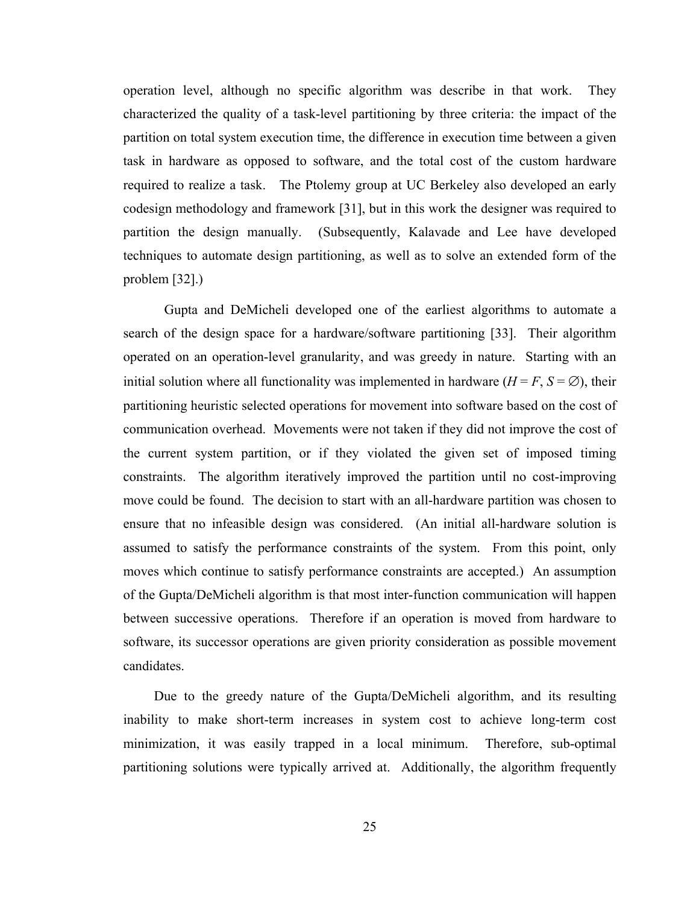operation level, although no specific algorithm was describe in that work. They characterized the quality of a task-level partitioning by three criteria: the impact of the partition on total system execution time, the difference in execution time between a given task in hardware as opposed to software, and the total cost of the custom hardware required to realize a task. The Ptolemy group at UC Berkeley also developed an early codesign methodology and framework [31], but in this work the designer was required to partition the design manually. (Subsequently, Kalavade and Lee have developed techniques to automate design partitioning, as well as to solve an extended form of the problem [32].)

Gupta and DeMicheli developed one of the earliest algorithms to automate a search of the design space for a hardware/software partitioning [33]. Their algorithm operated on an operation-level granularity, and was greedy in nature. Starting with an initial solution where all functionality was implemented in hardware ($H = F$, $S = \emptyset$), their partitioning heuristic selected operations for movement into software based on the cost of communication overhead. Movements were not taken if they did not improve the cost of the current system partition, or if they violated the given set of imposed timing constraints. The algorithm iteratively improved the partition until no cost-improving move could be found. The decision to start with an all-hardware partition was chosen to ensure that no infeasible design was considered. (An initial all-hardware solution is assumed to satisfy the performance constraints of the system. From this point, only moves which continue to satisfy performance constraints are accepted.) An assumption of the Gupta/DeMicheli algorithm is that most inter-function communication will happen between successive operations. Therefore if an operation is moved from hardware to software, its successor operations are given priority consideration as possible movement candidates.

Due to the greedy nature of the Gupta/DeMicheli algorithm, and its resulting inability to make short-term increases in system cost to achieve long-term cost minimization, it was easily trapped in a local minimum. Therefore, sub-optimal partitioning solutions were typically arrived at. Additionally, the algorithm frequently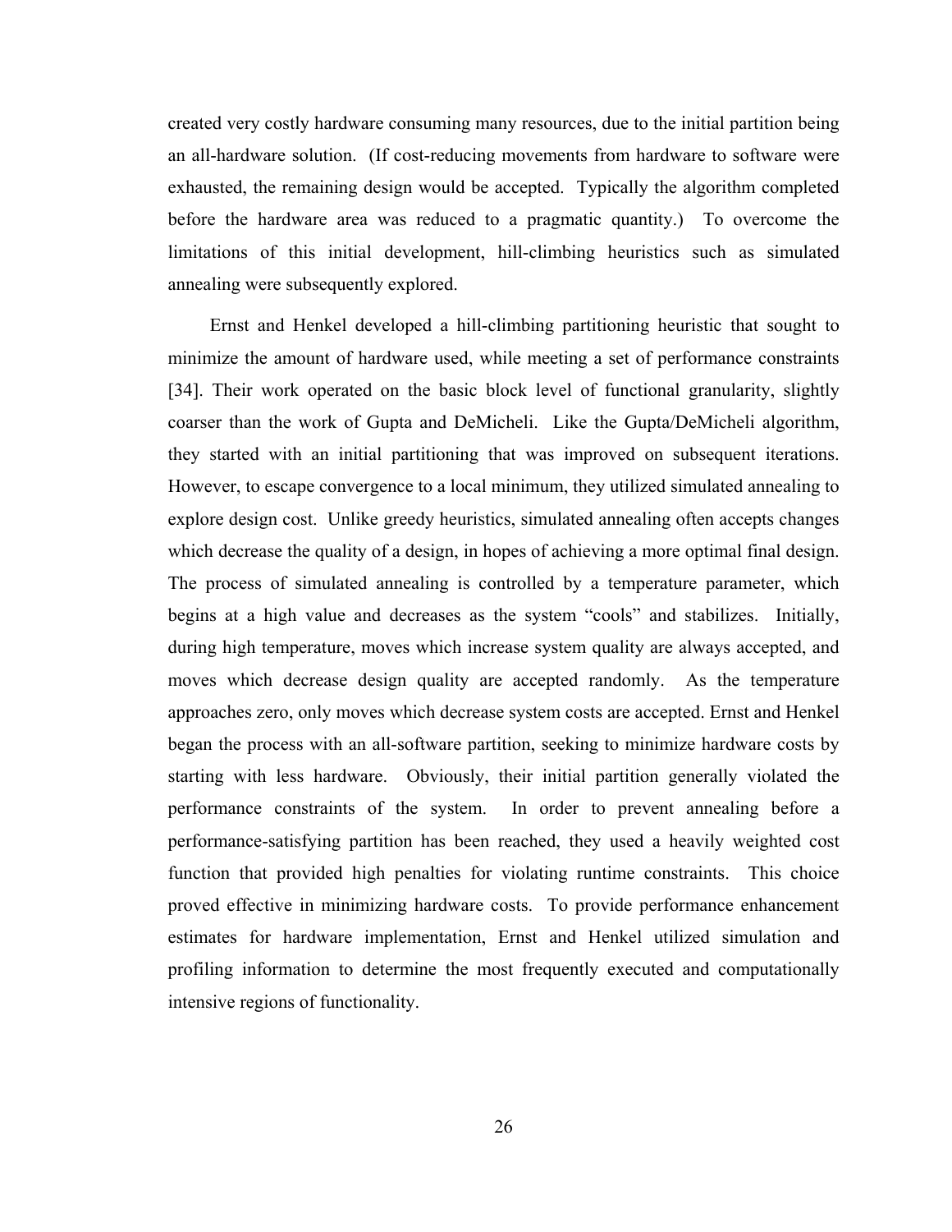created very costly hardware consuming many resources, due to the initial partition being an all-hardware solution. (If cost-reducing movements from hardware to software were exhausted, the remaining design would be accepted. Typically the algorithm completed before the hardware area was reduced to a pragmatic quantity.) To overcome the limitations of this initial development, hill-climbing heuristics such as simulated annealing were subsequently explored.

Ernst and Henkel developed a hill-climbing partitioning heuristic that sought to minimize the amount of hardware used, while meeting a set of performance constraints [34]. Their work operated on the basic block level of functional granularity, slightly coarser than the work of Gupta and DeMicheli. Like the Gupta/DeMicheli algorithm, they started with an initial partitioning that was improved on subsequent iterations. However, to escape convergence to a local minimum, they utilized simulated annealing to explore design cost. Unlike greedy heuristics, simulated annealing often accepts changes which decrease the quality of a design, in hopes of achieving a more optimal final design. The process of simulated annealing is controlled by a temperature parameter, which begins at a high value and decreases as the system "cools" and stabilizes. Initially, during high temperature, moves which increase system quality are always accepted, and moves which decrease design quality are accepted randomly. As the temperature approaches zero, only moves which decrease system costs are accepted. Ernst and Henkel began the process with an all-software partition, seeking to minimize hardware costs by starting with less hardware. Obviously, their initial partition generally violated the performance constraints of the system. In order to prevent annealing before a performance-satisfying partition has been reached, they used a heavily weighted cost function that provided high penalties for violating runtime constraints. This choice proved effective in minimizing hardware costs. To provide performance enhancement estimates for hardware implementation, Ernst and Henkel utilized simulation and profiling information to determine the most frequently executed and computationally intensive regions of functionality.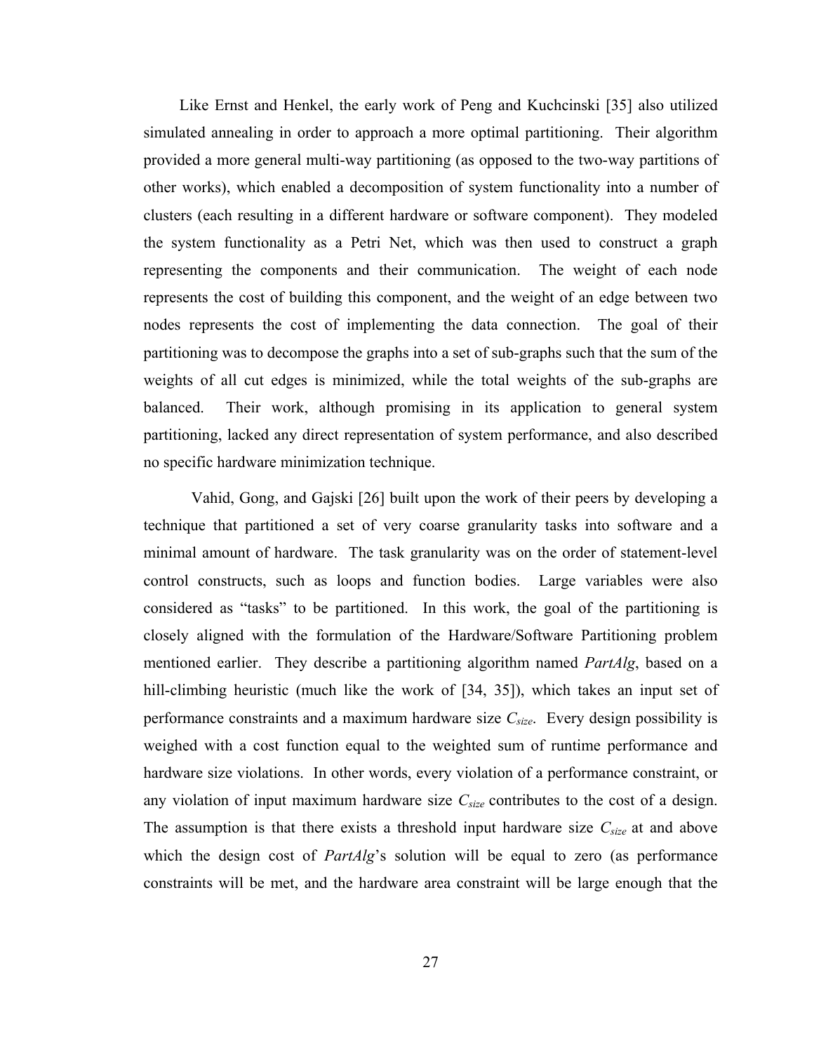Like Ernst and Henkel, the early work of Peng and Kuchcinski [35] also utilized simulated annealing in order to approach a more optimal partitioning. Their algorithm provided a more general multi-way partitioning (as opposed to the two-way partitions of other works), which enabled a decomposition of system functionality into a number of clusters (each resulting in a different hardware or software component). They modeled the system functionality as a Petri Net, which was then used to construct a graph representing the components and their communication. The weight of each node represents the cost of building this component, and the weight of an edge between two nodes represents the cost of implementing the data connection. The goal of their partitioning was to decompose the graphs into a set of sub-graphs such that the sum of the weights of all cut edges is minimized, while the total weights of the sub-graphs are balanced. Their work, although promising in its application to general system partitioning, lacked any direct representation of system performance, and also described no specific hardware minimization technique.

Vahid, Gong, and Gajski [26] built upon the work of their peers by developing a technique that partitioned a set of very coarse granularity tasks into software and a minimal amount of hardware. The task granularity was on the order of statement-level control constructs, such as loops and function bodies. Large variables were also considered as "tasks" to be partitioned. In this work, the goal of the partitioning is closely aligned with the formulation of the Hardware/Software Partitioning problem mentioned earlier. They describe a partitioning algorithm named *PartAlg*, based on a hill-climbing heuristic (much like the work of [34, 35]), which takes an input set of performance constraints and a maximum hardware size $C_{size}$. Every design possibility is weighed with a cost function equal to the weighted sum of runtime performance and hardware size violations. In other words, every violation of a performance constraint, or any violation of input maximum hardware size $C_{size}$ contributes to the cost of a design. The assumption is that there exists a threshold input hardware size $C_{size}$ at and above which the design cost of *PartAlg*'s solution will be equal to zero (as performance constraints will be met, and the hardware area constraint will be large enough that the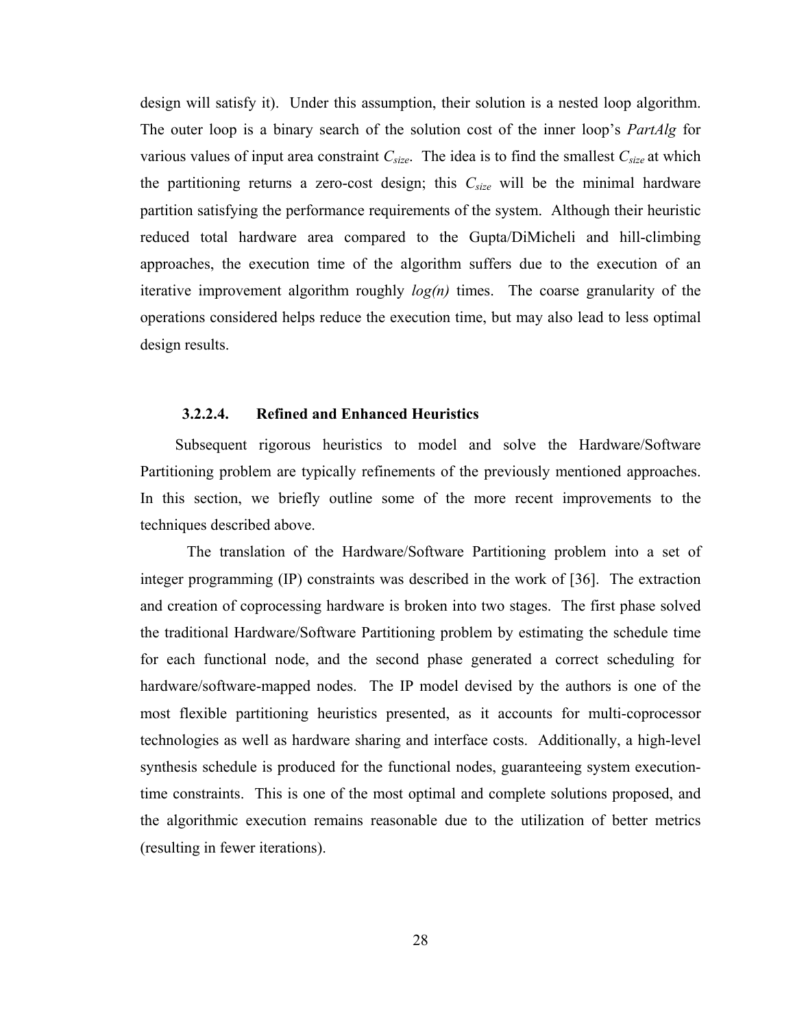design will satisfy it). Under this assumption, their solution is a nested loop algorithm. The outer loop is a binary search of the solution cost of the inner loop's *PartAlg* for various values of input area constraint $C_{size}$. The idea is to find the smallest $C_{size}$ at which the partitioning returns a zero-cost design; this $C_{size}$ will be the minimal hardware partition satisfying the performance requirements of the system. Although their heuristic reduced total hardware area compared to the Gupta/DiMicheli and hill-climbing approaches, the execution time of the algorithm suffers due to the execution of an iterative improvement algorithm roughly *log(n)* times. The coarse granularity of the operations considered helps reduce the execution time, but may also lead to less optimal design results.

#### 3.2.2.4. Refined and Enhanced Heuristics

Subsequent rigorous heuristics to model and solve the Hardware/Software Partitioning problem are typically refinements of the previously mentioned approaches. In this section, we briefly outline some of the more recent improvements to the techniques described above.

The translation of the Hardware/Software Partitioning problem into a set of integer programming (IP) constraints was described in the work of [36]. The extraction and creation of coprocessing hardware is broken into two stages. The first phase solved the traditional Hardware/Software Partitioning problem by estimating the schedule time for each functional node, and the second phase generated a correct scheduling for hardware/software-mapped nodes. The IP model devised by the authors is one of the most flexible partitioning heuristics presented, as it accounts for multi-coprocessor technologies as well as hardware sharing and interface costs. Additionally, a high-level synthesis schedule is produced for the functional nodes, guaranteeing system execution-time constraints. This is one of the most optimal and complete solutions proposed, and the algorithmic execution remains reasonable due to the utilization of better metrics (resulting in fewer iterations).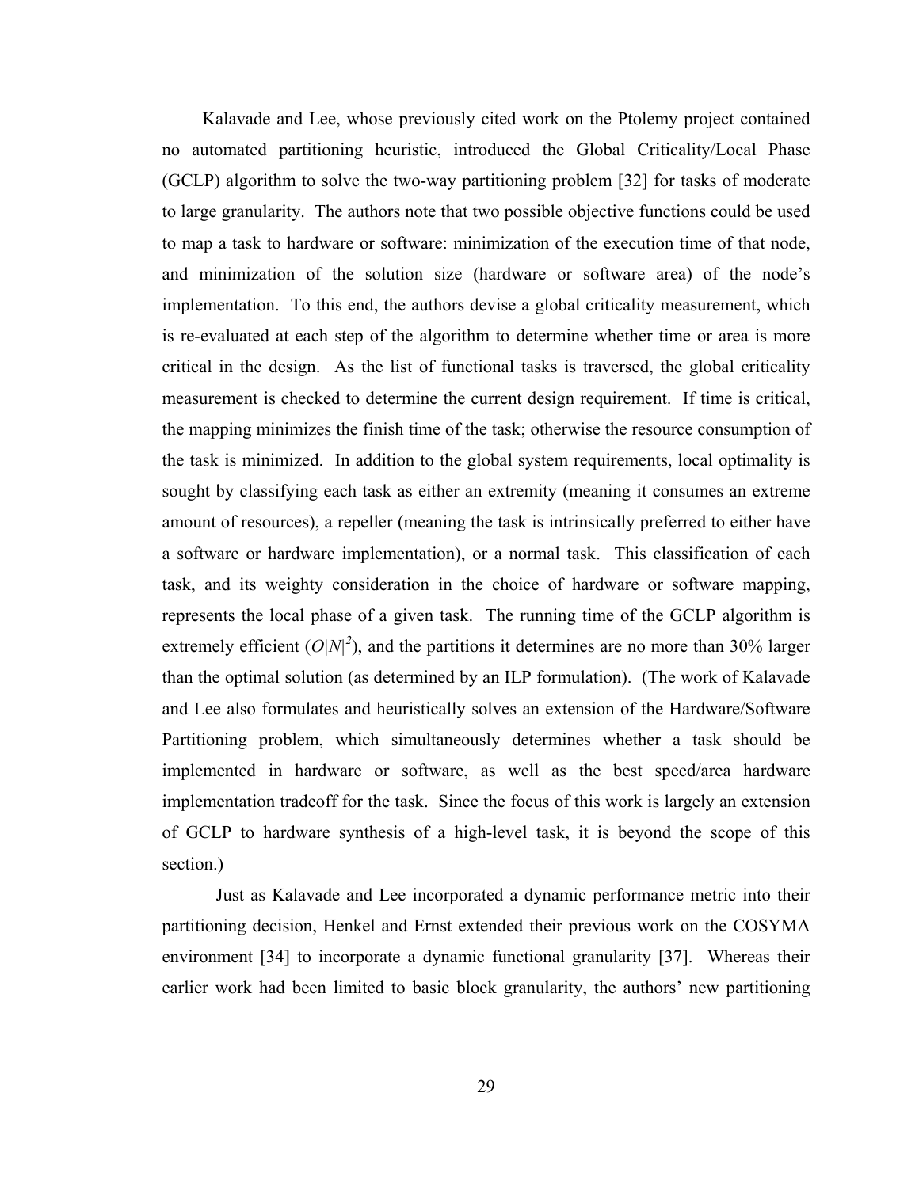Kalavade and Lee, whose previously cited work on the Ptolemy project contained no automated partitioning heuristic, introduced the Global Criticality/Local Phase (GCLP) algorithm to solve the two-way partitioning problem [32] for tasks of moderate to large granularity. The authors note that two possible objective functions could be used to map a task to hardware or software: minimization of the execution time of that node, and minimization of the solution size (hardware or software area) of the node's implementation. To this end, the authors devise a global criticality measurement, which is re-evaluated at each step of the algorithm to determine whether time or area is more critical in the design. As the list of functional tasks is traversed, the global criticality measurement is checked to determine the current design requirement. If time is critical, the mapping minimizes the finish time of the task; otherwise the resource consumption of the task is minimized. In addition to the global system requirements, local optimality is sought by classifying each task as either an extremity (meaning it consumes an extreme amount of resources), a repeller (meaning the task is intrinsically preferred to either have a software or hardware implementation), or a normal task. This classification of each task, and its weighty consideration in the choice of hardware or software mapping, represents the local phase of a given task. The running time of the GCLP algorithm is extremely efficient ($O|N|^2$), and the partitions it determines are no more than 30% larger than the optimal solution (as determined by an ILP formulation). (The work of Kalavade and Lee also formulates and heuristically solves an extension of the Hardware/Software Partitioning problem, which simultaneously determines whether a task should be implemented in hardware or software, as well as the best speed/area hardware implementation tradeoff for the task. Since the focus of this work is largely an extension of GCLP to hardware synthesis of a high-level task, it is beyond the scope of this section.)

Just as Kalavade and Lee incorporated a dynamic performance metric into their partitioning decision, Henkel and Ernst extended their previous work on the COSYMA environment [34] to incorporate a dynamic functional granularity [37]. Whereas their earlier work had been limited to basic block granularity, the authors' new partitioning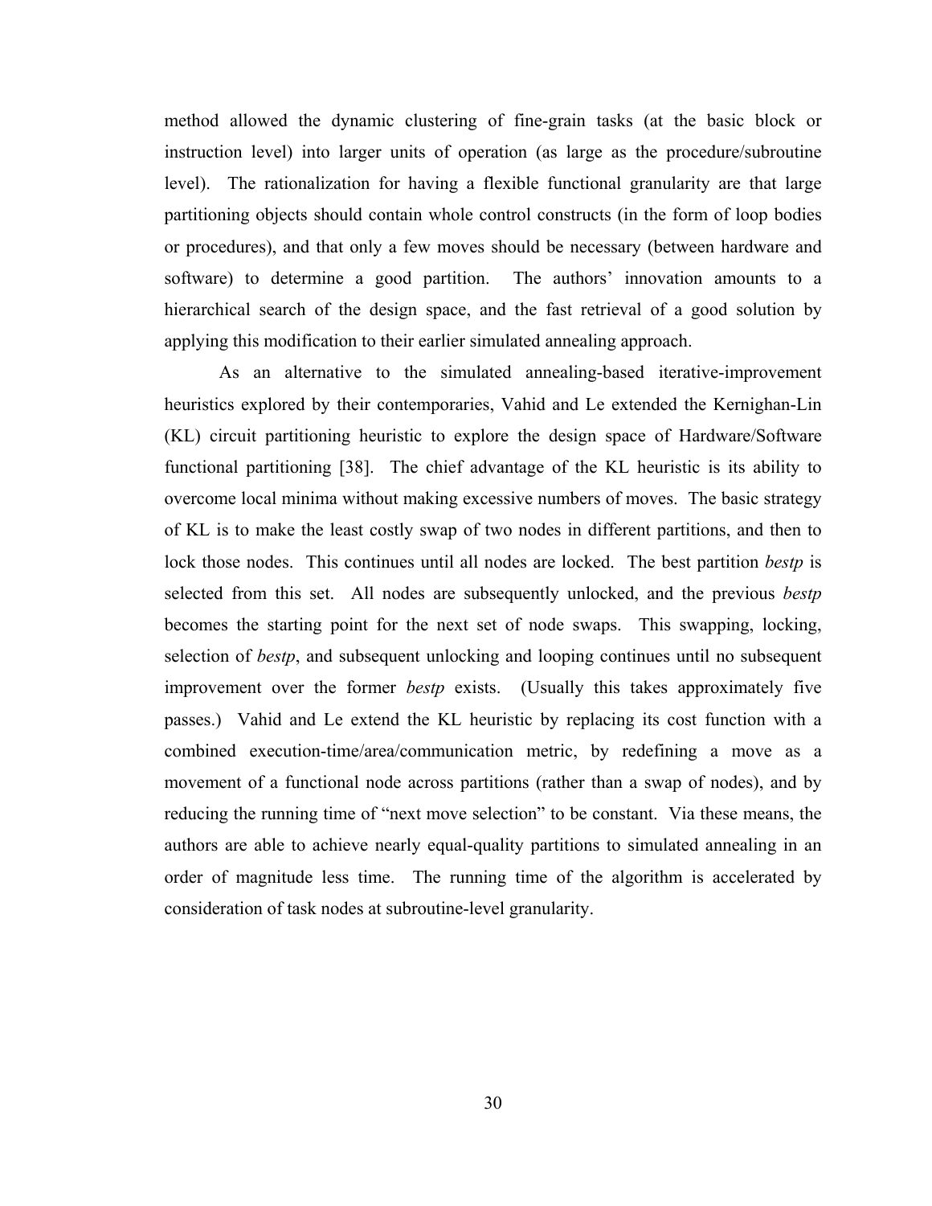method allowed the dynamic clustering of fine-grain tasks (at the basic block or instruction level) into larger units of operation (as large as the procedure/subroutine level). The rationalization for having a flexible functional granularity are that large partitioning objects should contain whole control constructs (in the form of loop bodies or procedures), and that only a few moves should be necessary (between hardware and software) to determine a good partition. The authors' innovation amounts to a hierarchical search of the design space, and the fast retrieval of a good solution by applying this modification to their earlier simulated annealing approach.

As an alternative to the simulated annealing-based iterative-improvement heuristics explored by their contemporaries, Vahid and Le extended the Kernighan-Lin (KL) circuit partitioning heuristic to explore the design space of Hardware/Software functional partitioning [38]. The chief advantage of the KL heuristic is its ability to overcome local minima without making excessive numbers of moves. The basic strategy of KL is to make the least costly swap of two nodes in different partitions, and then to lock those nodes. This continues until all nodes are locked. The best partition *bestp* is selected from this set. All nodes are subsequently unlocked, and the previous *bestp* becomes the starting point for the next set of node swaps. This swapping, locking, selection of *bestp*, and subsequent unlocking and looping continues until no subsequent improvement over the former *bestp* exists. (Usually this takes approximately five passes.) Vahid and Le extend the KL heuristic by replacing its cost function with a combined execution-time/area/communication metric, by redefining a move as a movement of a functional node across partitions (rather than a swap of nodes), and by reducing the running time of "next move selection" to be constant. Via these means, the authors are able to achieve nearly equal-quality partitions to simulated annealing in an order of magnitude less time. The running time of the algorithm is accelerated by consideration of task nodes at subroutine-level granularity.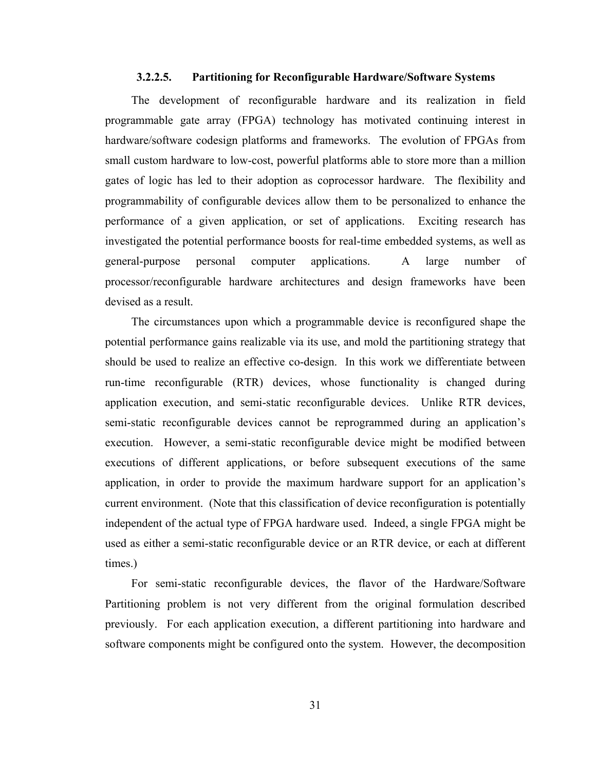#### 3.2.2.5. Partitioning for Reconfigurable Hardware/Software Systems

The development of reconfigurable hardware and its realization in field programmable gate array (FPGA) technology has motivated continuing interest in hardware/software codesign platforms and frameworks. The evolution of FPGAs from small custom hardware to low-cost, powerful platforms able to store more than a million gates of logic has led to their adoption as coprocessor hardware. The flexibility and programmability of configurable devices allow them to be personalized to enhance the performance of a given application, or set of applications. Exciting research has investigated the potential performance boosts for real-time embedded systems, as well as general-purpose personal computer applications. A large number of processor/reconfigurable hardware architectures and design frameworks have been devised as a result.

The circumstances upon which a programmable device is reconfigured shape the potential performance gains realizable via its use, and mold the partitioning strategy that should be used to realize an effective co-design. In this work we differentiate between run-time reconfigurable (RTR) devices, whose functionality is changed during application execution, and semi-static reconfigurable devices. Unlike RTR devices, semi-static reconfigurable devices cannot be reprogrammed during an application's execution. However, a semi-static reconfigurable device might be modified between executions of different applications, or before subsequent executions of the same application, in order to provide the maximum hardware support for an application's current environment. (Note that this classification of device reconfiguration is potentially independent of the actual type of FPGA hardware used. Indeed, a single FPGA might be used as either a semi-static reconfigurable device or an RTR device, or each at different times.)

For semi-static reconfigurable devices, the flavor of the Hardware/Software Partitioning problem is not very different from the original formulation described previously. For each application execution, a different partitioning into hardware and software components might be configured onto the system. However, the decomposition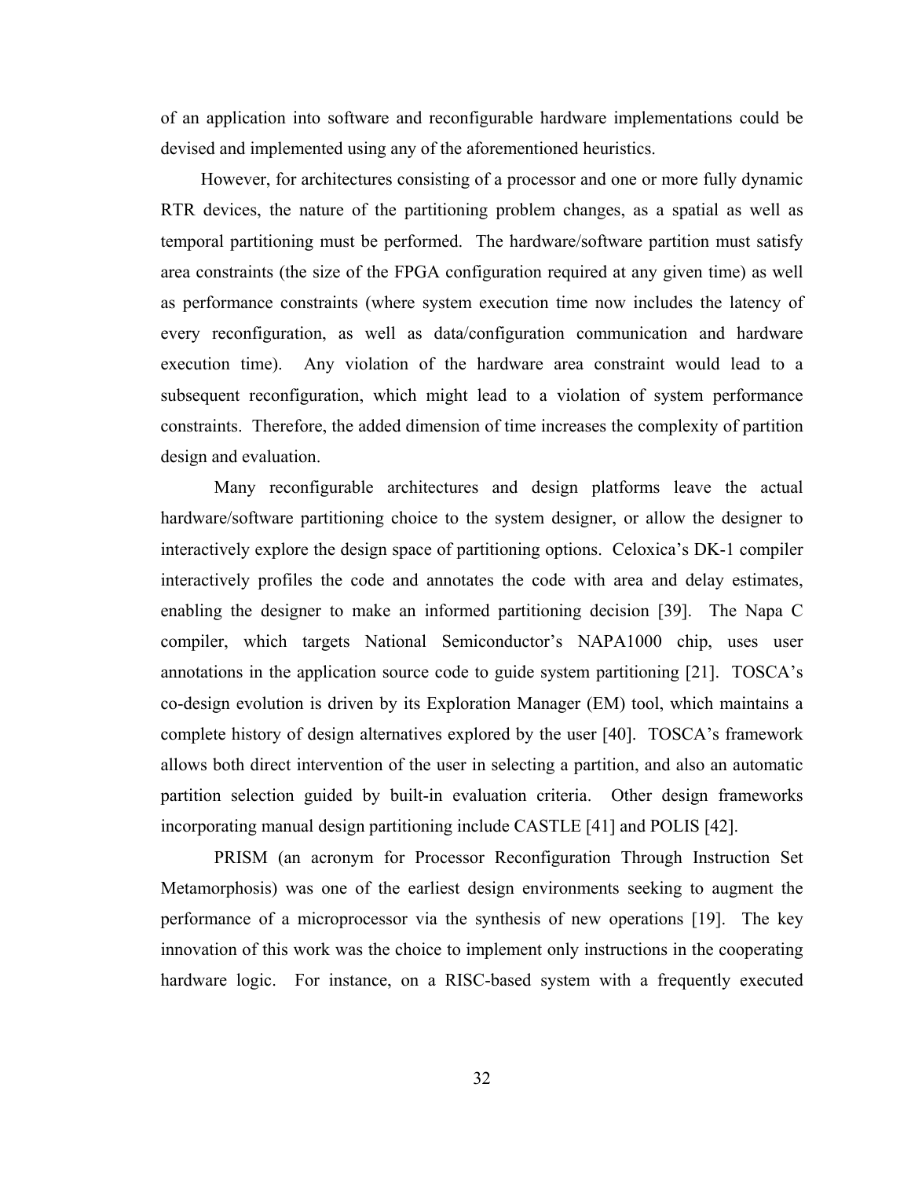of an application into software and reconfigurable hardware implementations could be devised and implemented using any of the aforementioned heuristics.

However, for architectures consisting of a processor and one or more fully dynamic RTR devices, the nature of the partitioning problem changes, as a spatial as well as temporal partitioning must be performed. The hardware/software partition must satisfy area constraints (the size of the FPGA configuration required at any given time) as well as performance constraints (where system execution time now includes the latency of every reconfiguration, as well as data/configuration communication and hardware execution time). Any violation of the hardware area constraint would lead to a subsequent reconfiguration, which might lead to a violation of system performance constraints. Therefore, the added dimension of time increases the complexity of partition design and evaluation.

Many reconfigurable architectures and design platforms leave the actual hardware/software partitioning choice to the system designer, or allow the designer to interactively explore the design space of partitioning options. Celoxica's DK-1 compiler interactively profiles the code and annotates the code with area and delay estimates, enabling the designer to make an informed partitioning decision [39]. The Napa C compiler, which targets National Semiconductor's NAPA1000 chip, uses user annotations in the application source code to guide system partitioning [21]. TOSCA's co-design evolution is driven by its Exploration Manager (EM) tool, which maintains a complete history of design alternatives explored by the user [40]. TOSCA's framework allows both direct intervention of the user in selecting a partition, and also an automatic partition selection guided by built-in evaluation criteria. Other design frameworks incorporating manual design partitioning include CASTLE [41] and POLIS [42].

PRISM (an acronym for Processor Reconfiguration Through Instruction Set Metamorphosis) was one of the earliest design environments seeking to augment the performance of a microprocessor via the synthesis of new operations [19]. The key innovation of this work was the choice to implement only instructions in the cooperating hardware logic. For instance, on a RISC-based system with a frequently executed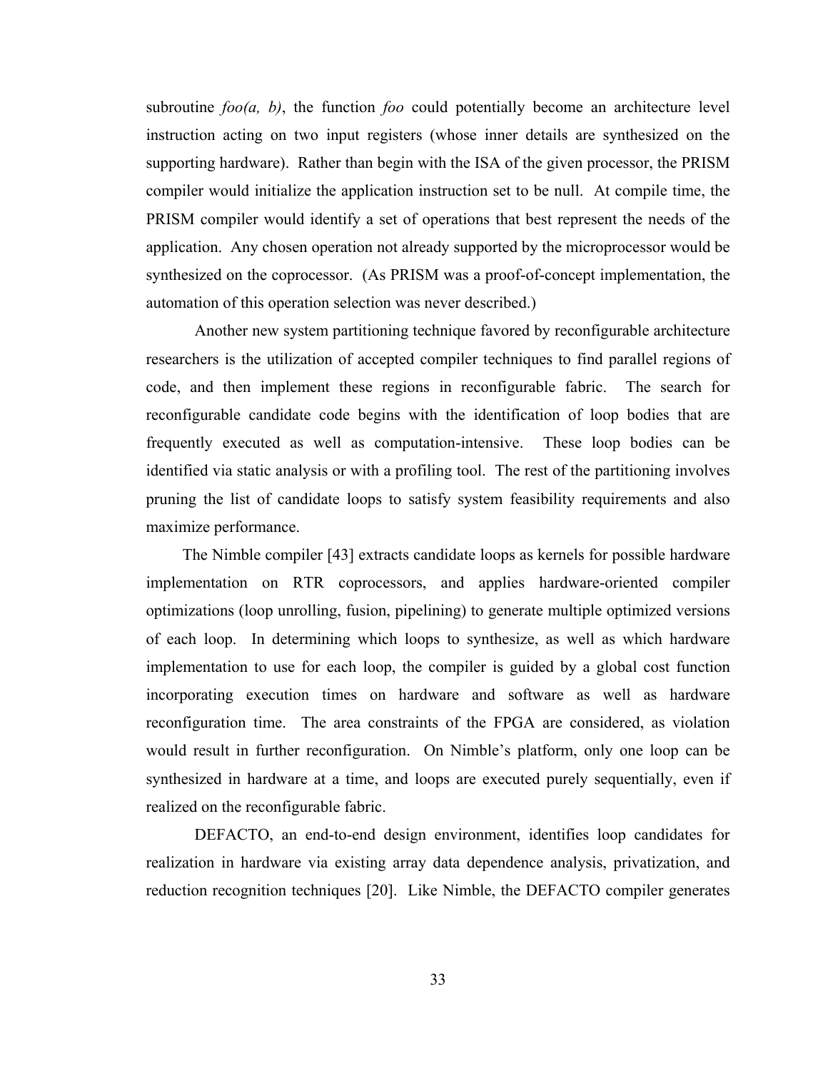subroutine *foo(a, b)*, the function *foo* could potentially become an architecture level instruction acting on two input registers (whose inner details are synthesized on the supporting hardware). Rather than begin with the ISA of the given processor, the PRISM compiler would initialize the application instruction set to be null. At compile time, the PRISM compiler would identify a set of operations that best represent the needs of the application. Any chosen operation not already supported by the microprocessor would be synthesized on the coprocessor. (As PRISM was a proof-of-concept implementation, the automation of this operation selection was never described.)

Another new system partitioning technique favored by reconfigurable architecture researchers is the utilization of accepted compiler techniques to find parallel regions of code, and then implement these regions in reconfigurable fabric. The search for reconfigurable candidate code begins with the identification of loop bodies that are frequently executed as well as computation-intensive. These loop bodies can be identified via static analysis or with a profiling tool. The rest of the partitioning involves pruning the list of candidate loops to satisfy system feasibility requirements and also maximize performance.

The Nimble compiler [43] extracts candidate loops as kernels for possible hardware implementation on RTR coprocessors, and applies hardware-oriented compiler optimizations (loop unrolling, fusion, pipelining) to generate multiple optimized versions of each loop. In determining which loops to synthesize, as well as which hardware implementation to use for each loop, the compiler is guided by a global cost function incorporating execution times on hardware and software as well as hardware reconfiguration time. The area constraints of the FPGA are considered, as violation would result in further reconfiguration. On Nimble's platform, only one loop can be synthesized in hardware at a time, and loops are executed purely sequentially, even if realized on the reconfigurable fabric.

DEFACTO, an end-to-end design environment, identifies loop candidates for realization in hardware via existing array data dependence analysis, privatization, and reduction recognition techniques [20]. Like Nimble, the DEFACTO compiler generates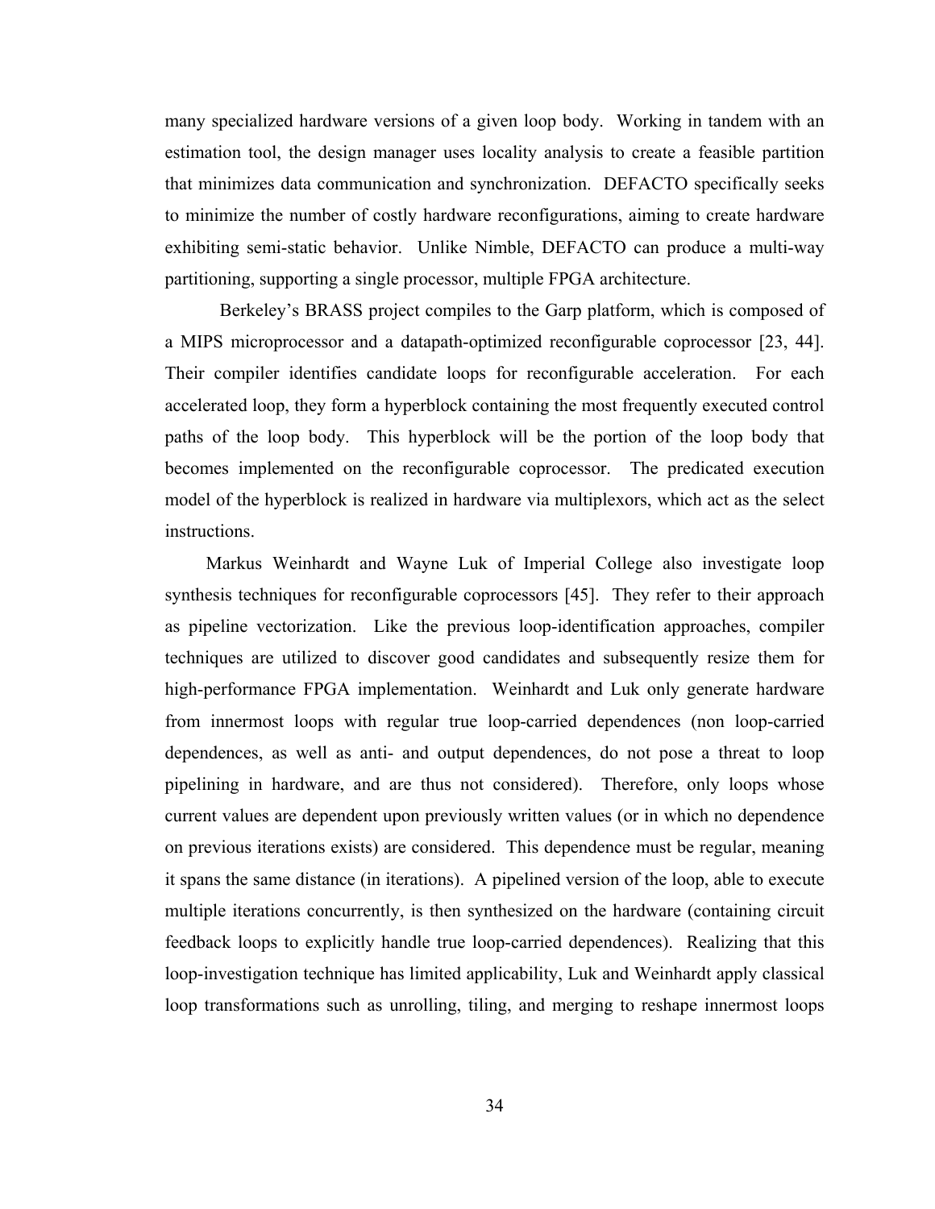many specialized hardware versions of a given loop body. Working in tandem with an estimation tool, the design manager uses locality analysis to create a feasible partition that minimizes data communication and synchronization. DEFACTO specifically seeks to minimize the number of costly hardware reconfigurations, aiming to create hardware exhibiting semi-static behavior. Unlike Nimble, DEFACTO can produce a multi-way partitioning, supporting a single processor, multiple FPGA architecture.

Berkeley's BRASS project compiles to the Garp platform, which is composed of a MIPS microprocessor and a datapath-optimized reconfigurable coprocessor [23, 44]. Their compiler identifies candidate loops for reconfigurable acceleration. For each accelerated loop, they form a hyperblock containing the most frequently executed control paths of the loop body. This hyperblock will be the portion of the loop body that becomes implemented on the reconfigurable coprocessor. The predicated execution model of the hyperblock is realized in hardware via multiplexors, which act as the select instructions.

Markus Weinhardt and Wayne Luk of Imperial College also investigate loop synthesis techniques for reconfigurable coprocessors [45]. They refer to their approach as pipeline vectorization. Like the previous loop-identification approaches, compiler techniques are utilized to discover good candidates and subsequently resize them for high-performance FPGA implementation. Weinhardt and Luk only generate hardware from innermost loops with regular true loop-carried dependences (non loop-carried dependences, as well as anti- and output dependences, do not pose a threat to loop pipelining in hardware, and are thus not considered). Therefore, only loops whose current values are dependent upon previously written values (or in which no dependence on previous iterations exists) are considered. This dependence must be regular, meaning it spans the same distance (in iterations). A pipelined version of the loop, able to execute multiple iterations concurrently, is then synthesized on the hardware (containing circuit feedback loops to explicitly handle true loop-carried dependences). Realizing that this loop-investigation technique has limited applicability, Luk and Weinhardt apply classical loop transformations such as unrolling, tiling, and merging to reshape innermost loops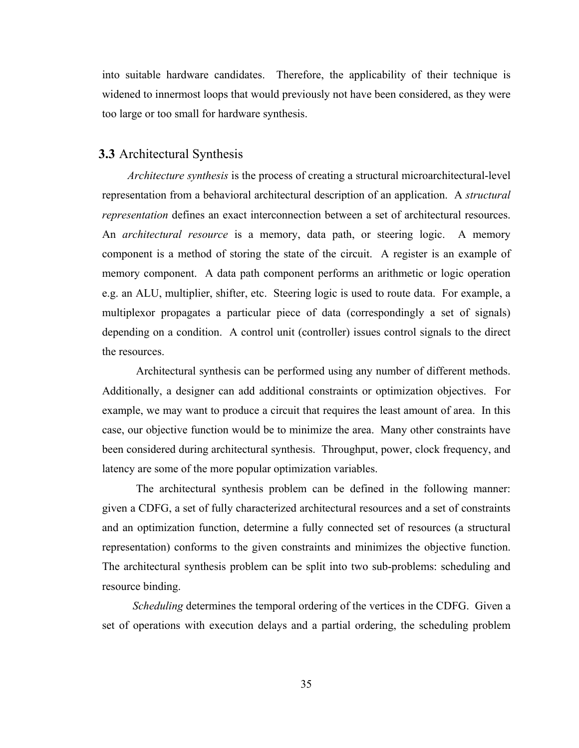into suitable hardware candidates. Therefore, the applicability of their technique is widened to innermost loops that would previously not have been considered, as they were too large or too small for hardware synthesis.

## **3.3** Architectural Synthesis

*Architecture synthesis* is the process of creating a structural microarchitectural-level representation from a behavioral architectural description of an application. A *structural representation* defines an exact interconnection between a set of architectural resources. An *architectural resource* is a memory, data path, or steering logic. A memory component is a method of storing the state of the circuit. A register is an example of memory component. A data path component performs an arithmetic or logic operation e.g. an ALU, multiplier, shifter, etc. Steering logic is used to route data. For example, a multiplexor propagates a particular piece of data (correspondingly a set of signals) depending on a condition. A control unit (controller) issues control signals to the direct the resources.

Architectural synthesis can be performed using any number of different methods. Additionally, a designer can add additional constraints or optimization objectives. For example, we may want to produce a circuit that requires the least amount of area. In this case, our objective function would be to minimize the area. Many other constraints have been considered during architectural synthesis. Throughput, power, clock frequency, and latency are some of the more popular optimization variables.

The architectural synthesis problem can be defined in the following manner: given a CDFG, a set of fully characterized architectural resources and a set of constraints and an optimization function, determine a fully connected set of resources (a structural representation) conforms to the given constraints and minimizes the objective function. The architectural synthesis problem can be split into two sub-problems: scheduling and resource binding.

*Scheduling* determines the temporal ordering of the vertices in the CDFG. Given a set of operations with execution delays and a partial ordering, the scheduling problem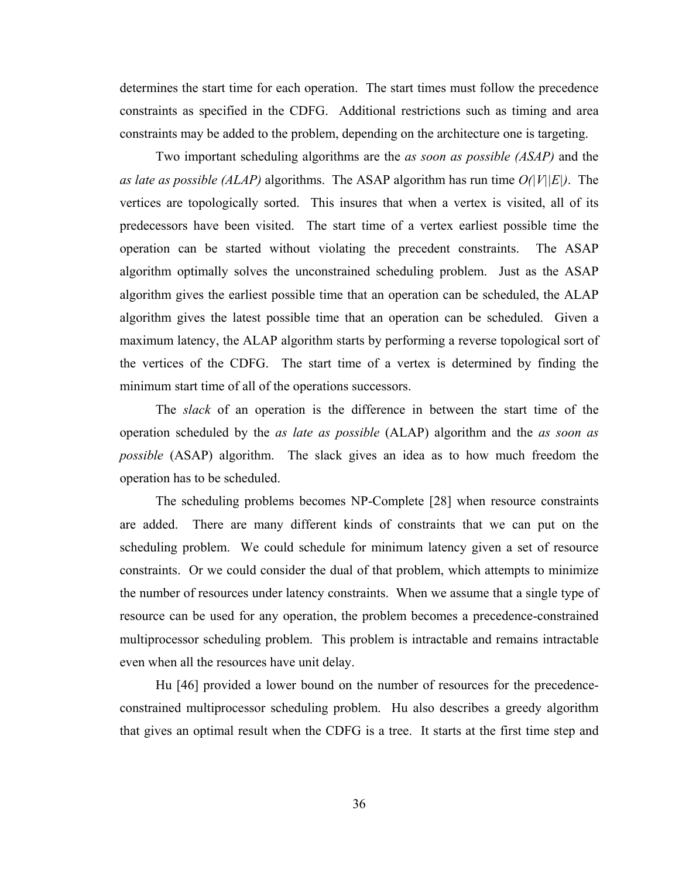determines the start time for each operation. The start times must follow the precedence constraints as specified in the CDFG. Additional restrictions such as timing and area constraints may be added to the problem, depending on the architecture one is targeting.

Two important scheduling algorithms are the *as soon as possible (ASAP)* and the *as late as possible (ALAP)* algorithms. The ASAP algorithm has run time $O(|V||E|)$. The vertices are topologically sorted. This insures that when a vertex is visited, all of its predecessors have been visited. The start time of a vertex earliest possible time the operation can be started without violating the precedent constraints. The ASAP algorithm optimally solves the unconstrained scheduling problem. Just as the ASAP algorithm gives the earliest possible time that an operation can be scheduled, the ALAP algorithm gives the latest possible time that an operation can be scheduled. Given a maximum latency, the ALAP algorithm starts by performing a reverse topological sort of the vertices of the CDFG. The start time of a vertex is determined by finding the minimum start time of all of the operations successors.

The *slack* of an operation is the difference in between the start time of the operation scheduled by the *as late as possible* (ALAP) algorithm and the *as soon as possible* (ASAP) algorithm. The slack gives an idea as to how much freedom the operation has to be scheduled.

The scheduling problems becomes NP-Complete [28] when resource constraints are added. There are many different kinds of constraints that we can put on the scheduling problem. We could schedule for minimum latency given a set of resource constraints. Or we could consider the dual of that problem, which attempts to minimize the number of resources under latency constraints. When we assume that a single type of resource can be used for any operation, the problem becomes a precedence-constrained multiprocessor scheduling problem. This problem is intractable and remains intractable even when all the resources have unit delay.

Hu [46] provided a lower bound on the number of resources for the precedence-constrained multiprocessor scheduling problem. Hu also describes a greedy algorithm that gives an optimal result when the CDFG is a tree. It starts at the first time step and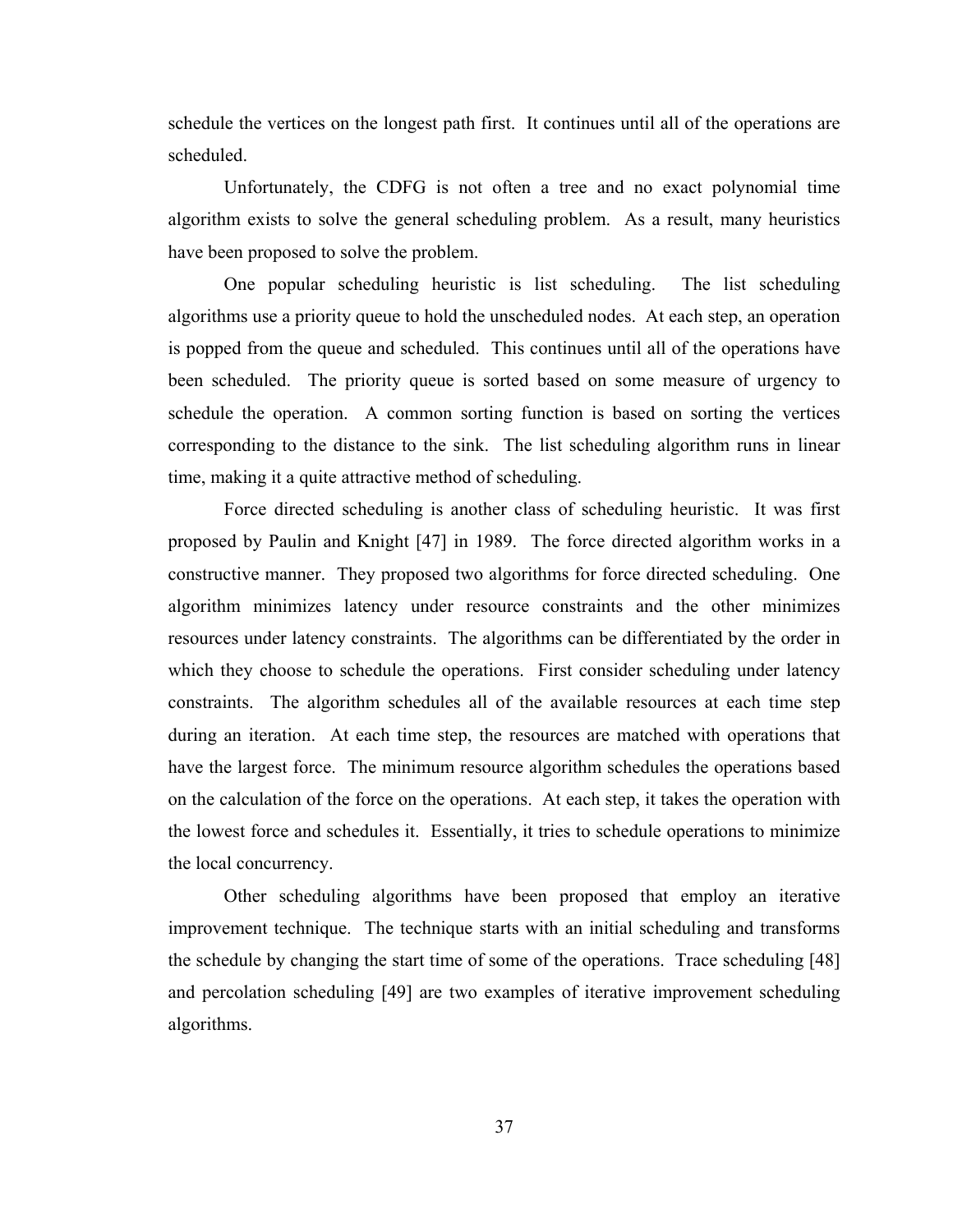schedule the vertices on the longest path first. It continues until all of the operations are scheduled.

Unfortunately, the CDFG is not often a tree and no exact polynomial time algorithm exists to solve the general scheduling problem. As a result, many heuristics have been proposed to solve the problem.

One popular scheduling heuristic is list scheduling. The list scheduling algorithms use a priority queue to hold the unscheduled nodes. At each step, an operation is popped from the queue and scheduled. This continues until all of the operations have been scheduled. The priority queue is sorted based on some measure of urgency to schedule the operation. A common sorting function is based on sorting the vertices corresponding to the distance to the sink. The list scheduling algorithm runs in linear time, making it a quite attractive method of scheduling.

Force directed scheduling is another class of scheduling heuristic. It was first proposed by Paulin and Knight [47] in 1989. The force directed algorithm works in a constructive manner. They proposed two algorithms for force directed scheduling. One algorithm minimizes latency under resource constraints and the other minimizes resources under latency constraints. The algorithms can be differentiated by the order in which they choose to schedule the operations. First consider scheduling under latency constraints. The algorithm schedules all of the available resources at each time step during an iteration. At each time step, the resources are matched with operations that have the largest force. The minimum resource algorithm schedules the operations based on the calculation of the force on the operations. At each step, it takes the operation with the lowest force and schedules it. Essentially, it tries to schedule operations to minimize the local concurrency.

Other scheduling algorithms have been proposed that employ an iterative improvement technique. The technique starts with an initial scheduling and transforms the schedule by changing the start time of some of the operations. Trace scheduling [48] and percolation scheduling [49] are two examples of iterative improvement scheduling algorithms.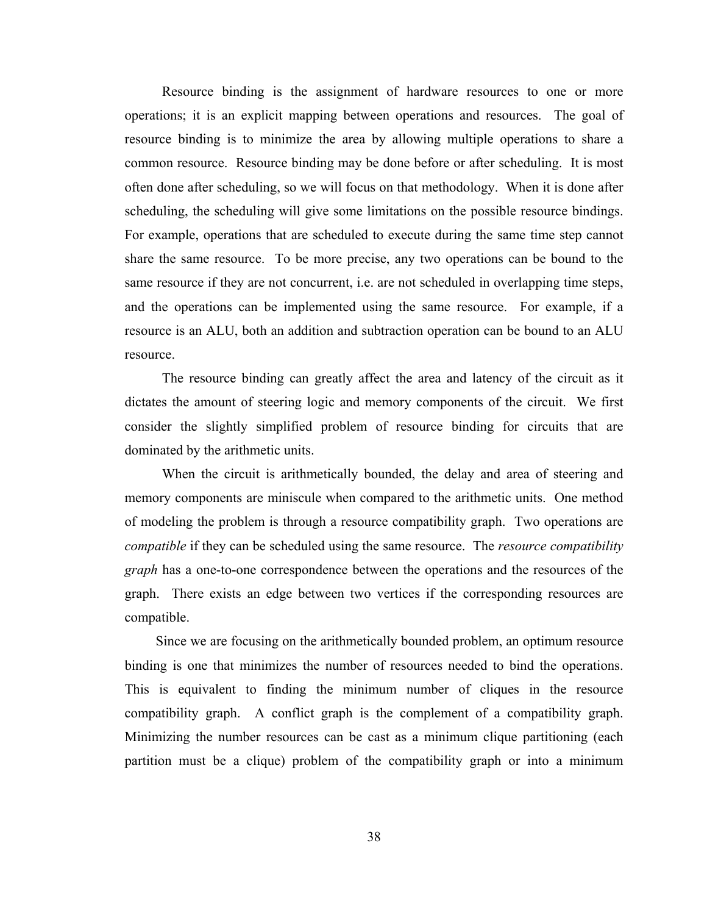Resource binding is the assignment of hardware resources to one or more operations; it is an explicit mapping between operations and resources. The goal of resource binding is to minimize the area by allowing multiple operations to share a common resource. Resource binding may be done before or after scheduling. It is most often done after scheduling, so we will focus on that methodology. When it is done after scheduling, the scheduling will give some limitations on the possible resource bindings. For example, operations that are scheduled to execute during the same time step cannot share the same resource. To be more precise, any two operations can be bound to the same resource if they are not concurrent, i.e. are not scheduled in overlapping time steps, and the operations can be implemented using the same resource. For example, if a resource is an ALU, both an addition and subtraction operation can be bound to an ALU resource.

The resource binding can greatly affect the area and latency of the circuit as it dictates the amount of steering logic and memory components of the circuit. We first consider the slightly simplified problem of resource binding for circuits that are dominated by the arithmetic units.

When the circuit is arithmetically bounded, the delay and area of steering and memory components are miniscule when compared to the arithmetic units. One method of modeling the problem is through a resource compatibility graph. Two operations are *compatible* if they can be scheduled using the same resource. The *resource compatibility graph* has a one-to-one correspondence between the operations and the resources of the graph. There exists an edge between two vertices if the corresponding resources are compatible.

Since we are focusing on the arithmetically bounded problem, an optimum resource binding is one that minimizes the number of resources needed to bind the operations. This is equivalent to finding the minimum number of cliques in the resource compatibility graph. A conflict graph is the complement of a compatibility graph. Minimizing the number resources can be cast as a minimum clique partitioning (each partition must be a clique) problem of the compatibility graph or into a minimum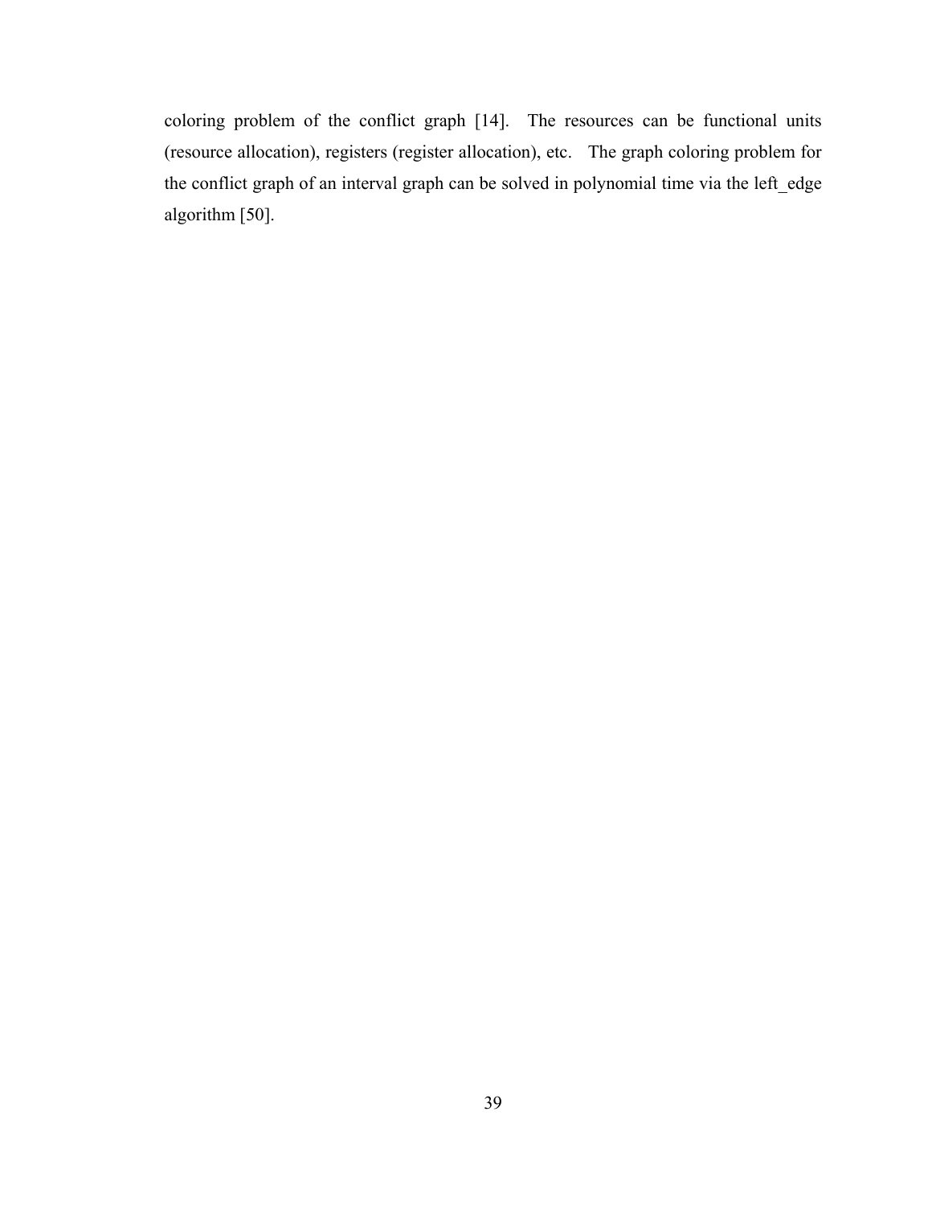coloring problem of the conflict graph [14]. The resources can be functional units (resource allocation), registers (register allocation), etc. The graph coloring problem for the conflict graph of an interval graph can be solved in polynomial time via the left_edge algorithm [50].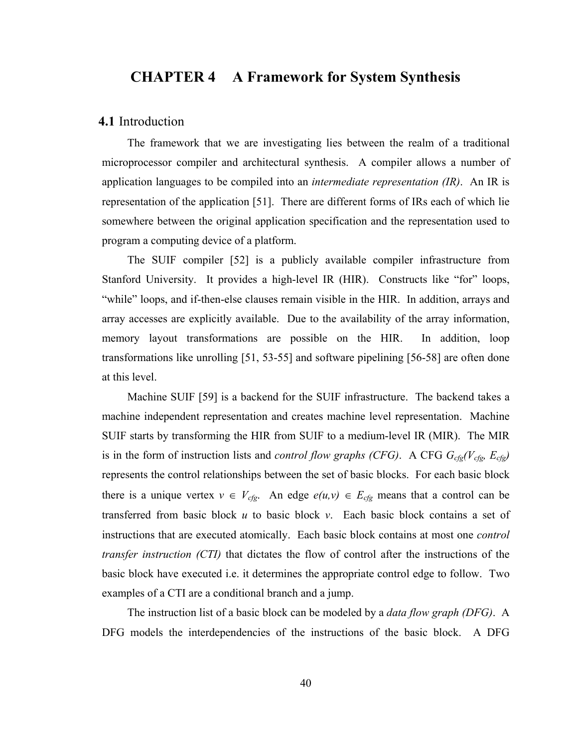# CHAPTER 4 A Framework for System Synthesis

## 4.1 Introduction

The framework that we are investigating lies between the realm of a traditional microprocessor compiler and architectural synthesis. A compiler allows a number of application languages to be compiled into an *intermediate representation (IR)*. An IR is representation of the application [51]. There are different forms of IRs each of which lie somewhere between the original application specification and the representation used to program a computing device of a platform.

The SUIF compiler [52] is a publicly available compiler infrastructure from Stanford University. It provides a high-level IR (HIR). Constructs like "for" loops, "while" loops, and if-then-else clauses remain visible in the HIR. In addition, arrays and array accesses are explicitly available. Due to the availability of the array information, memory layout transformations are possible on the HIR. In addition, loop transformations like unrolling [51, 53-55] and software pipelining [56-58] are often done at this level.

Machine SUIF [59] is a backend for the SUIF infrastructure. The backend takes a machine independent representation and creates machine level representation. Machine SUIF starts by transforming the HIR from SUIF to a medium-level IR (MIR). The MIR is in the form of instruction lists and *control flow graphs (CFG)*. A CFG $G_{cfg}(V_{cfg}, E_{cfg})$ represents the control relationships between the set of basic blocks. For each basic block there is a unique vertex $v \in V_{cfg}$. An edge $e(u,v) \in E_{cfg}$ means that a control can be transferred from basic block $u$ to basic block $v$. Each basic block contains a set of instructions that are executed atomically. Each basic block contains at most one *control transfer instruction (CTI)* that dictates the flow of control after the instructions of the basic block have executed i.e. it determines the appropriate control edge to follow. Two examples of a CTI are a conditional branch and a jump.

The instruction list of a basic block can be modeled by a *data flow graph (DFG)*. A DFG models the interdependencies of the instructions of the basic block. A DFG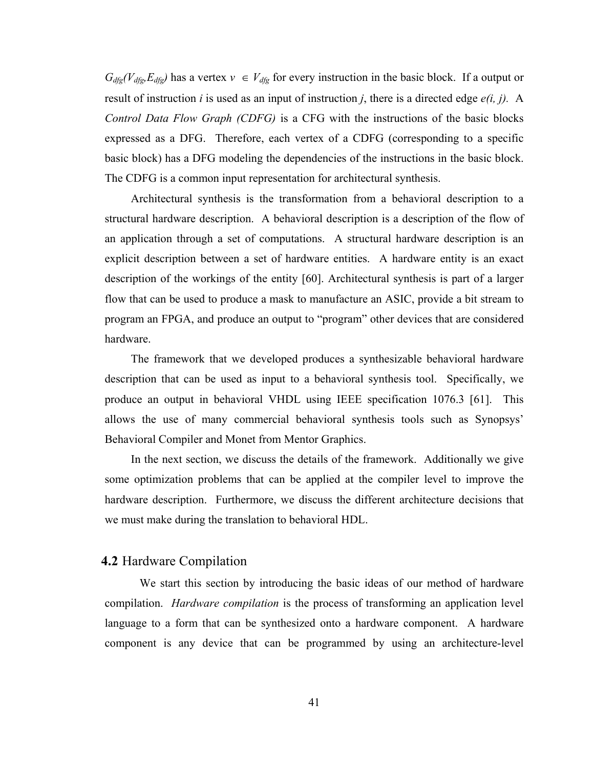$G_{dfg}(V_{dfg}, E_{dfg})$ has a vertex $v \in V_{dfg}$ for every instruction in the basic block. If a output or result of instruction *i* is used as an input of instruction *j*, there is a directed edge *e(i, j)*. A *Control Data Flow Graph (CDFG)* is a CFG with the instructions of the basic blocks expressed as a DFG. Therefore, each vertex of a CDFG (corresponding to a specific basic block) has a DFG modeling the dependencies of the instructions in the basic block. The CDFG is a common input representation for architectural synthesis.

Architectural synthesis is the transformation from a behavioral description to a structural hardware description. A behavioral description is a description of the flow of an application through a set of computations. A structural hardware description is an explicit description between a set of hardware entities. A hardware entity is an exact description of the workings of the entity [60]. Architectural synthesis is part of a larger flow that can be used to produce a mask to manufacture an ASIC, provide a bit stream to program an FPGA, and produce an output to "program" other devices that are considered hardware.

The framework that we developed produces a synthesizable behavioral hardware description that can be used as input to a behavioral synthesis tool. Specifically, we produce an output in behavioral VHDL using IEEE specification 1076.3 [61]. This allows the use of many commercial behavioral synthesis tools such as Synopsys' Behavioral Compiler and Monet from Mentor Graphics.

In the next section, we discuss the details of the framework. Additionally we give some optimization problems that can be applied at the compiler level to improve the hardware description. Furthermore, we discuss the different architecture decisions that we must make during the translation to behavioral HDL.

## **4.2** Hardware Compilation

We start this section by introducing the basic ideas of our method of hardware compilation. *Hardware compilation* is the process of transforming an application level language to a form that can be synthesized onto a hardware component. A hardware component is any device that can be programmed by using an architecture-level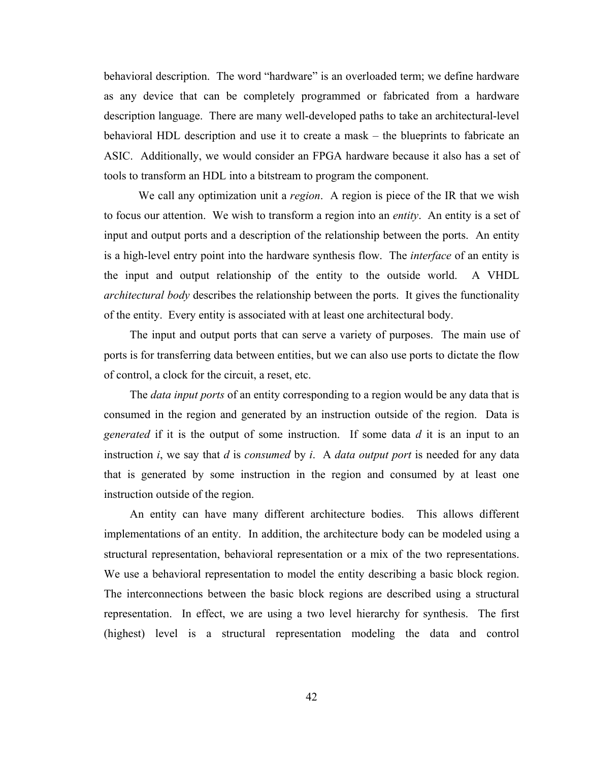behavioral description. The word "hardware" is an overloaded term; we define hardware as any device that can be completely programmed or fabricated from a hardware description language. There are many well-developed paths to take an architectural-level behavioral HDL description and use it to create a mask – the blueprints to fabricate an ASIC. Additionally, we would consider an FPGA hardware because it also has a set of tools to transform an HDL into a bitstream to program the component.

We call any optimization unit a *region*. A region is piece of the IR that we wish to focus our attention. We wish to transform a region into an *entity*. An entity is a set of input and output ports and a description of the relationship between the ports. An entity is a high-level entry point into the hardware synthesis flow. The *interface* of an entity is the input and output relationship of the entity to the outside world. A VHDL *architectural body* describes the relationship between the ports. It gives the functionality of the entity. Every entity is associated with at least one architectural body.

The input and output ports that can serve a variety of purposes. The main use of ports is for transferring data between entities, but we can also use ports to dictate the flow of control, a clock for the circuit, a reset, etc.

The *data input ports* of an entity corresponding to a region would be any data that is consumed in the region and generated by an instruction outside of the region. Data is *generated* if it is the output of some instruction. If some data $d$ it is an input to an instruction $i$, we say that $d$ is *consumed* by $i$. A *data output port* is needed for any data that is generated by some instruction in the region and consumed by at least one instruction outside of the region.

An entity can have many different architecture bodies. This allows different implementations of an entity. In addition, the architecture body can be modeled using a structural representation, behavioral representation or a mix of the two representations. We use a behavioral representation to model the entity describing a basic block region. The interconnections between the basic block regions are described using a structural representation. In effect, we are using a two level hierarchy for synthesis. The first (highest) level is a structural representation modeling the data and control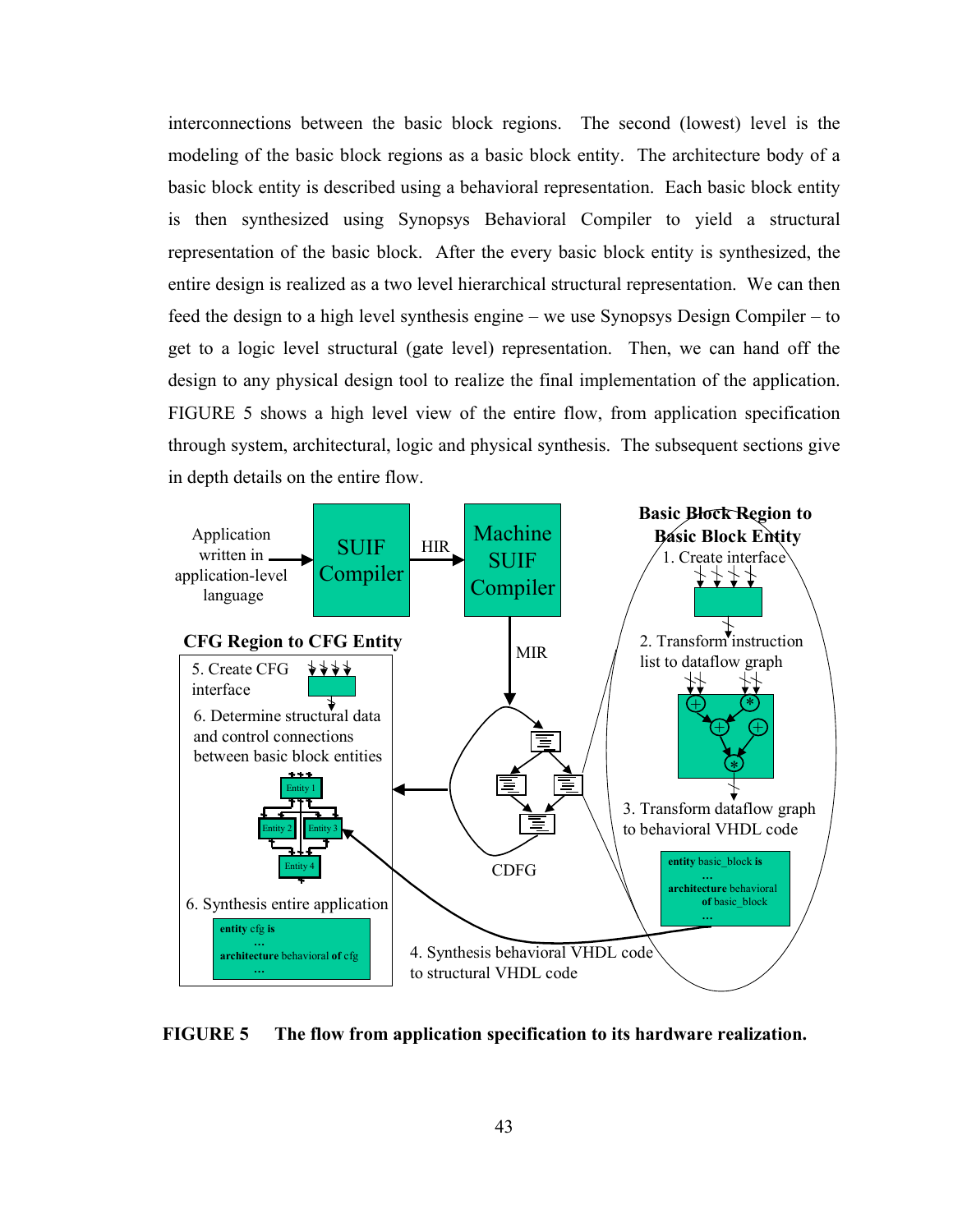interconnections between the basic block regions. The second (lowest) level is the modeling of the basic block regions as a basic block entity. The architecture body of a basic block entity is described using a behavioral representation. Each basic block entity is then synthesized using Synopsys Behavioral Compiler to yield a structural representation of the basic block. After the every basic block entity is synthesized, the entire design is realized as a two level hierarchical structural representation. We can then feed the design to a high level synthesis engine – we use Synopsys Design Compiler – to get to a logic level structural (gate level) representation. Then, we can hand off the design to any physical design tool to realize the final implementation of the application. FIGURE 5 shows a high level view of the entire flow, from application specification through system, architectural, logic and physical synthesis. The subsequent sections give in depth details on the entire flow.

Application written in application-level language → SUIF Compiler → HIR → Machine SUIF Compiler → MIR → CDFG

**Basic Block Region to Basic Block Entity**

1. Create interface
2. Transform instruction list to dataflow graph
3. Transform dataflow graph to behavioral VHDL code

```
entity basic_block is
...
architecture behavioral of basic_block
...
```

4. Synthesis behavioral VHDL code to structural VHDL code

**CFG Region to CFG Entity**

5. Create CFG interface
6. Determine structural data and control connections between basic block entities

Entity 1, Entity 2, Entity 3, Entity 4

6. Synthesis entire application

```
entity cfg is
...
architecture behavioral of cfg
...
```

**FIGURE 5 The flow from application specification to its hardware realization.**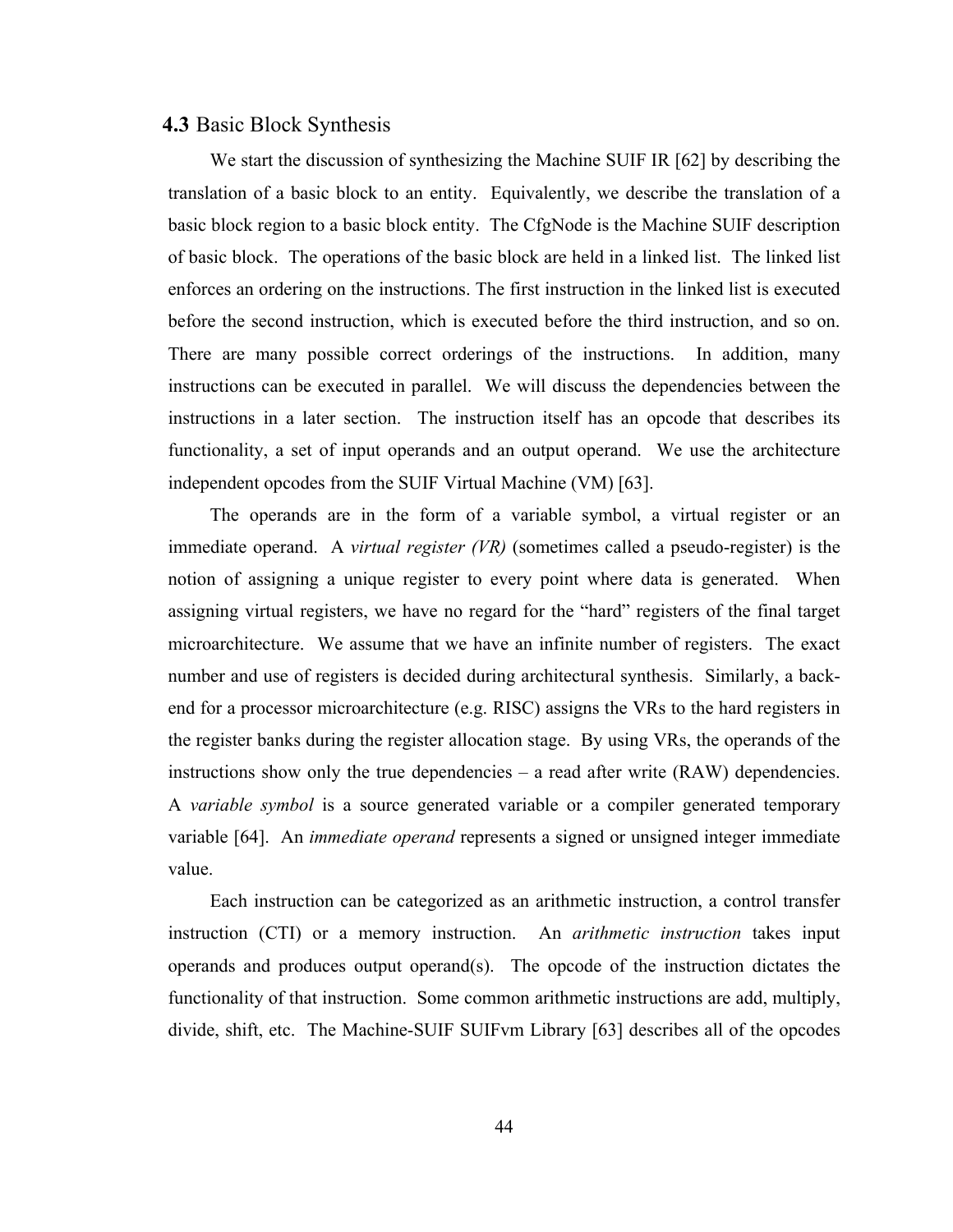### **4.3** Basic Block Synthesis

We start the discussion of synthesizing the Machine SUIF IR [62] by describing the translation of a basic block to an entity. Equivalently, we describe the translation of a basic block region to a basic block entity. The CfgNode is the Machine SUIF description of basic block. The operations of the basic block are held in a linked list. The linked list enforces an ordering on the instructions. The first instruction in the linked list is executed before the second instruction, which is executed before the third instruction, and so on. There are many possible correct orderings of the instructions. In addition, many instructions can be executed in parallel. We will discuss the dependencies between the instructions in a later section. The instruction itself has an opcode that describes its functionality, a set of input operands and an output operand. We use the architecture independent opcodes from the SUIF Virtual Machine (VM) [63].

The operands are in the form of a variable symbol, a virtual register or an immediate operand. A *virtual register (VR)* (sometimes called a pseudo-register) is the notion of assigning a unique register to every point where data is generated. When assigning virtual registers, we have no regard for the "hard" registers of the final target microarchitecture. We assume that we have an infinite number of registers. The exact number and use of registers is decided during architectural synthesis. Similarly, a back-end for a processor microarchitecture (e.g. RISC) assigns the VRs to the hard registers in the register banks during the register allocation stage. By using VRs, the operands of the instructions show only the true dependencies – a read after write (RAW) dependencies. A *variable symbol* is a source generated variable or a compiler generated temporary variable [64]. An *immediate operand* represents a signed or unsigned integer immediate value.

Each instruction can be categorized as an arithmetic instruction, a control transfer instruction (CTI) or a memory instruction. An *arithmetic instruction* takes input operands and produces output operand(s). The opcode of the instruction dictates the functionality of that instruction. Some common arithmetic instructions are add, multiply, divide, shift, etc. The Machine-SUIF SUIFvm Library [63] describes all of the opcodes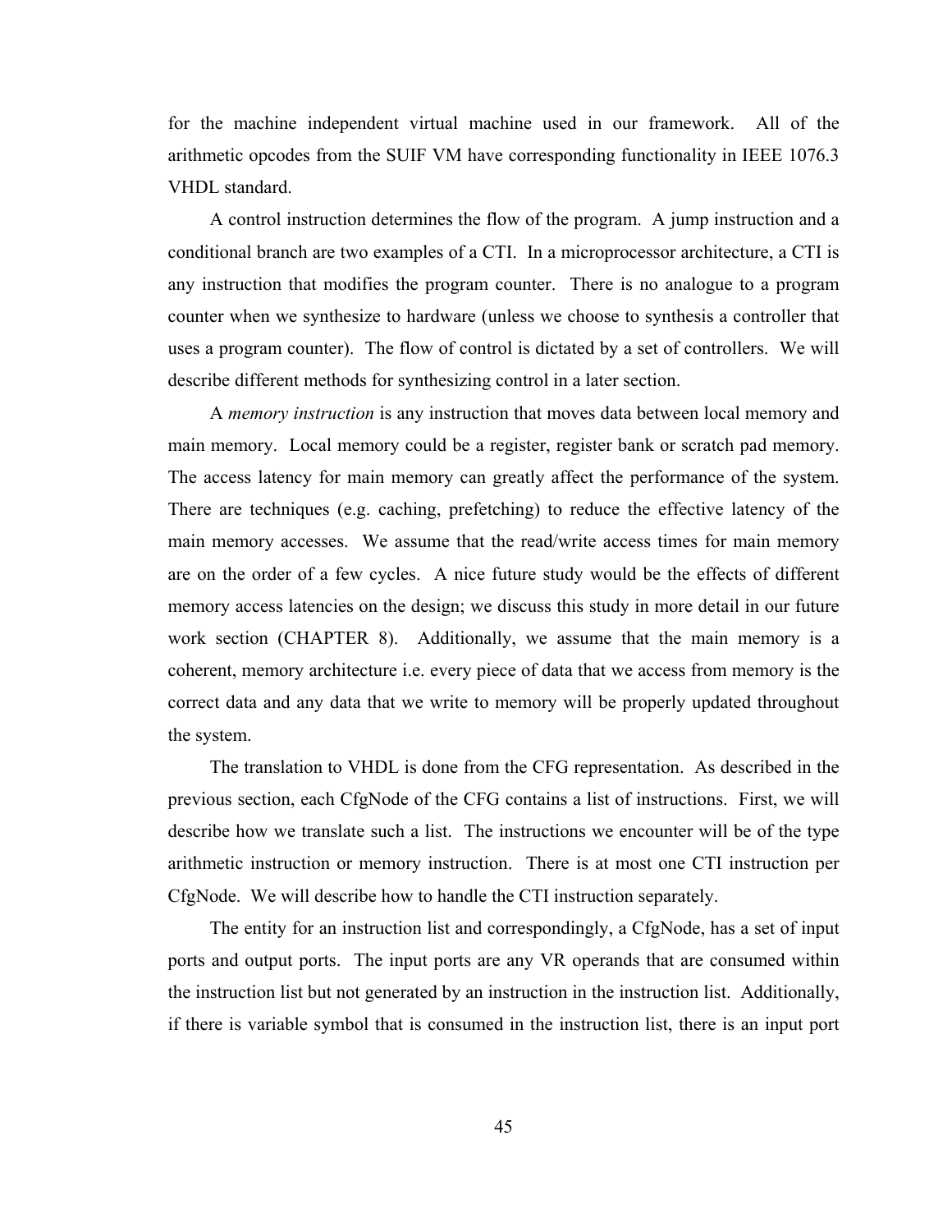for the machine independent virtual machine used in our framework. All of the arithmetic opcodes from the SUIF VM have corresponding functionality in IEEE 1076.3 VHDL standard.

A control instruction determines the flow of the program. A jump instruction and a conditional branch are two examples of a CTI. In a microprocessor architecture, a CTI is any instruction that modifies the program counter. There is no analogue to a program counter when we synthesize to hardware (unless we choose to synthesis a controller that uses a program counter). The flow of control is dictated by a set of controllers. We will describe different methods for synthesizing control in a later section.

A *memory instruction* is any instruction that moves data between local memory and main memory. Local memory could be a register, register bank or scratch pad memory. The access latency for main memory can greatly affect the performance of the system. There are techniques (e.g. caching, prefetching) to reduce the effective latency of the main memory accesses. We assume that the read/write access times for main memory are on the order of a few cycles. A nice future study would be the effects of different memory access latencies on the design; we discuss this study in more detail in our future work section (CHAPTER 8). Additionally, we assume that the main memory is a coherent, memory architecture i.e. every piece of data that we access from memory is the correct data and any data that we write to memory will be properly updated throughout the system.

The translation to VHDL is done from the CFG representation. As described in the previous section, each CfgNode of the CFG contains a list of instructions. First, we will describe how we translate such a list. The instructions we encounter will be of the type arithmetic instruction or memory instruction. There is at most one CTI instruction per CfgNode. We will describe how to handle the CTI instruction separately.

The entity for an instruction list and correspondingly, a CfgNode, has a set of input ports and output ports. The input ports are any VR operands that are consumed within the instruction list but not generated by an instruction in the instruction list. Additionally, if there is variable symbol that is consumed in the instruction list, there is an input port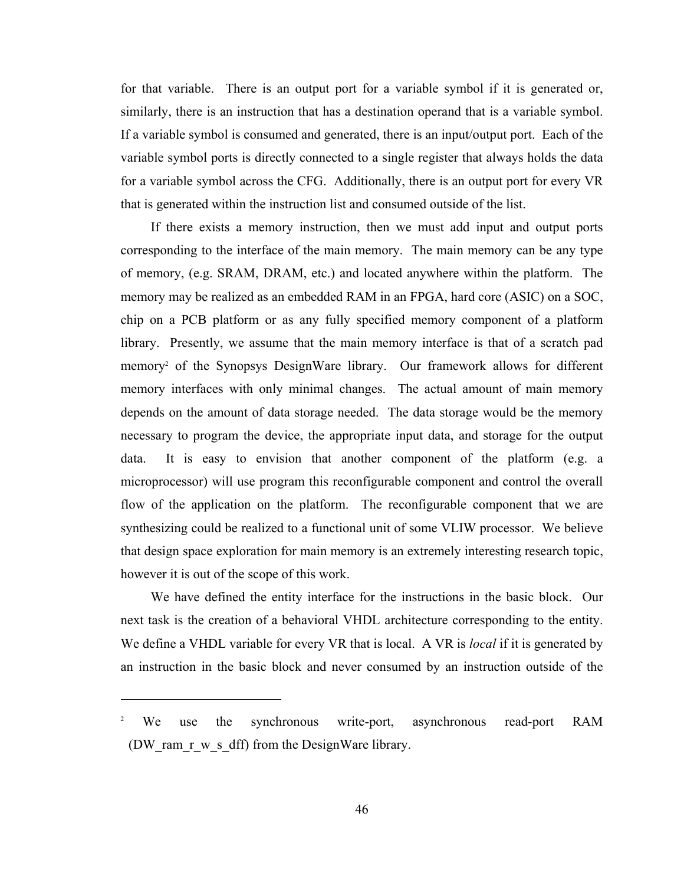for that variable. There is an output port for a variable symbol if it is generated or, similarly, there is an instruction that has a destination operand that is a variable symbol. If a variable symbol is consumed and generated, there is an input/output port. Each of the variable symbol ports is directly connected to a single register that always holds the data for a variable symbol across the CFG. Additionally, there is an output port for every VR that is generated within the instruction list and consumed outside of the list.

If there exists a memory instruction, then we must add input and output ports corresponding to the interface of the main memory. The main memory can be any type of memory, (e.g. SRAM, DRAM, etc.) and located anywhere within the platform. The memory may be realized as an embedded RAM in an FPGA, hard core (ASIC) on a SOC, chip on a PCB platform or as any fully specified memory component of a platform library. Presently, we assume that the main memory interface is that of a scratch pad memory[2] of the Synopsys DesignWare library. Our framework allows for different memory interfaces with only minimal changes. The actual amount of main memory depends on the amount of data storage needed. The data storage would be the memory necessary to program the device, the appropriate input data, and storage for the output data. It is easy to envision that another component of the platform (e.g. a microprocessor) will use program this reconfigurable component and control the overall flow of the application on the platform. The reconfigurable component that we are synthesizing could be realized to a functional unit of some VLIW processor. We believe that design space exploration for main memory is an extremely interesting research topic, however it is out of the scope of this work.

We have defined the entity interface for the instructions in the basic block. Our next task is the creation of a behavioral VHDL architecture corresponding to the entity. We define a VHDL variable for every VR that is local. A VR is *local* if it is generated by an instruction in the basic block and never consumed by an instruction outside of the

---

[2] We use the synchronous write-port, asynchronous read-port RAM (DW_ram_r_w_s_dff) from the DesignWare library.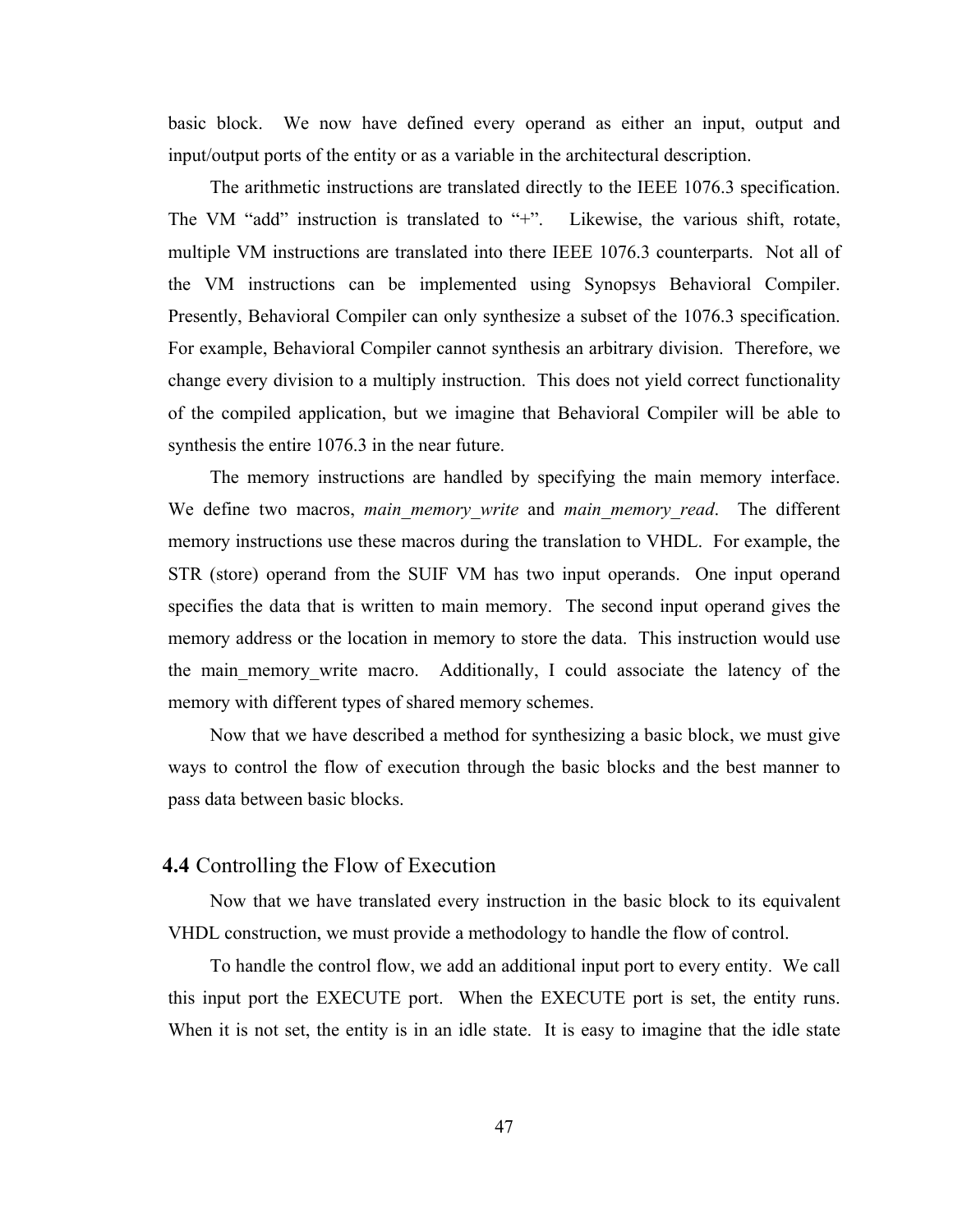basic block. We now have defined every operand as either an input, output and input/output ports of the entity or as a variable in the architectural description.

The arithmetic instructions are translated directly to the IEEE 1076.3 specification. The VM "add" instruction is translated to "+". Likewise, the various shift, rotate, multiple VM instructions are translated into there IEEE 1076.3 counterparts. Not all of the VM instructions can be implemented using Synopsys Behavioral Compiler. Presently, Behavioral Compiler can only synthesize a subset of the 1076.3 specification. For example, Behavioral Compiler cannot synthesis an arbitrary division. Therefore, we change every division to a multiply instruction. This does not yield correct functionality of the compiled application, but we imagine that Behavioral Compiler will be able to synthesis the entire 1076.3 in the near future.

The memory instructions are handled by specifying the main memory interface. We define two macros, *main_memory_write* and *main_memory_read*. The different memory instructions use these macros during the translation to VHDL. For example, the STR (store) operand from the SUIF VM has two input operands. One input operand specifies the data that is written to main memory. The second input operand gives the memory address or the location in memory to store the data. This instruction would use the main_memory_write macro. Additionally, I could associate the latency of the memory with different types of shared memory schemes.

Now that we have described a method for synthesizing a basic block, we must give ways to control the flow of execution through the basic blocks and the best manner to pass data between basic blocks.

## 4.4 Controlling the Flow of Execution

Now that we have translated every instruction in the basic block to its equivalent VHDL construction, we must provide a methodology to handle the flow of control.

To handle the control flow, we add an additional input port to every entity. We call this input port the EXECUTE port. When the EXECUTE port is set, the entity runs. When it is not set, the entity is in an idle state. It is easy to imagine that the idle state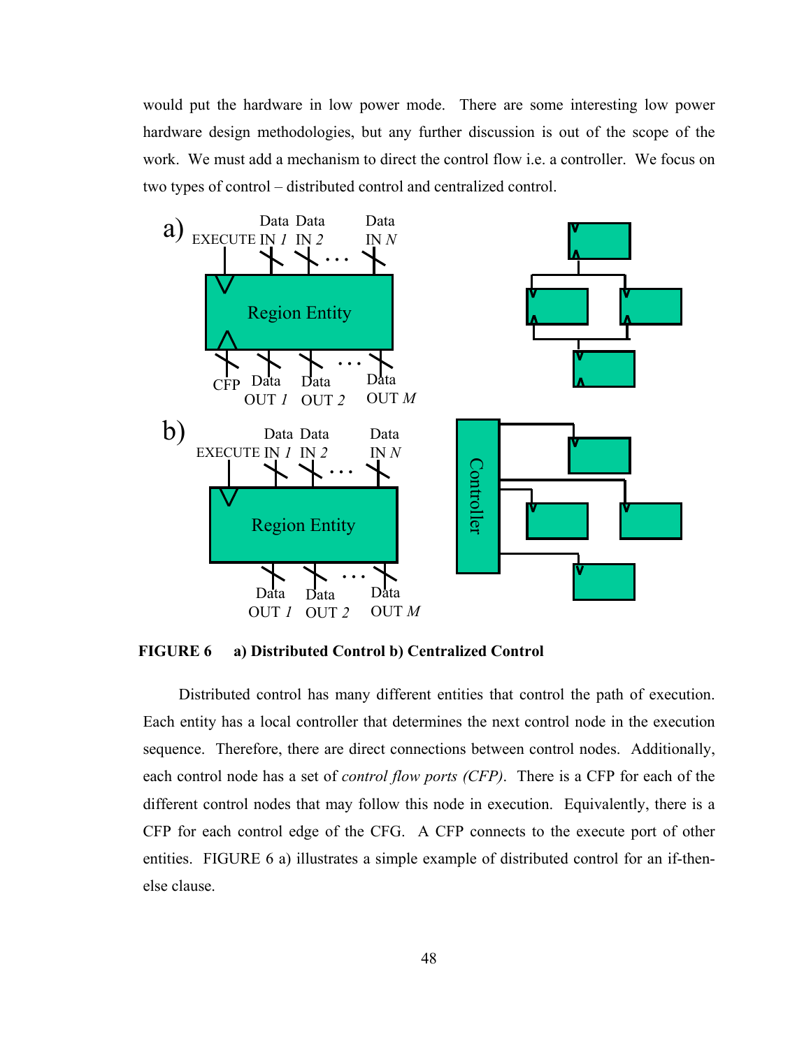would put the hardware in low power mode. There are some interesting low power hardware design methodologies, but any further discussion is out of the scope of the work. We must add a mechanism to direct the control flow i.e. a controller. We focus on two types of control – distributed control and centralized control.

**FIGURE 6 a) Distributed Control b) Centralized Control**

Distributed control has many different entities that control the path of execution. Each entity has a local controller that determines the next control node in the execution sequence. Therefore, there are direct connections between control nodes. Additionally, each control node has a set of *control flow ports (CFP)*. There is a CFP for each of the different control nodes that may follow this node in execution. Equivalently, there is a CFP for each control edge of the CFG. A CFP connects to the execute port of other entities. FIGURE 6 a) illustrates a simple example of distributed control for an if-then-else clause.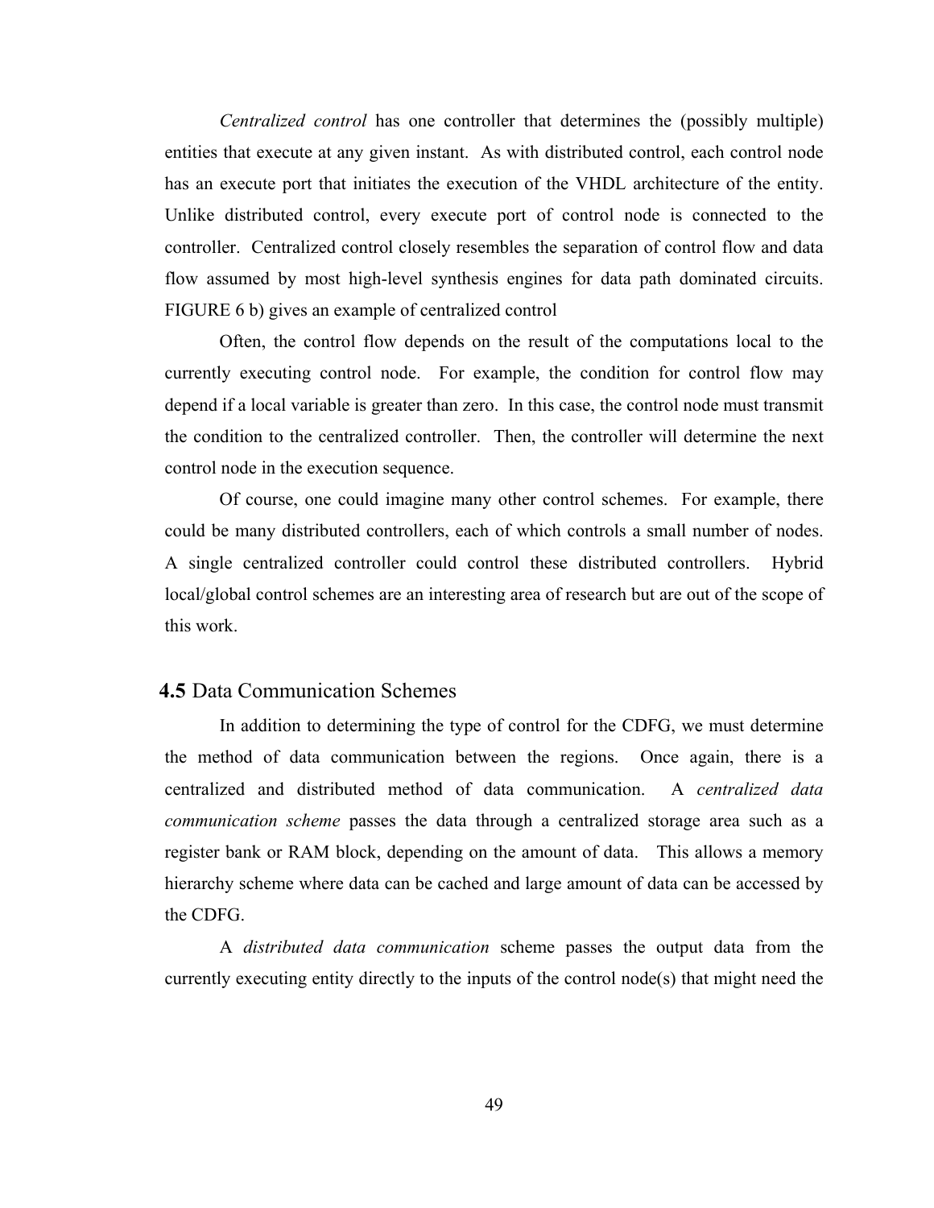*Centralized control* has one controller that determines the (possibly multiple) entities that execute at any given instant. As with distributed control, each control node has an execute port that initiates the execution of the VHDL architecture of the entity. Unlike distributed control, every execute port of control node is connected to the controller. Centralized control closely resembles the separation of control flow and data flow assumed by most high-level synthesis engines for data path dominated circuits. FIGURE 6 b) gives an example of centralized control

Often, the control flow depends on the result of the computations local to the currently executing control node. For example, the condition for control flow may depend if a local variable is greater than zero. In this case, the control node must transmit the condition to the centralized controller. Then, the controller will determine the next control node in the execution sequence.

Of course, one could imagine many other control schemes. For example, there could be many distributed controllers, each of which controls a small number of nodes. A single centralized controller could control these distributed controllers. Hybrid local/global control schemes are an interesting area of research but are out of the scope of this work.

## **4.5** Data Communication Schemes

In addition to determining the type of control for the CDFG, we must determine the method of data communication between the regions. Once again, there is a centralized and distributed method of data communication. A *centralized data communication scheme* passes the data through a centralized storage area such as a register bank or RAM block, depending on the amount of data. This allows a memory hierarchy scheme where data can be cached and large amount of data can be accessed by the CDFG.

A *distributed data communication* scheme passes the output data from the currently executing entity directly to the inputs of the control node(s) that might need the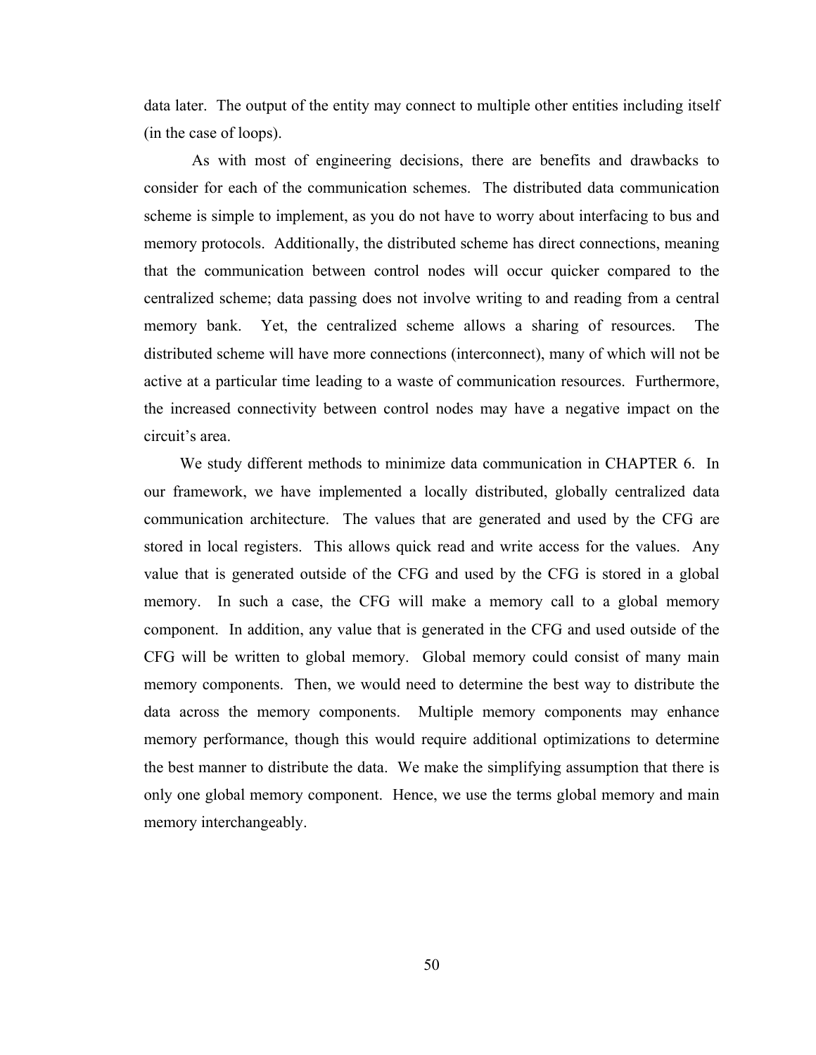data later. The output of the entity may connect to multiple other entities including itself (in the case of loops).

As with most of engineering decisions, there are benefits and drawbacks to consider for each of the communication schemes. The distributed data communication scheme is simple to implement, as you do not have to worry about interfacing to bus and memory protocols. Additionally, the distributed scheme has direct connections, meaning that the communication between control nodes will occur quicker compared to the centralized scheme; data passing does not involve writing to and reading from a central memory bank. Yet, the centralized scheme allows a sharing of resources. The distributed scheme will have more connections (interconnect), many of which will not be active at a particular time leading to a waste of communication resources. Furthermore, the increased connectivity between control nodes may have a negative impact on the circuit's area.

We study different methods to minimize data communication in CHAPTER 6. In our framework, we have implemented a locally distributed, globally centralized data communication architecture. The values that are generated and used by the CFG are stored in local registers. This allows quick read and write access for the values. Any value that is generated outside of the CFG and used by the CFG is stored in a global memory. In such a case, the CFG will make a memory call to a global memory component. In addition, any value that is generated in the CFG and used outside of the CFG will be written to global memory. Global memory could consist of many main memory components. Then, we would need to determine the best way to distribute the data across the memory components. Multiple memory components may enhance memory performance, though this would require additional optimizations to determine the best manner to distribute the data. We make the simplifying assumption that there is only one global memory component. Hence, we use the terms global memory and main memory interchangeably.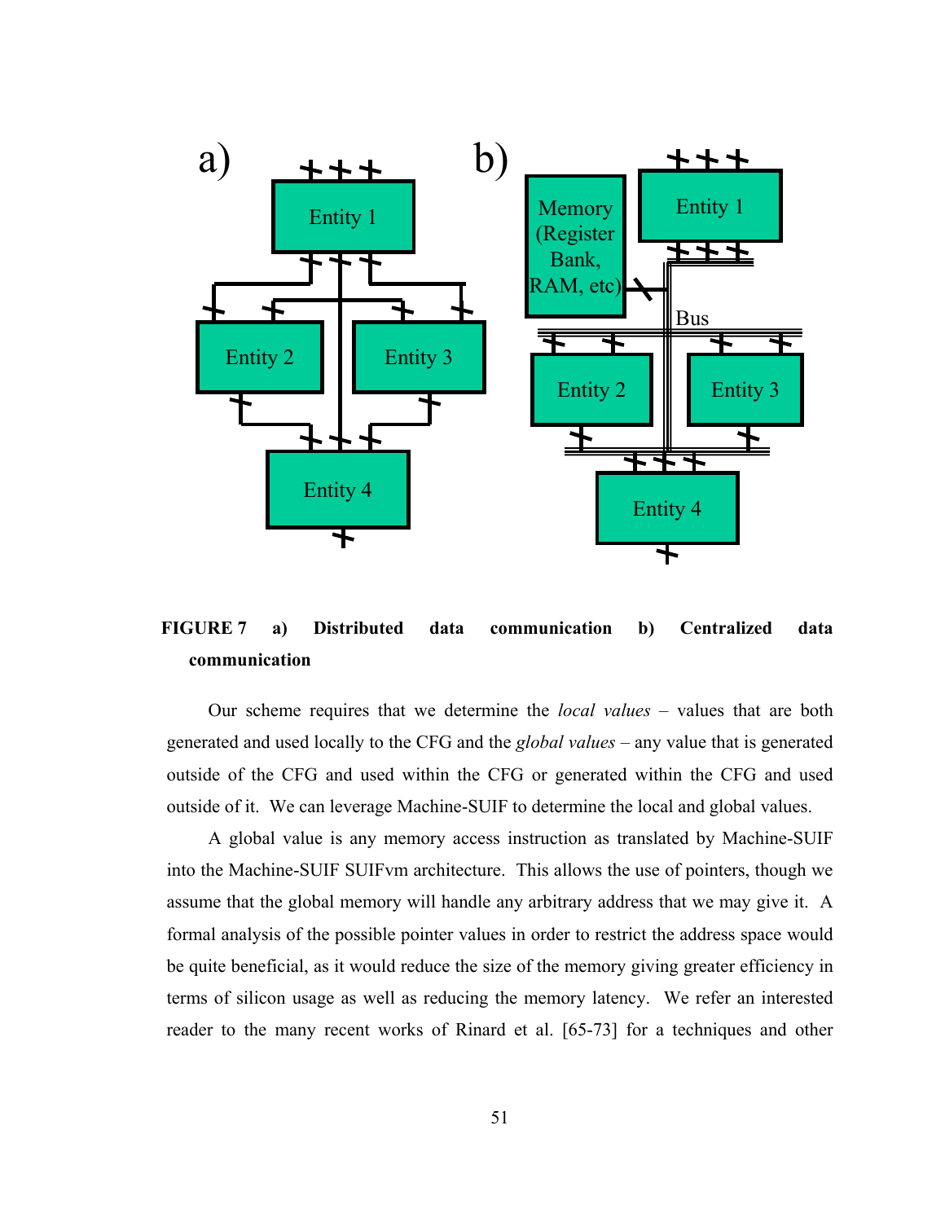**FIGURE 7 a) Distributed data communication b) Centralized data communication**

Our scheme requires that we determine the *local values* – values that are both generated and used locally to the CFG and the *global values* – any value that is generated outside of the CFG and used within the CFG or generated within the CFG and used outside of it. We can leverage Machine-SUIF to determine the local and global values.

A global value is any memory access instruction as translated by Machine-SUIF into the Machine-SUIF SUIFvm architecture. This allows the use of pointers, though we assume that the global memory will handle any arbitrary address that we may give it. A formal analysis of the possible pointer values in order to restrict the address space would be quite beneficial, as it would reduce the size of the memory giving greater efficiency in terms of silicon usage as well as reducing the memory latency. We refer an interested reader to the many recent works of Rinard et al. [65-73] for a techniques and other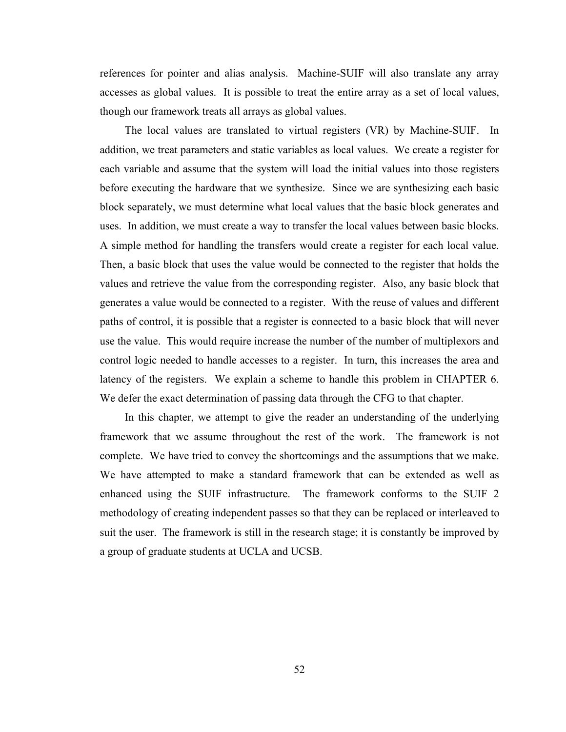references for pointer and alias analysis. Machine-SUIF will also translate any array accesses as global values. It is possible to treat the entire array as a set of local values, though our framework treats all arrays as global values.

The local values are translated to virtual registers (VR) by Machine-SUIF. In addition, we treat parameters and static variables as local values. We create a register for each variable and assume that the system will load the initial values into those registers before executing the hardware that we synthesize. Since we are synthesizing each basic block separately, we must determine what local values that the basic block generates and uses. In addition, we must create a way to transfer the local values between basic blocks. A simple method for handling the transfers would create a register for each local value. Then, a basic block that uses the value would be connected to the register that holds the values and retrieve the value from the corresponding register. Also, any basic block that generates a value would be connected to a register. With the reuse of values and different paths of control, it is possible that a register is connected to a basic block that will never use the value. This would require increase the number of the number of multiplexors and control logic needed to handle accesses to a register. In turn, this increases the area and latency of the registers. We explain a scheme to handle this problem in CHAPTER 6. We defer the exact determination of passing data through the CFG to that chapter.

In this chapter, we attempt to give the reader an understanding of the underlying framework that we assume throughout the rest of the work. The framework is not complete. We have tried to convey the shortcomings and the assumptions that we make. We have attempted to make a standard framework that can be extended as well as enhanced using the SUIF infrastructure. The framework conforms to the SUIF 2 methodology of creating independent passes so that they can be replaced or interleaved to suit the user. The framework is still in the research stage; it is constantly be improved by a group of graduate students at UCLA and UCSB.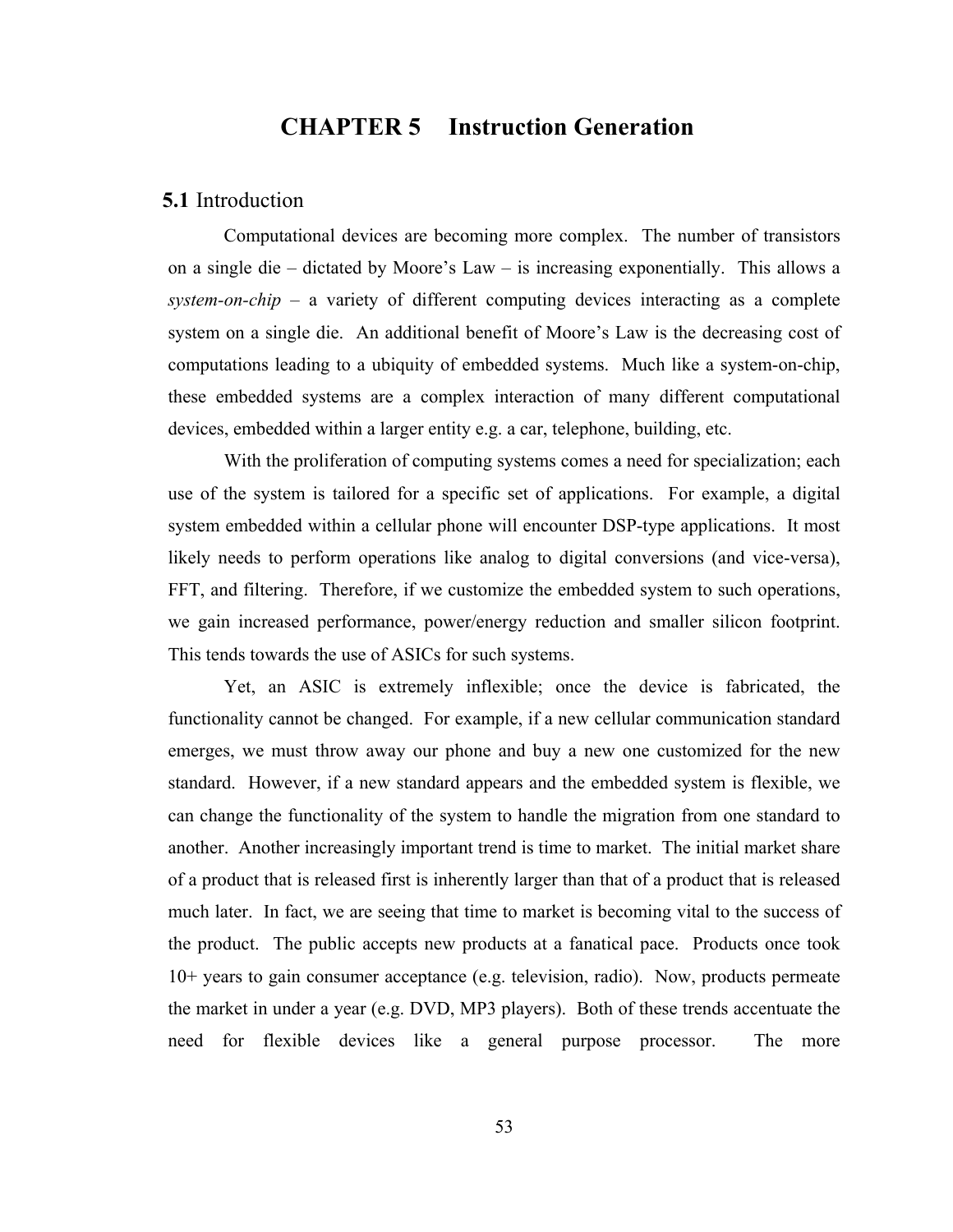# CHAPTER 5 Instruction Generation

## 5.1 Introduction

Computational devices are becoming more complex. The number of transistors on a single die – dictated by Moore's Law – is increasing exponentially. This allows a *system-on-chip* – a variety of different computing devices interacting as a complete system on a single die. An additional benefit of Moore's Law is the decreasing cost of computations leading to a ubiquity of embedded systems. Much like a system-on-chip, these embedded systems are a complex interaction of many different computational devices, embedded within a larger entity e.g. a car, telephone, building, etc.

With the proliferation of computing systems comes a need for specialization; each use of the system is tailored for a specific set of applications. For example, a digital system embedded within a cellular phone will encounter DSP-type applications. It most likely needs to perform operations like analog to digital conversions (and vice-versa), FFT, and filtering. Therefore, if we customize the embedded system to such operations, we gain increased performance, power/energy reduction and smaller silicon footprint. This tends towards the use of ASICs for such systems.

Yet, an ASIC is extremely inflexible; once the device is fabricated, the functionality cannot be changed. For example, if a new cellular communication standard emerges, we must throw away our phone and buy a new one customized for the new standard. However, if a new standard appears and the embedded system is flexible, we can change the functionality of the system to handle the migration from one standard to another. Another increasingly important trend is time to market. The initial market share of a product that is released first is inherently larger than that of a product that is released much later. In fact, we are seeing that time to market is becoming vital to the success of the product. The public accepts new products at a fanatical pace. Products once took 10+ years to gain consumer acceptance (e.g. television, radio). Now, products permeate the market in under a year (e.g. DVD, MP3 players). Both of these trends accentuate the need for flexible devices like a general purpose processor. The more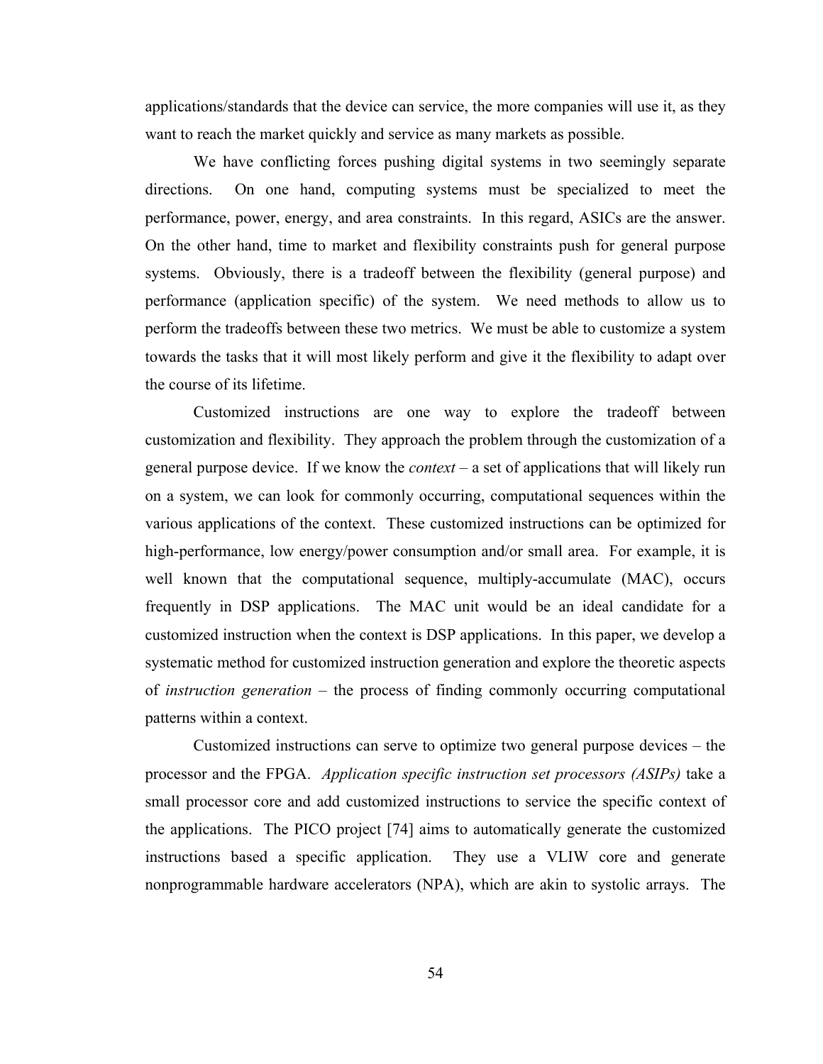applications/standards that the device can service, the more companies will use it, as they want to reach the market quickly and service as many markets as possible.

We have conflicting forces pushing digital systems in two seemingly separate directions. On one hand, computing systems must be specialized to meet the performance, power, energy, and area constraints. In this regard, ASICs are the answer. On the other hand, time to market and flexibility constraints push for general purpose systems. Obviously, there is a tradeoff between the flexibility (general purpose) and performance (application specific) of the system. We need methods to allow us to perform the tradeoffs between these two metrics. We must be able to customize a system towards the tasks that it will most likely perform and give it the flexibility to adapt over the course of its lifetime.

Customized instructions are one way to explore the tradeoff between customization and flexibility. They approach the problem through the customization of a general purpose device. If we know the *context* – a set of applications that will likely run on a system, we can look for commonly occurring, computational sequences within the various applications of the context. These customized instructions can be optimized for high-performance, low energy/power consumption and/or small area. For example, it is well known that the computational sequence, multiply-accumulate (MAC), occurs frequently in DSP applications. The MAC unit would be an ideal candidate for a customized instruction when the context is DSP applications. In this paper, we develop a systematic method for customized instruction generation and explore the theoretic aspects of *instruction generation* – the process of finding commonly occurring computational patterns within a context.

Customized instructions can serve to optimize two general purpose devices – the processor and the FPGA. *Application specific instruction set processors (ASIPs)* take a small processor core and add customized instructions to service the specific context of the applications. The PICO project [74] aims to automatically generate the customized instructions based a specific application. They use a VLIW core and generate nonprogrammable hardware accelerators (NPA), which are akin to systolic arrays. The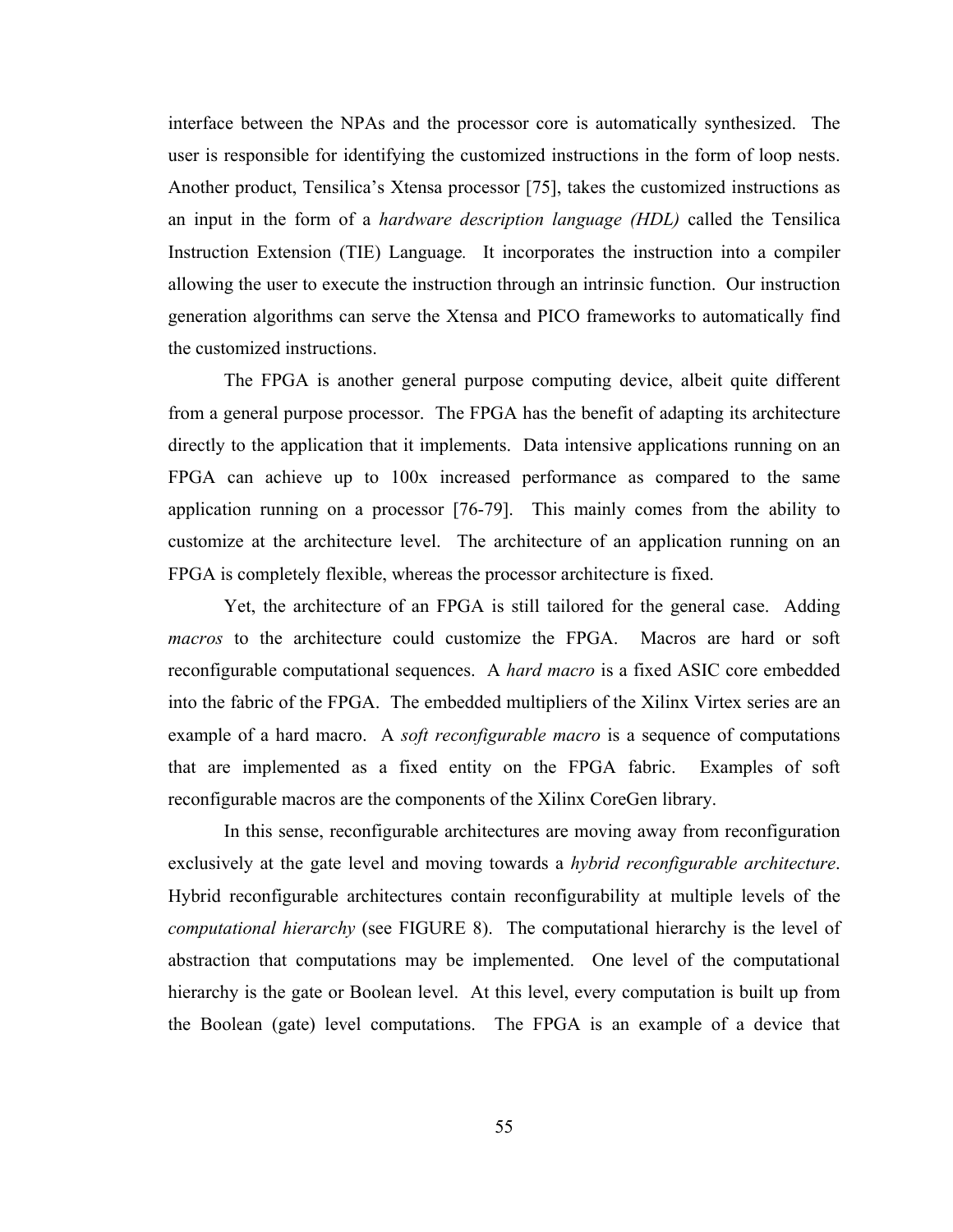interface between the NPAs and the processor core is automatically synthesized. The user is responsible for identifying the customized instructions in the form of loop nests. Another product, Tensilica's Xtensa processor [75], takes the customized instructions as an input in the form of a *hardware description language (HDL)* called the Tensilica Instruction Extension (TIE) Language. It incorporates the instruction into a compiler allowing the user to execute the instruction through an intrinsic function. Our instruction generation algorithms can serve the Xtensa and PICO frameworks to automatically find the customized instructions.

The FPGA is another general purpose computing device, albeit quite different from a general purpose processor. The FPGA has the benefit of adapting its architecture directly to the application that it implements. Data intensive applications running on an FPGA can achieve up to 100x increased performance as compared to the same application running on a processor [76-79]. This mainly comes from the ability to customize at the architecture level. The architecture of an application running on an FPGA is completely flexible, whereas the processor architecture is fixed.

Yet, the architecture of an FPGA is still tailored for the general case. Adding *macros* to the architecture could customize the FPGA. Macros are hard or soft reconfigurable computational sequences. A *hard macro* is a fixed ASIC core embedded into the fabric of the FPGA. The embedded multipliers of the Xilinx Virtex series are an example of a hard macro. A *soft reconfigurable macro* is a sequence of computations that are implemented as a fixed entity on the FPGA fabric. Examples of soft reconfigurable macros are the components of the Xilinx CoreGen library.

In this sense, reconfigurable architectures are moving away from reconfiguration exclusively at the gate level and moving towards a *hybrid reconfigurable architecture*. Hybrid reconfigurable architectures contain reconfigurability at multiple levels of the *computational hierarchy* (see FIGURE 8). The computational hierarchy is the level of abstraction that computations may be implemented. One level of the computational hierarchy is the gate or Boolean level. At this level, every computation is built up from the Boolean (gate) level computations. The FPGA is an example of a device that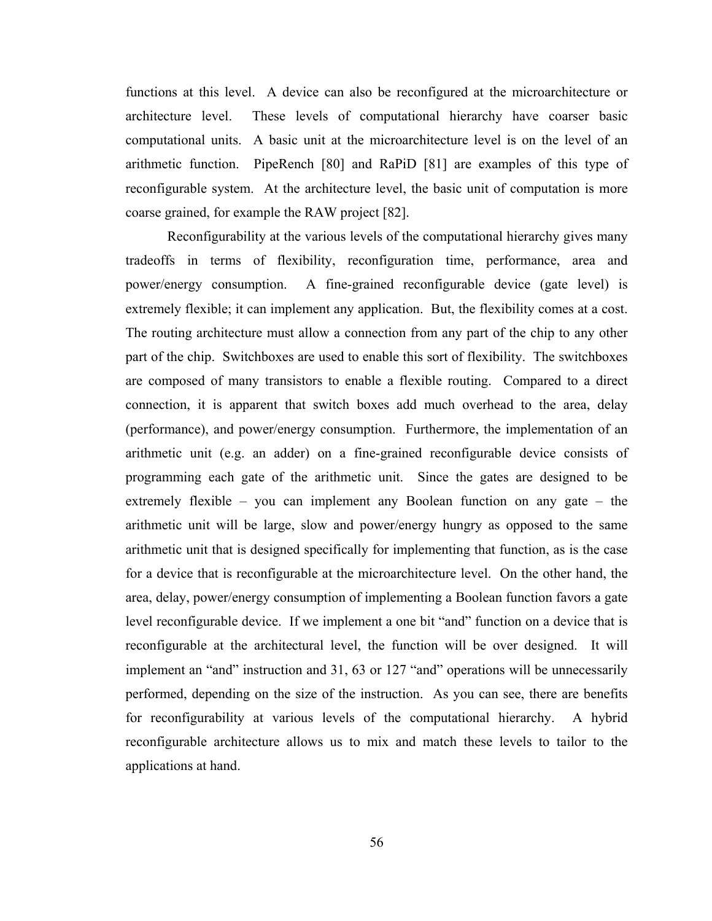functions at this level. A device can also be reconfigured at the microarchitecture or architecture level. These levels of computational hierarchy have coarser basic computational units. A basic unit at the microarchitecture level is on the level of an arithmetic function. PipeRench [80] and RaPiD [81] are examples of this type of reconfigurable system. At the architecture level, the basic unit of computation is more coarse grained, for example the RAW project [82].

Reconfigurability at the various levels of the computational hierarchy gives many tradeoffs in terms of flexibility, reconfiguration time, performance, area and power/energy consumption. A fine-grained reconfigurable device (gate level) is extremely flexible; it can implement any application. But, the flexibility comes at a cost. The routing architecture must allow a connection from any part of the chip to any other part of the chip. Switchboxes are used to enable this sort of flexibility. The switchboxes are composed of many transistors to enable a flexible routing. Compared to a direct connection, it is apparent that switch boxes add much overhead to the area, delay (performance), and power/energy consumption. Furthermore, the implementation of an arithmetic unit (e.g. an adder) on a fine-grained reconfigurable device consists of programming each gate of the arithmetic unit. Since the gates are designed to be extremely flexible – you can implement any Boolean function on any gate – the arithmetic unit will be large, slow and power/energy hungry as opposed to the same arithmetic unit that is designed specifically for implementing that function, as is the case for a device that is reconfigurable at the microarchitecture level. On the other hand, the area, delay, power/energy consumption of implementing a Boolean function favors a gate level reconfigurable device. If we implement a one bit "and" function on a device that is reconfigurable at the architectural level, the function will be over designed. It will implement an "and" instruction and 31, 63 or 127 "and" operations will be unnecessarily performed, depending on the size of the instruction. As you can see, there are benefits for reconfigurability at various levels of the computational hierarchy. A hybrid reconfigurable architecture allows us to mix and match these levels to tailor to the applications at hand.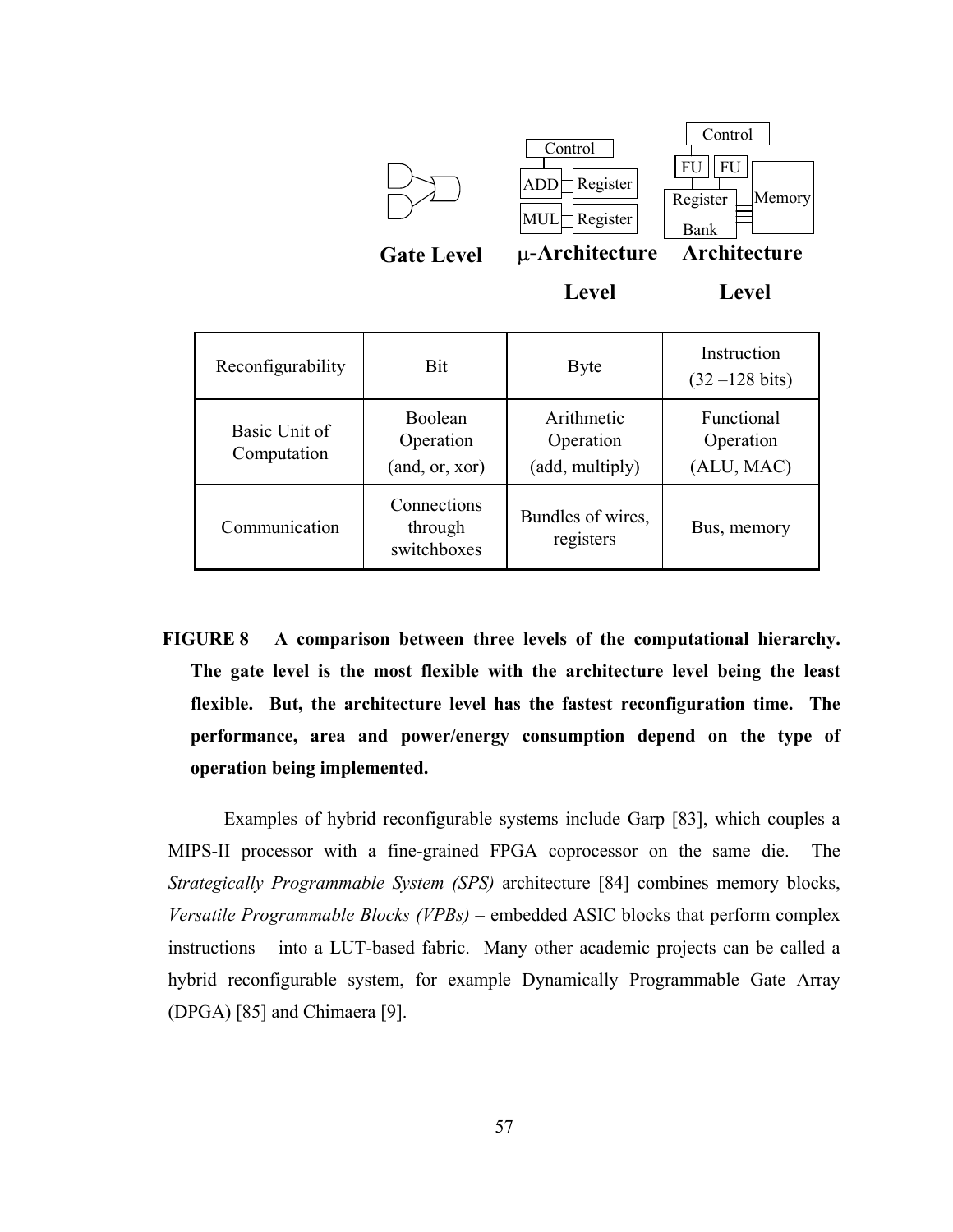| Reconfigurability | Bit | Byte | Instruction (32 –128 bits) |
|---|---|---|---|
| Basic Unit of Computation | Boolean Operation (and, or, xor) | Arithmetic Operation (add, multiply) | Functional Operation (ALU, MAC) |
| Communication | Connections through switchboxes | Bundles of wires, registers | Bus, memory |

**FIGURE 8 A comparison between three levels of the computational hierarchy. The gate level is the most flexible with the architecture level being the least flexible. But, the architecture level has the fastest reconfiguration time. The performance, area and power/energy consumption depend on the type of operation being implemented.**

Examples of hybrid reconfigurable systems include Garp [83], which couples a MIPS-II processor with a fine-grained FPGA coprocessor on the same die. The *Strategically Programmable System (SPS)* architecture [84] combines memory blocks, *Versatile Programmable Blocks (VPBs)* – embedded ASIC blocks that perform complex instructions – into a LUT-based fabric. Many other academic projects can be called a hybrid reconfigurable system, for example Dynamically Programmable Gate Array (DPGA) [85] and Chimaera [9].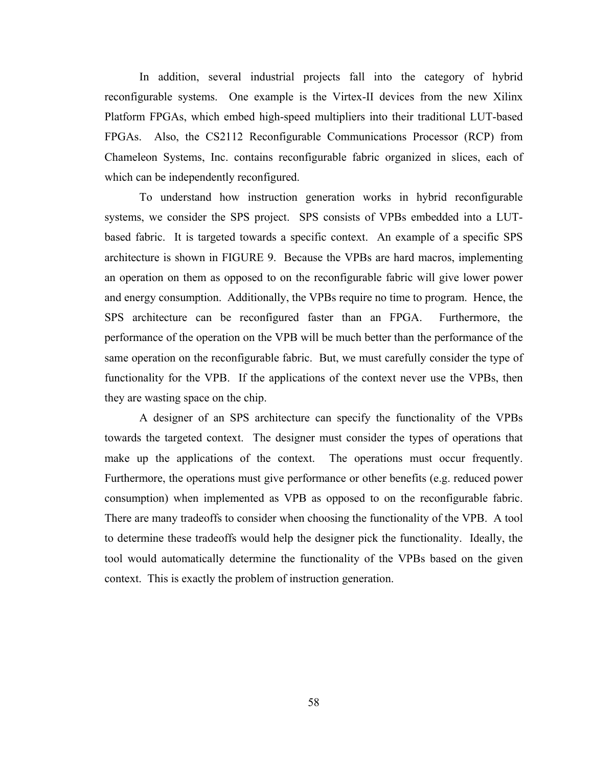In addition, several industrial projects fall into the category of hybrid reconfigurable systems. One example is the Virtex-II devices from the new Xilinx Platform FPGAs, which embed high-speed multipliers into their traditional LUT-based FPGAs. Also, the CS2112 Reconfigurable Communications Processor (RCP) from Chameleon Systems, Inc. contains reconfigurable fabric organized in slices, each of which can be independently reconfigured.

To understand how instruction generation works in hybrid reconfigurable systems, we consider the SPS project. SPS consists of VPBs embedded into a LUT-based fabric. It is targeted towards a specific context. An example of a specific SPS architecture is shown in FIGURE 9. Because the VPBs are hard macros, implementing an operation on them as opposed to on the reconfigurable fabric will give lower power and energy consumption. Additionally, the VPBs require no time to program. Hence, the SPS architecture can be reconfigured faster than an FPGA. Furthermore, the performance of the operation on the VPB will be much better than the performance of the same operation on the reconfigurable fabric. But, we must carefully consider the type of functionality for the VPB. If the applications of the context never use the VPBs, then they are wasting space on the chip.

A designer of an SPS architecture can specify the functionality of the VPBs towards the targeted context. The designer must consider the types of operations that make up the applications of the context. The operations must occur frequently. Furthermore, the operations must give performance or other benefits (e.g. reduced power consumption) when implemented as VPB as opposed to on the reconfigurable fabric. There are many tradeoffs to consider when choosing the functionality of the VPB. A tool to determine these tradeoffs would help the designer pick the functionality. Ideally, the tool would automatically determine the functionality of the VPBs based on the given context. This is exactly the problem of instruction generation.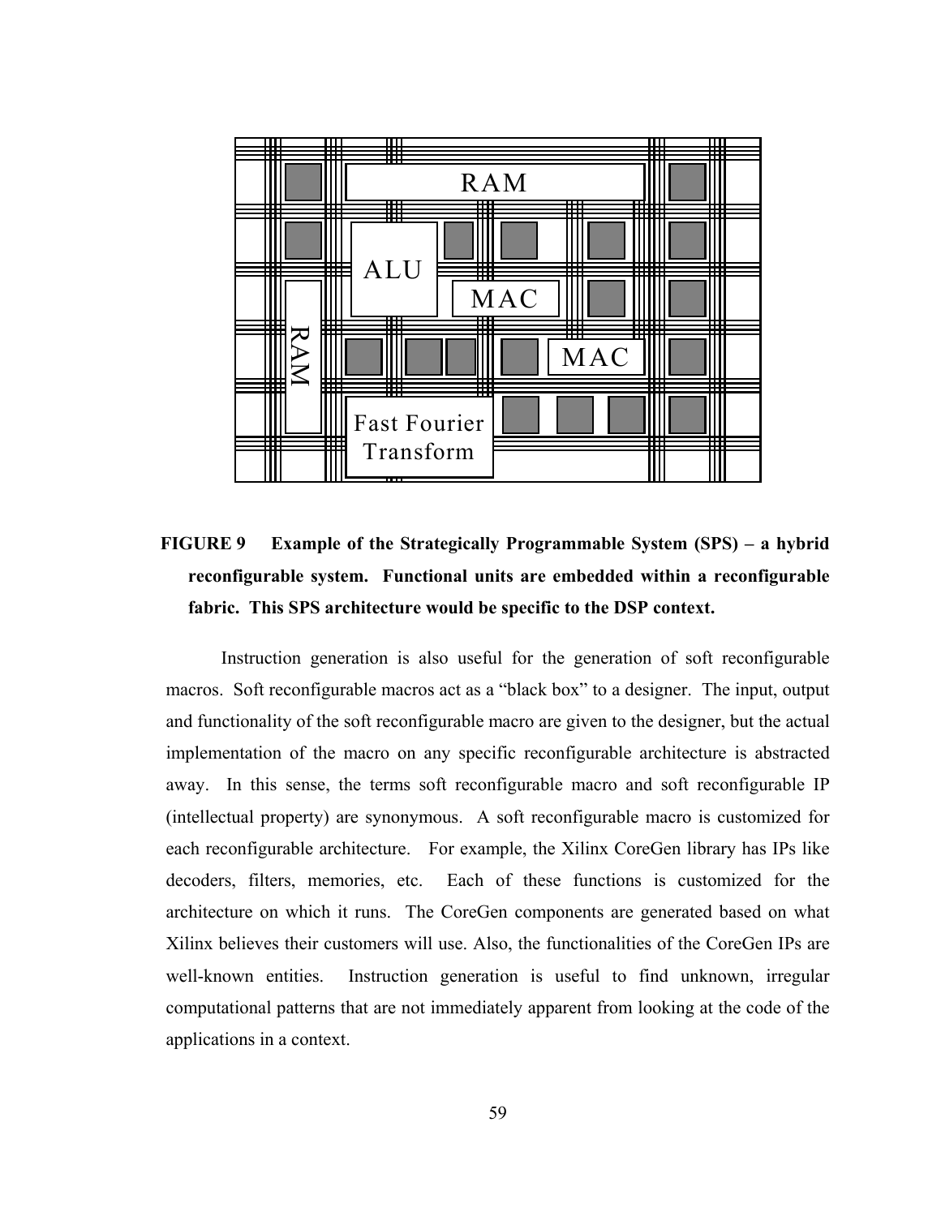**FIGURE 9 Example of the Strategically Programmable System (SPS) – a hybrid reconfigurable system. Functional units are embedded within a reconfigurable fabric. This SPS architecture would be specific to the DSP context.**

Instruction generation is also useful for the generation of soft reconfigurable macros. Soft reconfigurable macros act as a "black box" to a designer. The input, output and functionality of the soft reconfigurable macro are given to the designer, but the actual implementation of the macro on any specific reconfigurable architecture is abstracted away. In this sense, the terms soft reconfigurable macro and soft reconfigurable IP (intellectual property) are synonymous. A soft reconfigurable macro is customized for each reconfigurable architecture. For example, the Xilinx CoreGen library has IPs like decoders, filters, memories, etc. Each of these functions is customized for the architecture on which it runs. The CoreGen components are generated based on what Xilinx believes their customers will use. Also, the functionalities of the CoreGen IPs are well-known entities. Instruction generation is useful to find unknown, irregular computational patterns that are not immediately apparent from looking at the code of the applications in a context.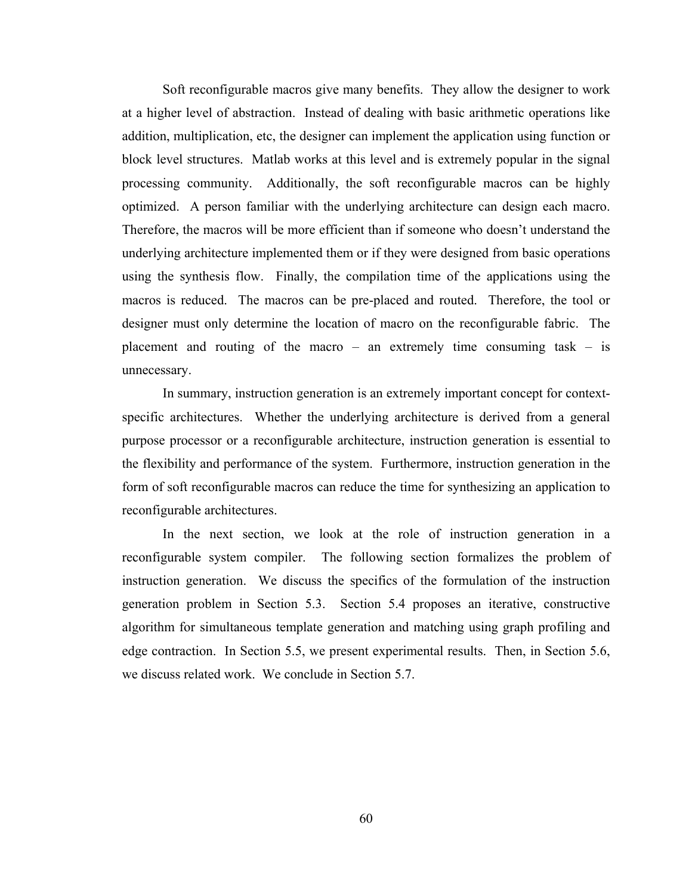Soft reconfigurable macros give many benefits. They allow the designer to work at a higher level of abstraction. Instead of dealing with basic arithmetic operations like addition, multiplication, etc, the designer can implement the application using function or block level structures. Matlab works at this level and is extremely popular in the signal processing community. Additionally, the soft reconfigurable macros can be highly optimized. A person familiar with the underlying architecture can design each macro. Therefore, the macros will be more efficient than if someone who doesn't understand the underlying architecture implemented them or if they were designed from basic operations using the synthesis flow. Finally, the compilation time of the applications using the macros is reduced. The macros can be pre-placed and routed. Therefore, the tool or designer must only determine the location of macro on the reconfigurable fabric. The placement and routing of the macro – an extremely time consuming task – is unnecessary.

In summary, instruction generation is an extremely important concept for context-specific architectures. Whether the underlying architecture is derived from a general purpose processor or a reconfigurable architecture, instruction generation is essential to the flexibility and performance of the system. Furthermore, instruction generation in the form of soft reconfigurable macros can reduce the time for synthesizing an application to reconfigurable architectures.

In the next section, we look at the role of instruction generation in a reconfigurable system compiler. The following section formalizes the problem of instruction generation. We discuss the specifics of the formulation of the instruction generation problem in Section 5.3. Section 5.4 proposes an iterative, constructive algorithm for simultaneous template generation and matching using graph profiling and edge contraction. In Section 5.5, we present experimental results. Then, in Section 5.6, we discuss related work. We conclude in Section 5.7.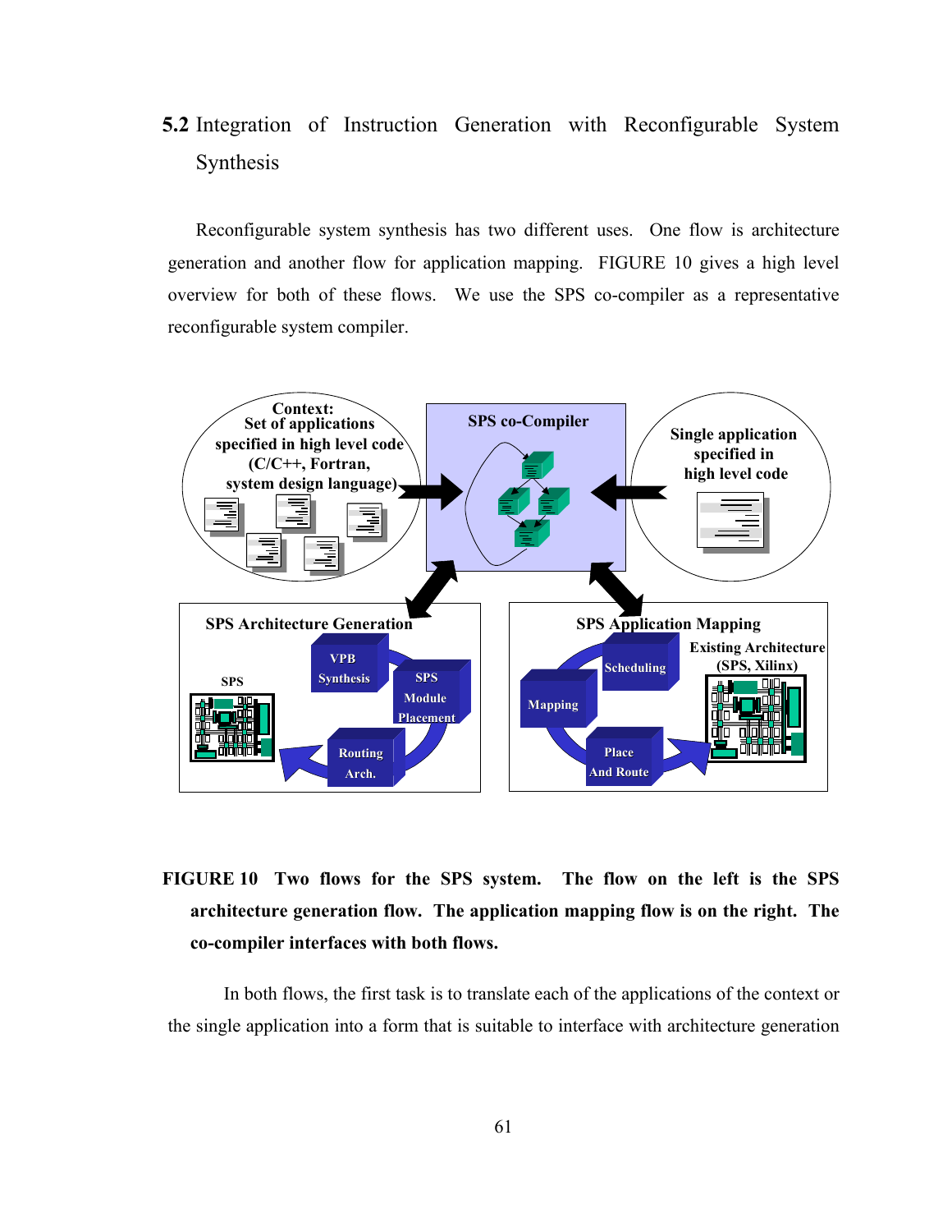## 5.2 Integration of Instruction Generation with Reconfigurable System Synthesis

Reconfigurable system synthesis has two different uses. One flow is architecture generation and another flow for application mapping. FIGURE 10 gives a high level overview for both of these flows. We use the SPS co-compiler as a representative reconfigurable system compiler.

**FIGURE 10 Two flows for the SPS system. The flow on the left is the SPS architecture generation flow. The application mapping flow is on the right. The co-compiler interfaces with both flows.**

In both flows, the first task is to translate each of the applications of the context or the single application into a form that is suitable to interface with architecture generation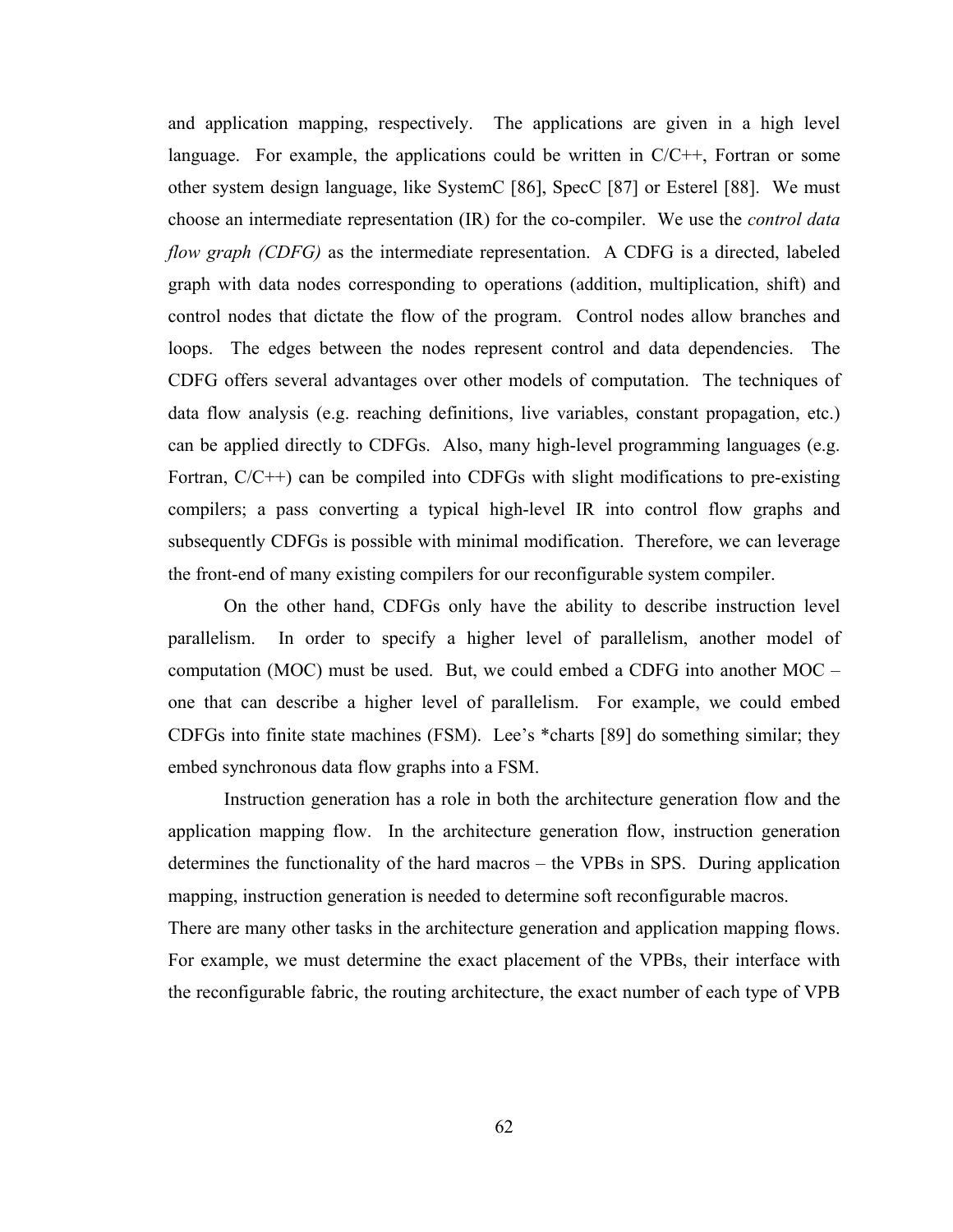and application mapping, respectively. The applications are given in a high level language. For example, the applications could be written in C/C++, Fortran or some other system design language, like SystemC [86], SpecC [87] or Esterel [88]. We must choose an intermediate representation (IR) for the co-compiler. We use the *control data flow graph (CDFG)* as the intermediate representation. A CDFG is a directed, labeled graph with data nodes corresponding to operations (addition, multiplication, shift) and control nodes that dictate the flow of the program. Control nodes allow branches and loops. The edges between the nodes represent control and data dependencies. The CDFG offers several advantages over other models of computation. The techniques of data flow analysis (e.g. reaching definitions, live variables, constant propagation, etc.) can be applied directly to CDFGs. Also, many high-level programming languages (e.g. Fortran, C/C++) can be compiled into CDFGs with slight modifications to pre-existing compilers; a pass converting a typical high-level IR into control flow graphs and subsequently CDFGs is possible with minimal modification. Therefore, we can leverage the front-end of many existing compilers for our reconfigurable system compiler.

On the other hand, CDFGs only have the ability to describe instruction level parallelism. In order to specify a higher level of parallelism, another model of computation (MOC) must be used. But, we could embed a CDFG into another MOC – one that can describe a higher level of parallelism. For example, we could embed CDFGs into finite state machines (FSM). Lee's *charts [89] do something similar; they embed synchronous data flow graphs into a FSM.

Instruction generation has a role in both the architecture generation flow and the application mapping flow. In the architecture generation flow, instruction generation determines the functionality of the hard macros – the VPBs in SPS. During application mapping, instruction generation is needed to determine soft reconfigurable macros.

There are many other tasks in the architecture generation and application mapping flows. For example, we must determine the exact placement of the VPBs, their interface with the reconfigurable fabric, the routing architecture, the exact number of each type of VPB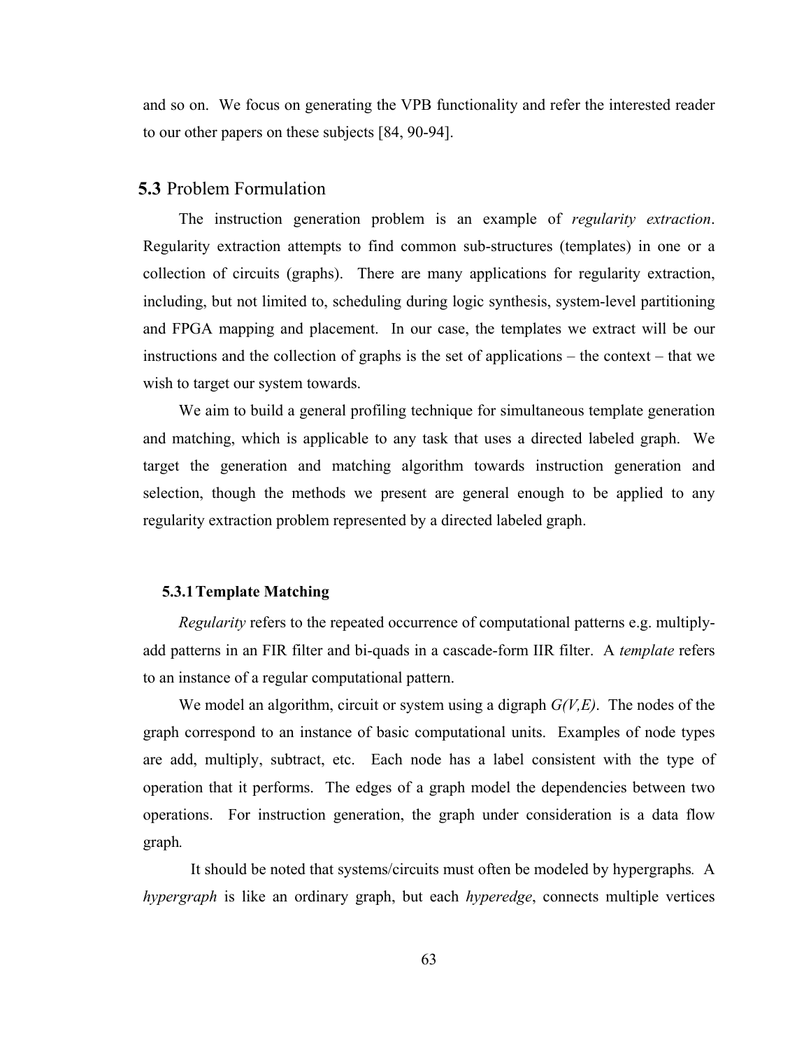and so on. We focus on generating the VPB functionality and refer the interested reader to our other papers on these subjects [84, 90-94].

## 5.3 Problem Formulation

The instruction generation problem is an example of *regularity extraction*. Regularity extraction attempts to find common sub-structures (templates) in one or a collection of circuits (graphs). There are many applications for regularity extraction, including, but not limited to, scheduling during logic synthesis, system-level partitioning and FPGA mapping and placement. In our case, the templates we extract will be our instructions and the collection of graphs is the set of applications – the context – that we wish to target our system towards.

We aim to build a general profiling technique for simultaneous template generation and matching, which is applicable to any task that uses a directed labeled graph. We target the generation and matching algorithm towards instruction generation and selection, though the methods we present are general enough to be applied to any regularity extraction problem represented by a directed labeled graph.

### 5.3.1 Template Matching

*Regularity* refers to the repeated occurrence of computational patterns e.g. multiply-add patterns in an FIR filter and bi-quads in a cascade-form IIR filter. A *template* refers to an instance of a regular computational pattern.

We model an algorithm, circuit or system using a digraph $G(V,E)$. The nodes of the graph correspond to an instance of basic computational units. Examples of node types are add, multiply, subtract, etc. Each node has a label consistent with the type of operation that it performs. The edges of a graph model the dependencies between two operations. For instruction generation, the graph under consideration is a data flow graph.

It should be noted that systems/circuits must often be modeled by hypergraphs. A *hypergraph* is like an ordinary graph, but each *hyperedge*, connects multiple vertices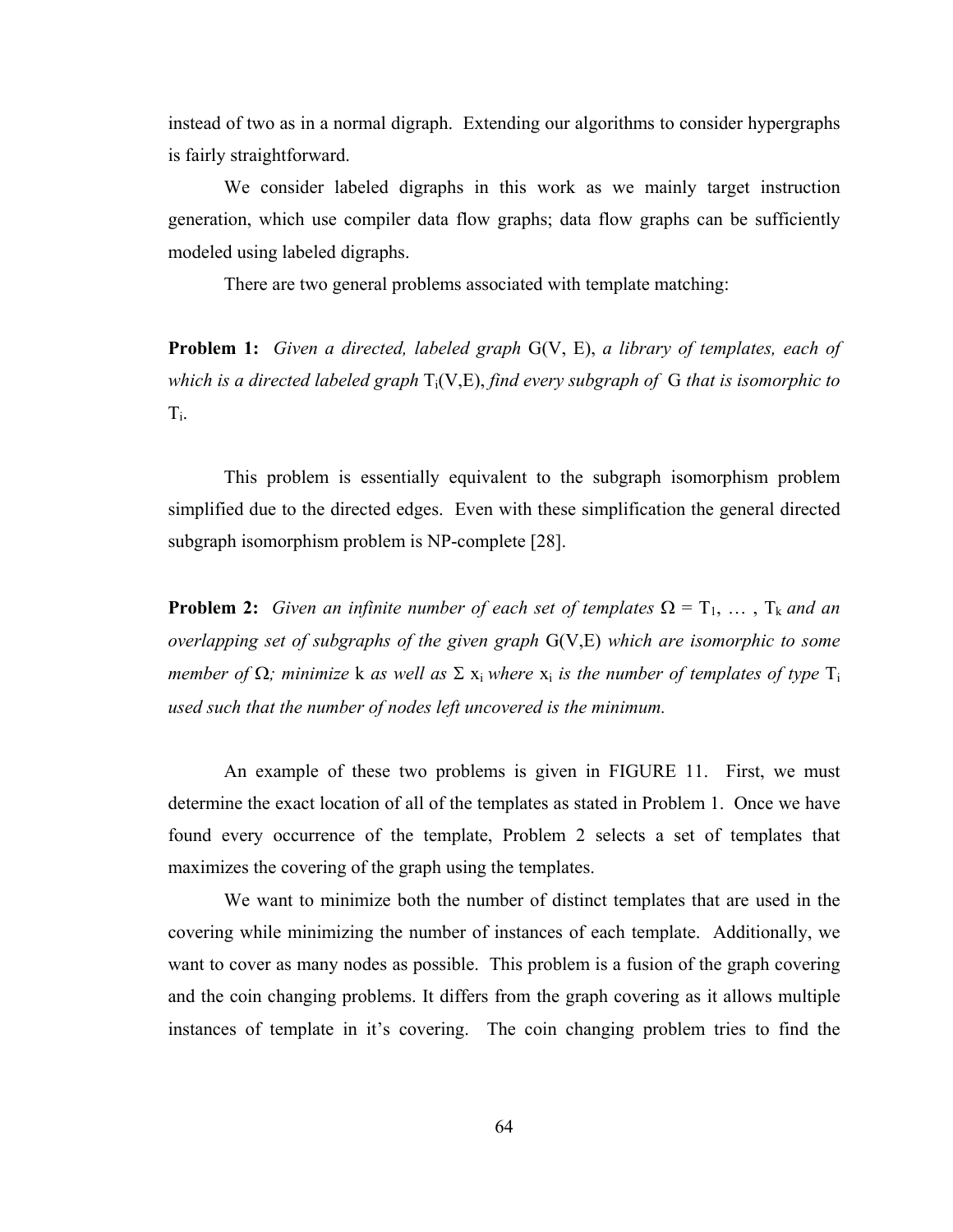instead of two as in a normal digraph. Extending our algorithms to consider hypergraphs is fairly straightforward.

We consider labeled digraphs in this work as we mainly target instruction generation, which use compiler data flow graphs; data flow graphs can be sufficiently modeled using labeled digraphs.

There are two general problems associated with template matching:

**Problem 1:** *Given a directed, labeled graph* G(V, E), *a library of templates, each of which is a directed labeled graph* $T_i(V,E)$, *find every subgraph of* G *that is isomorphic to* $T_i$.

This problem is essentially equivalent to the subgraph isomorphism problem simplified due to the directed edges. Even with these simplification the general directed subgraph isomorphism problem is NP-complete [28].

**Problem 2:** *Given an infinite number of each set of templates* $\Omega = T_1, \ldots, T_k$ *and an overlapping set of subgraphs of the given graph* G(V,E) *which are isomorphic to some member of* $\Omega$*; minimize* k *as well as* $\Sigma\, x_i$ *where* $x_i$ *is the number of templates of type* $T_i$ *used such that the number of nodes left uncovered is the minimum.*

An example of these two problems is given in FIGURE 11. First, we must determine the exact location of all of the templates as stated in Problem 1. Once we have found every occurrence of the template, Problem 2 selects a set of templates that maximizes the covering of the graph using the templates.

We want to minimize both the number of distinct templates that are used in the covering while minimizing the number of instances of each template. Additionally, we want to cover as many nodes as possible. This problem is a fusion of the graph covering and the coin changing problems. It differs from the graph covering as it allows multiple instances of template in it's covering. The coin changing problem tries to find the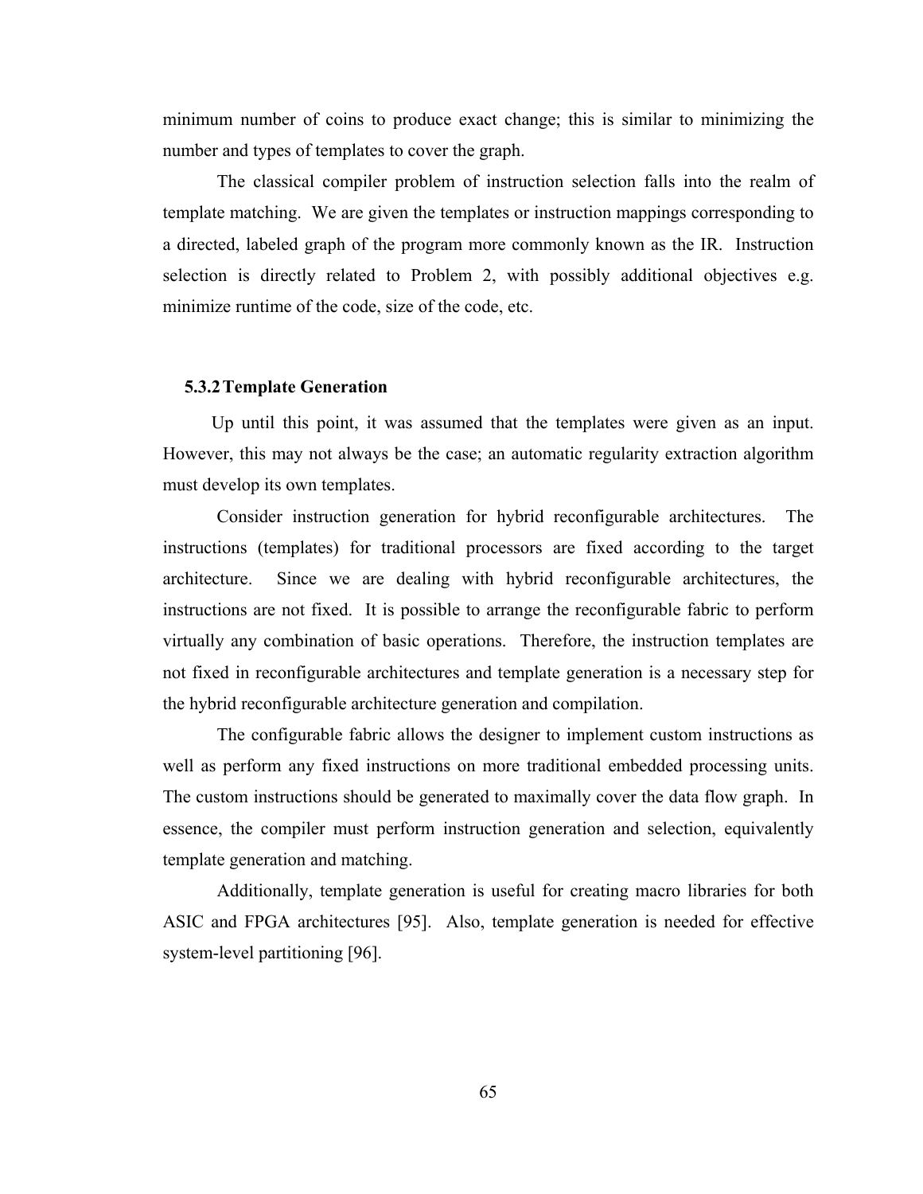minimum number of coins to produce exact change; this is similar to minimizing the number and types of templates to cover the graph.

The classical compiler problem of instruction selection falls into the realm of template matching. We are given the templates or instruction mappings corresponding to a directed, labeled graph of the program more commonly known as the IR. Instruction selection is directly related to Problem 2, with possibly additional objectives e.g. minimize runtime of the code, size of the code, etc.

### 5.3.2 Template Generation

Up until this point, it was assumed that the templates were given as an input. However, this may not always be the case; an automatic regularity extraction algorithm must develop its own templates.

Consider instruction generation for hybrid reconfigurable architectures. The instructions (templates) for traditional processors are fixed according to the target architecture. Since we are dealing with hybrid reconfigurable architectures, the instructions are not fixed. It is possible to arrange the reconfigurable fabric to perform virtually any combination of basic operations. Therefore, the instruction templates are not fixed in reconfigurable architectures and template generation is a necessary step for the hybrid reconfigurable architecture generation and compilation.

The configurable fabric allows the designer to implement custom instructions as well as perform any fixed instructions on more traditional embedded processing units. The custom instructions should be generated to maximally cover the data flow graph. In essence, the compiler must perform instruction generation and selection, equivalently template generation and matching.

Additionally, template generation is useful for creating macro libraries for both ASIC and FPGA architectures [95]. Also, template generation is needed for effective system-level partitioning [96].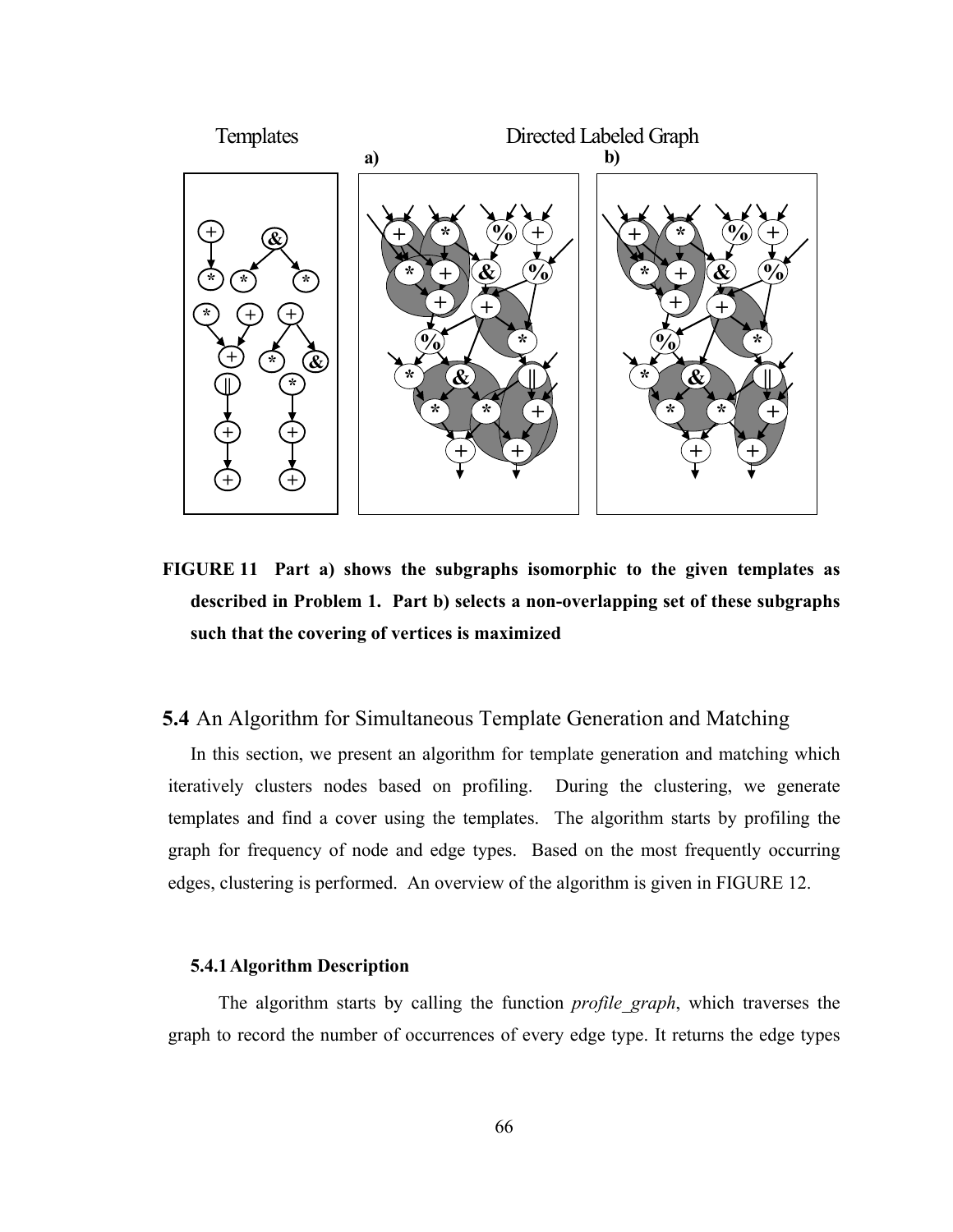FIGURE 11 Part a) shows the subgraphs isomorphic to the given templates as described in Problem 1. Part b) selects a non-overlapping set of these subgraphs such that the covering of vertices is maximized

## 5.4 An Algorithm for Simultaneous Template Generation and Matching

In this section, we present an algorithm for template generation and matching which iteratively clusters nodes based on profiling. During the clustering, we generate templates and find a cover using the templates. The algorithm starts by profiling the graph for frequency of node and edge types. Based on the most frequently occurring edges, clustering is performed. An overview of the algorithm is given in FIGURE 12.

### 5.4.1 Algorithm Description

The algorithm starts by calling the function *profile_graph*, which traverses the graph to record the number of occurrences of every edge type. It returns the edge types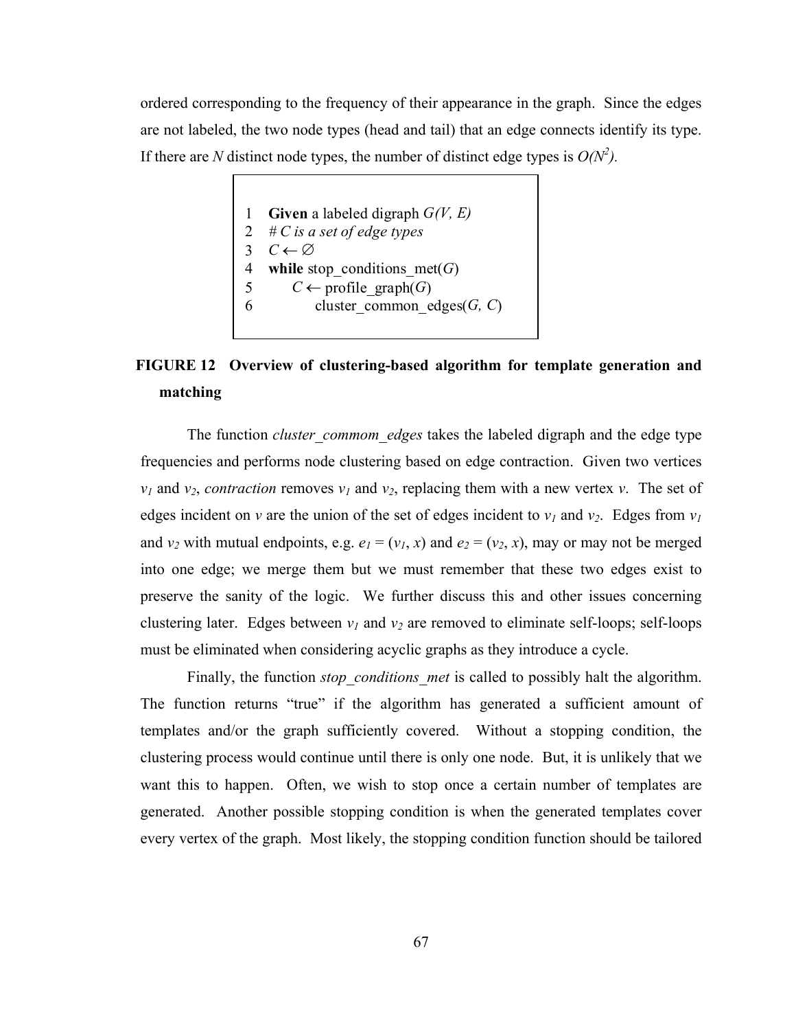ordered corresponding to the frequency of their appearance in the graph. Since the edges are not labeled, the two node types (head and tail) that an edge connects identify its type. If there are *N* distinct node types, the number of distinct edge types is $O(N^2)$.

```
1   Given a labeled digraph G(V, E)
2   # C is a set of edge types
3   C ← ∅
4   while stop_conditions_met(G)
5       C ← profile_graph(G)
6           cluster_common_edges(G, C)
```

**FIGURE 12 Overview of clustering-based algorithm for template generation and matching**

The function *cluster_commom_edges* takes the labeled digraph and the edge type frequencies and performs node clustering based on edge contraction. Given two vertices $v_1$ and $v_2$, *contraction* removes $v_1$ and $v_2$, replacing them with a new vertex $v$. The set of edges incident on $v$ are the union of the set of edges incident to $v_1$ and $v_2$. Edges from $v_1$ and $v_2$ with mutual endpoints, e.g. $e_1 = (v_1, x)$ and $e_2 = (v_2, x)$, may or may not be merged into one edge; we merge them but we must remember that these two edges exist to preserve the sanity of the logic. We further discuss this and other issues concerning clustering later. Edges between $v_1$ and $v_2$ are removed to eliminate self-loops; self-loops must be eliminated when considering acyclic graphs as they introduce a cycle.

Finally, the function *stop_conditions_met* is called to possibly halt the algorithm. The function returns "true" if the algorithm has generated a sufficient amount of templates and/or the graph sufficiently covered. Without a stopping condition, the clustering process would continue until there is only one node. But, it is unlikely that we want this to happen. Often, we wish to stop once a certain number of templates are generated. Another possible stopping condition is when the generated templates cover every vertex of the graph. Most likely, the stopping condition function should be tailored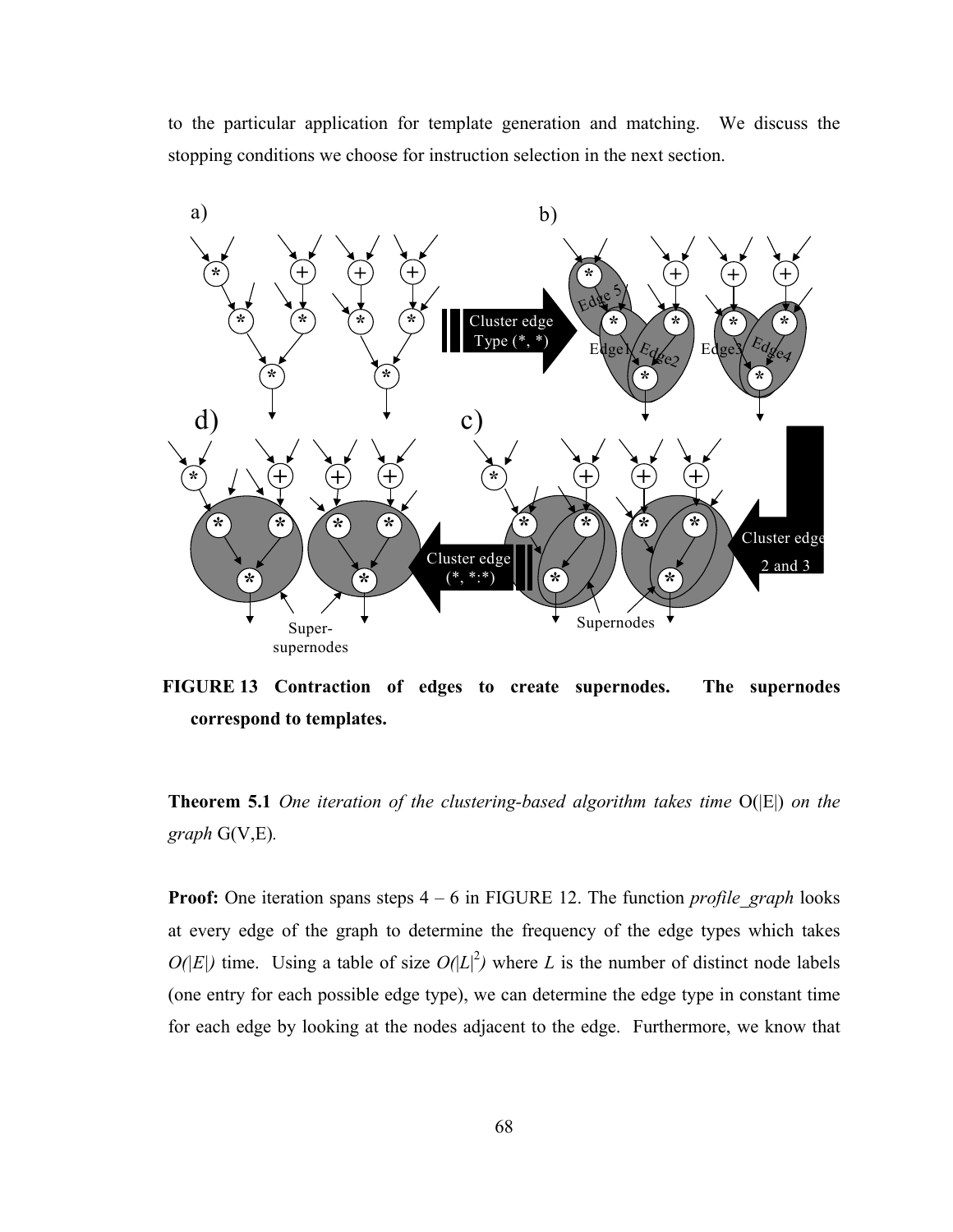to the particular application for template generation and matching. We discuss the stopping conditions we choose for instruction selection in the next section.

**FIGURE 13 Contraction of edges to create supernodes. The supernodes correspond to templates.**

**Theorem 5.1** *One iteration of the clustering-based algorithm takes time* O(|E|) *on the graph* G(V,E).

**Proof:** One iteration spans steps 4 – 6 in FIGURE 12. The function *profile_graph* looks at every edge of the graph to determine the frequency of the edge types which takes $O(|E|)$ time. Using a table of size $O(|L|^2)$ where $L$ is the number of distinct node labels (one entry for each possible edge type), we can determine the edge type in constant time for each edge by looking at the nodes adjacent to the edge. Furthermore, we know that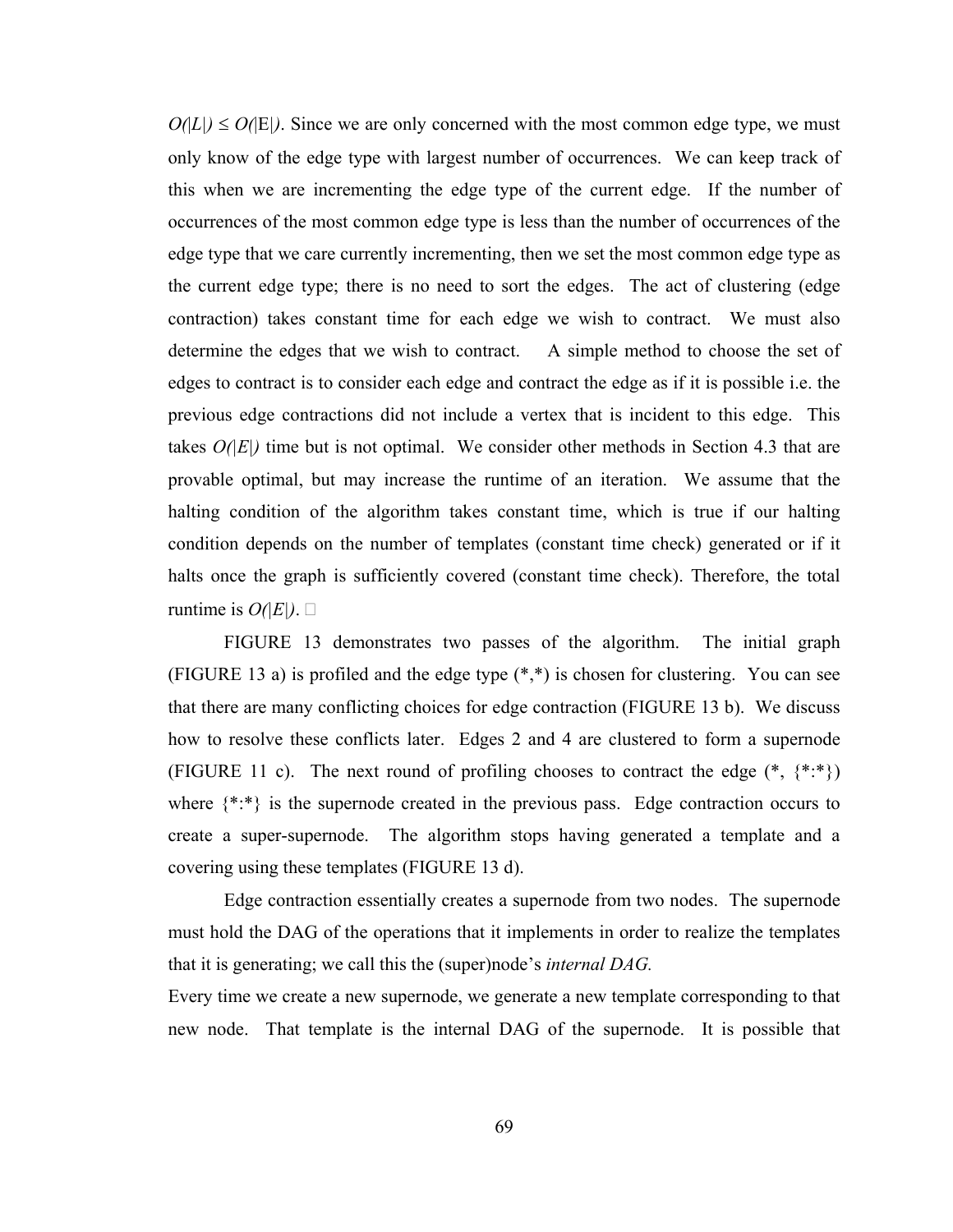$O(|L|) \leq O(|E|)$. Since we are only concerned with the most common edge type, we must only know of the edge type with largest number of occurrences. We can keep track of this when we are incrementing the edge type of the current edge. If the number of occurrences of the most common edge type is less than the number of occurrences of the edge type that we care currently incrementing, then we set the most common edge type as the current edge type; there is no need to sort the edges. The act of clustering (edge contraction) takes constant time for each edge we wish to contract. We must also determine the edges that we wish to contract. A simple method to choose the set of edges to contract is to consider each edge and contract the edge as if it is possible i.e. the previous edge contractions did not include a vertex that is incident to this edge. This takes $O(|E|)$ time but is not optimal. We consider other methods in Section 4.3 that are provable optimal, but may increase the runtime of an iteration. We assume that the halting condition of the algorithm takes constant time, which is true if our halting condition depends on the number of templates (constant time check) generated or if it halts once the graph is sufficiently covered (constant time check). Therefore, the total runtime is $O(|E|)$. □

FIGURE 13 demonstrates two passes of the algorithm. The initial graph (FIGURE 13 a) is profiled and the edge type (*,*) is chosen for clustering. You can see that there are many conflicting choices for edge contraction (FIGURE 13 b). We discuss how to resolve these conflicts later. Edges 2 and 4 are clustered to form a supernode (FIGURE 11 c). The next round of profiling chooses to contract the edge (*, {*:*}) where {*:*} is the supernode created in the previous pass. Edge contraction occurs to create a super-supernode. The algorithm stops having generated a template and a covering using these templates (FIGURE 13 d).

Edge contraction essentially creates a supernode from two nodes. The supernode must hold the DAG of the operations that it implements in order to realize the templates that it is generating; we call this the (super)node's *internal DAG.*

Every time we create a new supernode, we generate a new template corresponding to that new node. That template is the internal DAG of the supernode. It is possible that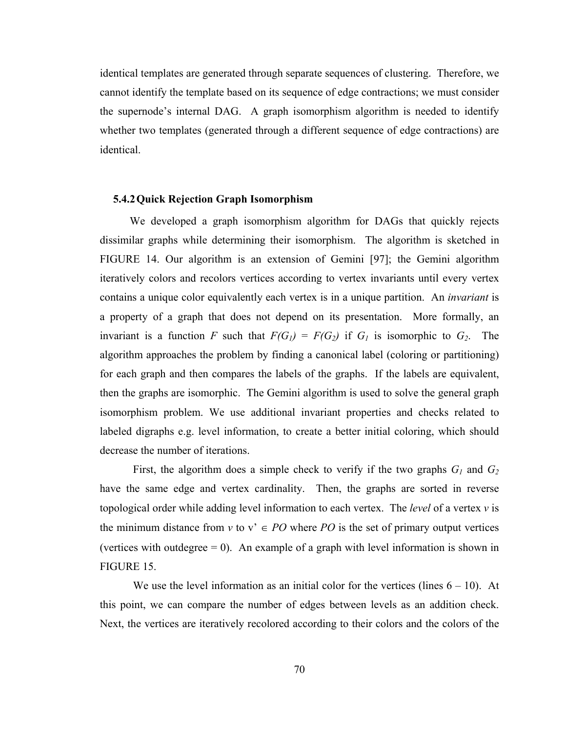identical templates are generated through separate sequences of clustering. Therefore, we cannot identify the template based on its sequence of edge contractions; we must consider the supernode's internal DAG. A graph isomorphism algorithm is needed to identify whether two templates (generated through a different sequence of edge contractions) are identical.

### 5.4.2 Quick Rejection Graph Isomorphism

We developed a graph isomorphism algorithm for DAGs that quickly rejects dissimilar graphs while determining their isomorphism. The algorithm is sketched in FIGURE 14. Our algorithm is an extension of Gemini [97]; the Gemini algorithm iteratively colors and recolors vertices according to vertex invariants until every vertex contains a unique color equivalently each vertex is in a unique partition. An *invariant* is a property of a graph that does not depend on its presentation. More formally, an invariant is a function $F$ such that $F(G_1) = F(G_2)$ if $G_1$ is isomorphic to $G_2$. The algorithm approaches the problem by finding a canonical label (coloring or partitioning) for each graph and then compares the labels of the graphs. If the labels are equivalent, then the graphs are isomorphic. The Gemini algorithm is used to solve the general graph isomorphism problem. We use additional invariant properties and checks related to labeled digraphs e.g. level information, to create a better initial coloring, which should decrease the number of iterations.

First, the algorithm does a simple check to verify if the two graphs $G_1$ and $G_2$ have the same edge and vertex cardinality. Then, the graphs are sorted in reverse topological order while adding level information to each vertex. The *level* of a vertex $v$ is the minimum distance from $v$ to $v' \in PO$ where $PO$ is the set of primary output vertices (vertices with outdegree = 0). An example of a graph with level information is shown in FIGURE 15.

We use the level information as an initial color for the vertices (lines 6 – 10). At this point, we can compare the number of edges between levels as an addition check. Next, the vertices are iteratively recolored according to their colors and the colors of the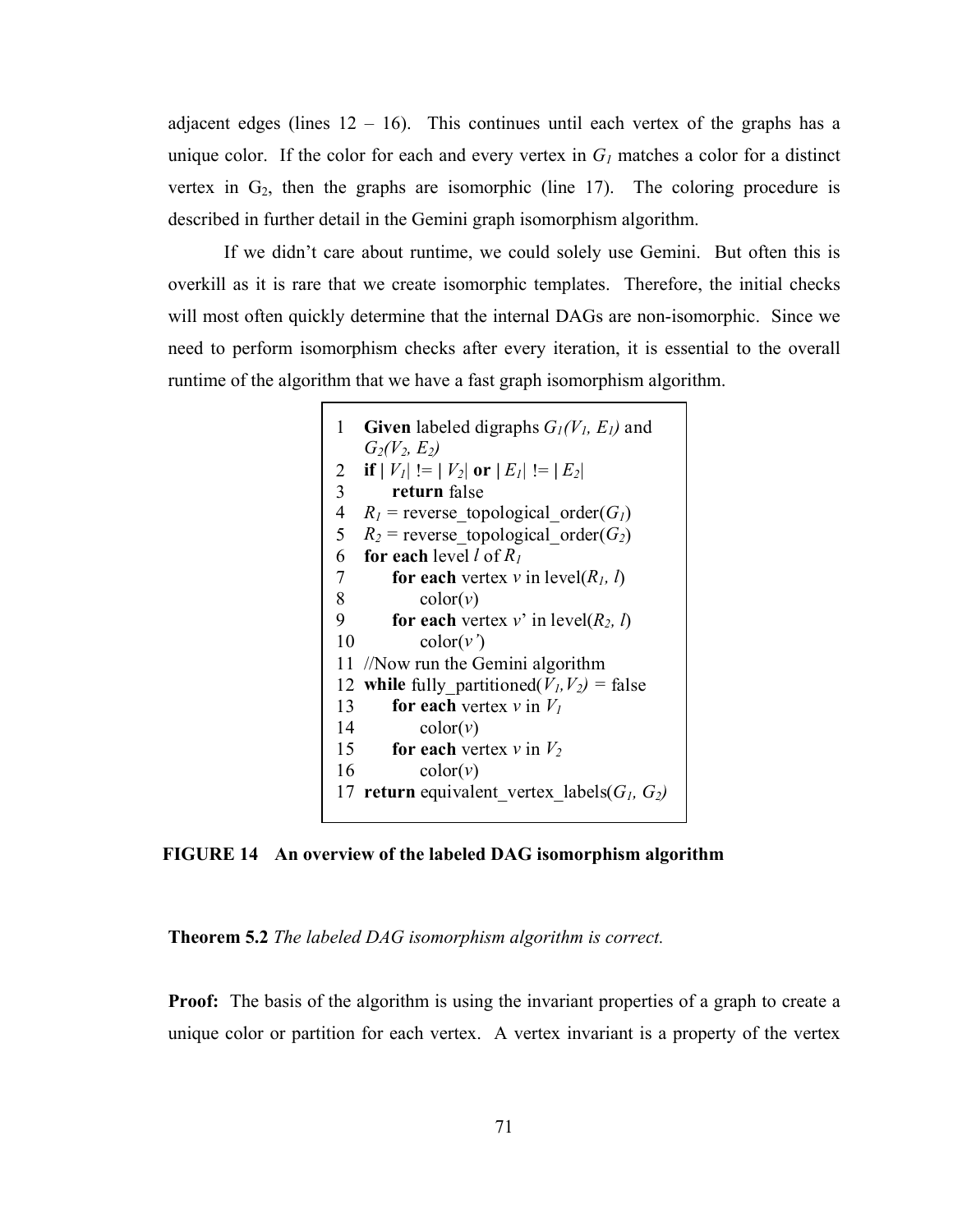adjacent edges (lines 12 – 16). This continues until each vertex of the graphs has a unique color. If the color for each and every vertex in $G_1$ matches a color for a distinct vertex in $G_2$, then the graphs are isomorphic (line 17). The coloring procedure is described in further detail in the Gemini graph isomorphism algorithm.

If we didn't care about runtime, we could solely use Gemini. But often this is overkill as it is rare that we create isomorphic templates. Therefore, the initial checks will most often quickly determine that the internal DAGs are non-isomorphic. Since we need to perform isomorphism checks after every iteration, it is essential to the overall runtime of the algorithm that we have a fast graph isomorphism algorithm.

```
1   Given labeled digraphs G1(V1, E1) and
    G2(V2, E2)
2   if | V1| != | V2| or | E1| != | E2|
3       return false
4   R1 = reverse_topological_order(G1)
5   R2 = reverse_topological_order(G2)
6   for each level l of R1
7       for each vertex v in level(R1, l)
8           color(v)
9       for each vertex v' in level(R2, l)
10          color(v')
11  //Now run the Gemini algorithm
12  while fully_partitioned(V1,V2) = false
13      for each vertex v in V1
14          color(v)
15      for each vertex v in V2
16          color(v)
17  return equivalent_vertex_labels(G1, G2)
```

**FIGURE 14 An overview of the labeled DAG isomorphism algorithm**

**Theorem 5.2** *The labeled DAG isomorphism algorithm is correct.*

**Proof:** The basis of the algorithm is using the invariant properties of a graph to create a unique color or partition for each vertex. A vertex invariant is a property of the vertex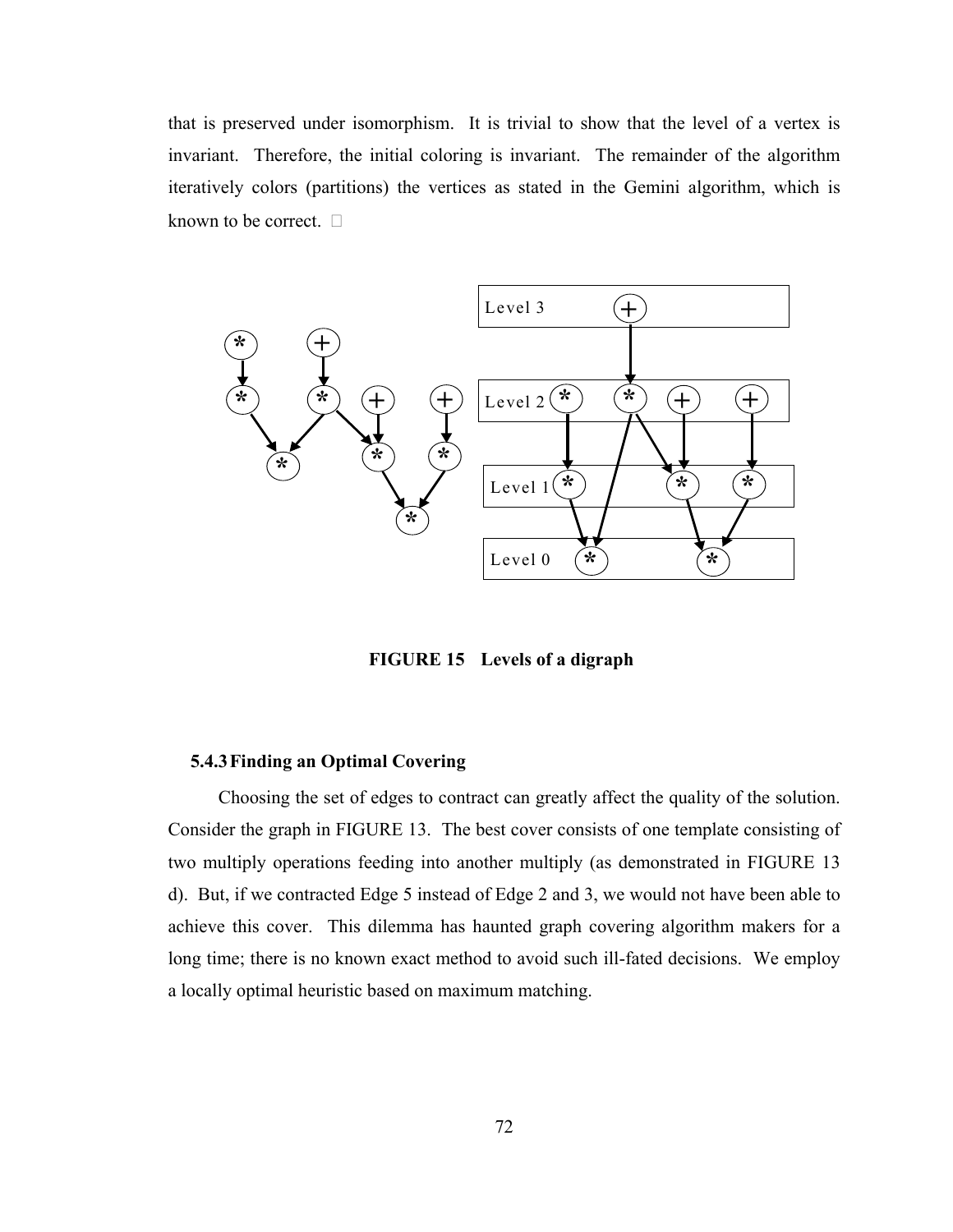that is preserved under isomorphism. It is trivial to show that the level of a vertex is invariant. Therefore, the initial coloring is invariant. The remainder of the algorithm iteratively colors (partitions) the vertices as stated in the Gemini algorithm, which is known to be correct. □

**FIGURE 15 Levels of a digraph**

### 5.4.3 Finding an Optimal Covering

Choosing the set of edges to contract can greatly affect the quality of the solution. Consider the graph in FIGURE 13. The best cover consists of one template consisting of two multiply operations feeding into another multiply (as demonstrated in FIGURE 13 d). But, if we contracted Edge 5 instead of Edge 2 and 3, we would not have been able to achieve this cover. This dilemma has haunted graph covering algorithm makers for a long time; there is no known exact method to avoid such ill-fated decisions. We employ a locally optimal heuristic based on maximum matching.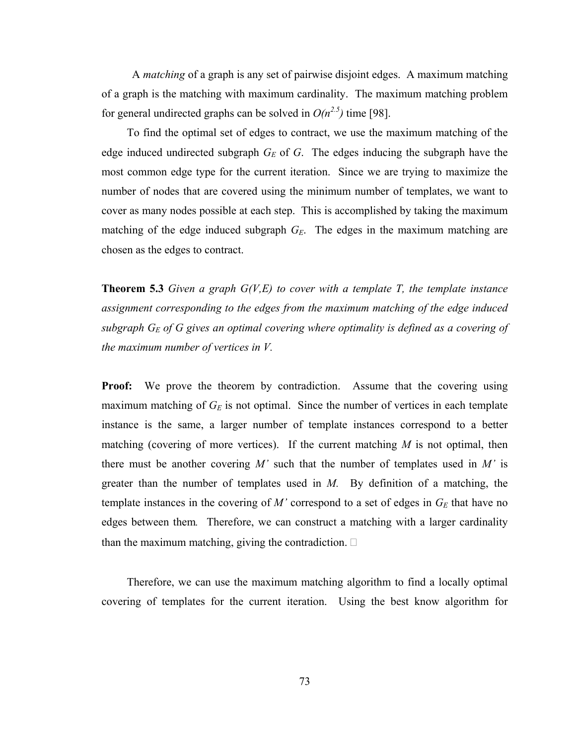A *matching* of a graph is any set of pairwise disjoint edges. A maximum matching of a graph is the matching with maximum cardinality. The maximum matching problem for general undirected graphs can be solved in $O(n^{2.5})$ time [98].

To find the optimal set of edges to contract, we use the maximum matching of the edge induced undirected subgraph $G_E$ of $G$. The edges inducing the subgraph have the most common edge type for the current iteration. Since we are trying to maximize the number of nodes that are covered using the minimum number of templates, we want to cover as many nodes possible at each step. This is accomplished by taking the maximum matching of the edge induced subgraph $G_E$. The edges in the maximum matching are chosen as the edges to contract.

**Theorem 5.3** *Given a graph $G(V,E)$ to cover with a template $T$, the template instance assignment corresponding to the edges from the maximum matching of the edge induced subgraph $G_E$ of $G$ gives an optimal covering where optimality is defined as a covering of the maximum number of vertices in $V$.*

**Proof:** We prove the theorem by contradiction. Assume that the covering using maximum matching of $G_E$ is not optimal. Since the number of vertices in each template instance is the same, a larger number of template instances correspond to a better matching (covering of more vertices). If the current matching $M$ is not optimal, then there must be another covering $M'$ such that the number of templates used in $M'$ is greater than the number of templates used in $M$. By definition of a matching, the template instances in the covering of $M'$ correspond to a set of edges in $G_E$ that have no edges between them. Therefore, we can construct a matching with a larger cardinality than the maximum matching, giving the contradiction. □

Therefore, we can use the maximum matching algorithm to find a locally optimal covering of templates for the current iteration. Using the best know algorithm for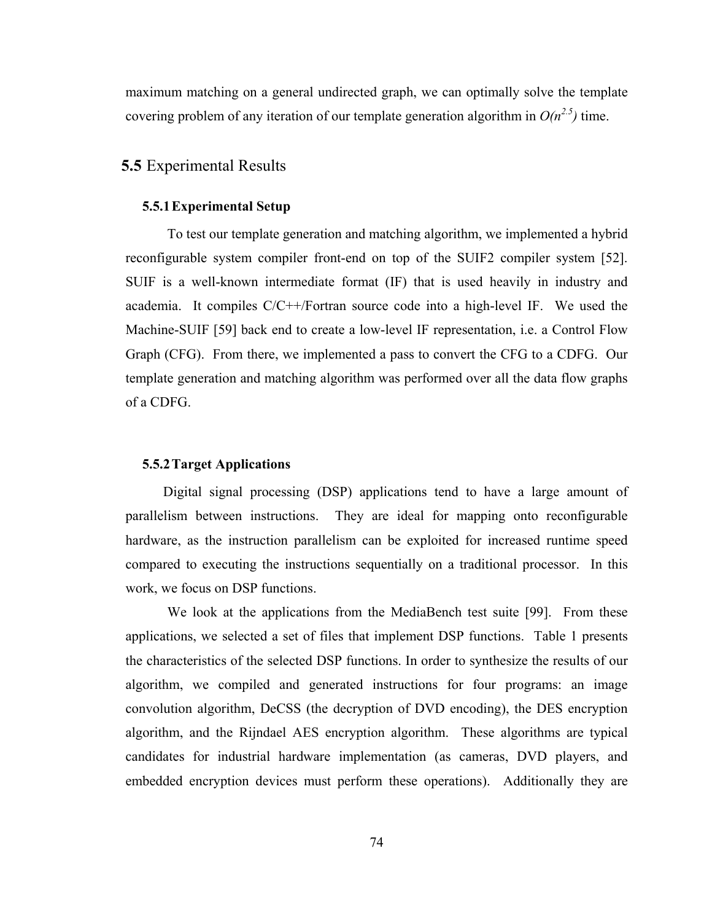maximum matching on a general undirected graph, we can optimally solve the template covering problem of any iteration of our template generation algorithm in $O(n^{2.5})$ time.

## 5.5 Experimental Results

### 5.5.1 Experimental Setup

To test our template generation and matching algorithm, we implemented a hybrid reconfigurable system compiler front-end on top of the SUIF2 compiler system [52]. SUIF is a well-known intermediate format (IF) that is used heavily in industry and academia. It compiles C/C++/Fortran source code into a high-level IF. We used the Machine-SUIF [59] back end to create a low-level IF representation, i.e. a Control Flow Graph (CFG). From there, we implemented a pass to convert the CFG to a CDFG. Our template generation and matching algorithm was performed over all the data flow graphs of a CDFG.

### 5.5.2 Target Applications

Digital signal processing (DSP) applications tend to have a large amount of parallelism between instructions. They are ideal for mapping onto reconfigurable hardware, as the instruction parallelism can be exploited for increased runtime speed compared to executing the instructions sequentially on a traditional processor. In this work, we focus on DSP functions.

We look at the applications from the MediaBench test suite [99]. From these applications, we selected a set of files that implement DSP functions. Table 1 presents the characteristics of the selected DSP functions. In order to synthesize the results of our algorithm, we compiled and generated instructions for four programs: an image convolution algorithm, DeCSS (the decryption of DVD encoding), the DES encryption algorithm, and the Rijndael AES encryption algorithm. These algorithms are typical candidates for industrial hardware implementation (as cameras, DVD players, and embedded encryption devices must perform these operations). Additionally they are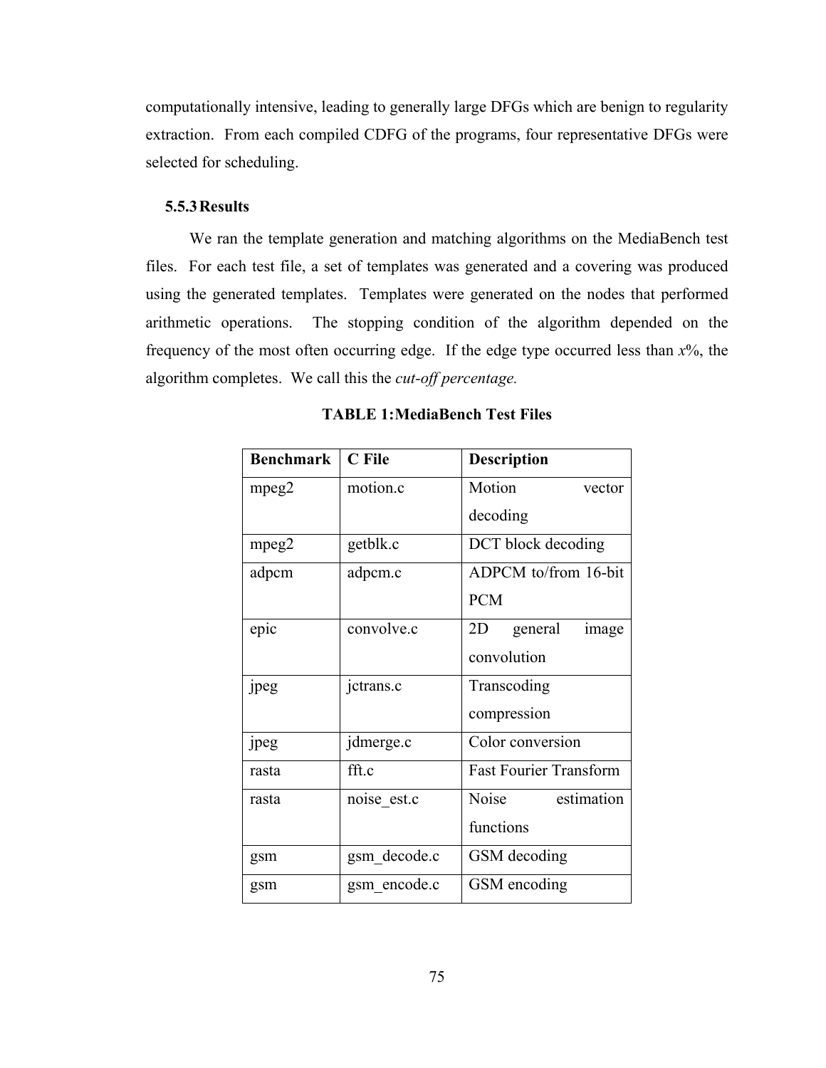computationally intensive, leading to generally large DFGs which are benign to regularity extraction. From each compiled CDFG of the programs, four representative DFGs were selected for scheduling.

### 5.5.3 Results

We ran the template generation and matching algorithms on the MediaBench test files. For each test file, a set of templates was generated and a covering was produced using the generated templates. Templates were generated on the nodes that performed arithmetic operations. The stopping condition of the algorithm depended on the frequency of the most often occurring edge. If the edge type occurred less than *x*%, the algorithm completes. We call this the *cut-off percentage.*

**TABLE 1: MediaBench Test Files**

| Benchmark | C File | Description |
|---|---|---|
| mpeg2 | motion.c | Motion vector decoding |
| mpeg2 | getblk.c | DCT block decoding |
| adpcm | adpcm.c | ADPCM to/from 16-bit PCM |
| epic | convolve.c | 2D general image convolution |
| jpeg | jctrans.c | Transcoding compression |
| jpeg | jdmerge.c | Color conversion |
| rasta | fft.c | Fast Fourier Transform |
| rasta | noise_est.c | Noise estimation functions |
| gsm | gsm_decode.c | GSM decoding |
| gsm | gsm_encode.c | GSM encoding |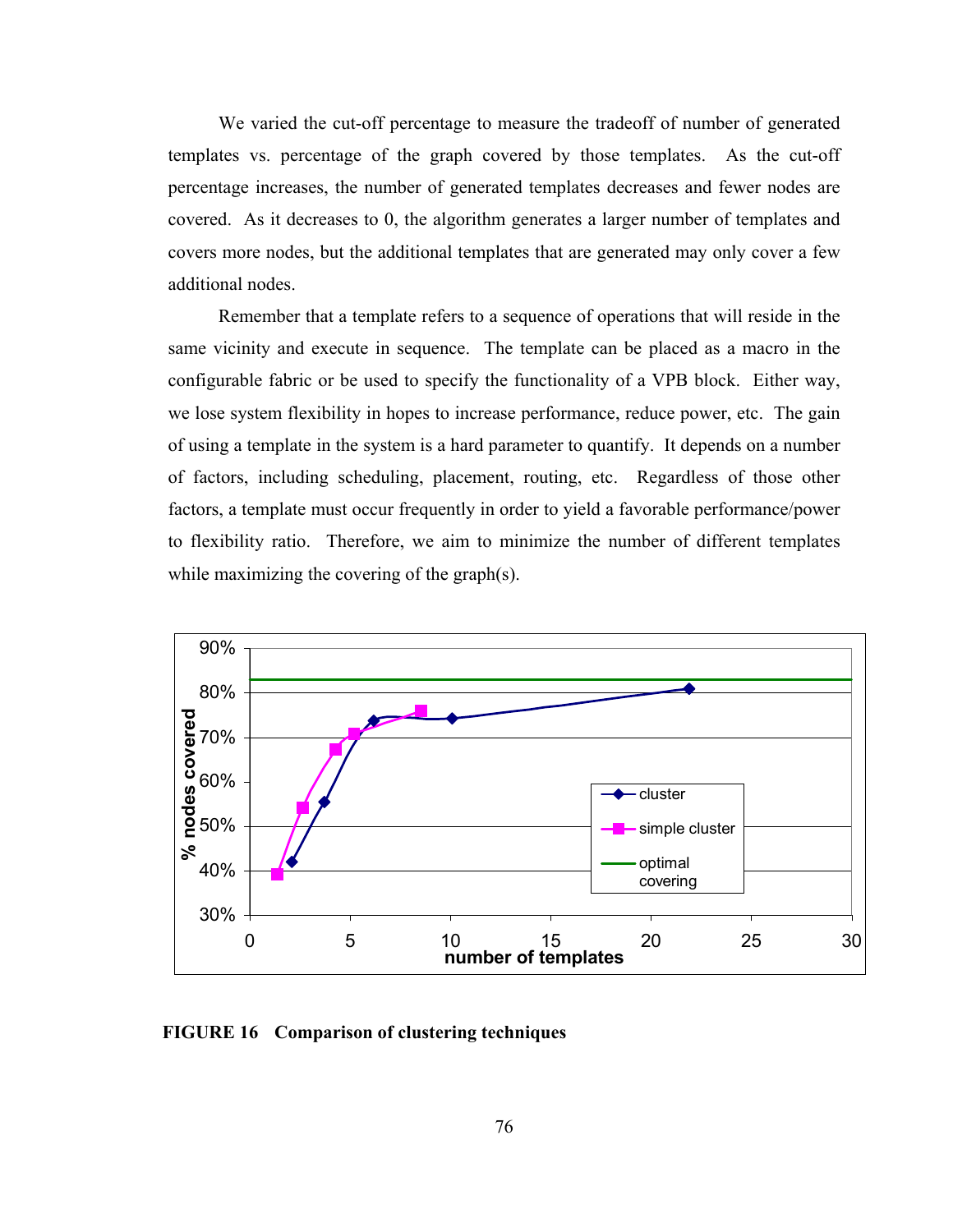We varied the cut-off percentage to measure the tradeoff of number of generated templates vs. percentage of the graph covered by those templates. As the cut-off percentage increases, the number of generated templates decreases and fewer nodes are covered. As it decreases to 0, the algorithm generates a larger number of templates and covers more nodes, but the additional templates that are generated may only cover a few additional nodes.

Remember that a template refers to a sequence of operations that will reside in the same vicinity and execute in sequence. The template can be placed as a macro in the configurable fabric or be used to specify the functionality of a VPB block. Either way, we lose system flexibility in hopes to increase performance, reduce power, etc. The gain of using a template in the system is a hard parameter to quantify. It depends on a number of factors, including scheduling, placement, routing, etc. Regardless of those other factors, a template must occur frequently in order to yield a favorable performance/power to flexibility ratio. Therefore, we aim to minimize the number of different templates while maximizing the covering of the graph(s).

**FIGURE 16 Comparison of clustering techniques**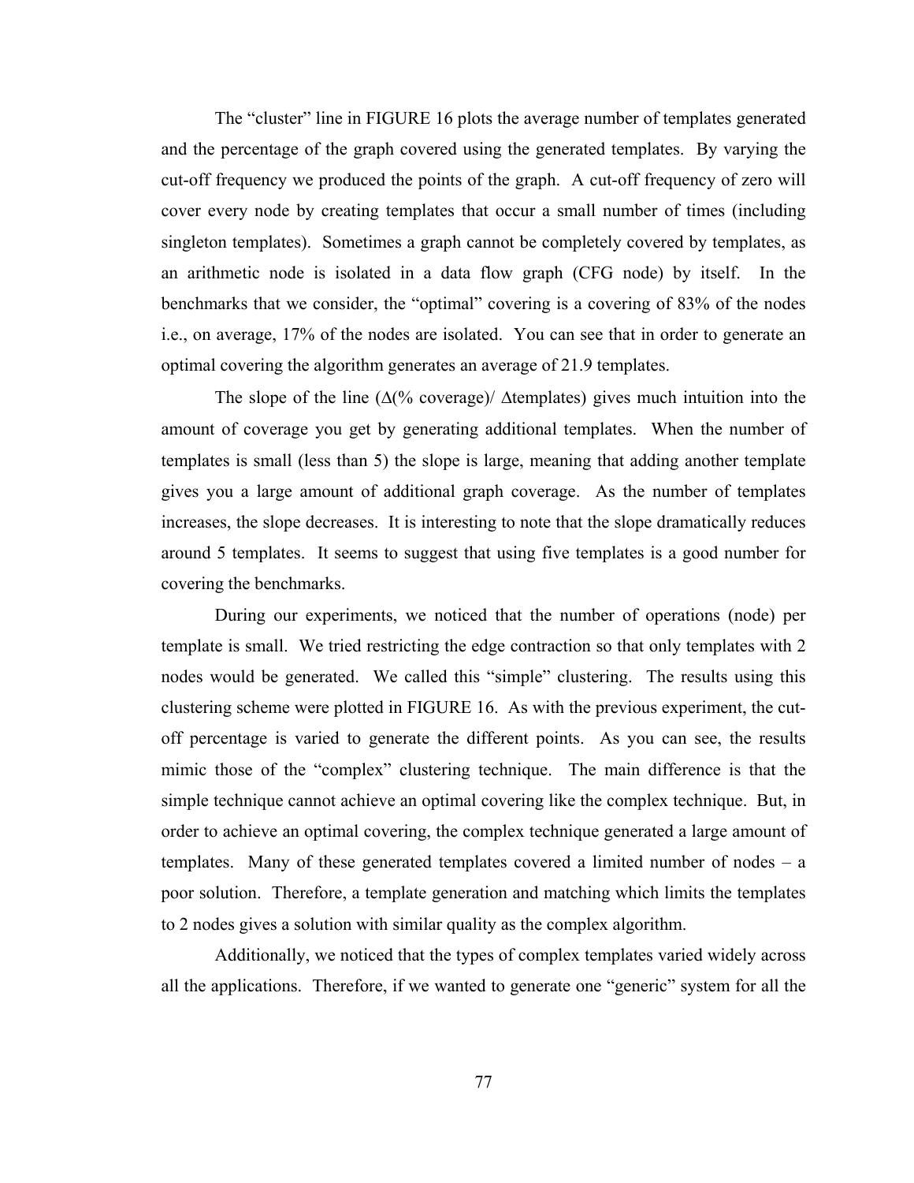The "cluster" line in FIGURE 16 plots the average number of templates generated and the percentage of the graph covered using the generated templates. By varying the cut-off frequency we produced the points of the graph. A cut-off frequency of zero will cover every node by creating templates that occur a small number of times (including singleton templates). Sometimes a graph cannot be completely covered by templates, as an arithmetic node is isolated in a data flow graph (CFG node) by itself. In the benchmarks that we consider, the "optimal" covering is a covering of 83% of the nodes i.e., on average, 17% of the nodes are isolated. You can see that in order to generate an optimal covering the algorithm generates an average of 21.9 templates.

The slope of the line ($\Delta$(% coverage)/ $\Delta$templates) gives much intuition into the amount of coverage you get by generating additional templates. When the number of templates is small (less than 5) the slope is large, meaning that adding another template gives you a large amount of additional graph coverage. As the number of templates increases, the slope decreases. It is interesting to note that the slope dramatically reduces around 5 templates. It seems to suggest that using five templates is a good number for covering the benchmarks.

During our experiments, we noticed that the number of operations (node) per template is small. We tried restricting the edge contraction so that only templates with 2 nodes would be generated. We called this "simple" clustering. The results using this clustering scheme were plotted in FIGURE 16. As with the previous experiment, the cut-off percentage is varied to generate the different points. As you can see, the results mimic those of the "complex" clustering technique. The main difference is that the simple technique cannot achieve an optimal covering like the complex technique. But, in order to achieve an optimal covering, the complex technique generated a large amount of templates. Many of these generated templates covered a limited number of nodes – a poor solution. Therefore, a template generation and matching which limits the templates to 2 nodes gives a solution with similar quality as the complex algorithm.

Additionally, we noticed that the types of complex templates varied widely across all the applications. Therefore, if we wanted to generate one "generic" system for all the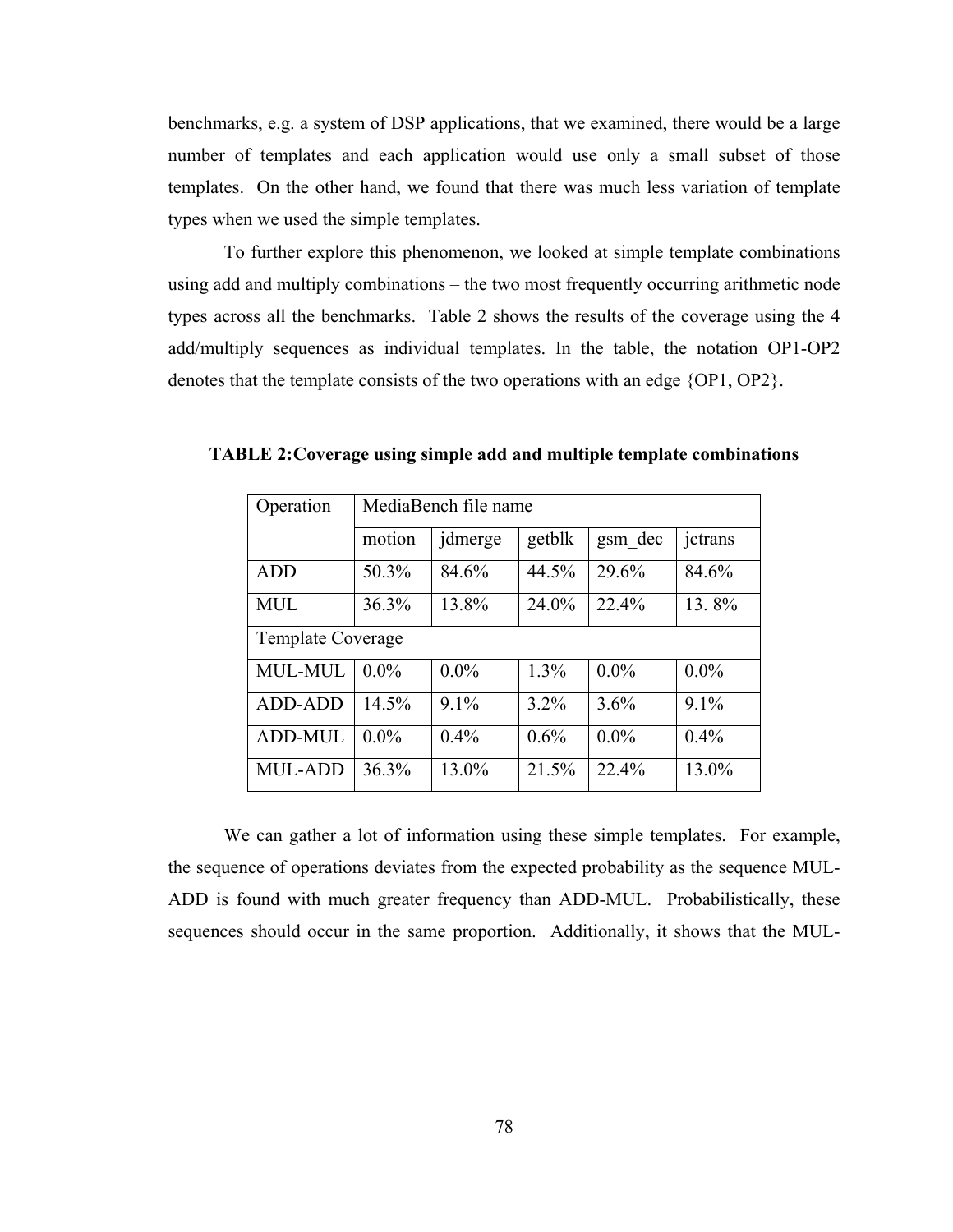benchmarks, e.g. a system of DSP applications, that we examined, there would be a large number of templates and each application would use only a small subset of those templates. On the other hand, we found that there was much less variation of template types when we used the simple templates.

To further explore this phenomenon, we looked at simple template combinations using add and multiply combinations – the two most frequently occurring arithmetic node types across all the benchmarks. Table 2 shows the results of the coverage using the 4 add/multiply sequences as individual templates. In the table, the notation OP1-OP2 denotes that the template consists of the two operations with an edge {OP1, OP2}.

**TABLE 2:Coverage using simple add and multiple template combinations**

| Operation | MediaBench file name | | | | |
|---|---|---|---|---|---|
| | motion | jdmerge | getblk | gsm_dec | jctrans |
| ADD | 50.3% | 84.6% | 44.5% | 29.6% | 84.6% |
| MUL | 36.3% | 13.8% | 24.0% | 22.4% | 13. 8% |
| Template Coverage | | | | | |
| MUL-MUL | 0.0% | 0.0% | 1.3% | 0.0% | 0.0% |
| ADD-ADD | 14.5% | 9.1% | 3.2% | 3.6% | 9.1% |
| ADD-MUL | 0.0% | 0.4% | 0.6% | 0.0% | 0.4% |
| MUL-ADD | 36.3% | 13.0% | 21.5% | 22.4% | 13.0% |

We can gather a lot of information using these simple templates. For example, the sequence of operations deviates from the expected probability as the sequence MUL-ADD is found with much greater frequency than ADD-MUL. Probabilistically, these sequences should occur in the same proportion. Additionally, it shows that the MUL-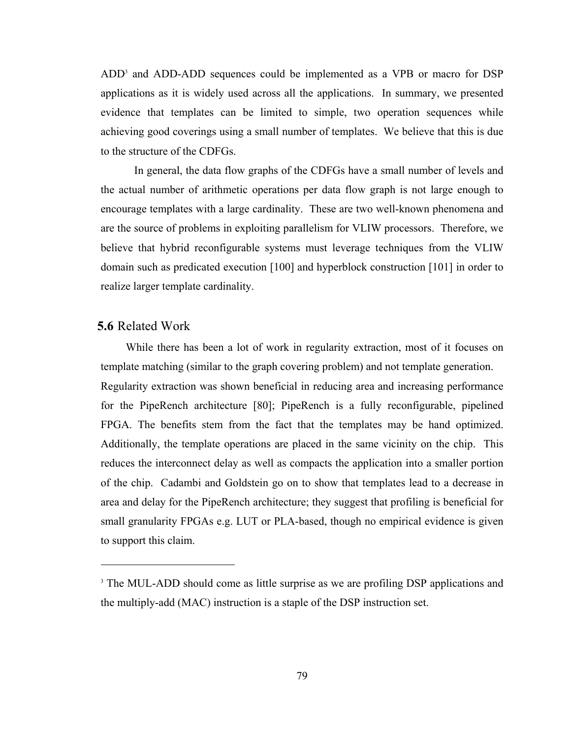ADD[3] and ADD-ADD sequences could be implemented as a VPB or macro for DSP applications as it is widely used across all the applications. In summary, we presented evidence that templates can be limited to simple, two operation sequences while achieving good coverings using a small number of templates. We believe that this is due to the structure of the CDFGs.

In general, the data flow graphs of the CDFGs have a small number of levels and the actual number of arithmetic operations per data flow graph is not large enough to encourage templates with a large cardinality. These are two well-known phenomena and are the source of problems in exploiting parallelism for VLIW processors. Therefore, we believe that hybrid reconfigurable systems must leverage techniques from the VLIW domain such as predicated execution [100] and hyperblock construction [101] in order to realize larger template cardinality.

## 5.6 Related Work

While there has been a lot of work in regularity extraction, most of it focuses on template matching (similar to the graph covering problem) and not template generation. Regularity extraction was shown beneficial in reducing area and increasing performance for the PipeRench architecture [80]; PipeRench is a fully reconfigurable, pipelined FPGA. The benefits stem from the fact that the templates may be hand optimized. Additionally, the template operations are placed in the same vicinity on the chip. This reduces the interconnect delay as well as compacts the application into a smaller portion of the chip. Cadambi and Goldstein go on to show that templates lead to a decrease in area and delay for the PipeRench architecture; they suggest that profiling is beneficial for small granularity FPGAs e.g. LUT or PLA-based, though no empirical evidence is given to support this claim.

---

[3] The MUL-ADD should come as little surprise as we are profiling DSP applications and the multiply-add (MAC) instruction is a staple of the DSP instruction set.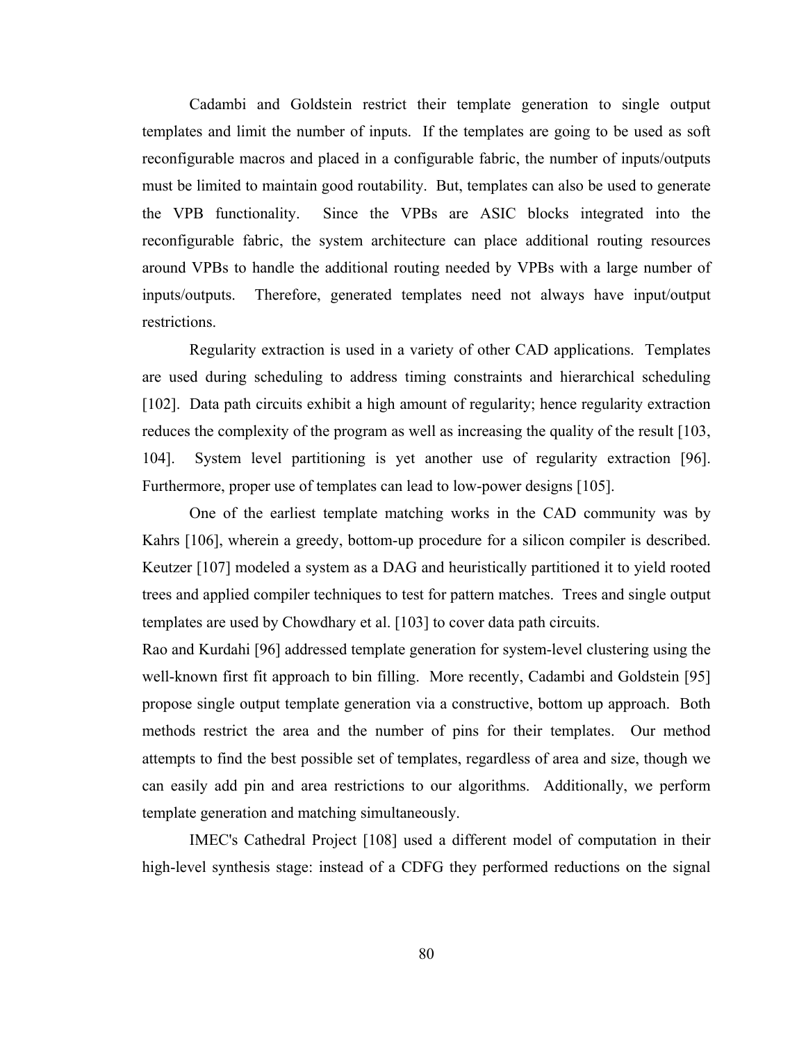Cadambi and Goldstein restrict their template generation to single output templates and limit the number of inputs. If the templates are going to be used as soft reconfigurable macros and placed in a configurable fabric, the number of inputs/outputs must be limited to maintain good routability. But, templates can also be used to generate the VPB functionality. Since the VPBs are ASIC blocks integrated into the reconfigurable fabric, the system architecture can place additional routing resources around VPBs to handle the additional routing needed by VPBs with a large number of inputs/outputs. Therefore, generated templates need not always have input/output restrictions.

Regularity extraction is used in a variety of other CAD applications. Templates are used during scheduling to address timing constraints and hierarchical scheduling [102]. Data path circuits exhibit a high amount of regularity; hence regularity extraction reduces the complexity of the program as well as increasing the quality of the result [103, 104]. System level partitioning is yet another use of regularity extraction [96]. Furthermore, proper use of templates can lead to low-power designs [105].

One of the earliest template matching works in the CAD community was by Kahrs [106], wherein a greedy, bottom-up procedure for a silicon compiler is described. Keutzer [107] modeled a system as a DAG and heuristically partitioned it to yield rooted trees and applied compiler techniques to test for pattern matches. Trees and single output templates are used by Chowdhary et al. [103] to cover data path circuits.

Rao and Kurdahi [96] addressed template generation for system-level clustering using the well-known first fit approach to bin filling. More recently, Cadambi and Goldstein [95] propose single output template generation via a constructive, bottom up approach. Both methods restrict the area and the number of pins for their templates. Our method attempts to find the best possible set of templates, regardless of area and size, though we can easily add pin and area restrictions to our algorithms. Additionally, we perform template generation and matching simultaneously.

IMEC's Cathedral Project [108] used a different model of computation in their high-level synthesis stage: instead of a CDFG they performed reductions on the signal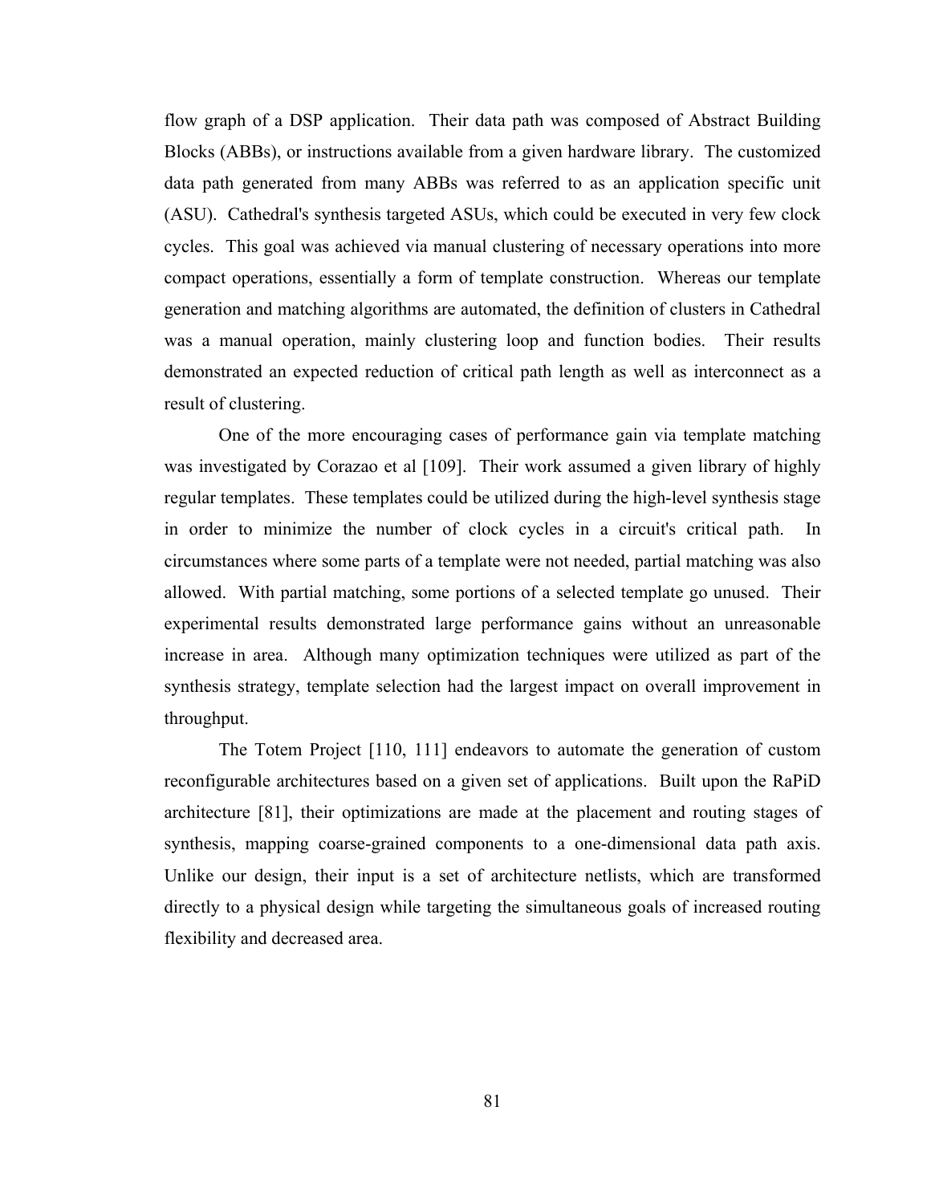flow graph of a DSP application. Their data path was composed of Abstract Building Blocks (ABBs), or instructions available from a given hardware library. The customized data path generated from many ABBs was referred to as an application specific unit (ASU). Cathedral's synthesis targeted ASUs, which could be executed in very few clock cycles. This goal was achieved via manual clustering of necessary operations into more compact operations, essentially a form of template construction. Whereas our template generation and matching algorithms are automated, the definition of clusters in Cathedral was a manual operation, mainly clustering loop and function bodies. Their results demonstrated an expected reduction of critical path length as well as interconnect as a result of clustering.

One of the more encouraging cases of performance gain via template matching was investigated by Corazao et al [109]. Their work assumed a given library of highly regular templates. These templates could be utilized during the high-level synthesis stage in order to minimize the number of clock cycles in a circuit's critical path. In circumstances where some parts of a template were not needed, partial matching was also allowed. With partial matching, some portions of a selected template go unused. Their experimental results demonstrated large performance gains without an unreasonable increase in area. Although many optimization techniques were utilized as part of the synthesis strategy, template selection had the largest impact on overall improvement in throughput.

The Totem Project [110, 111] endeavors to automate the generation of custom reconfigurable architectures based on a given set of applications. Built upon the RaPiD architecture [81], their optimizations are made at the placement and routing stages of synthesis, mapping coarse-grained components to a one-dimensional data path axis. Unlike our design, their input is a set of architecture netlists, which are transformed directly to a physical design while targeting the simultaneous goals of increased routing flexibility and decreased area.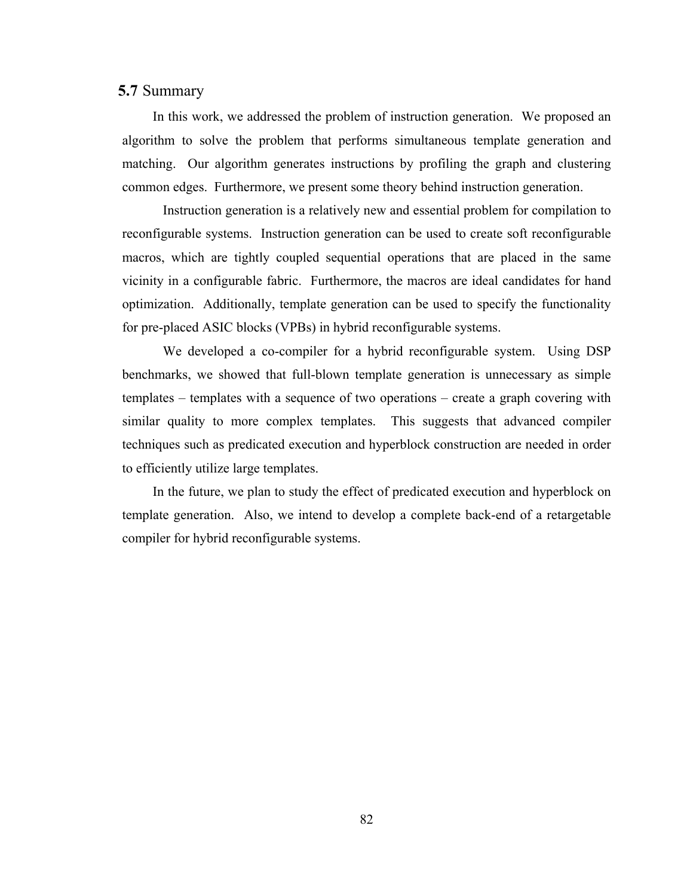## **5.7** Summary

In this work, we addressed the problem of instruction generation. We proposed an algorithm to solve the problem that performs simultaneous template generation and matching. Our algorithm generates instructions by profiling the graph and clustering common edges. Furthermore, we present some theory behind instruction generation.

Instruction generation is a relatively new and essential problem for compilation to reconfigurable systems. Instruction generation can be used to create soft reconfigurable macros, which are tightly coupled sequential operations that are placed in the same vicinity in a configurable fabric. Furthermore, the macros are ideal candidates for hand optimization. Additionally, template generation can be used to specify the functionality for pre-placed ASIC blocks (VPBs) in hybrid reconfigurable systems.

We developed a co-compiler for a hybrid reconfigurable system. Using DSP benchmarks, we showed that full-blown template generation is unnecessary as simple templates – templates with a sequence of two operations – create a graph covering with similar quality to more complex templates. This suggests that advanced compiler techniques such as predicated execution and hyperblock construction are needed in order to efficiently utilize large templates.

In the future, we plan to study the effect of predicated execution and hyperblock on template generation. Also, we intend to develop a complete back-end of a retargetable compiler for hybrid reconfigurable systems.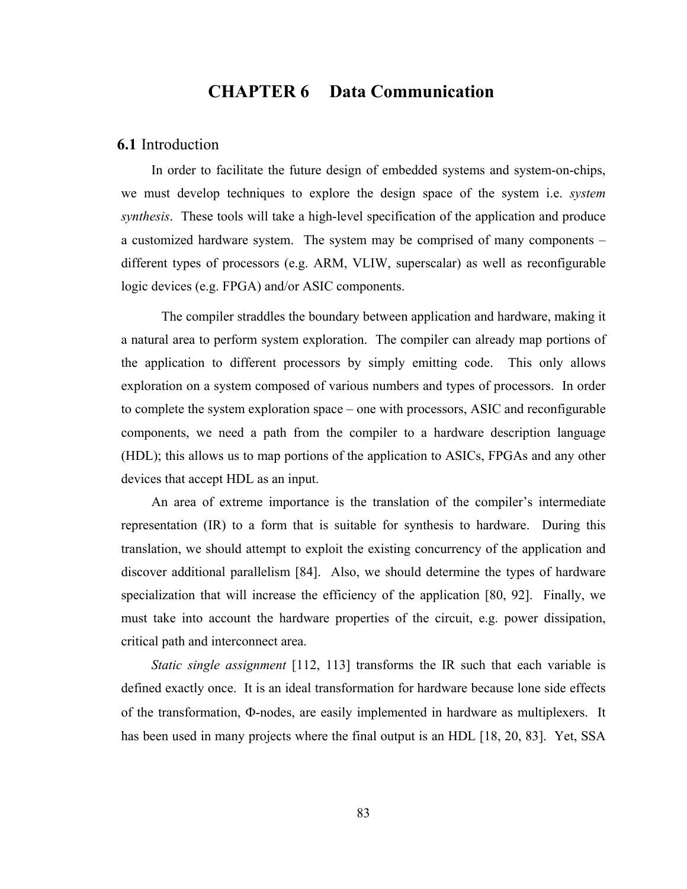# CHAPTER 6 Data Communication

## 6.1 Introduction

In order to facilitate the future design of embedded systems and system-on-chips, we must develop techniques to explore the design space of the system i.e. *system synthesis*. These tools will take a high-level specification of the application and produce a customized hardware system. The system may be comprised of many components – different types of processors (e.g. ARM, VLIW, superscalar) as well as reconfigurable logic devices (e.g. FPGA) and/or ASIC components.

The compiler straddles the boundary between application and hardware, making it a natural area to perform system exploration. The compiler can already map portions of the application to different processors by simply emitting code. This only allows exploration on a system composed of various numbers and types of processors. In order to complete the system exploration space – one with processors, ASIC and reconfigurable components, we need a path from the compiler to a hardware description language (HDL); this allows us to map portions of the application to ASICs, FPGAs and any other devices that accept HDL as an input.

An area of extreme importance is the translation of the compiler's intermediate representation (IR) to a form that is suitable for synthesis to hardware. During this translation, we should attempt to exploit the existing concurrency of the application and discover additional parallelism [84]. Also, we should determine the types of hardware specialization that will increase the efficiency of the application [80, 92]. Finally, we must take into account the hardware properties of the circuit, e.g. power dissipation, critical path and interconnect area.

*Static single assignment* [112, 113] transforms the IR such that each variable is defined exactly once. It is an ideal transformation for hardware because lone side effects of the transformation, Φ-nodes, are easily implemented in hardware as multiplexers. It has been used in many projects where the final output is an HDL [18, 20, 83]. Yet, SSA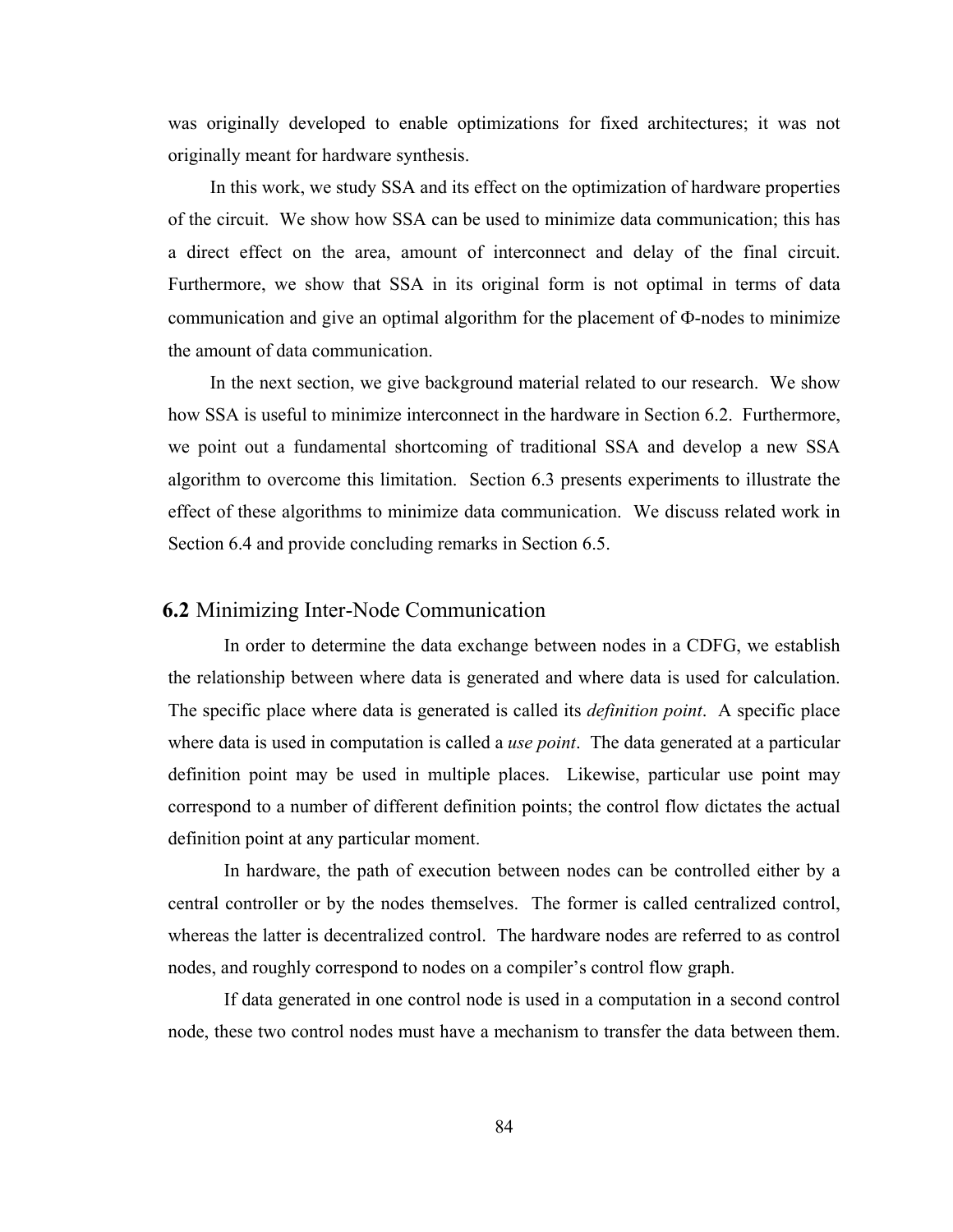was originally developed to enable optimizations for fixed architectures; it was not originally meant for hardware synthesis.

In this work, we study SSA and its effect on the optimization of hardware properties of the circuit. We show how SSA can be used to minimize data communication; this has a direct effect on the area, amount of interconnect and delay of the final circuit. Furthermore, we show that SSA in its original form is not optimal in terms of data communication and give an optimal algorithm for the placement of Φ-nodes to minimize the amount of data communication.

In the next section, we give background material related to our research. We show how SSA is useful to minimize interconnect in the hardware in Section 6.2. Furthermore, we point out a fundamental shortcoming of traditional SSA and develop a new SSA algorithm to overcome this limitation. Section 6.3 presents experiments to illustrate the effect of these algorithms to minimize data communication. We discuss related work in Section 6.4 and provide concluding remarks in Section 6.5.

## 6.2 Minimizing Inter-Node Communication

In order to determine the data exchange between nodes in a CDFG, we establish the relationship between where data is generated and where data is used for calculation. The specific place where data is generated is called its *definition point*. A specific place where data is used in computation is called a *use point*. The data generated at a particular definition point may be used in multiple places. Likewise, particular use point may correspond to a number of different definition points; the control flow dictates the actual definition point at any particular moment.

In hardware, the path of execution between nodes can be controlled either by a central controller or by the nodes themselves. The former is called centralized control, whereas the latter is decentralized control. The hardware nodes are referred to as control nodes, and roughly correspond to nodes on a compiler's control flow graph.

If data generated in one control node is used in a computation in a second control node, these two control nodes must have a mechanism to transfer the data between them.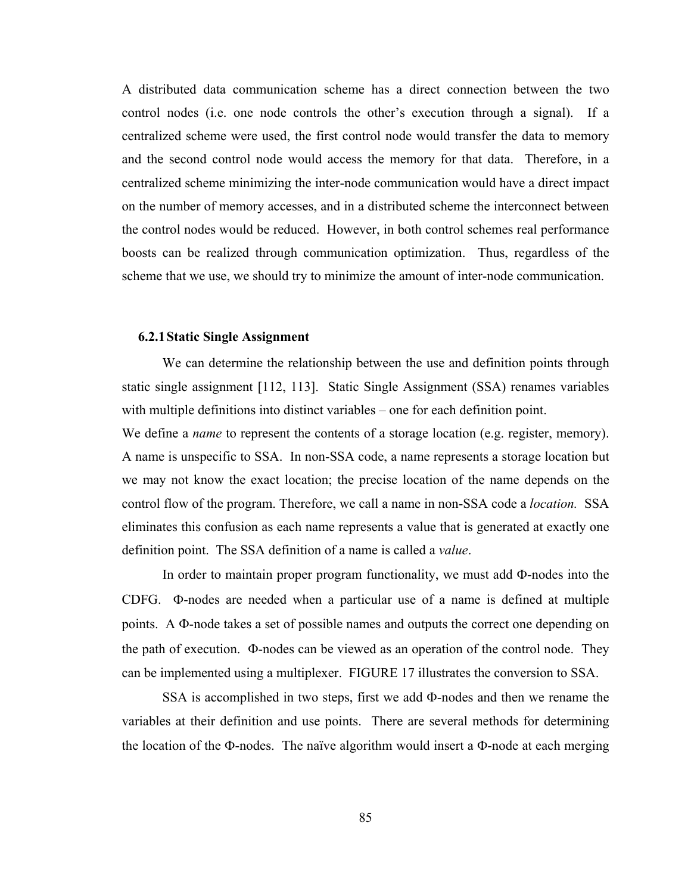A distributed data communication scheme has a direct connection between the two control nodes (i.e. one node controls the other's execution through a signal). If a centralized scheme were used, the first control node would transfer the data to memory and the second control node would access the memory for that data. Therefore, in a centralized scheme minimizing the inter-node communication would have a direct impact on the number of memory accesses, and in a distributed scheme the interconnect between the control nodes would be reduced. However, in both control schemes real performance boosts can be realized through communication optimization. Thus, regardless of the scheme that we use, we should try to minimize the amount of inter-node communication.

### 6.2.1 Static Single Assignment

We can determine the relationship between the use and definition points through static single assignment [112, 113]. Static Single Assignment (SSA) renames variables with multiple definitions into distinct variables – one for each definition point.

We define a *name* to represent the contents of a storage location (e.g. register, memory). A name is unspecific to SSA. In non-SSA code, a name represents a storage location but we may not know the exact location; the precise location of the name depends on the control flow of the program. Therefore, we call a name in non-SSA code a *location.* SSA eliminates this confusion as each name represents a value that is generated at exactly one definition point. The SSA definition of a name is called a *value*.

In order to maintain proper program functionality, we must add Φ-nodes into the CDFG. Φ-nodes are needed when a particular use of a name is defined at multiple points. A Φ-node takes a set of possible names and outputs the correct one depending on the path of execution. Φ-nodes can be viewed as an operation of the control node. They can be implemented using a multiplexer. FIGURE 17 illustrates the conversion to SSA.

SSA is accomplished in two steps, first we add Φ-nodes and then we rename the variables at their definition and use points. There are several methods for determining the location of the Φ-nodes. The naïve algorithm would insert a Φ-node at each merging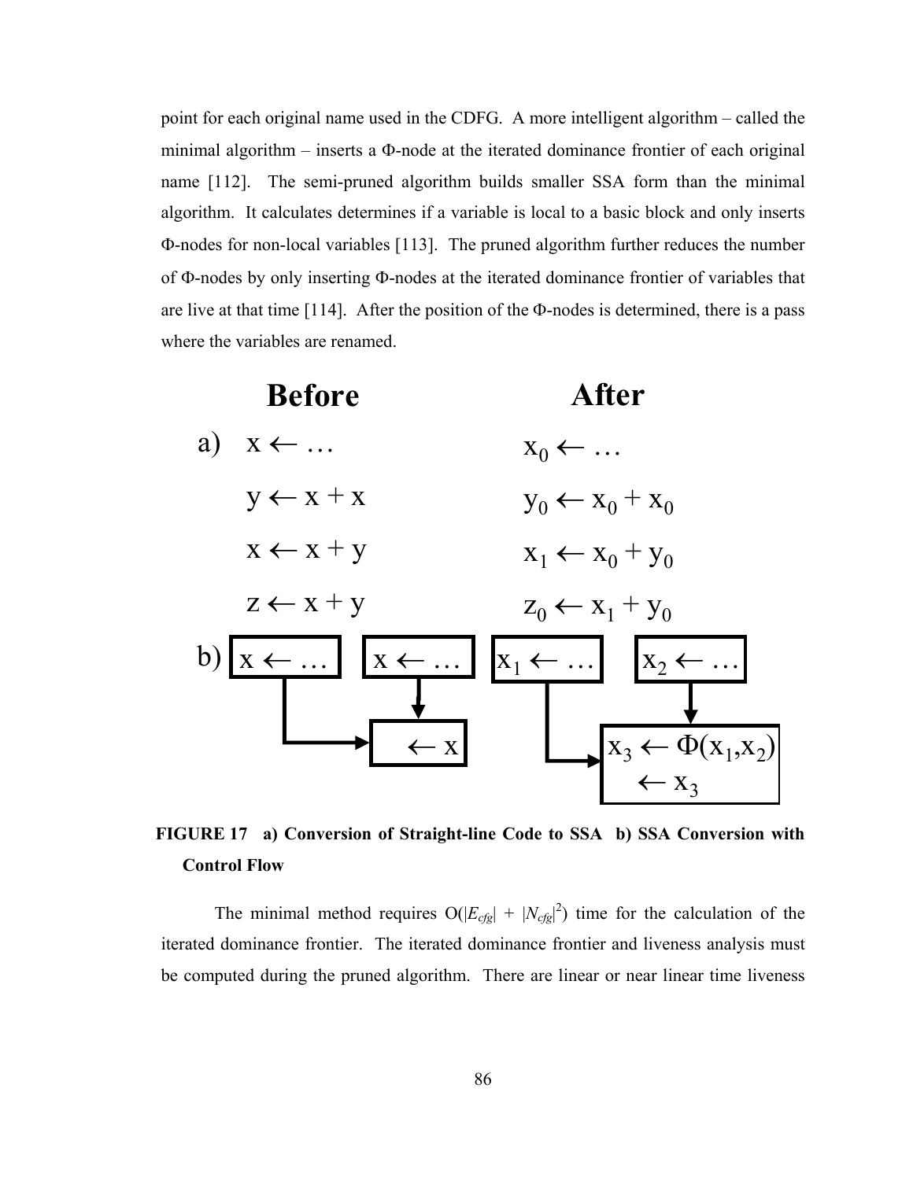point for each original name used in the CDFG. A more intelligent algorithm – called the minimal algorithm – inserts a Φ-node at the iterated dominance frontier of each original name [112]. The semi-pruned algorithm builds smaller SSA form than the minimal algorithm. It calculates determines if a variable is local to a basic block and only inserts Φ-nodes for non-local variables [113]. The pruned algorithm further reduces the number of Φ-nodes by only inserting Φ-nodes at the iterated dominance frontier of variables that are live at that time [114]. After the position of the Φ-nodes is determined, there is a pass where the variables are renamed.

| | Before | After |
|---|---|---|
| a) | $x \leftarrow \ldots$ | $x_0 \leftarrow \ldots$ |
| | $y \leftarrow x + x$ | $y_0 \leftarrow x_0 + x_0$ |
| | $x \leftarrow x + y$ | $x_1 \leftarrow x_0 + y_0$ |
| | $z \leftarrow x + y$ | $z_0 \leftarrow x_1 + y_0$ |
| b) | $x \leftarrow \ldots$ ; $x \leftarrow \ldots$ → $\leftarrow x$ | $x_1 \leftarrow \ldots$ ; $x_2 \leftarrow \ldots$ → $x_3 \leftarrow \Phi(x_1,x_2)$ ; $\leftarrow x_3$ |

**FIGURE 17 a) Conversion of Straight-line Code to SSA b) SSA Conversion with Control Flow**

The minimal method requires $O(|E_{cfg}| + |N_{cfg}|^2)$ time for the calculation of the iterated dominance frontier. The iterated dominance frontier and liveness analysis must be computed during the pruned algorithm. There are linear or near linear time liveness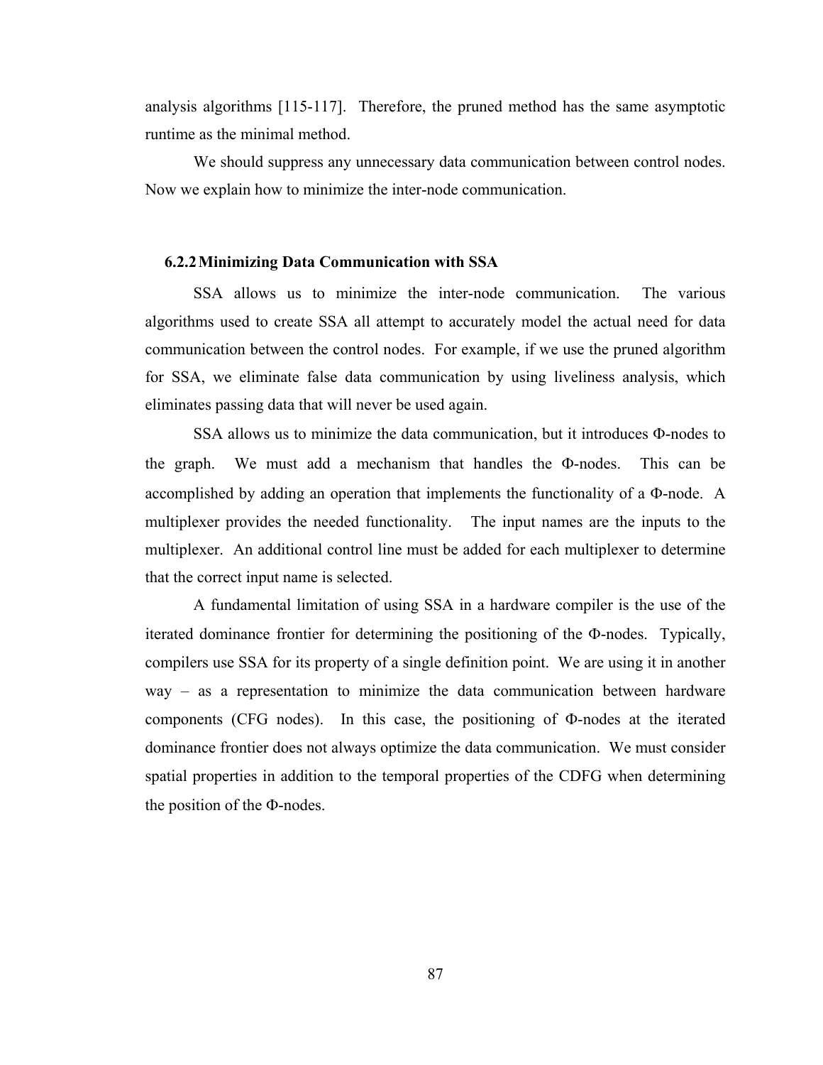analysis algorithms [115-117]. Therefore, the pruned method has the same asymptotic runtime as the minimal method.

We should suppress any unnecessary data communication between control nodes. Now we explain how to minimize the inter-node communication.

### 6.2.2 Minimizing Data Communication with SSA

SSA allows us to minimize the inter-node communication. The various algorithms used to create SSA all attempt to accurately model the actual need for data communication between the control nodes. For example, if we use the pruned algorithm for SSA, we eliminate false data communication by using liveliness analysis, which eliminates passing data that will never be used again.

SSA allows us to minimize the data communication, but it introduces Φ-nodes to the graph. We must add a mechanism that handles the Φ-nodes. This can be accomplished by adding an operation that implements the functionality of a Φ-node. A multiplexer provides the needed functionality. The input names are the inputs to the multiplexer. An additional control line must be added for each multiplexer to determine that the correct input name is selected.

A fundamental limitation of using SSA in a hardware compiler is the use of the iterated dominance frontier for determining the positioning of the Φ-nodes. Typically, compilers use SSA for its property of a single definition point. We are using it in another way – as a representation to minimize the data communication between hardware components (CFG nodes). In this case, the positioning of Φ-nodes at the iterated dominance frontier does not always optimize the data communication. We must consider spatial properties in addition to the temporal properties of the CDFG when determining the position of the Φ-nodes.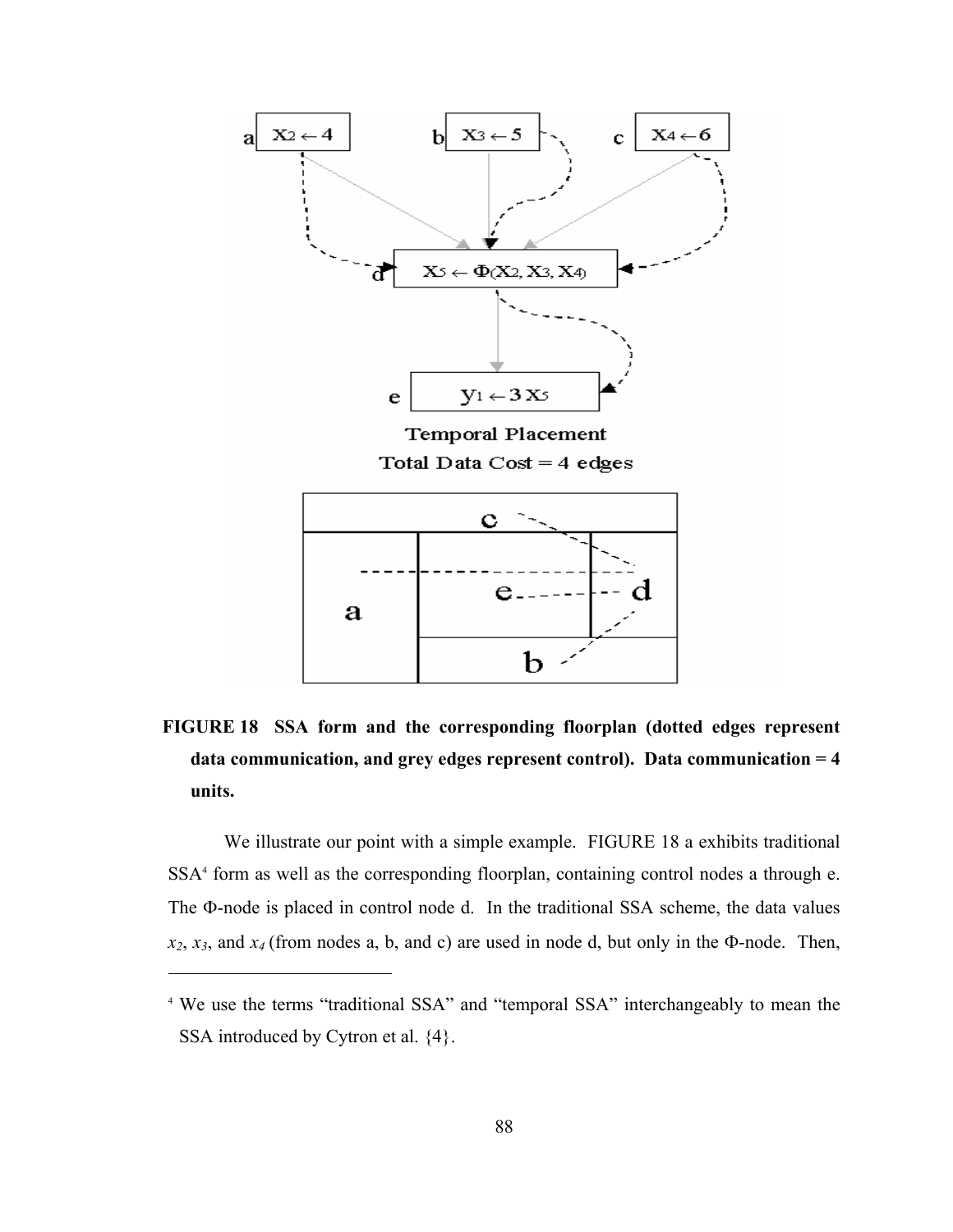**FIGURE 18 SSA form and the corresponding floorplan (dotted edges represent data communication, and grey edges represent control). Data communication = 4 units.**

We illustrate our point with a simple example. FIGURE 18 a exhibits traditional SSA[4] form as well as the corresponding floorplan, containing control nodes a through e. The Φ-node is placed in control node d. In the traditional SSA scheme, the data values $x_2$, $x_3$, and $x_4$ (from nodes a, b, and c) are used in node d, but only in the Φ-node. Then,

[4] We use the terms "traditional SSA" and "temporal SSA" interchangeably to mean the SSA introduced by Cytron et al. {4}.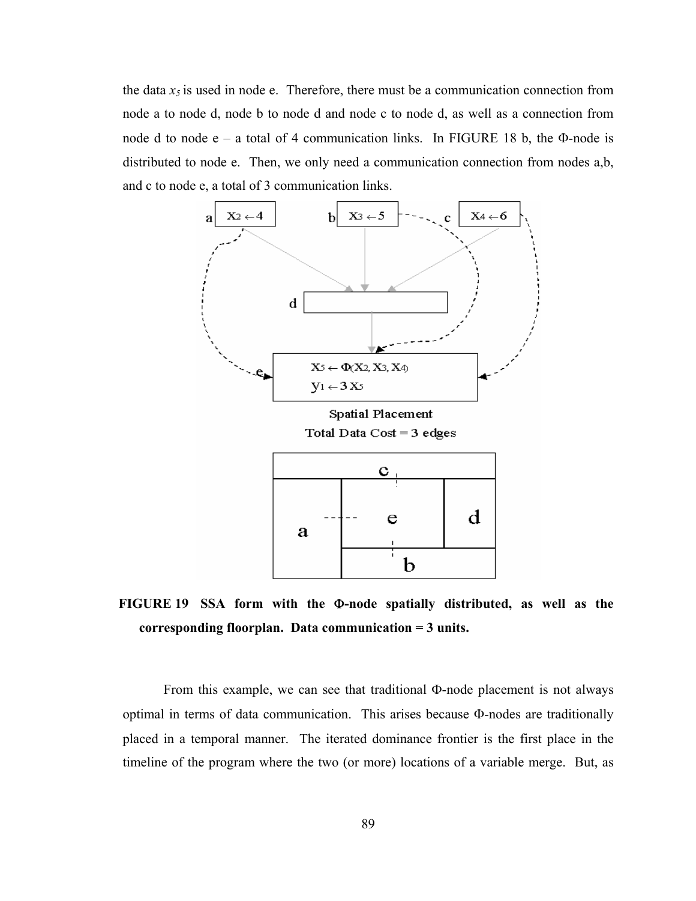the data $x_5$ is used in node e. Therefore, there must be a communication connection from node a to node d, node b to node d and node c to node d, as well as a connection from node d to node e – a total of 4 communication links. In FIGURE 18 b, the Φ-node is distributed to node e. Then, we only need a communication connection from nodes a,b, and c to node e, a total of 3 communication links.

**FIGURE 19 SSA form with the Φ-node spatially distributed, as well as the corresponding floorplan. Data communication = 3 units.**

From this example, we can see that traditional Φ-node placement is not always optimal in terms of data communication. This arises because Φ-nodes are traditionally placed in a temporal manner. The iterated dominance frontier is the first place in the timeline of the program where the two (or more) locations of a variable merge. But, as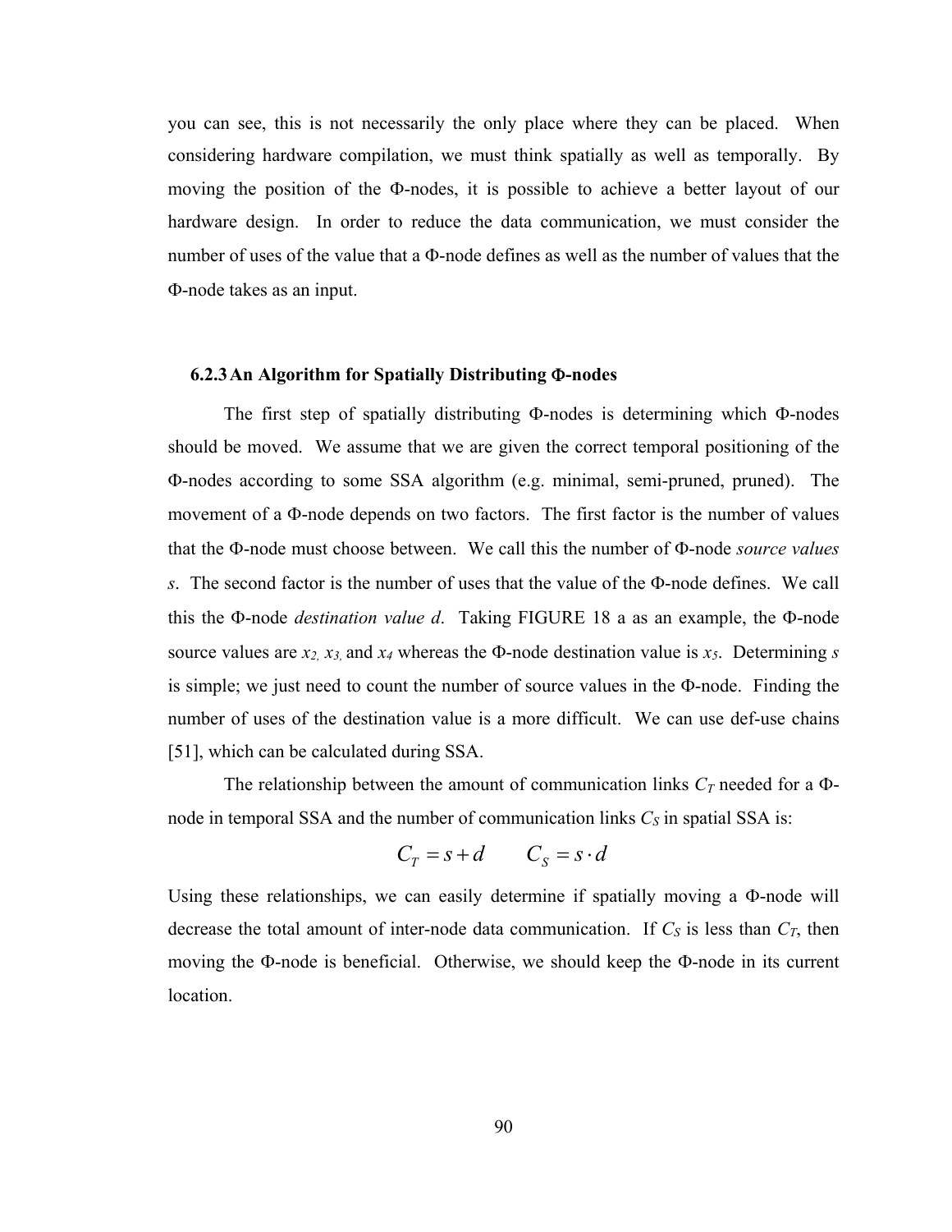you can see, this is not necessarily the only place where they can be placed. When considering hardware compilation, we must think spatially as well as temporally. By moving the position of the Φ-nodes, it is possible to achieve a better layout of our hardware design. In order to reduce the data communication, we must consider the number of uses of the value that a Φ-node defines as well as the number of values that the Φ-node takes as an input.

### 6.2.3 An Algorithm for Spatially Distributing Φ-nodes

The first step of spatially distributing Φ-nodes is determining which Φ-nodes should be moved. We assume that we are given the correct temporal positioning of the Φ-nodes according to some SSA algorithm (e.g. minimal, semi-pruned, pruned). The movement of a Φ-node depends on two factors. The first factor is the number of values that the Φ-node must choose between. We call this the number of Φ-node *source values* $s$. The second factor is the number of uses that the value of the Φ-node defines. We call this the Φ-node *destination value* $d$. Taking FIGURE 18 a as an example, the Φ-node source values are $x_2$, $x_3$, and $x_4$ whereas the Φ-node destination value is $x_5$. Determining $s$ is simple; we just need to count the number of source values in the Φ-node. Finding the number of uses of the destination value is a more difficult. We can use def-use chains [51], which can be calculated during SSA.

The relationship between the amount of communication links $C_T$ needed for a Φ-node in temporal SSA and the number of communication links $C_S$ in spatial SSA is:

$$C_T = s + d \qquad C_S = s \cdot d$$

Using these relationships, we can easily determine if spatially moving a Φ-node will decrease the total amount of inter-node data communication. If $C_S$ is less than $C_T$, then moving the Φ-node is beneficial. Otherwise, we should keep the Φ-node in its current location.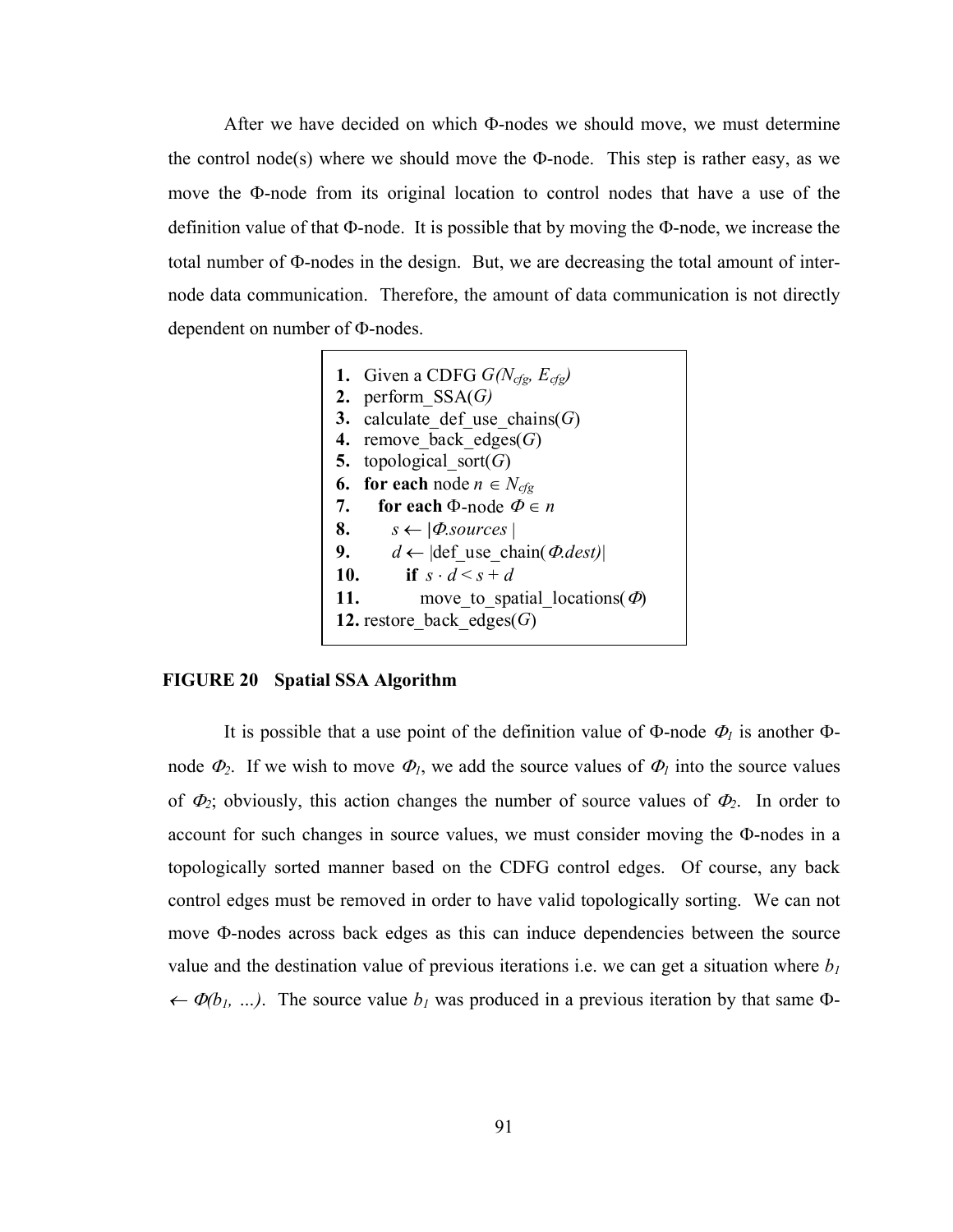After we have decided on which Φ-nodes we should move, we must determine the control node(s) where we should move the Φ-node. This step is rather easy, as we move the Φ-node from its original location to control nodes that have a use of the definition value of that Φ-node. It is possible that by moving the Φ-node, we increase the total number of Φ-nodes in the design. But, we are decreasing the total amount of inter-node data communication. Therefore, the amount of data communication is not directly dependent on number of Φ-nodes.

```
1.  Given a CDFG G(N_cfg, E_cfg)
2.  perform_SSA(G)
3.  calculate_def_use_chains(G)
4.  remove_back_edges(G)
5.  topological_sort(G)
6.  for each node n ∈ N_cfg
7.     for each Φ-node Φ ∈ n
8.        s ← |Φ.sources|
9.        d ← |def_use_chain(Φ.dest)|
10.       if s · d < s + d
11.          move_to_spatial_locations(Φ)
12. restore_back_edges(G)
```

**FIGURE 20 Spatial SSA Algorithm**

It is possible that a use point of the definition value of Φ-node $\Phi_1$ is another Φ-node $\Phi_2$. If we wish to move $\Phi_1$, we add the source values of $\Phi_1$ into the source values of $\Phi_2$; obviously, this action changes the number of source values of $\Phi_2$. In order to account for such changes in source values, we must consider moving the Φ-nodes in a topologically sorted manner based on the CDFG control edges. Of course, any back control edges must be removed in order to have valid topologically sorting. We can not move Φ-nodes across back edges as this can induce dependencies between the source value and the destination value of previous iterations i.e. we can get a situation where $b_1 \leftarrow \Phi(b_1, \ldots)$. The source value $b_1$ was produced in a previous iteration by that same Φ-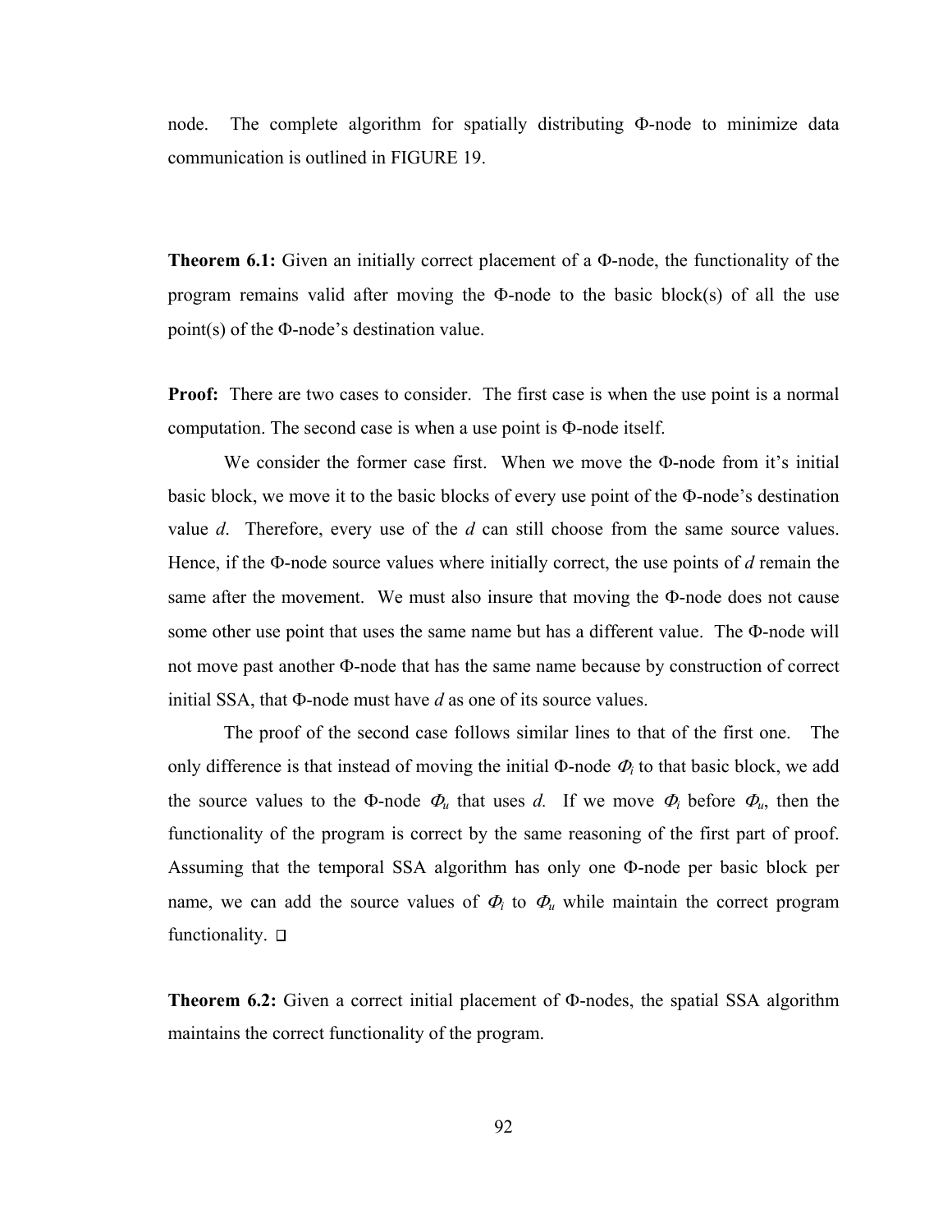node. The complete algorithm for spatially distributing Φ-node to minimize data communication is outlined in FIGURE 19.

**Theorem 6.1:** Given an initially correct placement of a Φ-node, the functionality of the program remains valid after moving the Φ-node to the basic block(s) of all the use point(s) of the Φ-node's destination value.

**Proof:** There are two cases to consider. The first case is when the use point is a normal computation. The second case is when a use point is Φ-node itself.

We consider the former case first. When we move the Φ-node from it's initial basic block, we move it to the basic blocks of every use point of the Φ-node's destination value *d*. Therefore, every use of the *d* can still choose from the same source values. Hence, if the Φ-node source values where initially correct, the use points of *d* remain the same after the movement. We must also insure that moving the Φ-node does not cause some other use point that uses the same name but has a different value. The Φ-node will not move past another Φ-node that has the same name because by construction of correct initial SSA, that Φ-node must have *d* as one of its source values.

The proof of the second case follows similar lines to that of the first one. The only difference is that instead of moving the initial Φ-node $\Phi_i$ to that basic block, we add the source values to the Φ-node $\Phi_u$ that uses *d.* If we move $\Phi_i$ before $\Phi_u$, then the functionality of the program is correct by the same reasoning of the first part of proof. Assuming that the temporal SSA algorithm has only one Φ-node per basic block per name, we can add the source values of $\Phi_i$ to $\Phi_u$ while maintain the correct program functionality. □

**Theorem 6.2:** Given a correct initial placement of Φ-nodes, the spatial SSA algorithm maintains the correct functionality of the program.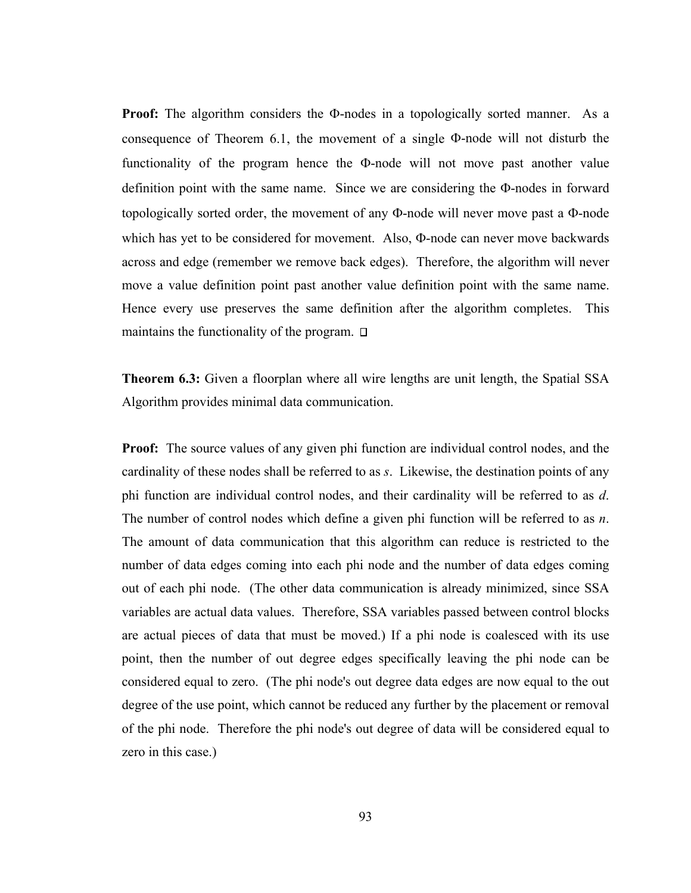**Proof:** The algorithm considers the Φ-nodes in a topologically sorted manner. As a consequence of Theorem 6.1, the movement of a single Φ-node will not disturb the functionality of the program hence the Φ-node will not move past another value definition point with the same name. Since we are considering the Φ-nodes in forward topologically sorted order, the movement of any Φ-node will never move past a Φ-node which has yet to be considered for movement. Also, Φ-node can never move backwards across and edge (remember we remove back edges). Therefore, the algorithm will never move a value definition point past another value definition point with the same name. Hence every use preserves the same definition after the algorithm completes. This maintains the functionality of the program. □

**Theorem 6.3:** Given a floorplan where all wire lengths are unit length, the Spatial SSA Algorithm provides minimal data communication.

**Proof:** The source values of any given phi function are individual control nodes, and the cardinality of these nodes shall be referred to as *s*. Likewise, the destination points of any phi function are individual control nodes, and their cardinality will be referred to as *d*. The number of control nodes which define a given phi function will be referred to as *n*. The amount of data communication that this algorithm can reduce is restricted to the number of data edges coming into each phi node and the number of data edges coming out of each phi node. (The other data communication is already minimized, since SSA variables are actual data values. Therefore, SSA variables passed between control blocks are actual pieces of data that must be moved.) If a phi node is coalesced with its use point, then the number of out degree edges specifically leaving the phi node can be considered equal to zero. (The phi node's out degree data edges are now equal to the out degree of the use point, which cannot be reduced any further by the placement or removal of the phi node. Therefore the phi node's out degree of data will be considered equal to zero in this case.)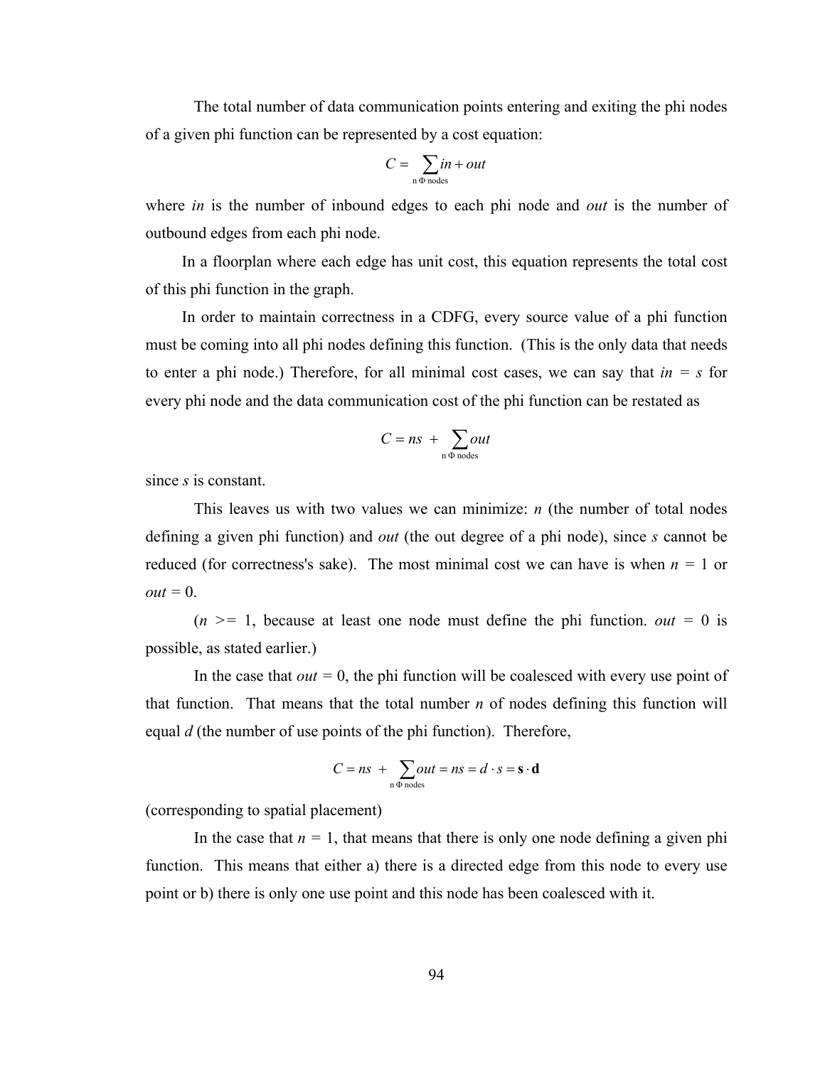The total number of data communication points entering and exiting the phi nodes of a given phi function can be represented by a cost equation:

$$C = \sum_{\text{n } \Phi \text{ nodes}} in + out$$

where *in* is the number of inbound edges to each phi node and *out* is the number of outbound edges from each phi node.

In a floorplan where each edge has unit cost, this equation represents the total cost of this phi function in the graph.

In order to maintain correctness in a CDFG, every source value of a phi function must be coming into all phi nodes defining this function. (This is the only data that needs to enter a phi node.) Therefore, for all minimal cost cases, we can say that $in = s$ for every phi node and the data communication cost of the phi function can be restated as

$$C = ns + \sum_{\text{n } \Phi \text{ nodes}} out$$

since $s$ is constant.

This leaves us with two values we can minimize: $n$ (the number of total nodes defining a given phi function) and *out* (the out degree of a phi node), since $s$ cannot be reduced (for correctness's sake). The most minimal cost we can have is when $n = 1$ or $out = 0$.

($n >= 1$, because at least one node must define the phi function. $out = 0$ is possible, as stated earlier.)

In the case that $out = 0$, the phi function will be coalesced with every use point of that function. That means that the total number $n$ of nodes defining this function will equal $d$ (the number of use points of the phi function). Therefore,

$$C = ns + \sum_{\text{n } \Phi \text{ nodes}} out = ns = d \cdot s = \mathbf{s} \cdot \mathbf{d}$$

(corresponding to spatial placement)

In the case that $n = 1$, that means that there is only one node defining a given phi function. This means that either a) there is a directed edge from this node to every use point or b) there is only one use point and this node has been coalesced with it.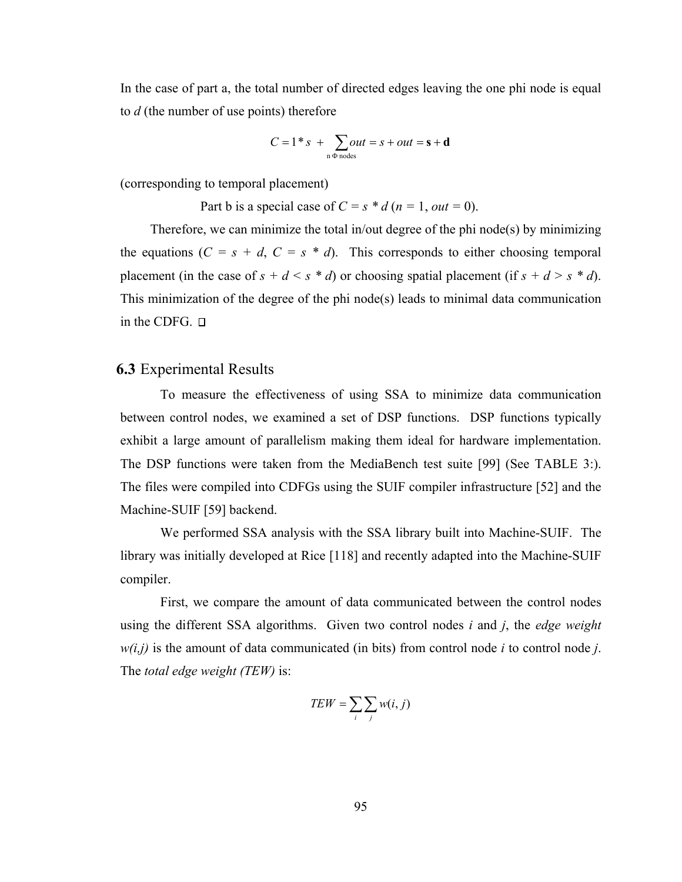In the case of part a, the total number of directed edges leaving the one phi node is equal to *d* (the number of use points) therefore

$$C = 1 * s \; + \sum_{\text{n } \Phi \text{ nodes}} out = s + out = \mathbf{s + d}$$

(corresponding to temporal placement)

Part b is a special case of $C = s * d$ ($n = 1$, $out = 0$).

Therefore, we can minimize the total in/out degree of the phi node(s) by minimizing the equations ($C = s + d$, $C = s * d$). This corresponds to either choosing temporal placement (in the case of $s + d < s * d$) or choosing spatial placement (if $s + d > s * d$). This minimization of the degree of the phi node(s) leads to minimal data communication in the CDFG. □

## 6.3 Experimental Results

To measure the effectiveness of using SSA to minimize data communication between control nodes, we examined a set of DSP functions. DSP functions typically exhibit a large amount of parallelism making them ideal for hardware implementation. The DSP functions were taken from the MediaBench test suite [99] (See TABLE 3:). The files were compiled into CDFGs using the SUIF compiler infrastructure [52] and the Machine-SUIF [59] backend.

We performed SSA analysis with the SSA library built into Machine-SUIF. The library was initially developed at Rice [118] and recently adapted into the Machine-SUIF compiler.

First, we compare the amount of data communicated between the control nodes using the different SSA algorithms. Given two control nodes *i* and *j*, the *edge weight* *w(i,j)* is the amount of data communicated (in bits) from control node *i* to control node *j*. The *total edge weight (TEW)* is:

$$TEW = \sum_{i} \sum_{j} w(i, j)$$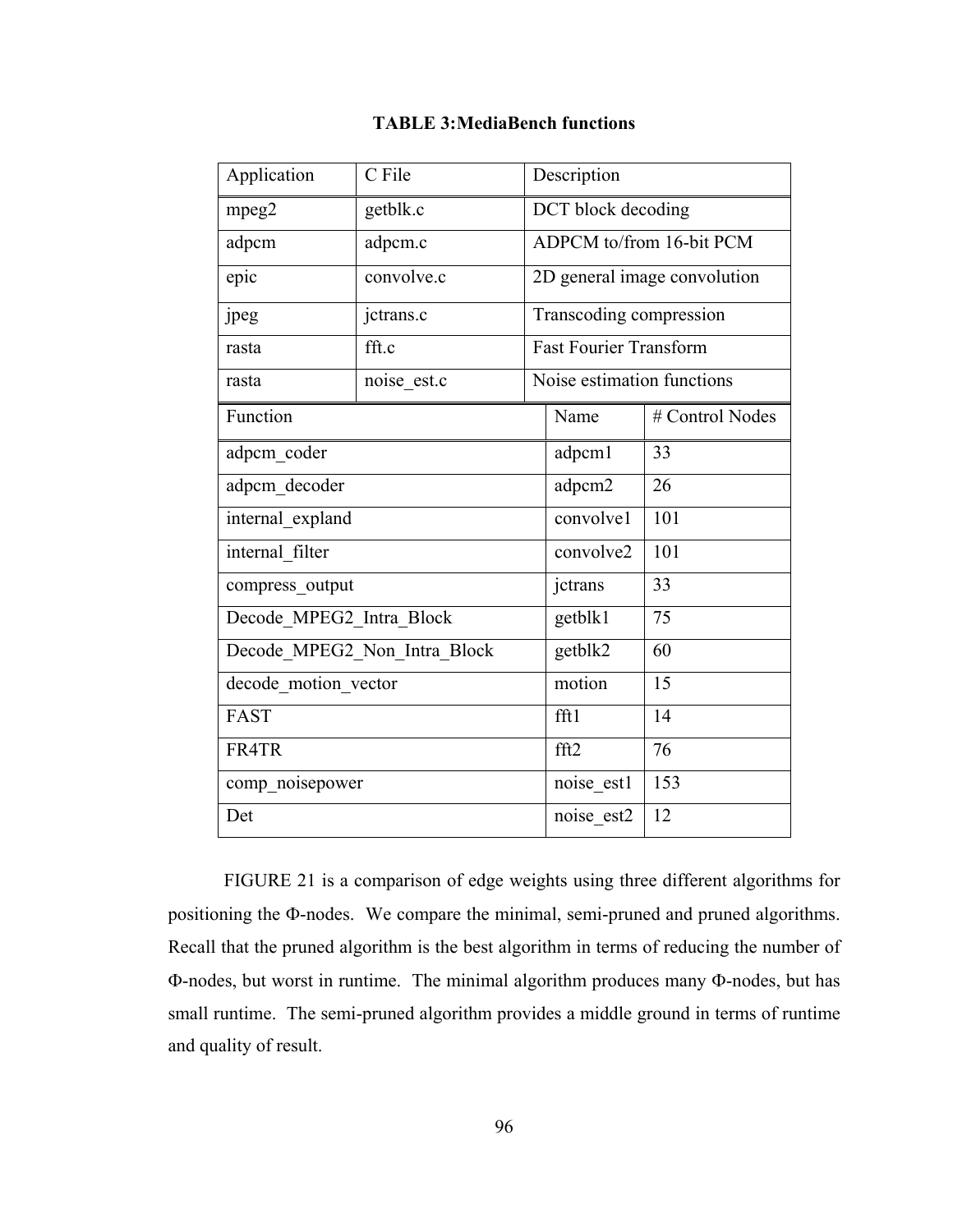**TABLE 3:MediaBench functions**

| Application | C File | Description |
|---|---|---|
| mpeg2 | getblk.c | DCT block decoding |
| adpcm | adpcm.c | ADPCM to/from 16-bit PCM |
| epic | convolve.c | 2D general image convolution |
| jpeg | jctrans.c | Transcoding compression |
| rasta | fft.c | Fast Fourier Transform |
| rasta | noise_est.c | Noise estimation functions |

| Function | Name | # Control Nodes |
|---|---|---|
| adpcm_coder | adpcm1 | 33 |
| adpcm_decoder | adpcm2 | 26 |
| internal_expland | convolve1 | 101 |
| internal_filter | convolve2 | 101 |
| compress_output | jctrans | 33 |
| Decode_MPEG2_Intra_Block | getblk1 | 75 |
| Decode_MPEG2_Non_Intra_Block | getblk2 | 60 |
| decode_motion_vector | motion | 15 |
| FAST | fft1 | 14 |
| FR4TR | fft2 | 76 |
| comp_noisepower | noise_est1 | 153 |
| Det | noise_est2 | 12 |

FIGURE 21 is a comparison of edge weights using three different algorithms for positioning the Φ-nodes. We compare the minimal, semi-pruned and pruned algorithms. Recall that the pruned algorithm is the best algorithm in terms of reducing the number of Φ-nodes, but worst in runtime. The minimal algorithm produces many Φ-nodes, but has small runtime. The semi-pruned algorithm provides a middle ground in terms of runtime and quality of result.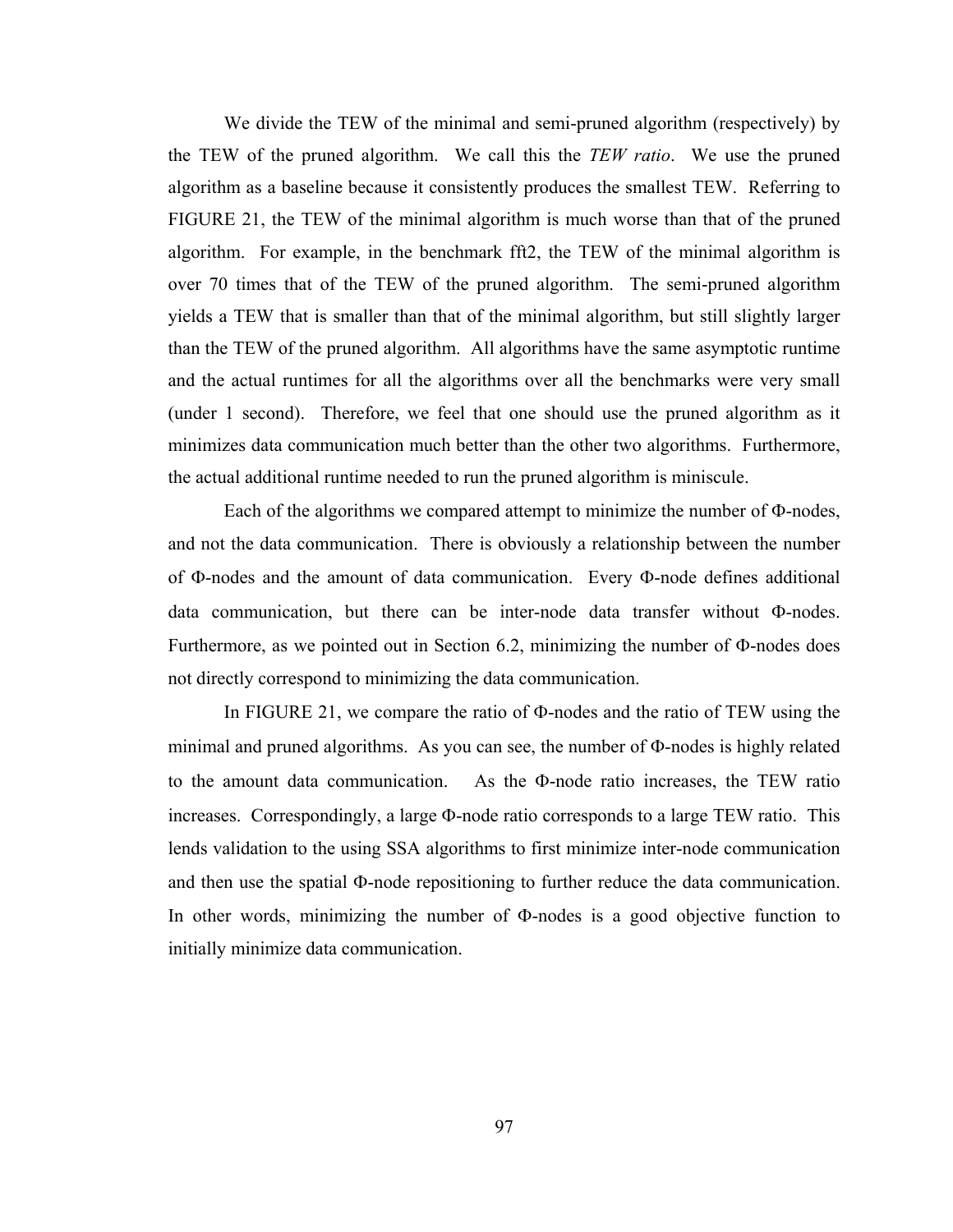We divide the TEW of the minimal and semi-pruned algorithm (respectively) by the TEW of the pruned algorithm. We call this the *TEW ratio*. We use the pruned algorithm as a baseline because it consistently produces the smallest TEW. Referring to FIGURE 21, the TEW of the minimal algorithm is much worse than that of the pruned algorithm. For example, in the benchmark fft2, the TEW of the minimal algorithm is over 70 times that of the TEW of the pruned algorithm. The semi-pruned algorithm yields a TEW that is smaller than that of the minimal algorithm, but still slightly larger than the TEW of the pruned algorithm. All algorithms have the same asymptotic runtime and the actual runtimes for all the algorithms over all the benchmarks were very small (under 1 second). Therefore, we feel that one should use the pruned algorithm as it minimizes data communication much better than the other two algorithms. Furthermore, the actual additional runtime needed to run the pruned algorithm is miniscule.

Each of the algorithms we compared attempt to minimize the number of Φ-nodes, and not the data communication. There is obviously a relationship between the number of Φ-nodes and the amount of data communication. Every Φ-node defines additional data communication, but there can be inter-node data transfer without Φ-nodes. Furthermore, as we pointed out in Section 6.2, minimizing the number of Φ-nodes does not directly correspond to minimizing the data communication.

In FIGURE 21, we compare the ratio of Φ-nodes and the ratio of TEW using the minimal and pruned algorithms. As you can see, the number of Φ-nodes is highly related to the amount data communication. As the Φ-node ratio increases, the TEW ratio increases. Correspondingly, a large Φ-node ratio corresponds to a large TEW ratio. This lends validation to the using SSA algorithms to first minimize inter-node communication and then use the spatial Φ-node repositioning to further reduce the data communication. In other words, minimizing the number of Φ-nodes is a good objective function to initially minimize data communication.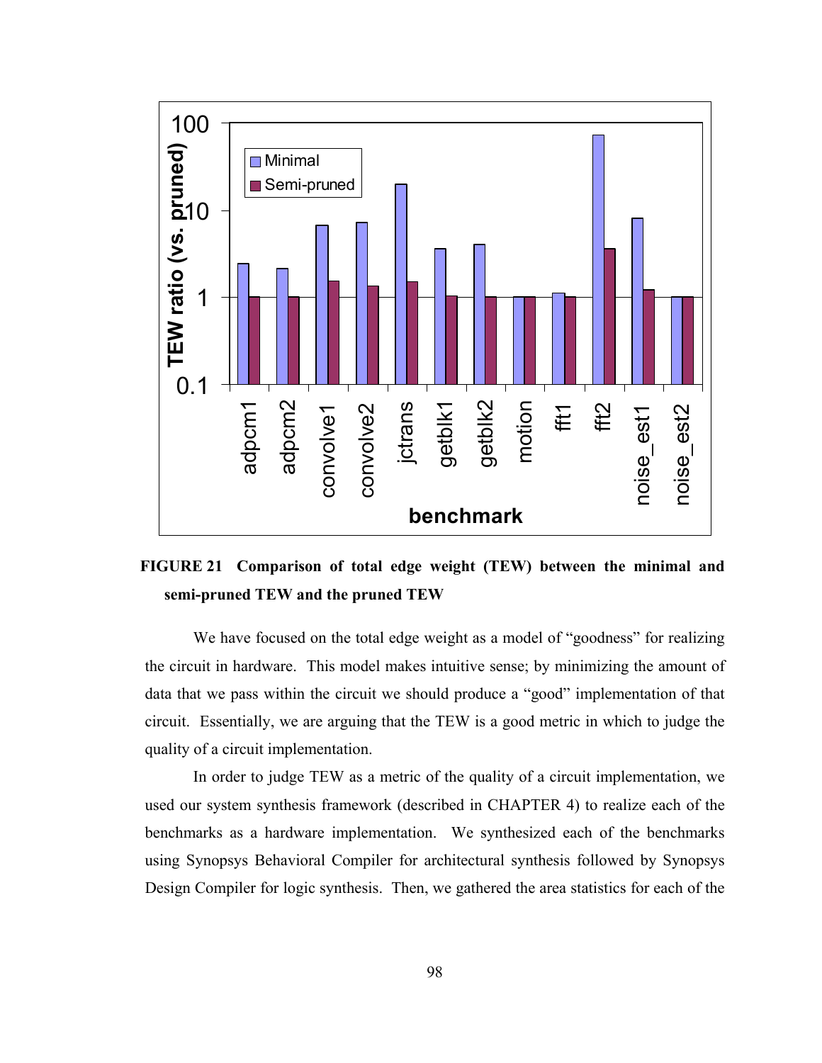FIGURE 21 Comparison of total edge weight (TEW) between the minimal and semi-pruned TEW and the pruned TEW

We have focused on the total edge weight as a model of "goodness" for realizing the circuit in hardware. This model makes intuitive sense; by minimizing the amount of data that we pass within the circuit we should produce a "good" implementation of that circuit. Essentially, we are arguing that the TEW is a good metric in which to judge the quality of a circuit implementation.

In order to judge TEW as a metric of the quality of a circuit implementation, we used our system synthesis framework (described in CHAPTER 4) to realize each of the benchmarks as a hardware implementation. We synthesized each of the benchmarks using Synopsys Behavioral Compiler for architectural synthesis followed by Synopsys Design Compiler for logic synthesis. Then, we gathered the area statistics for each of the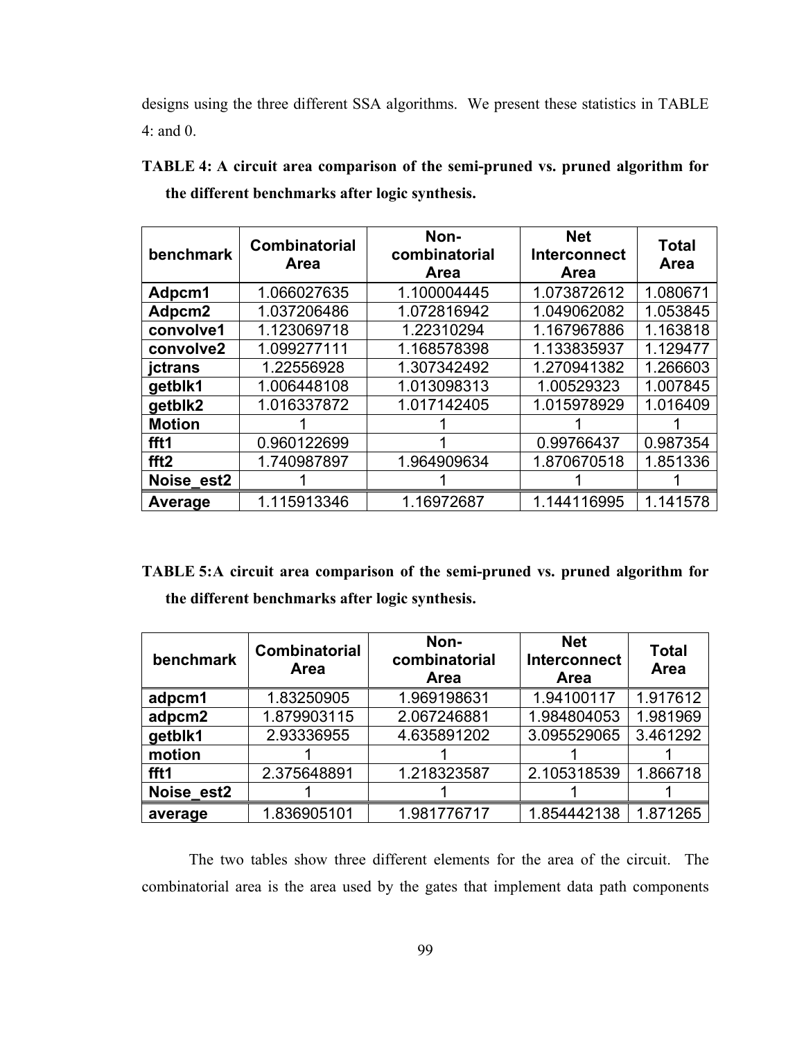designs using the three different SSA algorithms. We present these statistics in TABLE 4: and 0.

**TABLE 4: A circuit area comparison of the semi-pruned vs. pruned algorithm for the different benchmarks after logic synthesis.**

| benchmark | Combinatorial Area | Non-combinatorial Area | Net Interconnect Area | Total Area |
|---|---|---|---|---|
| Adpcm1 | 1.066027635 | 1.100004445 | 1.073872612 | 1.080671 |
| Adpcm2 | 1.037206486 | 1.072816942 | 1.049062082 | 1.053845 |
| convolve1 | 1.123069718 | 1.22310294 | 1.167967886 | 1.163818 |
| convolve2 | 1.099277111 | 1.168578398 | 1.133835937 | 1.129477 |
| jctrans | 1.22556928 | 1.307342492 | 1.270941382 | 1.266603 |
| getblk1 | 1.006448108 | 1.013098313 | 1.00529323 | 1.007845 |
| getblk2 | 1.016337872 | 1.017142405 | 1.015978929 | 1.016409 |
| Motion | 1 | 1 | 1 | 1 |
| fft1 | 0.960122699 | 1 | 0.99766437 | 0.987354 |
| fft2 | 1.740987897 | 1.964909634 | 1.870670518 | 1.851336 |
| Noise_est2 | 1 | 1 | 1 | 1 |
| Average | 1.115913346 | 1.16972687 | 1.144116995 | 1.141578 |

**TABLE 5:A circuit area comparison of the semi-pruned vs. pruned algorithm for the different benchmarks after logic synthesis.**

| benchmark | Combinatorial Area | Non-combinatorial Area | Net Interconnect Area | Total Area |
|---|---|---|---|---|
| adpcm1 | 1.83250905 | 1.969198631 | 1.94100117 | 1.917612 |
| adpcm2 | 1.879903115 | 2.067246881 | 1.984804053 | 1.981969 |
| getblk1 | 2.93336955 | 4.635891202 | 3.095529065 | 3.461292 |
| motion | 1 | 1 | 1 | 1 |
| fft1 | 2.375648891 | 1.218323587 | 2.105318539 | 1.866718 |
| Noise_est2 | 1 | 1 | 1 | 1 |
| average | 1.836905101 | 1.981776717 | 1.854442138 | 1.871265 |

The two tables show three different elements for the area of the circuit. The combinatorial area is the area used by the gates that implement data path components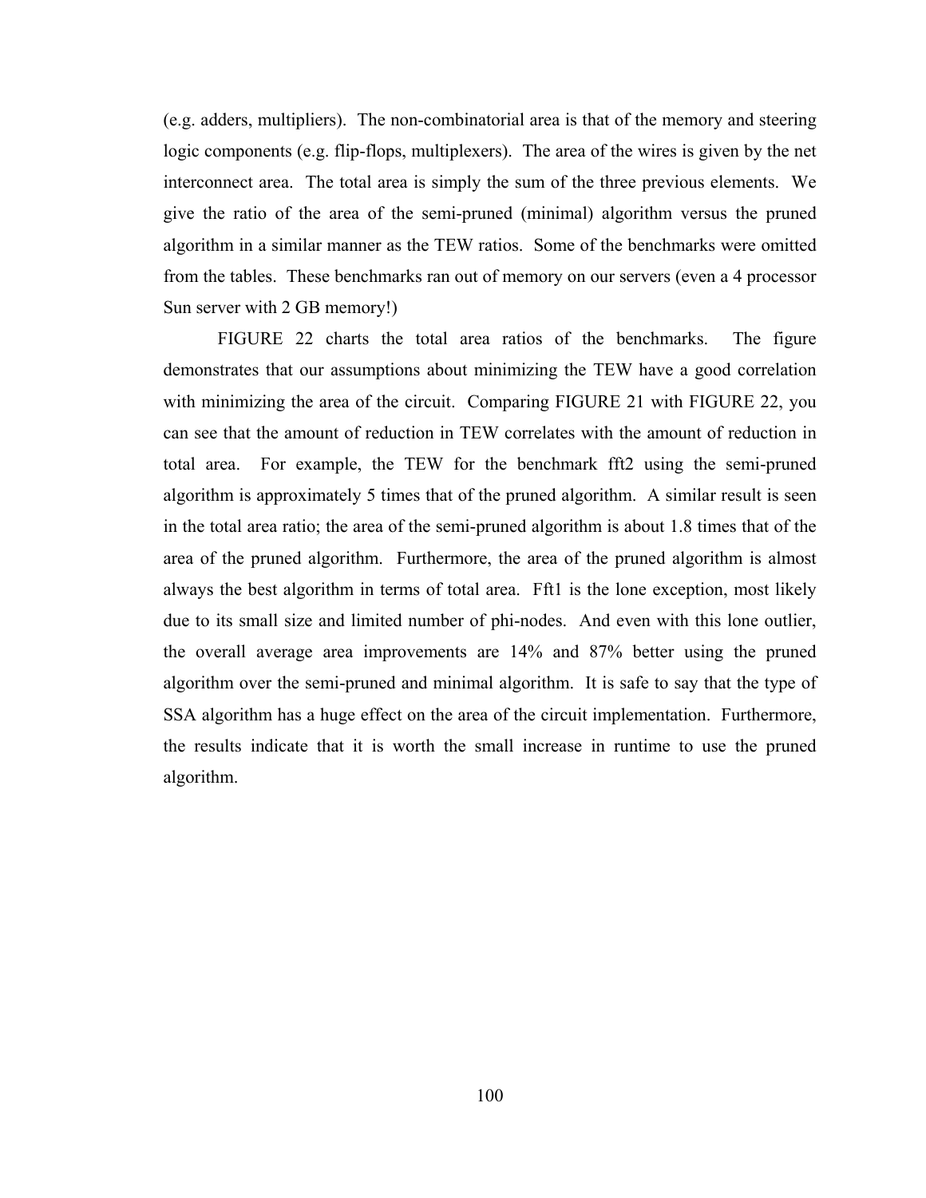(e.g. adders, multipliers). The non-combinatorial area is that of the memory and steering logic components (e.g. flip-flops, multiplexers). The area of the wires is given by the net interconnect area. The total area is simply the sum of the three previous elements. We give the ratio of the area of the semi-pruned (minimal) algorithm versus the pruned algorithm in a similar manner as the TEW ratios. Some of the benchmarks were omitted from the tables. These benchmarks ran out of memory on our servers (even a 4 processor Sun server with 2 GB memory!)

FIGURE 22 charts the total area ratios of the benchmarks. The figure demonstrates that our assumptions about minimizing the TEW have a good correlation with minimizing the area of the circuit. Comparing FIGURE 21 with FIGURE 22, you can see that the amount of reduction in TEW correlates with the amount of reduction in total area. For example, the TEW for the benchmark fft2 using the semi-pruned algorithm is approximately 5 times that of the pruned algorithm. A similar result is seen in the total area ratio; the area of the semi-pruned algorithm is about 1.8 times that of the area of the pruned algorithm. Furthermore, the area of the pruned algorithm is almost always the best algorithm in terms of total area. Fft1 is the lone exception, most likely due to its small size and limited number of phi-nodes. And even with this lone outlier, the overall average area improvements are 14% and 87% better using the pruned algorithm over the semi-pruned and minimal algorithm. It is safe to say that the type of SSA algorithm has a huge effect on the area of the circuit implementation. Furthermore, the results indicate that it is worth the small increase in runtime to use the pruned algorithm.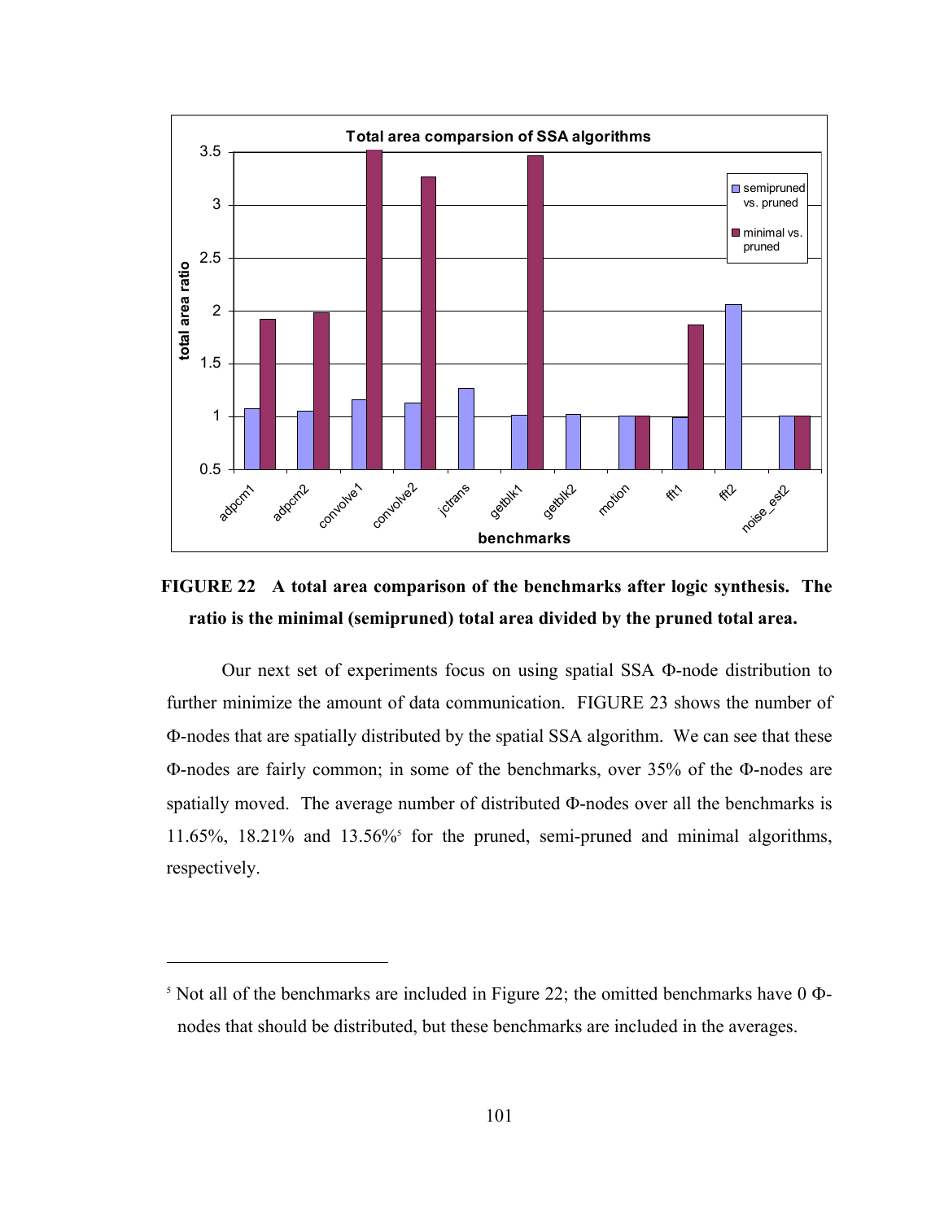**FIGURE 22 A total area comparison of the benchmarks after logic synthesis. The ratio is the minimal (semipruned) total area divided by the pruned total area.**

Our next set of experiments focus on using spatial SSA Φ-node distribution to further minimize the amount of data communication. FIGURE 23 shows the number of Φ-nodes that are spatially distributed by the spatial SSA algorithm. We can see that these Φ-nodes are fairly common; in some of the benchmarks, over 35% of the Φ-nodes are spatially moved. The average number of distributed Φ-nodes over all the benchmarks is 11.65%, 18.21% and 13.56%[5] for the pruned, semi-pruned and minimal algorithms, respectively.

---

[5] Not all of the benchmarks are included in Figure 22; the omitted benchmarks have 0 Φ-nodes that should be distributed, but these benchmarks are included in the averages.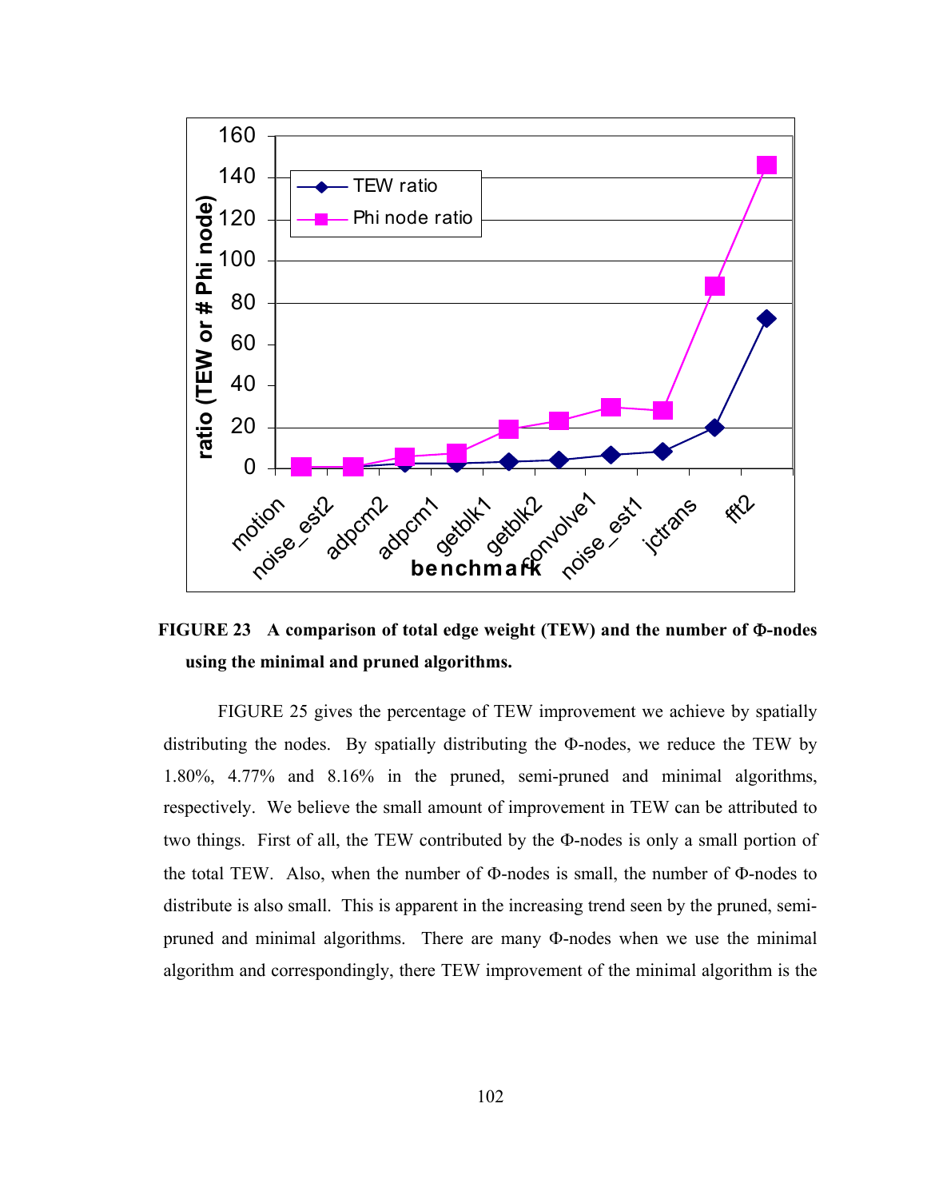**FIGURE 23 A comparison of total edge weight (TEW) and the number of Φ-nodes using the minimal and pruned algorithms.**

FIGURE 25 gives the percentage of TEW improvement we achieve by spatially distributing the nodes. By spatially distributing the Φ-nodes, we reduce the TEW by 1.80%, 4.77% and 8.16% in the pruned, semi-pruned and minimal algorithms, respectively. We believe the small amount of improvement in TEW can be attributed to two things. First of all, the TEW contributed by the Φ-nodes is only a small portion of the total TEW. Also, when the number of Φ-nodes is small, the number of Φ-nodes to distribute is also small. This is apparent in the increasing trend seen by the pruned, semi-pruned and minimal algorithms. There are many Φ-nodes when we use the minimal algorithm and correspondingly, there TEW improvement of the minimal algorithm is the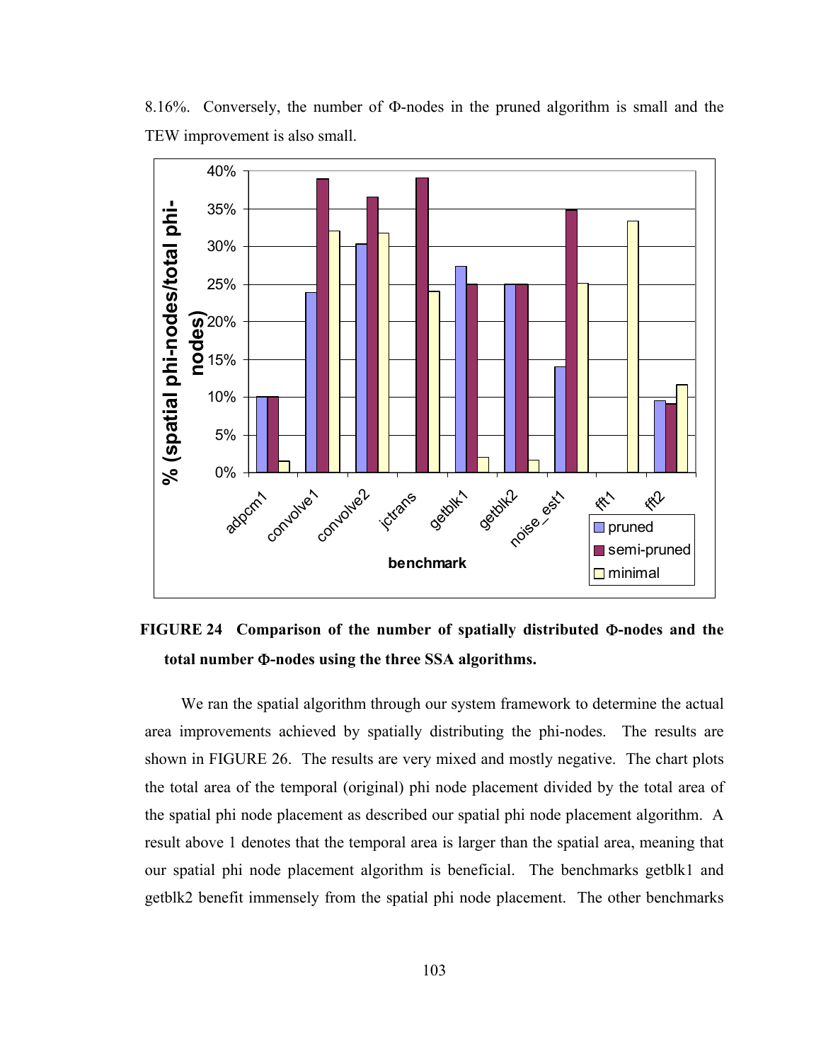8.16%. Conversely, the number of Φ-nodes in the pruned algorithm is small and the TEW improvement is also small.

**FIGURE 24 Comparison of the number of spatially distributed Φ-nodes and the total number Φ-nodes using the three SSA algorithms.**

We ran the spatial algorithm through our system framework to determine the actual area improvements achieved by spatially distributing the phi-nodes. The results are shown in FIGURE 26. The results are very mixed and mostly negative. The chart plots the total area of the temporal (original) phi node placement divided by the total area of the spatial phi node placement as described our spatial phi node placement algorithm. A result above 1 denotes that the temporal area is larger than the spatial area, meaning that our spatial phi node placement algorithm is beneficial. The benchmarks getblk1 and getblk2 benefit immensely from the spatial phi node placement. The other benchmarks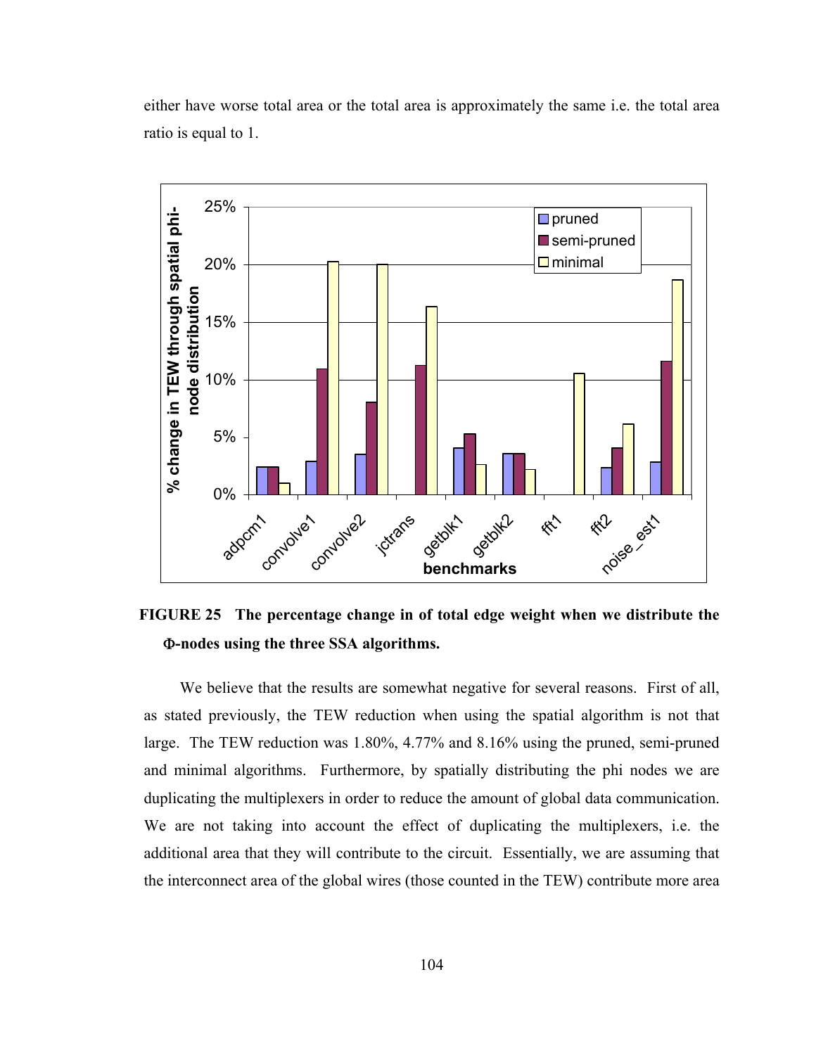either have worse total area or the total area is approximately the same i.e. the total area ratio is equal to 1.

**FIGURE 25 The percentage change in of total edge weight when we distribute the Φ-nodes using the three SSA algorithms.**

We believe that the results are somewhat negative for several reasons. First of all, as stated previously, the TEW reduction when using the spatial algorithm is not that large. The TEW reduction was 1.80%, 4.77% and 8.16% using the pruned, semi-pruned and minimal algorithms. Furthermore, by spatially distributing the phi nodes we are duplicating the multiplexers in order to reduce the amount of global data communication. We are not taking into account the effect of duplicating the multiplexers, i.e. the additional area that they will contribute to the circuit. Essentially, we are assuming that the interconnect area of the global wires (those counted in the TEW) contribute more area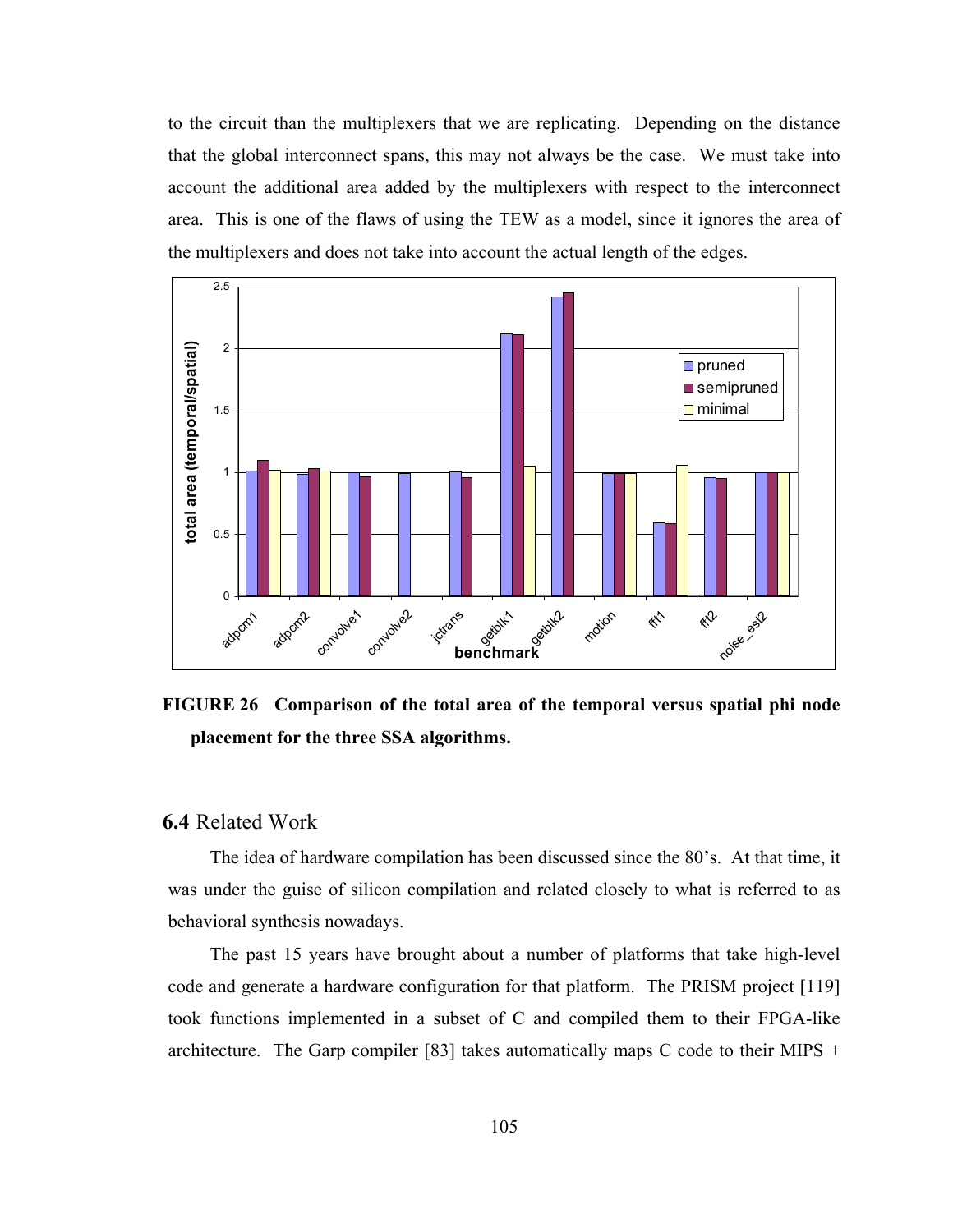to the circuit than the multiplexers that we are replicating. Depending on the distance that the global interconnect spans, this may not always be the case. We must take into account the additional area added by the multiplexers with respect to the interconnect area. This is one of the flaws of using the TEW as a model, since it ignores the area of the multiplexers and does not take into account the actual length of the edges.

**FIGURE 26 Comparison of the total area of the temporal versus spatial phi node placement for the three SSA algorithms.**

## 6.4 Related Work

The idea of hardware compilation has been discussed since the 80's. At that time, it was under the guise of silicon compilation and related closely to what is referred to as behavioral synthesis nowadays.

The past 15 years have brought about a number of platforms that take high-level code and generate a hardware configuration for that platform. The PRISM project [119] took functions implemented in a subset of C and compiled them to their FPGA-like architecture. The Garp compiler [83] takes automatically maps C code to their MIPS +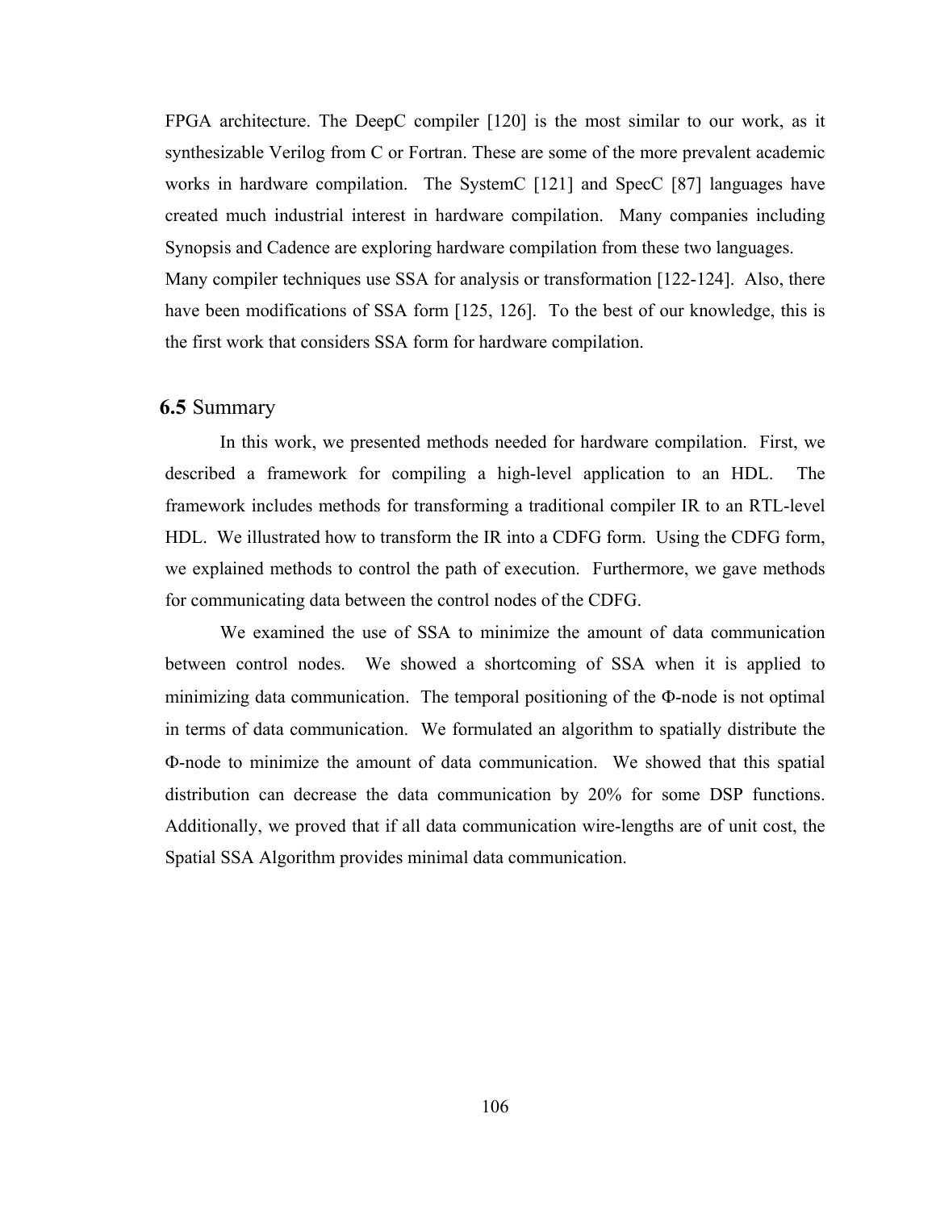FPGA architecture. The DeepC compiler [120] is the most similar to our work, as it synthesizable Verilog from C or Fortran. These are some of the more prevalent academic works in hardware compilation. The SystemC [121] and SpecC [87] languages have created much industrial interest in hardware compilation. Many companies including Synopsis and Cadence are exploring hardware compilation from these two languages.

Many compiler techniques use SSA for analysis or transformation [122-124]. Also, there have been modifications of SSA form [125, 126]. To the best of our knowledge, this is the first work that considers SSA form for hardware compilation.

## 6.5 Summary

In this work, we presented methods needed for hardware compilation. First, we described a framework for compiling a high-level application to an HDL. The framework includes methods for transforming a traditional compiler IR to an RTL-level HDL. We illustrated how to transform the IR into a CDFG form. Using the CDFG form, we explained methods to control the path of execution. Furthermore, we gave methods for communicating data between the control nodes of the CDFG.

We examined the use of SSA to minimize the amount of data communication between control nodes. We showed a shortcoming of SSA when it is applied to minimizing data communication. The temporal positioning of the Φ-node is not optimal in terms of data communication. We formulated an algorithm to spatially distribute the Φ-node to minimize the amount of data communication. We showed that this spatial distribution can decrease the data communication by 20% for some DSP functions. Additionally, we proved that if all data communication wire-lengths are of unit cost, the Spatial SSA Algorithm provides minimal data communication.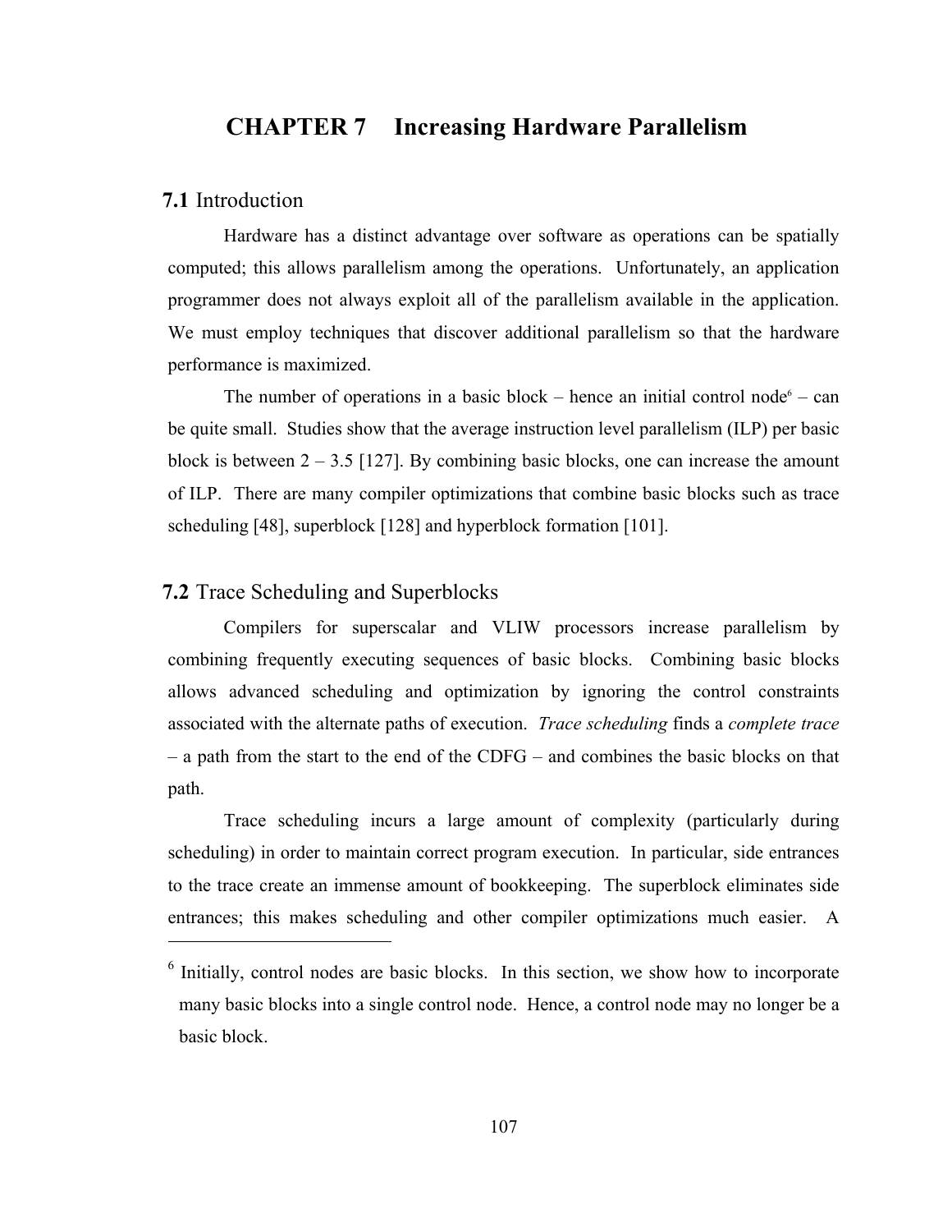# CHAPTER 7 Increasing Hardware Parallelism

## 7.1 Introduction

Hardware has a distinct advantage over software as operations can be spatially computed; this allows parallelism among the operations. Unfortunately, an application programmer does not always exploit all of the parallelism available in the application. We must employ techniques that discover additional parallelism so that the hardware performance is maximized.

The number of operations in a basic block – hence an initial control node[6] – can be quite small. Studies show that the average instruction level parallelism (ILP) per basic block is between 2 – 3.5 [127]. By combining basic blocks, one can increase the amount of ILP. There are many compiler optimizations that combine basic blocks such as trace scheduling [48], superblock [128] and hyperblock formation [101].

## 7.2 Trace Scheduling and Superblocks

Compilers for superscalar and VLIW processors increase parallelism by combining frequently executing sequences of basic blocks. Combining basic blocks allows advanced scheduling and optimization by ignoring the control constraints associated with the alternate paths of execution. *Trace scheduling* finds a *complete trace* – a path from the start to the end of the CDFG – and combines the basic blocks on that path.

Trace scheduling incurs a large amount of complexity (particularly during scheduling) in order to maintain correct program execution. In particular, side entrances to the trace create an immense amount of bookkeeping. The superblock eliminates side entrances; this makes scheduling and other compiler optimizations much easier. A

---

[6] Initially, control nodes are basic blocks. In this section, we show how to incorporate many basic blocks into a single control node. Hence, a control node may no longer be a basic block.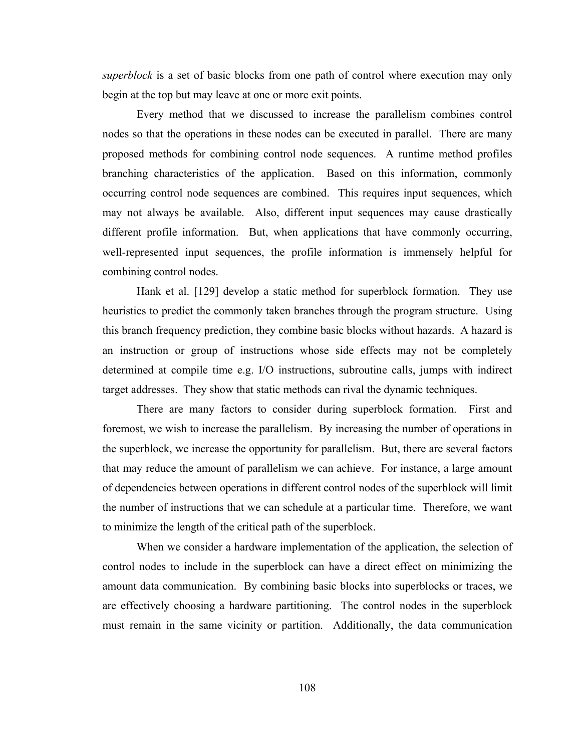*superblock* is a set of basic blocks from one path of control where execution may only begin at the top but may leave at one or more exit points.

Every method that we discussed to increase the parallelism combines control nodes so that the operations in these nodes can be executed in parallel. There are many proposed methods for combining control node sequences. A runtime method profiles branching characteristics of the application. Based on this information, commonly occurring control node sequences are combined. This requires input sequences, which may not always be available. Also, different input sequences may cause drastically different profile information. But, when applications that have commonly occurring, well-represented input sequences, the profile information is immensely helpful for combining control nodes.

Hank et al. [129] develop a static method for superblock formation. They use heuristics to predict the commonly taken branches through the program structure. Using this branch frequency prediction, they combine basic blocks without hazards. A hazard is an instruction or group of instructions whose side effects may not be completely determined at compile time e.g. I/O instructions, subroutine calls, jumps with indirect target addresses. They show that static methods can rival the dynamic techniques.

There are many factors to consider during superblock formation. First and foremost, we wish to increase the parallelism. By increasing the number of operations in the superblock, we increase the opportunity for parallelism. But, there are several factors that may reduce the amount of parallelism we can achieve. For instance, a large amount of dependencies between operations in different control nodes of the superblock will limit the number of instructions that we can schedule at a particular time. Therefore, we want to minimize the length of the critical path of the superblock.

When we consider a hardware implementation of the application, the selection of control nodes to include in the superblock can have a direct effect on minimizing the amount data communication. By combining basic blocks into superblocks or traces, we are effectively choosing a hardware partitioning. The control nodes in the superblock must remain in the same vicinity or partition. Additionally, the data communication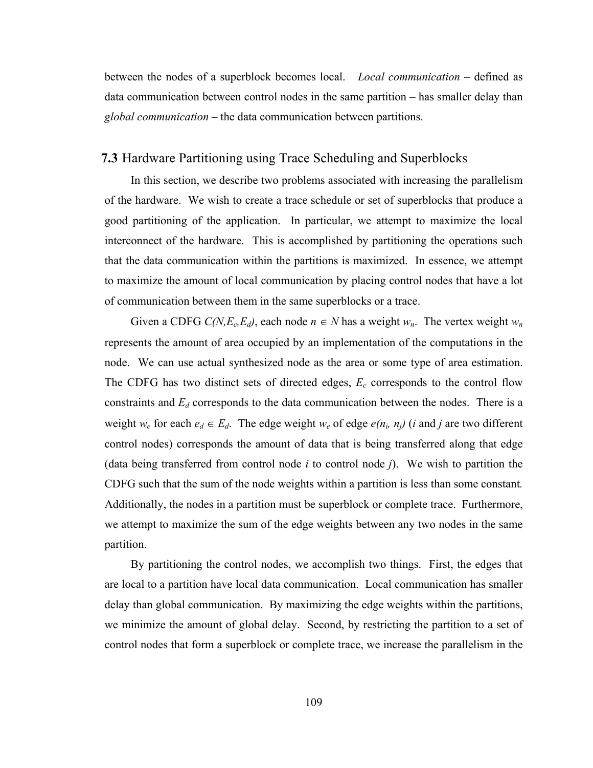between the nodes of a superblock becomes local. *Local communication* – defined as data communication between control nodes in the same partition – has smaller delay than *global communication* – the data communication between partitions.

## 7.3 Hardware Partitioning using Trace Scheduling and Superblocks

In this section, we describe two problems associated with increasing the parallelism of the hardware. We wish to create a trace schedule or set of superblocks that produce a good partitioning of the application. In particular, we attempt to maximize the local interconnect of the hardware. This is accomplished by partitioning the operations such that the data communication within the partitions is maximized. In essence, we attempt to maximize the amount of local communication by placing control nodes that have a lot of communication between them in the same superblocks or a trace.

Given a CDFG $C(N,E_c,E_d)$, each node $n \in N$ has a weight $w_n$. The vertex weight $w_n$ represents the amount of area occupied by an implementation of the computations in the node. We can use actual synthesized node as the area or some type of area estimation. The CDFG has two distinct sets of directed edges, $E_c$ corresponds to the control flow constraints and $E_d$ corresponds to the data communication between the nodes. There is a weight $w_e$ for each $e_d \in E_d$. The edge weight $w_e$ of edge $e(n_i, n_j)$ ($i$ and $j$ are two different control nodes) corresponds the amount of data that is being transferred along that edge (data being transferred from control node $i$ to control node $j$). We wish to partition the CDFG such that the sum of the node weights within a partition is less than some constant. Additionally, the nodes in a partition must be superblock or complete trace. Furthermore, we attempt to maximize the sum of the edge weights between any two nodes in the same partition.

By partitioning the control nodes, we accomplish two things. First, the edges that are local to a partition have local data communication. Local communication has smaller delay than global communication. By maximizing the edge weights within the partitions, we minimize the amount of global delay. Second, by restricting the partition to a set of control nodes that form a superblock or complete trace, we increase the parallelism in the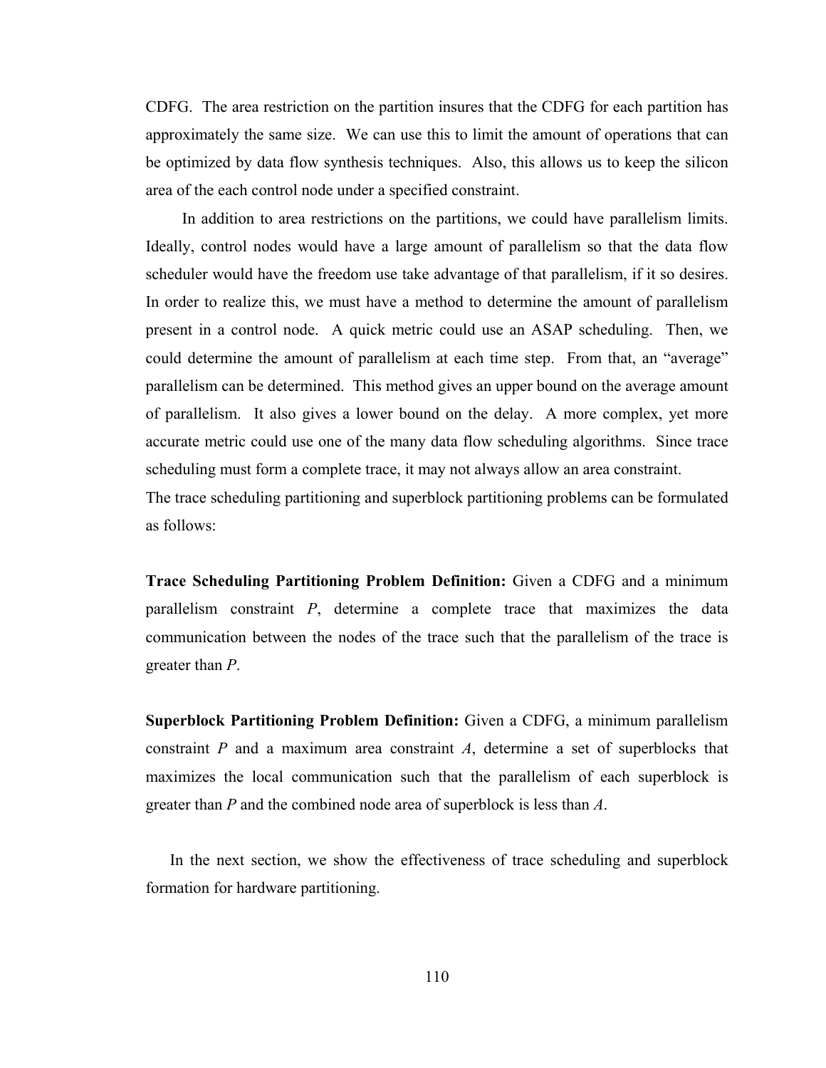CDFG. The area restriction on the partition insures that the CDFG for each partition has approximately the same size. We can use this to limit the amount of operations that can be optimized by data flow synthesis techniques. Also, this allows us to keep the silicon area of the each control node under a specified constraint.

In addition to area restrictions on the partitions, we could have parallelism limits. Ideally, control nodes would have a large amount of parallelism so that the data flow scheduler would have the freedom use take advantage of that parallelism, if it so desires. In order to realize this, we must have a method to determine the amount of parallelism present in a control node. A quick metric could use an ASAP scheduling. Then, we could determine the amount of parallelism at each time step. From that, an "average" parallelism can be determined. This method gives an upper bound on the average amount of parallelism. It also gives a lower bound on the delay. A more complex, yet more accurate metric could use one of the many data flow scheduling algorithms. Since trace scheduling must form a complete trace, it may not always allow an area constraint.

The trace scheduling partitioning and superblock partitioning problems can be formulated as follows:

**Trace Scheduling Partitioning Problem Definition:** Given a CDFG and a minimum parallelism constraint *P*, determine a complete trace that maximizes the data communication between the nodes of the trace such that the parallelism of the trace is greater than *P*.

**Superblock Partitioning Problem Definition:** Given a CDFG, a minimum parallelism constraint *P* and a maximum area constraint *A*, determine a set of superblocks that maximizes the local communication such that the parallelism of each superblock is greater than *P* and the combined node area of superblock is less than *A*.

In the next section, we show the effectiveness of trace scheduling and superblock formation for hardware partitioning.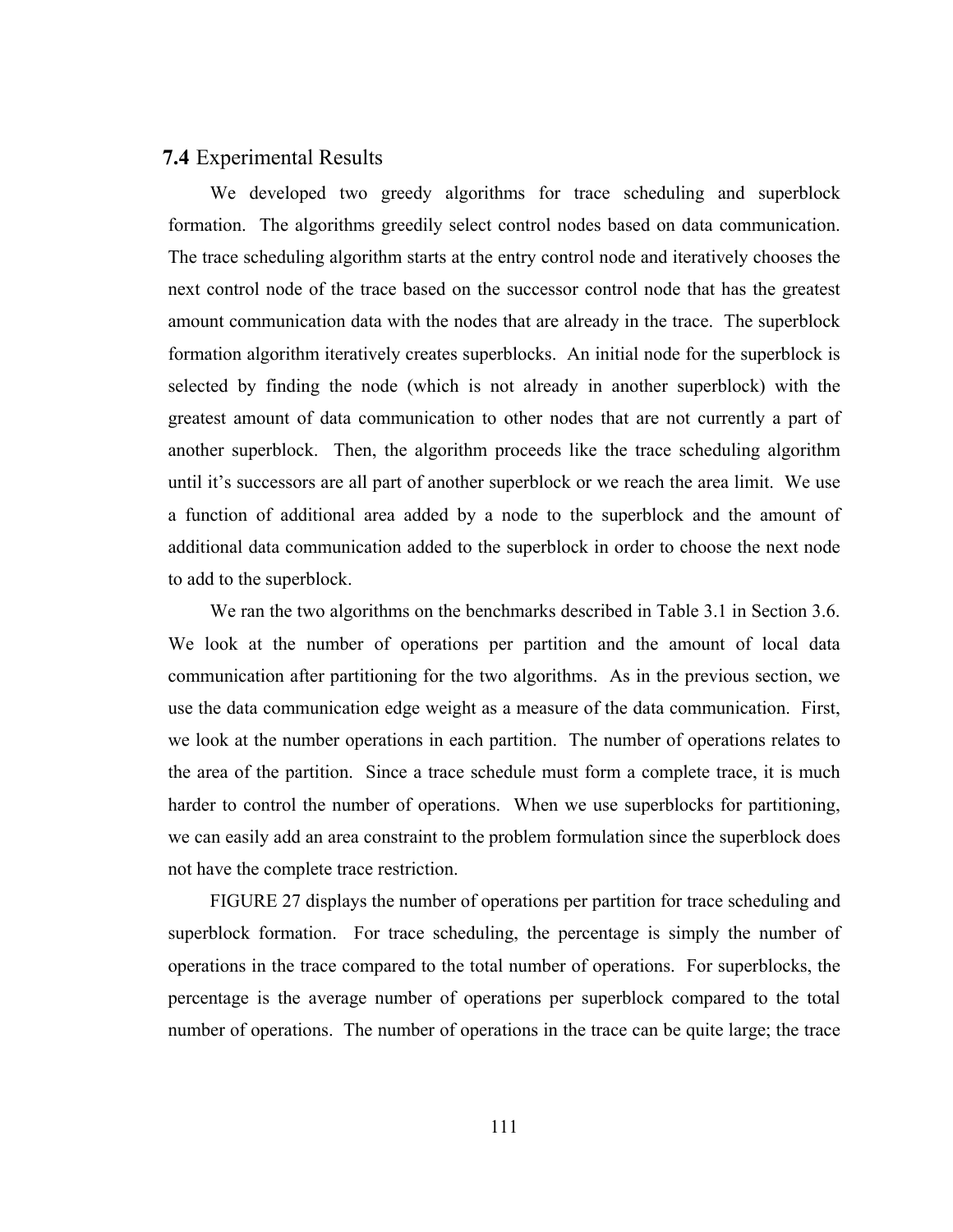## **7.4** Experimental Results

We developed two greedy algorithms for trace scheduling and superblock formation. The algorithms greedily select control nodes based on data communication. The trace scheduling algorithm starts at the entry control node and iteratively chooses the next control node of the trace based on the successor control node that has the greatest amount communication data with the nodes that are already in the trace. The superblock formation algorithm iteratively creates superblocks. An initial node for the superblock is selected by finding the node (which is not already in another superblock) with the greatest amount of data communication to other nodes that are not currently a part of another superblock. Then, the algorithm proceeds like the trace scheduling algorithm until it's successors are all part of another superblock or we reach the area limit. We use a function of additional area added by a node to the superblock and the amount of additional data communication added to the superblock in order to choose the next node to add to the superblock.

We ran the two algorithms on the benchmarks described in Table 3.1 in Section 3.6. We look at the number of operations per partition and the amount of local data communication after partitioning for the two algorithms. As in the previous section, we use the data communication edge weight as a measure of the data communication. First, we look at the number operations in each partition. The number of operations relates to the area of the partition. Since a trace schedule must form a complete trace, it is much harder to control the number of operations. When we use superblocks for partitioning, we can easily add an area constraint to the problem formulation since the superblock does not have the complete trace restriction.

FIGURE 27 displays the number of operations per partition for trace scheduling and superblock formation. For trace scheduling, the percentage is simply the number of operations in the trace compared to the total number of operations. For superblocks, the percentage is the average number of operations per superblock compared to the total number of operations. The number of operations in the trace can be quite large; the trace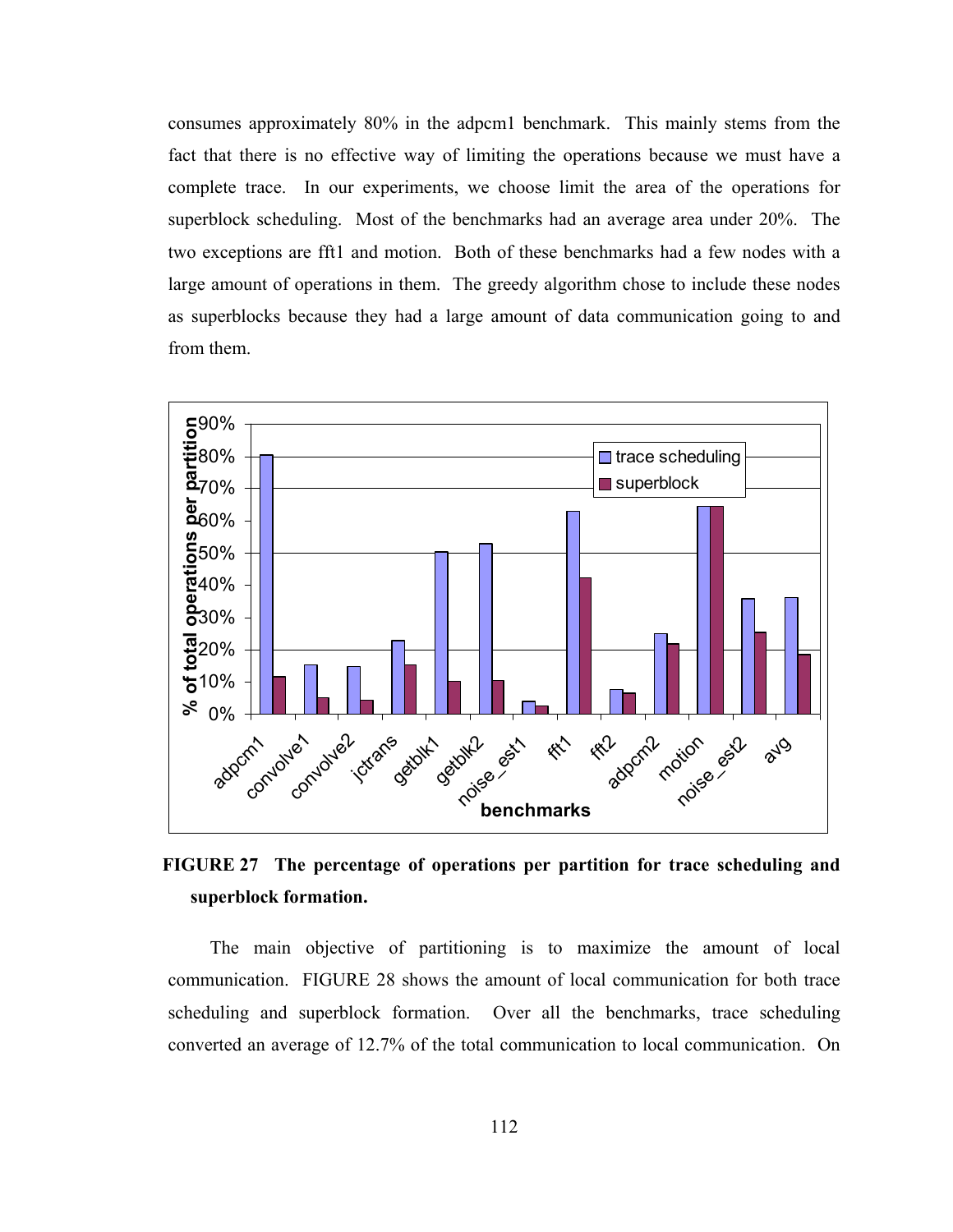consumes approximately 80% in the adpcm1 benchmark. This mainly stems from the fact that there is no effective way of limiting the operations because we must have a complete trace. In our experiments, we choose limit the area of the operations for superblock scheduling. Most of the benchmarks had an average area under 20%. The two exceptions are fft1 and motion. Both of these benchmarks had a few nodes with a large amount of operations in them. The greedy algorithm chose to include these nodes as superblocks because they had a large amount of data communication going to and from them.

**FIGURE 27 The percentage of operations per partition for trace scheduling and superblock formation.**

The main objective of partitioning is to maximize the amount of local communication. FIGURE 28 shows the amount of local communication for both trace scheduling and superblock formation. Over all the benchmarks, trace scheduling converted an average of 12.7% of the total communication to local communication. On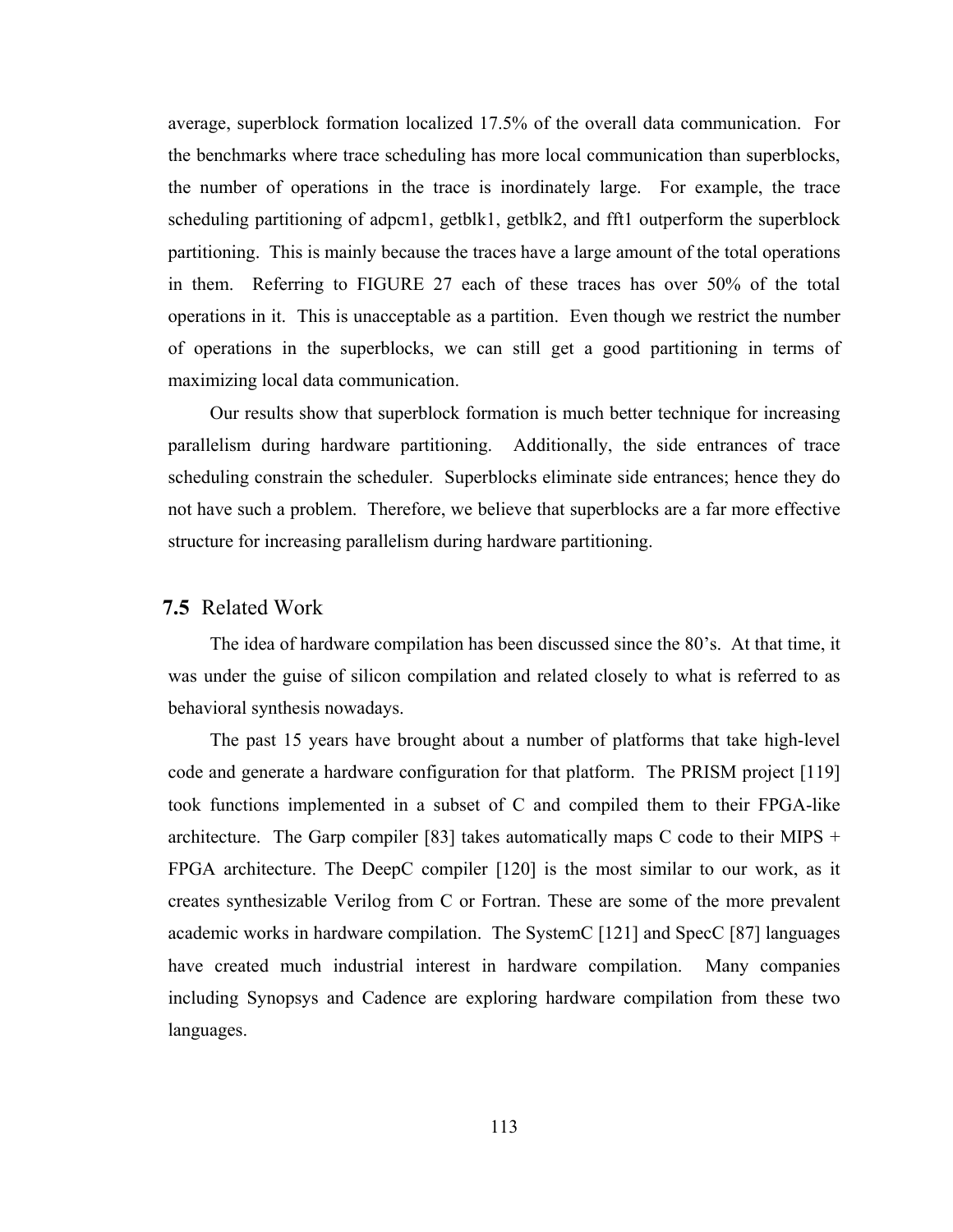average, superblock formation localized 17.5% of the overall data communication. For the benchmarks where trace scheduling has more local communication than superblocks, the number of operations in the trace is inordinately large. For example, the trace scheduling partitioning of adpcm1, getblk1, getblk2, and fft1 outperform the superblock partitioning. This is mainly because the traces have a large amount of the total operations in them. Referring to FIGURE 27 each of these traces has over 50% of the total operations in it. This is unacceptable as a partition. Even though we restrict the number of operations in the superblocks, we can still get a good partitioning in terms of maximizing local data communication.

Our results show that superblock formation is much better technique for increasing parallelism during hardware partitioning. Additionally, the side entrances of trace scheduling constrain the scheduler. Superblocks eliminate side entrances; hence they do not have such a problem. Therefore, we believe that superblocks are a far more effective structure for increasing parallelism during hardware partitioning.

## 7.5 Related Work

The idea of hardware compilation has been discussed since the 80's. At that time, it was under the guise of silicon compilation and related closely to what is referred to as behavioral synthesis nowadays.

The past 15 years have brought about a number of platforms that take high-level code and generate a hardware configuration for that platform. The PRISM project [119] took functions implemented in a subset of C and compiled them to their FPGA-like architecture. The Garp compiler [83] takes automatically maps C code to their MIPS + FPGA architecture. The DeepC compiler [120] is the most similar to our work, as it creates synthesizable Verilog from C or Fortran. These are some of the more prevalent academic works in hardware compilation. The SystemC [121] and SpecC [87] languages have created much industrial interest in hardware compilation. Many companies including Synopsys and Cadence are exploring hardware compilation from these two languages.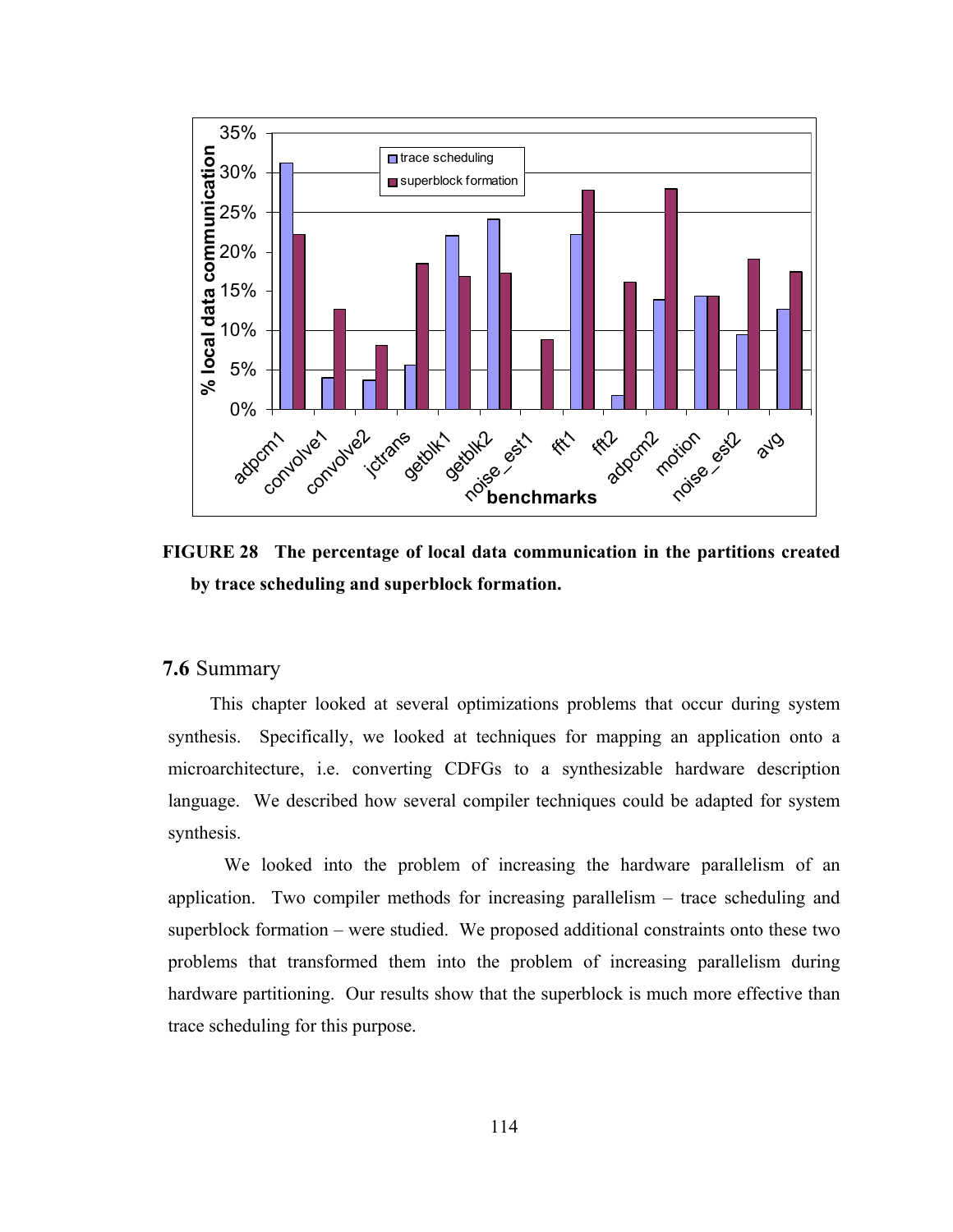**FIGURE 28 The percentage of local data communication in the partitions created by trace scheduling and superblock formation.**

## 7.6 Summary

This chapter looked at several optimizations problems that occur during system synthesis. Specifically, we looked at techniques for mapping an application onto a microarchitecture, i.e. converting CDFGs to a synthesizable hardware description language. We described how several compiler techniques could be adapted for system synthesis.

We looked into the problem of increasing the hardware parallelism of an application. Two compiler methods for increasing parallelism – trace scheduling and superblock formation – were studied. We proposed additional constraints onto these two problems that transformed them into the problem of increasing parallelism during hardware partitioning. Our results show that the superblock is much more effective than trace scheduling for this purpose.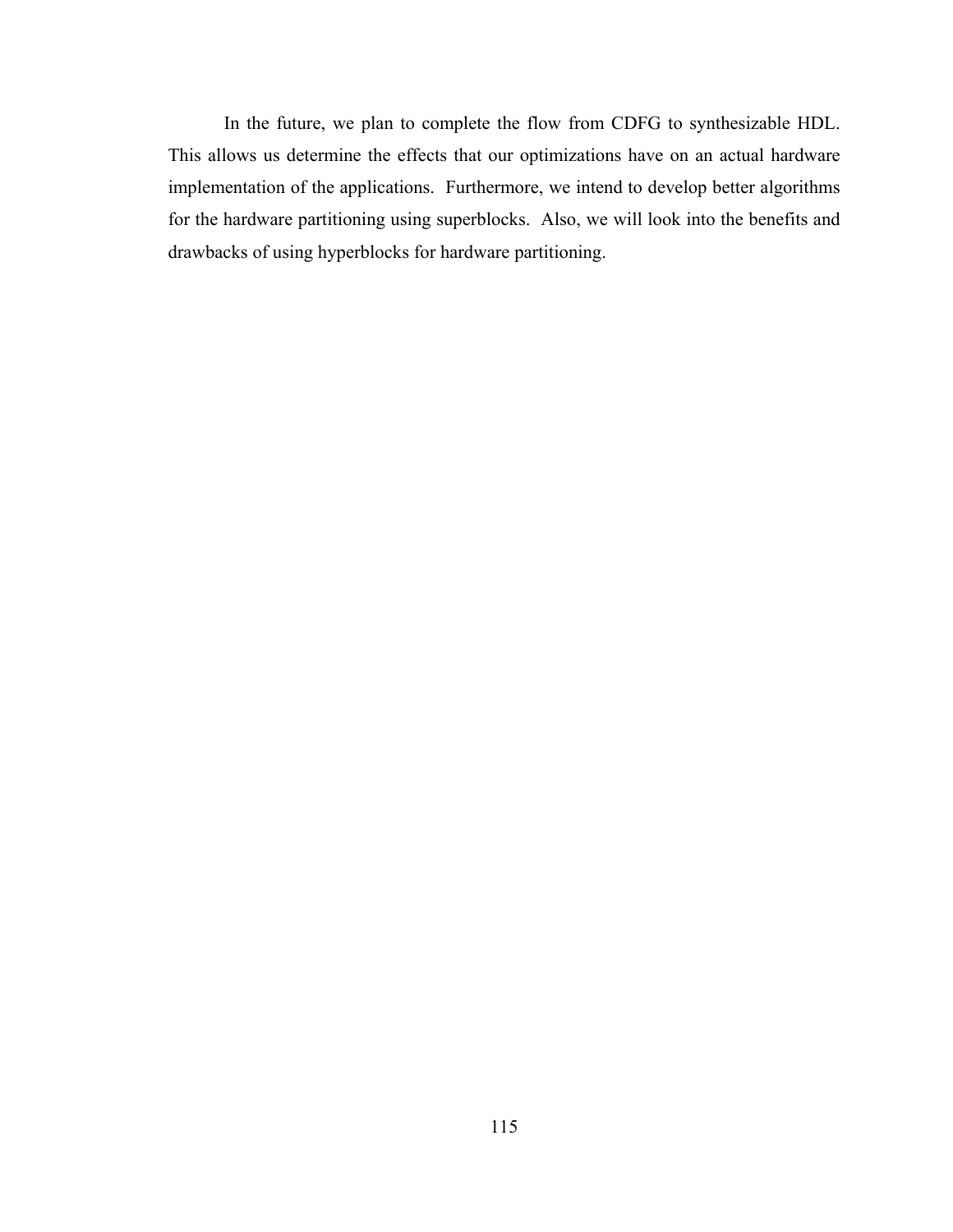In the future, we plan to complete the flow from CDFG to synthesizable HDL. This allows us determine the effects that our optimizations have on an actual hardware implementation of the applications. Furthermore, we intend to develop better algorithms for the hardware partitioning using superblocks. Also, we will look into the benefits and drawbacks of using hyperblocks for hardware partitioning.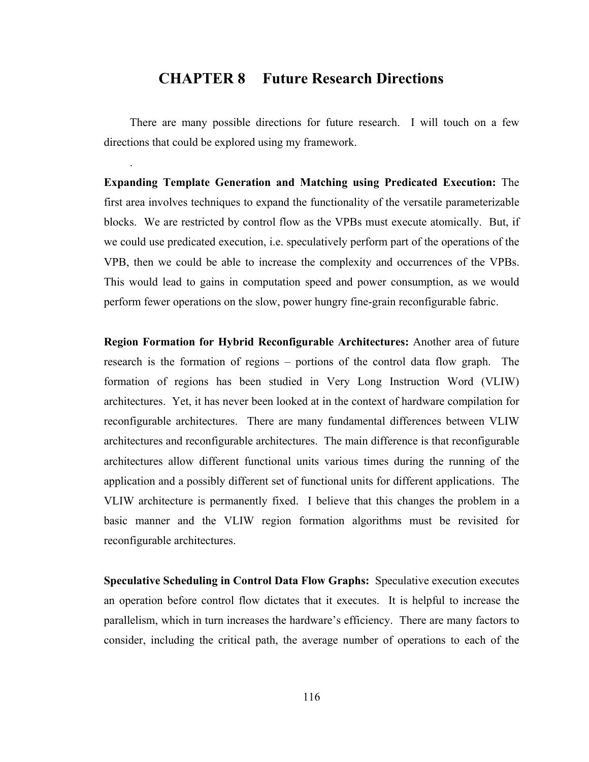# CHAPTER 8 Future Research Directions

There are many possible directions for future research. I will touch on a few directions that could be explored using my framework.

.

**Expanding Template Generation and Matching using Predicated Execution:** The first area involves techniques to expand the functionality of the versatile parameterizable blocks. We are restricted by control flow as the VPBs must execute atomically. But, if we could use predicated execution, i.e. speculatively perform part of the operations of the VPB, then we could be able to increase the complexity and occurrences of the VPBs. This would lead to gains in computation speed and power consumption, as we would perform fewer operations on the slow, power hungry fine-grain reconfigurable fabric.

**Region Formation for Hybrid Reconfigurable Architectures:** Another area of future research is the formation of regions – portions of the control data flow graph. The formation of regions has been studied in Very Long Instruction Word (VLIW) architectures. Yet, it has never been looked at in the context of hardware compilation for reconfigurable architectures. There are many fundamental differences between VLIW architectures and reconfigurable architectures. The main difference is that reconfigurable architectures allow different functional units various times during the running of the application and a possibly different set of functional units for different applications. The VLIW architecture is permanently fixed. I believe that this changes the problem in a basic manner and the VLIW region formation algorithms must be revisited for reconfigurable architectures.

**Speculative Scheduling in Control Data Flow Graphs:** Speculative execution executes an operation before control flow dictates that it executes. It is helpful to increase the parallelism, which in turn increases the hardware's efficiency. There are many factors to consider, including the critical path, the average number of operations to each of the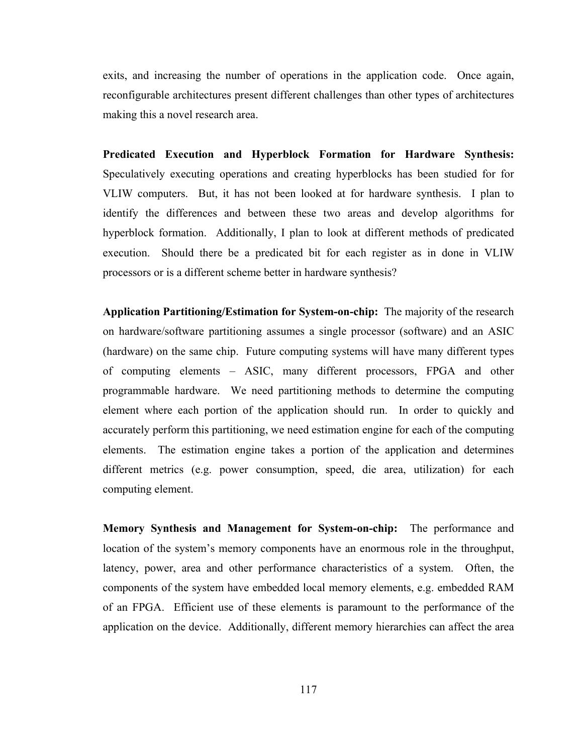exits, and increasing the number of operations in the application code. Once again, reconfigurable architectures present different challenges than other types of architectures making this a novel research area.

**Predicated Execution and Hyperblock Formation for Hardware Synthesis:** Speculatively executing operations and creating hyperblocks has been studied for for VLIW computers. But, it has not been looked at for hardware synthesis. I plan to identify the differences and between these two areas and develop algorithms for hyperblock formation. Additionally, I plan to look at different methods of predicated execution. Should there be a predicated bit for each register as in done in VLIW processors or is a different scheme better in hardware synthesis?

**Application Partitioning/Estimation for System-on-chip:** The majority of the research on hardware/software partitioning assumes a single processor (software) and an ASIC (hardware) on the same chip. Future computing systems will have many different types of computing elements – ASIC, many different processors, FPGA and other programmable hardware. We need partitioning methods to determine the computing element where each portion of the application should run. In order to quickly and accurately perform this partitioning, we need estimation engine for each of the computing elements. The estimation engine takes a portion of the application and determines different metrics (e.g. power consumption, speed, die area, utilization) for each computing element.

**Memory Synthesis and Management for System-on-chip:** The performance and location of the system's memory components have an enormous role in the throughput, latency, power, area and other performance characteristics of a system. Often, the components of the system have embedded local memory elements, e.g. embedded RAM of an FPGA. Efficient use of these elements is paramount to the performance of the application on the device. Additionally, different memory hierarchies can affect the area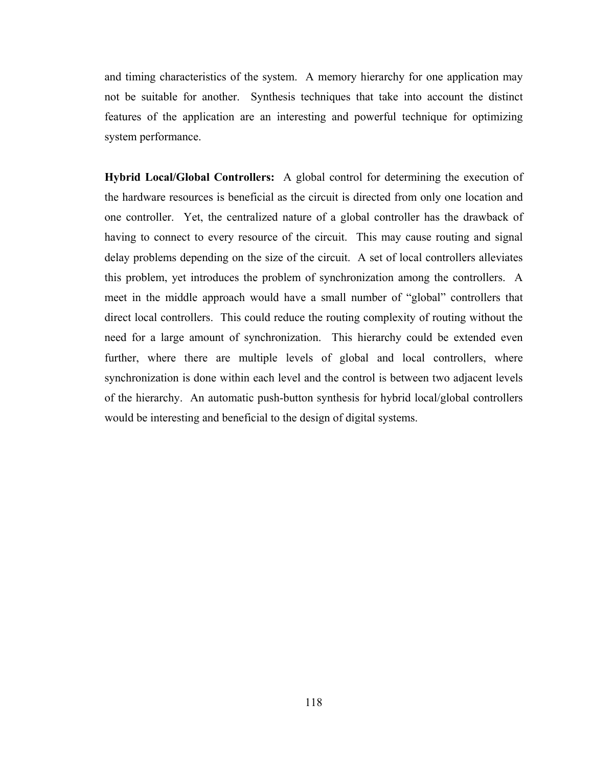and timing characteristics of the system. A memory hierarchy for one application may not be suitable for another. Synthesis techniques that take into account the distinct features of the application are an interesting and powerful technique for optimizing system performance.

**Hybrid Local/Global Controllers:** A global control for determining the execution of the hardware resources is beneficial as the circuit is directed from only one location and one controller. Yet, the centralized nature of a global controller has the drawback of having to connect to every resource of the circuit. This may cause routing and signal delay problems depending on the size of the circuit. A set of local controllers alleviates this problem, yet introduces the problem of synchronization among the controllers. A meet in the middle approach would have a small number of "global" controllers that direct local controllers. This could reduce the routing complexity of routing without the need for a large amount of synchronization. This hierarchy could be extended even further, where there are multiple levels of global and local controllers, where synchronization is done within each level and the control is between two adjacent levels of the hierarchy. An automatic push-button synthesis for hybrid local/global controllers would be interesting and beneficial to the design of digital systems.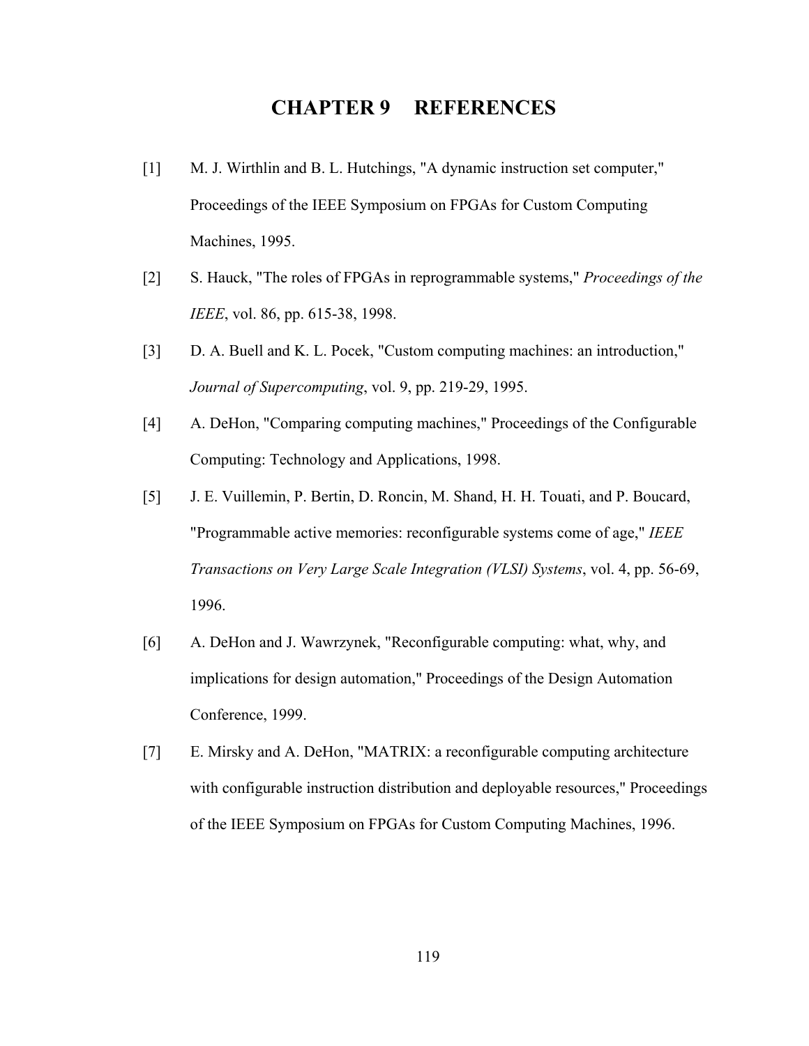# CHAPTER 9 REFERENCES

[1] M. J. Wirthlin and B. L. Hutchings, "A dynamic instruction set computer," Proceedings of the IEEE Symposium on FPGAs for Custom Computing Machines, 1995.

[2] S. Hauck, "The roles of FPGAs in reprogrammable systems," *Proceedings of the IEEE*, vol. 86, pp. 615-38, 1998.

[3] D. A. Buell and K. L. Pocek, "Custom computing machines: an introduction," *Journal of Supercomputing*, vol. 9, pp. 219-29, 1995.

[4] A. DeHon, "Comparing computing machines," Proceedings of the Configurable Computing: Technology and Applications, 1998.

[5] J. E. Vuillemin, P. Bertin, D. Roncin, M. Shand, H. H. Touati, and P. Boucard, "Programmable active memories: reconfigurable systems come of age," *IEEE Transactions on Very Large Scale Integration (VLSI) Systems*, vol. 4, pp. 56-69, 1996.

[6] A. DeHon and J. Wawrzynek, "Reconfigurable computing: what, why, and implications for design automation," Proceedings of the Design Automation Conference, 1999.

[7] E. Mirsky and A. DeHon, "MATRIX: a reconfigurable computing architecture with configurable instruction distribution and deployable resources," Proceedings of the IEEE Symposium on FPGAs for Custom Computing Machines, 1996.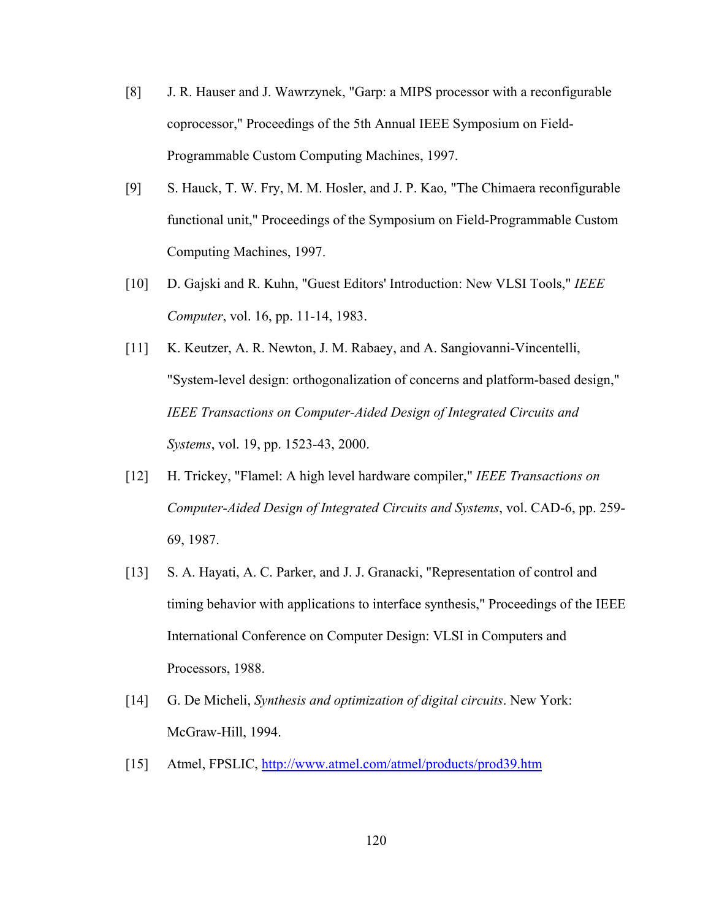[8] J. R. Hauser and J. Wawrzynek, "Garp: a MIPS processor with a reconfigurable coprocessor," Proceedings of the 5th Annual IEEE Symposium on Field-Programmable Custom Computing Machines, 1997.

[9] S. Hauck, T. W. Fry, M. M. Hosler, and J. P. Kao, "The Chimaera reconfigurable functional unit," Proceedings of the Symposium on Field-Programmable Custom Computing Machines, 1997.

[10] D. Gajski and R. Kuhn, "Guest Editors' Introduction: New VLSI Tools," *IEEE Computer*, vol. 16, pp. 11-14, 1983.

[11] K. Keutzer, A. R. Newton, J. M. Rabaey, and A. Sangiovanni-Vincentelli, "System-level design: orthogonalization of concerns and platform-based design," *IEEE Transactions on Computer-Aided Design of Integrated Circuits and Systems*, vol. 19, pp. 1523-43, 2000.

[12] H. Trickey, "Flamel: A high level hardware compiler," *IEEE Transactions on Computer-Aided Design of Integrated Circuits and Systems*, vol. CAD-6, pp. 259-69, 1987.

[13] S. A. Hayati, A. C. Parker, and J. J. Granacki, "Representation of control and timing behavior with applications to interface synthesis," Proceedings of the IEEE International Conference on Computer Design: VLSI in Computers and Processors, 1988.

[14] G. De Micheli, *Synthesis and optimization of digital circuits*. New York: McGraw-Hill, 1994.

[15] Atmel, FPSLIC, http://www.atmel.com/atmel/products/prod39.htm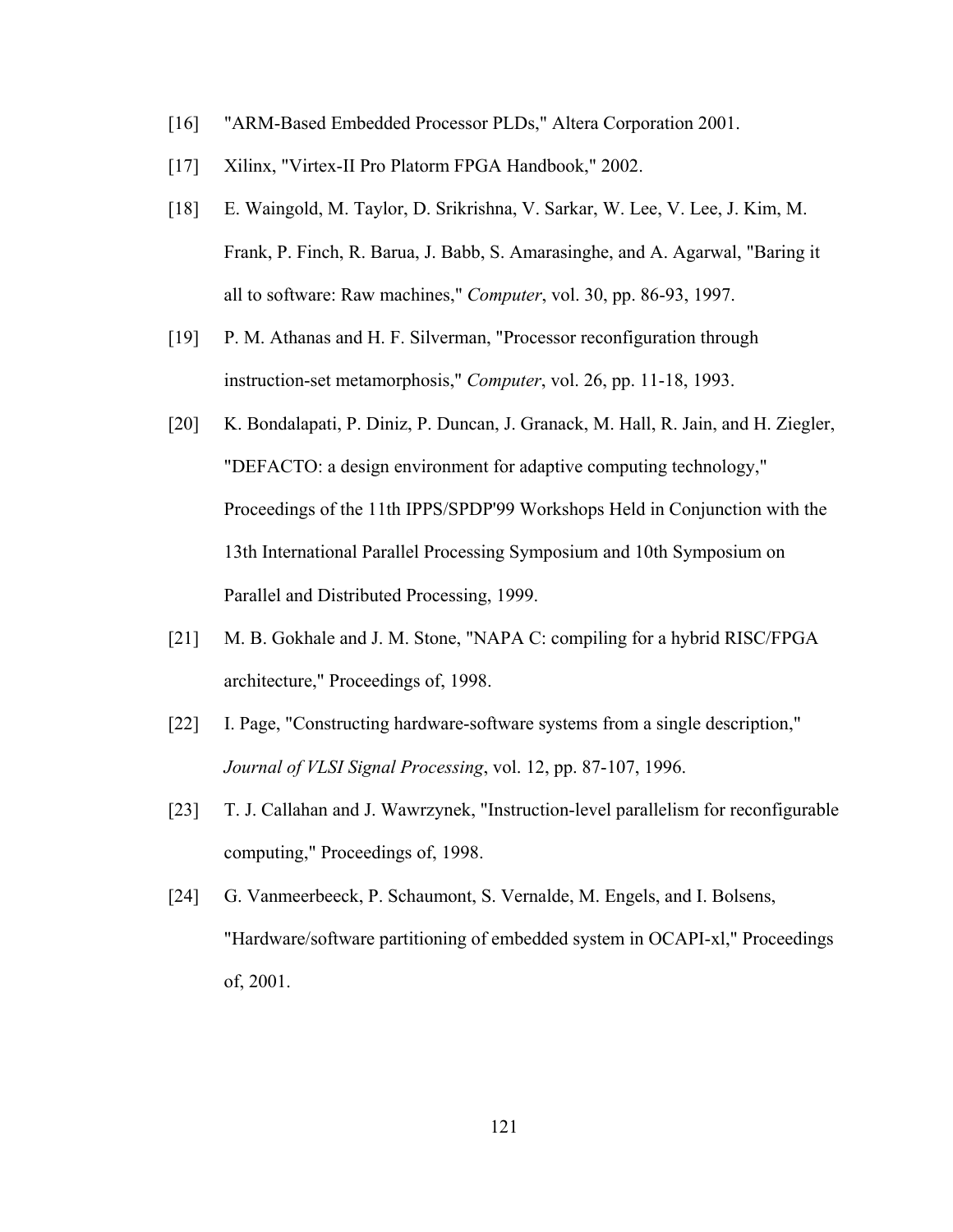[16] "ARM-Based Embedded Processor PLDs," Altera Corporation 2001.

[17] Xilinx, "Virtex-II Pro Platorm FPGA Handbook," 2002.

[18] E. Waingold, M. Taylor, D. Srikrishna, V. Sarkar, W. Lee, V. Lee, J. Kim, M. Frank, P. Finch, R. Barua, J. Babb, S. Amarasinghe, and A. Agarwal, "Baring it all to software: Raw machines," *Computer*, vol. 30, pp. 86-93, 1997.

[19] P. M. Athanas and H. F. Silverman, "Processor reconfiguration through instruction-set metamorphosis," *Computer*, vol. 26, pp. 11-18, 1993.

[20] K. Bondalapati, P. Diniz, P. Duncan, J. Granack, M. Hall, R. Jain, and H. Ziegler, "DEFACTO: a design environment for adaptive computing technology," Proceedings of the 11th IPPS/SPDP'99 Workshops Held in Conjunction with the 13th International Parallel Processing Symposium and 10th Symposium on Parallel and Distributed Processing, 1999.

[21] M. B. Gokhale and J. M. Stone, "NAPA C: compiling for a hybrid RISC/FPGA architecture," Proceedings of, 1998.

[22] I. Page, "Constructing hardware-software systems from a single description," *Journal of VLSI Signal Processing*, vol. 12, pp. 87-107, 1996.

[23] T. J. Callahan and J. Wawrzynek, "Instruction-level parallelism for reconfigurable computing," Proceedings of, 1998.

[24] G. Vanmeerbeeck, P. Schaumont, S. Vernalde, M. Engels, and I. Bolsens, "Hardware/software partitioning of embedded system in OCAPI-xl," Proceedings of, 2001.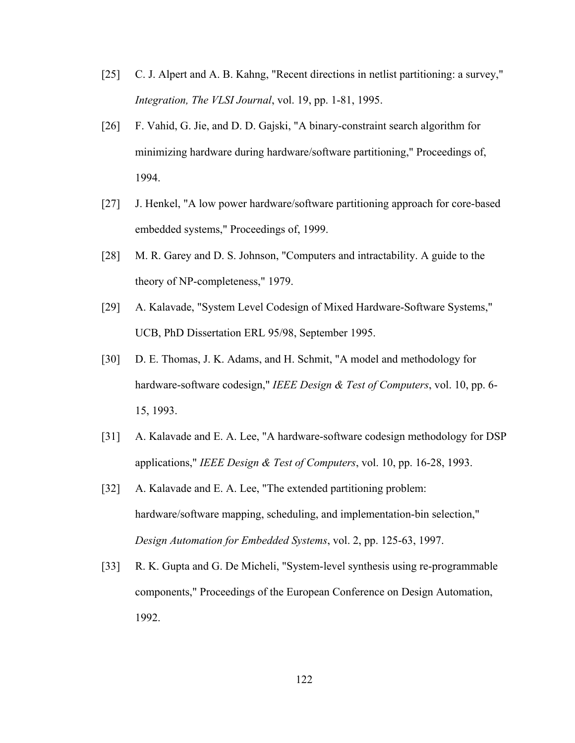[25] C. J. Alpert and A. B. Kahng, "Recent directions in netlist partitioning: a survey," *Integration, The VLSI Journal*, vol. 19, pp. 1-81, 1995.

[26] F. Vahid, G. Jie, and D. D. Gajski, "A binary-constraint search algorithm for minimizing hardware during hardware/software partitioning," Proceedings of, 1994.

[27] J. Henkel, "A low power hardware/software partitioning approach for core-based embedded systems," Proceedings of, 1999.

[28] M. R. Garey and D. S. Johnson, "Computers and intractability. A guide to the theory of NP-completeness," 1979.

[29] A. Kalavade, "System Level Codesign of Mixed Hardware-Software Systems," UCB, PhD Dissertation ERL 95/98, September 1995.

[30] D. E. Thomas, J. K. Adams, and H. Schmit, "A model and methodology for hardware-software codesign," *IEEE Design & Test of Computers*, vol. 10, pp. 6-15, 1993.

[31] A. Kalavade and E. A. Lee, "A hardware-software codesign methodology for DSP applications," *IEEE Design & Test of Computers*, vol. 10, pp. 16-28, 1993.

[32] A. Kalavade and E. A. Lee, "The extended partitioning problem: hardware/software mapping, scheduling, and implementation-bin selection," *Design Automation for Embedded Systems*, vol. 2, pp. 125-63, 1997.

[33] R. K. Gupta and G. De Micheli, "System-level synthesis using re-programmable components," Proceedings of the European Conference on Design Automation, 1992.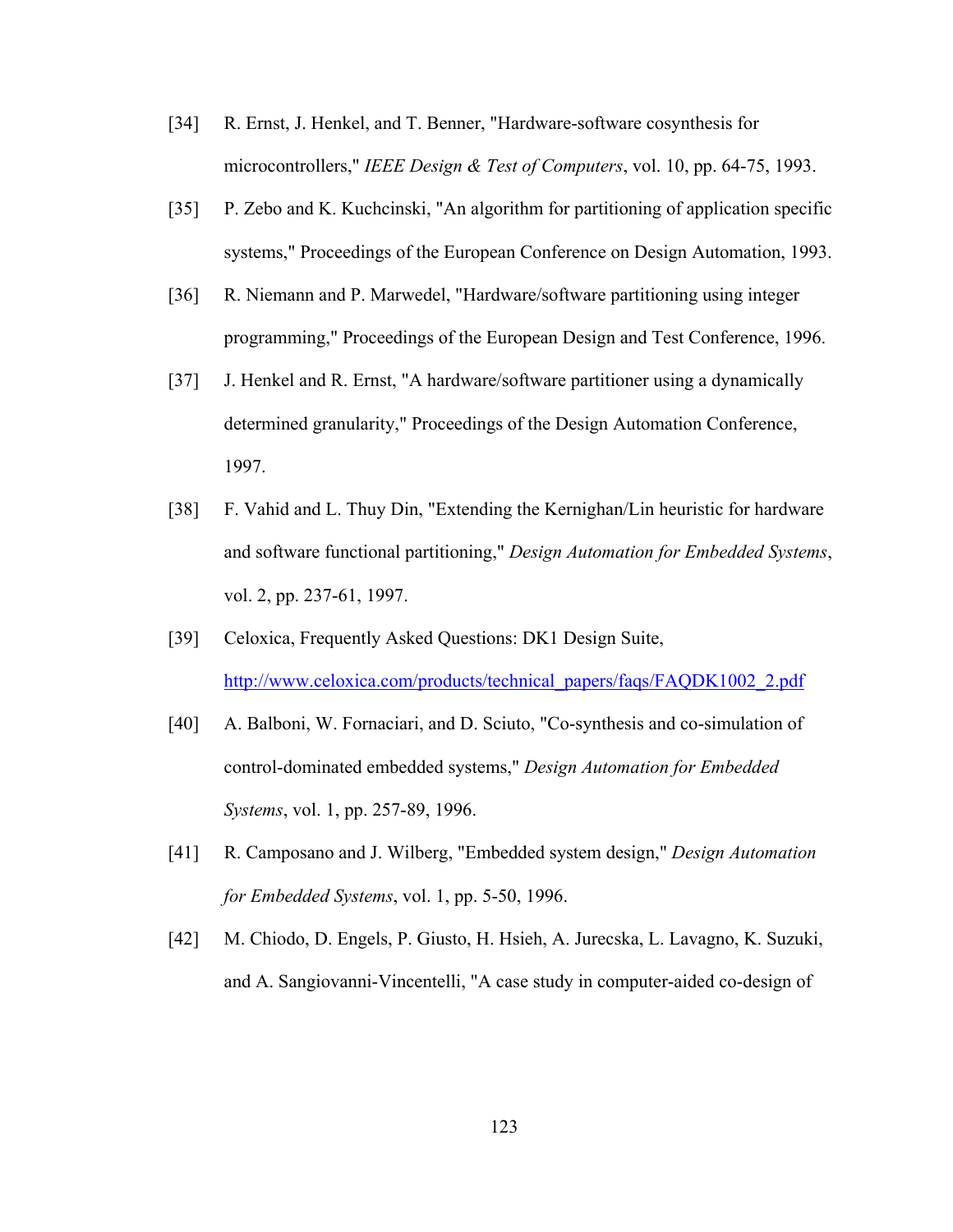[34] R. Ernst, J. Henkel, and T. Benner, "Hardware-software cosynthesis for microcontrollers," *IEEE Design & Test of Computers*, vol. 10, pp. 64-75, 1993.

[35] P. Zebo and K. Kuchcinski, "An algorithm for partitioning of application specific systems," Proceedings of the European Conference on Design Automation, 1993.

[36] R. Niemann and P. Marwedel, "Hardware/software partitioning using integer programming," Proceedings of the European Design and Test Conference, 1996.

[37] J. Henkel and R. Ernst, "A hardware/software partitioner using a dynamically determined granularity," Proceedings of the Design Automation Conference, 1997.

[38] F. Vahid and L. Thuy Din, "Extending the Kernighan/Lin heuristic for hardware and software functional partitioning," *Design Automation for Embedded Systems*, vol. 2, pp. 237-61, 1997.

[39] Celoxica, Frequently Asked Questions: DK1 Design Suite, http://www.celoxica.com/products/technical_papers/faqs/FAQDK1002_2.pdf

[40] A. Balboni, W. Fornaciari, and D. Sciuto, "Co-synthesis and co-simulation of control-dominated embedded systems," *Design Automation for Embedded Systems*, vol. 1, pp. 257-89, 1996.

[41] R. Camposano and J. Wilberg, "Embedded system design," *Design Automation for Embedded Systems*, vol. 1, pp. 5-50, 1996.

[42] M. Chiodo, D. Engels, P. Giusto, H. Hsieh, A. Jurecska, L. Lavagno, K. Suzuki, and A. Sangiovanni-Vincentelli, "A case study in computer-aided co-design of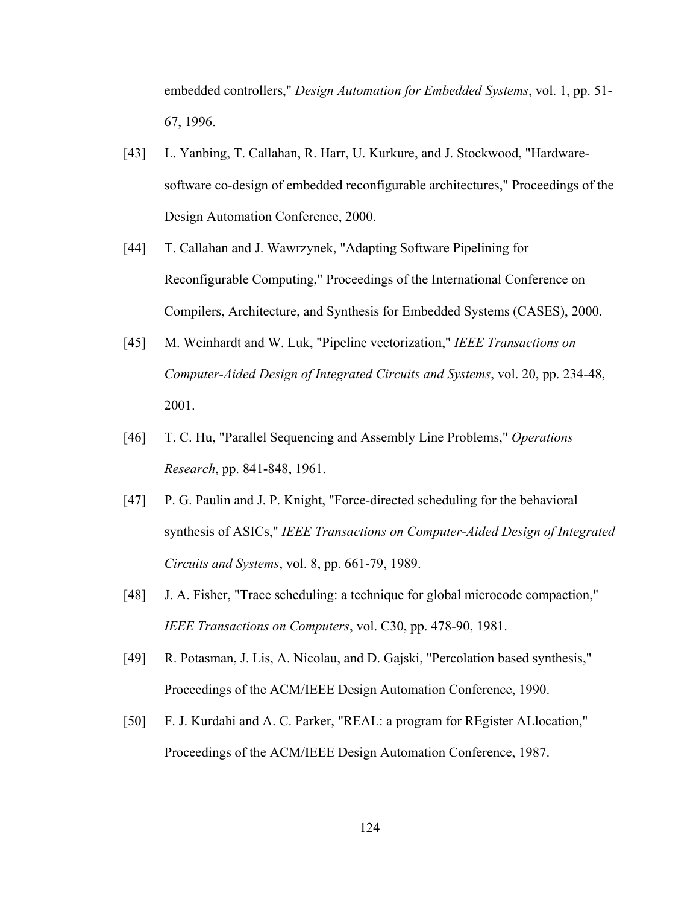embedded controllers," *Design Automation for Embedded Systems*, vol. 1, pp. 51-67, 1996.

[43] L. Yanbing, T. Callahan, R. Harr, U. Kurkure, and J. Stockwood, "Hardware-software co-design of embedded reconfigurable architectures," Proceedings of the Design Automation Conference, 2000.

[44] T. Callahan and J. Wawrzynek, "Adapting Software Pipelining for Reconfigurable Computing," Proceedings of the International Conference on Compilers, Architecture, and Synthesis for Embedded Systems (CASES), 2000.

[45] M. Weinhardt and W. Luk, "Pipeline vectorization," *IEEE Transactions on Computer-Aided Design of Integrated Circuits and Systems*, vol. 20, pp. 234-48, 2001.

[46] T. C. Hu, "Parallel Sequencing and Assembly Line Problems," *Operations Research*, pp. 841-848, 1961.

[47] P. G. Paulin and J. P. Knight, "Force-directed scheduling for the behavioral synthesis of ASICs," *IEEE Transactions on Computer-Aided Design of Integrated Circuits and Systems*, vol. 8, pp. 661-79, 1989.

[48] J. A. Fisher, "Trace scheduling: a technique for global microcode compaction," *IEEE Transactions on Computers*, vol. C30, pp. 478-90, 1981.

[49] R. Potasman, J. Lis, A. Nicolau, and D. Gajski, "Percolation based synthesis," Proceedings of the ACM/IEEE Design Automation Conference, 1990.

[50] F. J. Kurdahi and A. C. Parker, "REAL: a program for REgister ALlocation," Proceedings of the ACM/IEEE Design Automation Conference, 1987.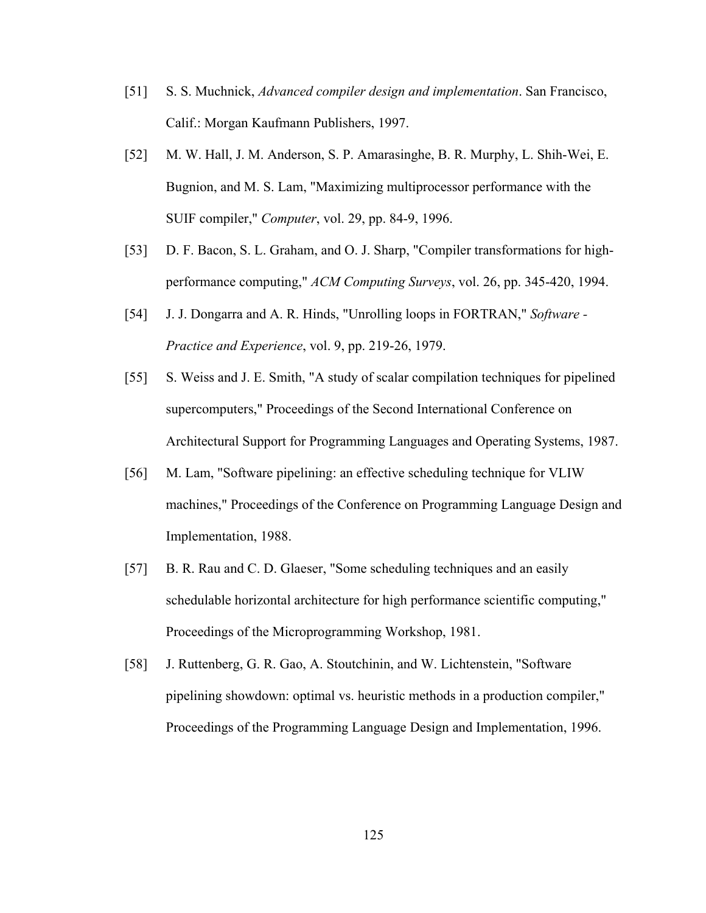[51] S. S. Muchnick, *Advanced compiler design and implementation*. San Francisco, Calif.: Morgan Kaufmann Publishers, 1997.

[52] M. W. Hall, J. M. Anderson, S. P. Amarasinghe, B. R. Murphy, L. Shih-Wei, E. Bugnion, and M. S. Lam, "Maximizing multiprocessor performance with the SUIF compiler," *Computer*, vol. 29, pp. 84-9, 1996.

[53] D. F. Bacon, S. L. Graham, and O. J. Sharp, "Compiler transformations for high-performance computing," *ACM Computing Surveys*, vol. 26, pp. 345-420, 1994.

[54] J. J. Dongarra and A. R. Hinds, "Unrolling loops in FORTRAN," *Software - Practice and Experience*, vol. 9, pp. 219-26, 1979.

[55] S. Weiss and J. E. Smith, "A study of scalar compilation techniques for pipelined supercomputers," Proceedings of the Second International Conference on Architectural Support for Programming Languages and Operating Systems, 1987.

[56] M. Lam, "Software pipelining: an effective scheduling technique for VLIW machines," Proceedings of the Conference on Programming Language Design and Implementation, 1988.

[57] B. R. Rau and C. D. Glaeser, "Some scheduling techniques and an easily schedulable horizontal architecture for high performance scientific computing," Proceedings of the Microprogramming Workshop, 1981.

[58] J. Ruttenberg, G. R. Gao, A. Stoutchinin, and W. Lichtenstein, "Software pipelining showdown: optimal vs. heuristic methods in a production compiler," Proceedings of the Programming Language Design and Implementation, 1996.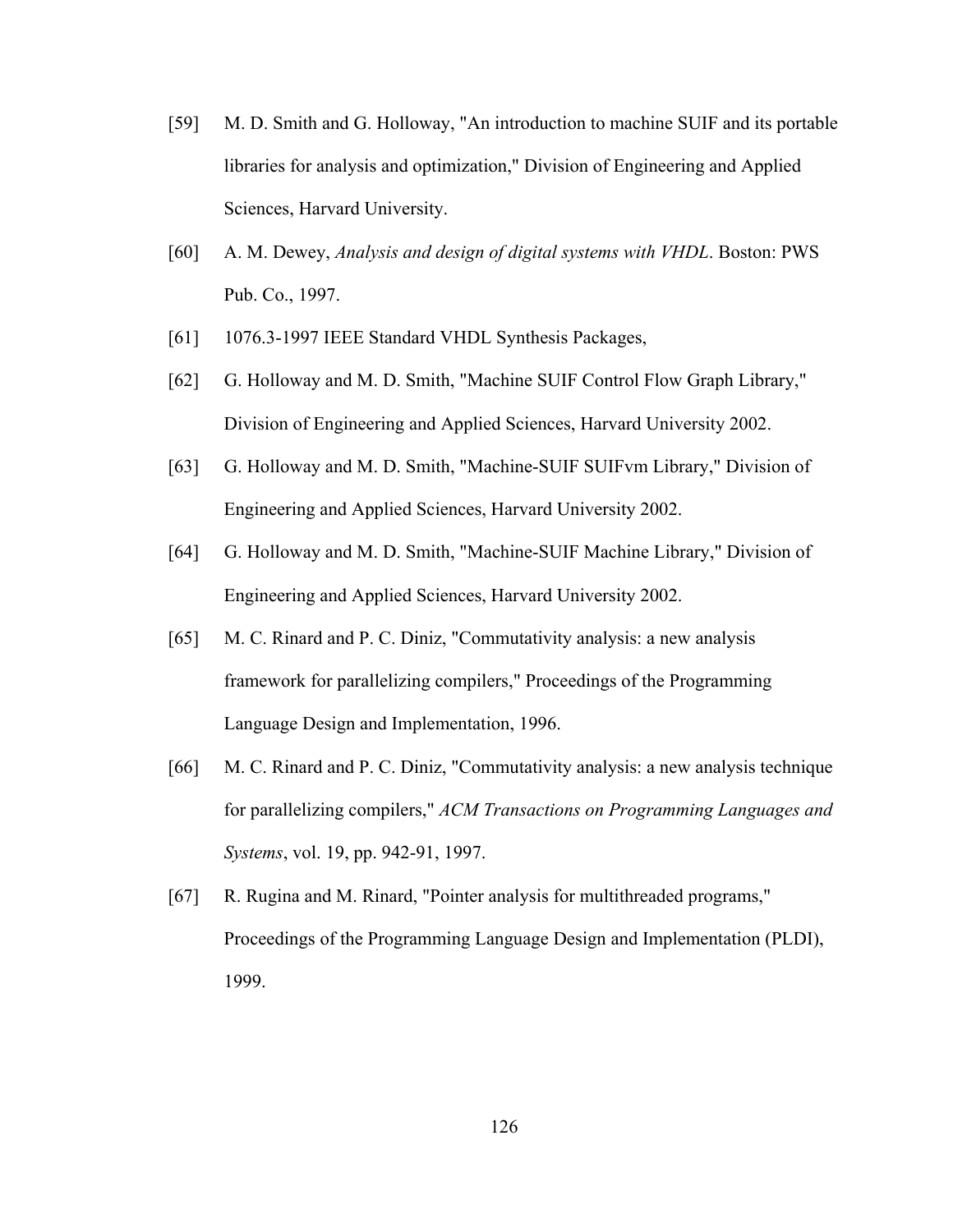[59] M. D. Smith and G. Holloway, "An introduction to machine SUIF and its portable libraries for analysis and optimization," Division of Engineering and Applied Sciences, Harvard University.

[60] A. M. Dewey, *Analysis and design of digital systems with VHDL*. Boston: PWS Pub. Co., 1997.

[61] 1076.3-1997 IEEE Standard VHDL Synthesis Packages,

[62] G. Holloway and M. D. Smith, "Machine SUIF Control Flow Graph Library," Division of Engineering and Applied Sciences, Harvard University 2002.

[63] G. Holloway and M. D. Smith, "Machine-SUIF SUIFvm Library," Division of Engineering and Applied Sciences, Harvard University 2002.

[64] G. Holloway and M. D. Smith, "Machine-SUIF Machine Library," Division of Engineering and Applied Sciences, Harvard University 2002.

[65] M. C. Rinard and P. C. Diniz, "Commutativity analysis: a new analysis framework for parallelizing compilers," Proceedings of the Programming Language Design and Implementation, 1996.

[66] M. C. Rinard and P. C. Diniz, "Commutativity analysis: a new analysis technique for parallelizing compilers," *ACM Transactions on Programming Languages and Systems*, vol. 19, pp. 942-91, 1997.

[67] R. Rugina and M. Rinard, "Pointer analysis for multithreaded programs," Proceedings of the Programming Language Design and Implementation (PLDI), 1999.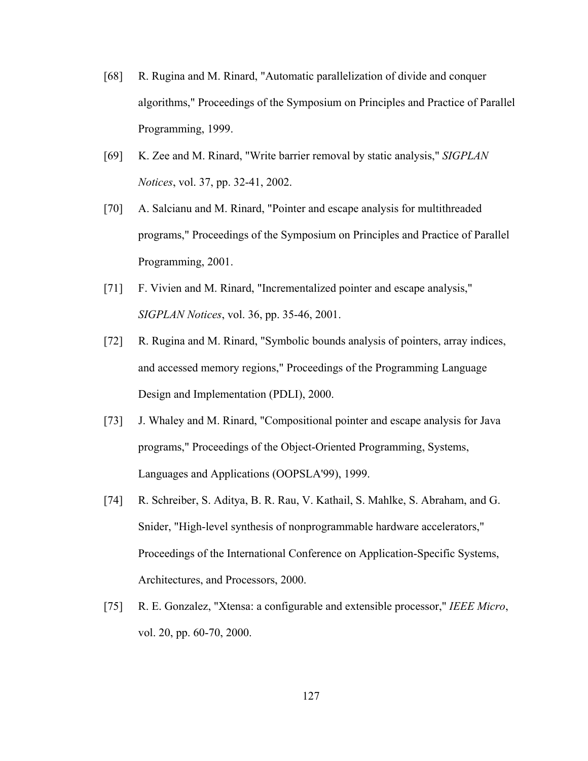[68] R. Rugina and M. Rinard, "Automatic parallelization of divide and conquer algorithms," Proceedings of the Symposium on Principles and Practice of Parallel Programming, 1999.

[69] K. Zee and M. Rinard, "Write barrier removal by static analysis," *SIGPLAN Notices*, vol. 37, pp. 32-41, 2002.

[70] A. Salcianu and M. Rinard, "Pointer and escape analysis for multithreaded programs," Proceedings of the Symposium on Principles and Practice of Parallel Programming, 2001.

[71] F. Vivien and M. Rinard, "Incrementalized pointer and escape analysis," *SIGPLAN Notices*, vol. 36, pp. 35-46, 2001.

[72] R. Rugina and M. Rinard, "Symbolic bounds analysis of pointers, array indices, and accessed memory regions," Proceedings of the Programming Language Design and Implementation (PDLI), 2000.

[73] J. Whaley and M. Rinard, "Compositional pointer and escape analysis for Java programs," Proceedings of the Object-Oriented Programming, Systems, Languages and Applications (OOPSLA'99), 1999.

[74] R. Schreiber, S. Aditya, B. R. Rau, V. Kathail, S. Mahlke, S. Abraham, and G. Snider, "High-level synthesis of nonprogrammable hardware accelerators," Proceedings of the International Conference on Application-Specific Systems, Architectures, and Processors, 2000.

[75] R. E. Gonzalez, "Xtensa: a configurable and extensible processor," *IEEE Micro*, vol. 20, pp. 60-70, 2000.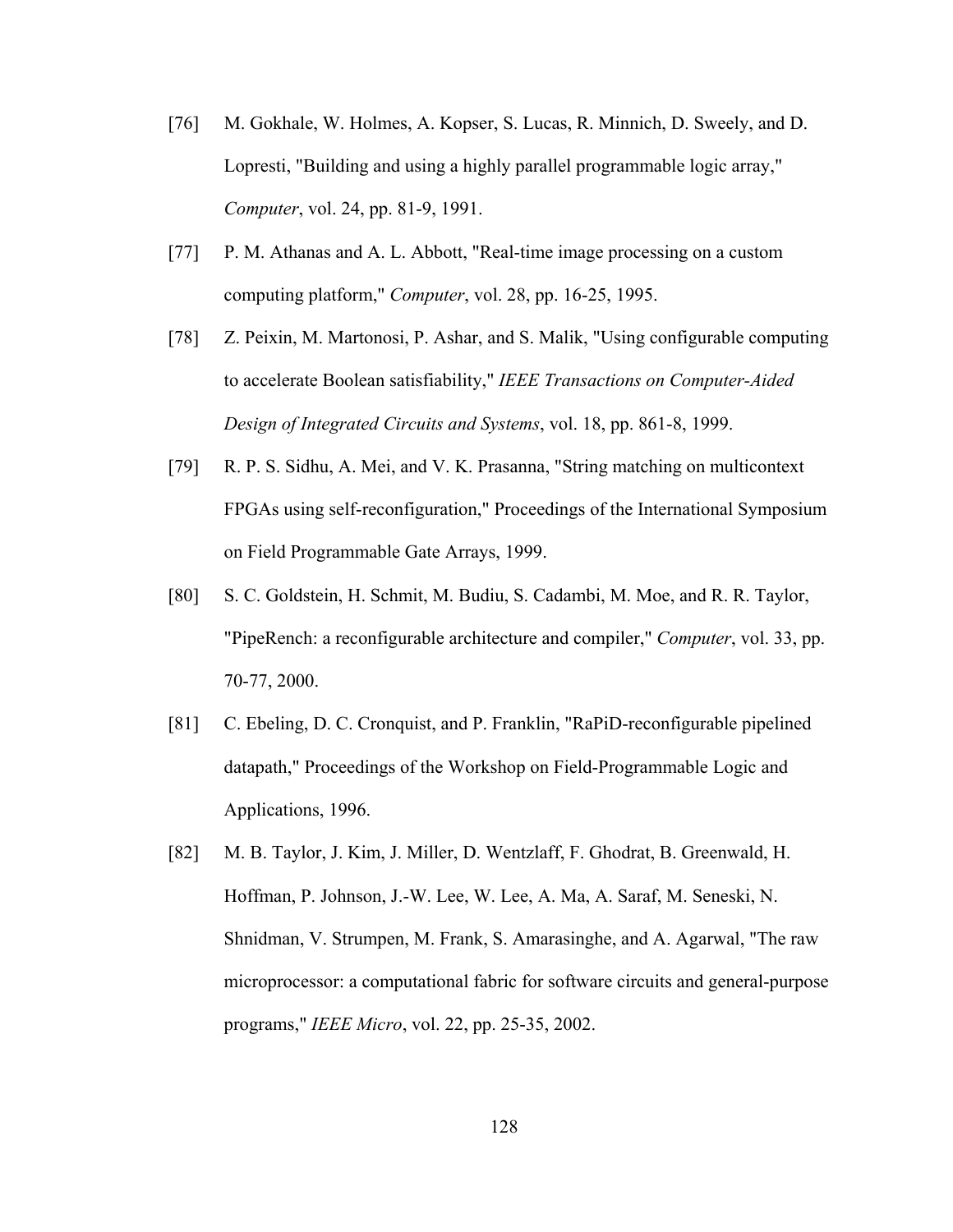[76] M. Gokhale, W. Holmes, A. Kopser, S. Lucas, R. Minnich, D. Sweely, and D. Lopresti, "Building and using a highly parallel programmable logic array," *Computer*, vol. 24, pp. 81-9, 1991.

[77] P. M. Athanas and A. L. Abbott, "Real-time image processing on a custom computing platform," *Computer*, vol. 28, pp. 16-25, 1995.

[78] Z. Peixin, M. Martonosi, P. Ashar, and S. Malik, "Using configurable computing to accelerate Boolean satisfiability," *IEEE Transactions on Computer-Aided Design of Integrated Circuits and Systems*, vol. 18, pp. 861-8, 1999.

[79] R. P. S. Sidhu, A. Mei, and V. K. Prasanna, "String matching on multicontext FPGAs using self-reconfiguration," Proceedings of the International Symposium on Field Programmable Gate Arrays, 1999.

[80] S. C. Goldstein, H. Schmit, M. Budiu, S. Cadambi, M. Moe, and R. R. Taylor, "PipeRench: a reconfigurable architecture and compiler," *Computer*, vol. 33, pp. 70-77, 2000.

[81] C. Ebeling, D. C. Cronquist, and P. Franklin, "RaPiD-reconfigurable pipelined datapath," Proceedings of the Workshop on Field-Programmable Logic and Applications, 1996.

[82] M. B. Taylor, J. Kim, J. Miller, D. Wentzlaff, F. Ghodrat, B. Greenwald, H. Hoffman, P. Johnson, J.-W. Lee, W. Lee, A. Ma, A. Saraf, M. Seneski, N. Shnidman, V. Strumpen, M. Frank, S. Amarasinghe, and A. Agarwal, "The raw microprocessor: a computational fabric for software circuits and general-purpose programs," *IEEE Micro*, vol. 22, pp. 25-35, 2002.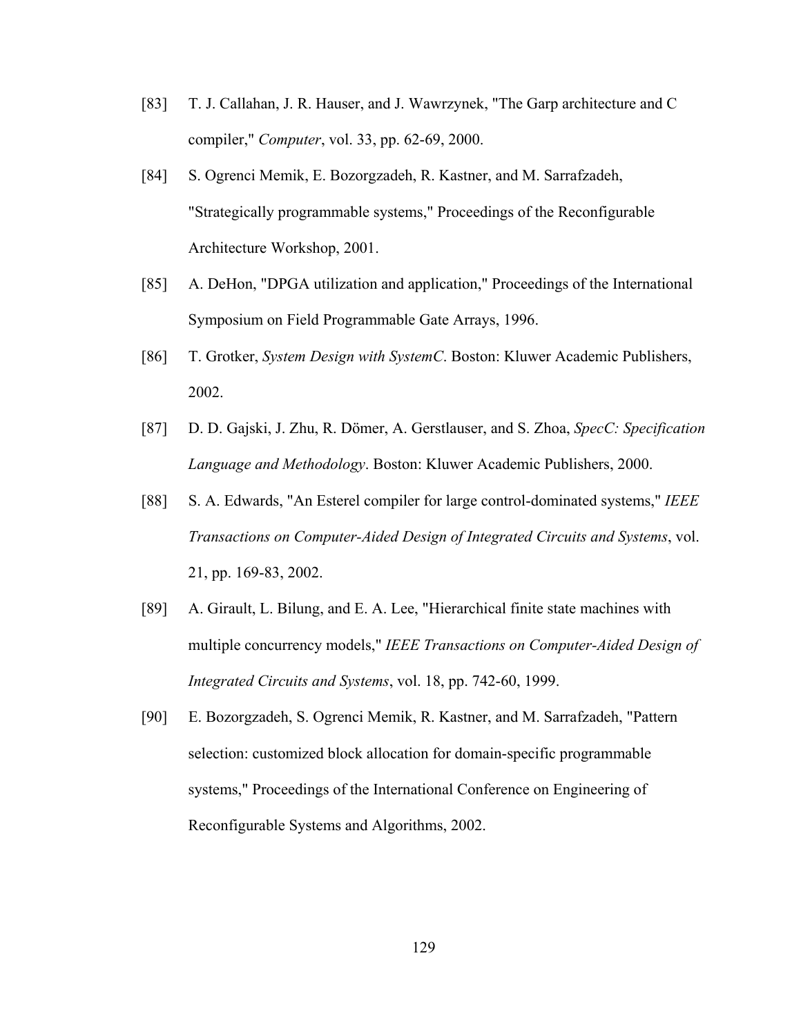[83] T. J. Callahan, J. R. Hauser, and J. Wawrzynek, "The Garp architecture and C compiler," *Computer*, vol. 33, pp. 62-69, 2000.

[84] S. Ogrenci Memik, E. Bozorgzadeh, R. Kastner, and M. Sarrafzadeh, "Strategically programmable systems," Proceedings of the Reconfigurable Architecture Workshop, 2001.

[85] A. DeHon, "DPGA utilization and application," Proceedings of the International Symposium on Field Programmable Gate Arrays, 1996.

[86] T. Grotker, *System Design with SystemC*. Boston: Kluwer Academic Publishers, 2002.

[87] D. D. Gajski, J. Zhu, R. Dömer, A. Gerstlauser, and S. Zhoa, *SpecC: Specification Language and Methodology*. Boston: Kluwer Academic Publishers, 2000.

[88] S. A. Edwards, "An Esterel compiler for large control-dominated systems," *IEEE Transactions on Computer-Aided Design of Integrated Circuits and Systems*, vol. 21, pp. 169-83, 2002.

[89] A. Girault, L. Bilung, and E. A. Lee, "Hierarchical finite state machines with multiple concurrency models," *IEEE Transactions on Computer-Aided Design of Integrated Circuits and Systems*, vol. 18, pp. 742-60, 1999.

[90] E. Bozorgzadeh, S. Ogrenci Memik, R. Kastner, and M. Sarrafzadeh, "Pattern selection: customized block allocation for domain-specific programmable systems," Proceedings of the International Conference on Engineering of Reconfigurable Systems and Algorithms, 2002.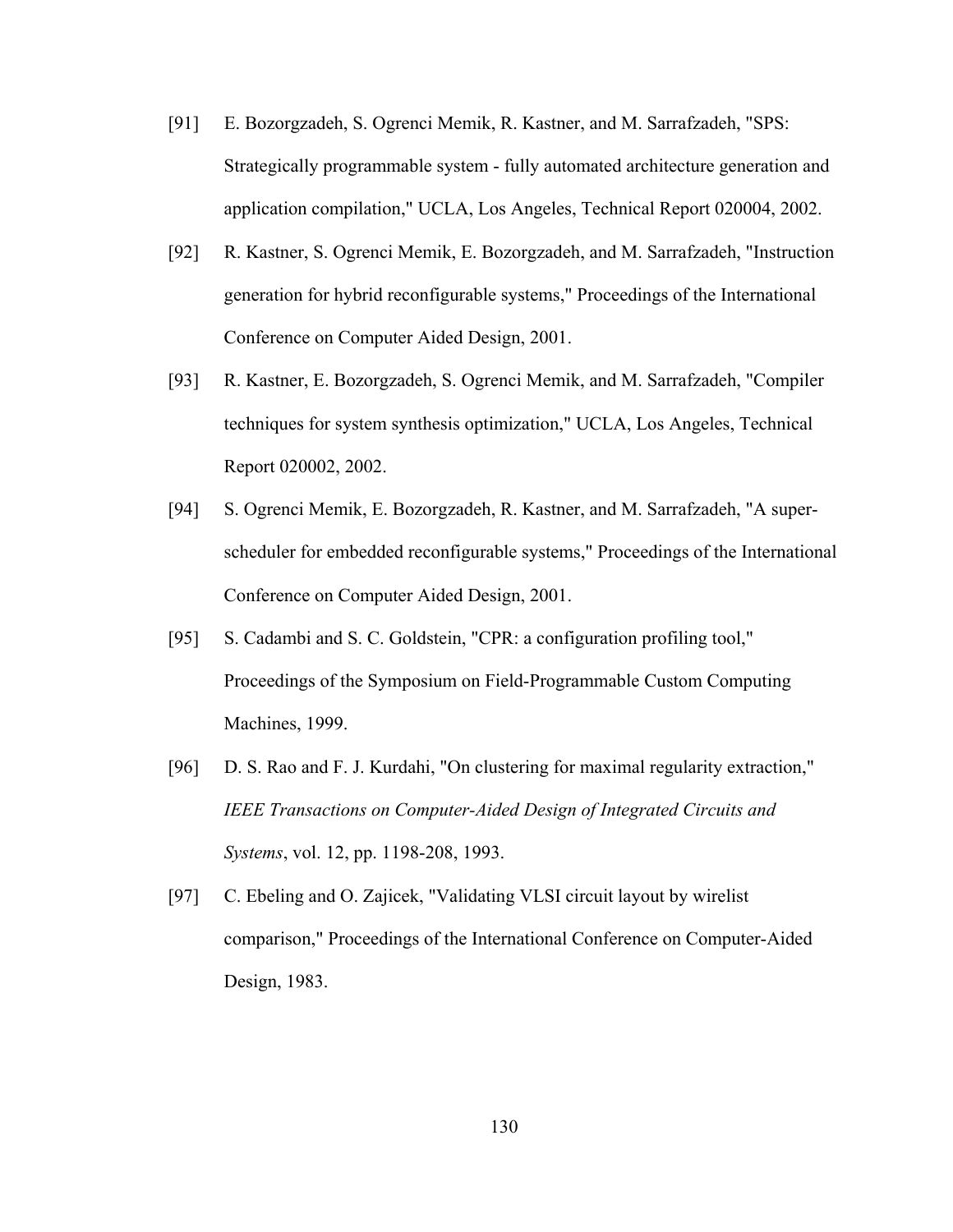[91] E. Bozorgzadeh, S. Ogrenci Memik, R. Kastner, and M. Sarrafzadeh, "SPS: Strategically programmable system - fully automated architecture generation and application compilation," UCLA, Los Angeles, Technical Report 020004, 2002.

[92] R. Kastner, S. Ogrenci Memik, E. Bozorgzadeh, and M. Sarrafzadeh, "Instruction generation for hybrid reconfigurable systems," Proceedings of the International Conference on Computer Aided Design, 2001.

[93] R. Kastner, E. Bozorgzadeh, S. Ogrenci Memik, and M. Sarrafzadeh, "Compiler techniques for system synthesis optimization," UCLA, Los Angeles, Technical Report 020002, 2002.

[94] S. Ogrenci Memik, E. Bozorgzadeh, R. Kastner, and M. Sarrafzadeh, "A super-scheduler for embedded reconfigurable systems," Proceedings of the International Conference on Computer Aided Design, 2001.

[95] S. Cadambi and S. C. Goldstein, "CPR: a configuration profiling tool," Proceedings of the Symposium on Field-Programmable Custom Computing Machines, 1999.

[96] D. S. Rao and F. J. Kurdahi, "On clustering for maximal regularity extraction," *IEEE Transactions on Computer-Aided Design of Integrated Circuits and Systems*, vol. 12, pp. 1198-208, 1993.

[97] C. Ebeling and O. Zajicek, "Validating VLSI circuit layout by wirelist comparison," Proceedings of the International Conference on Computer-Aided Design, 1983.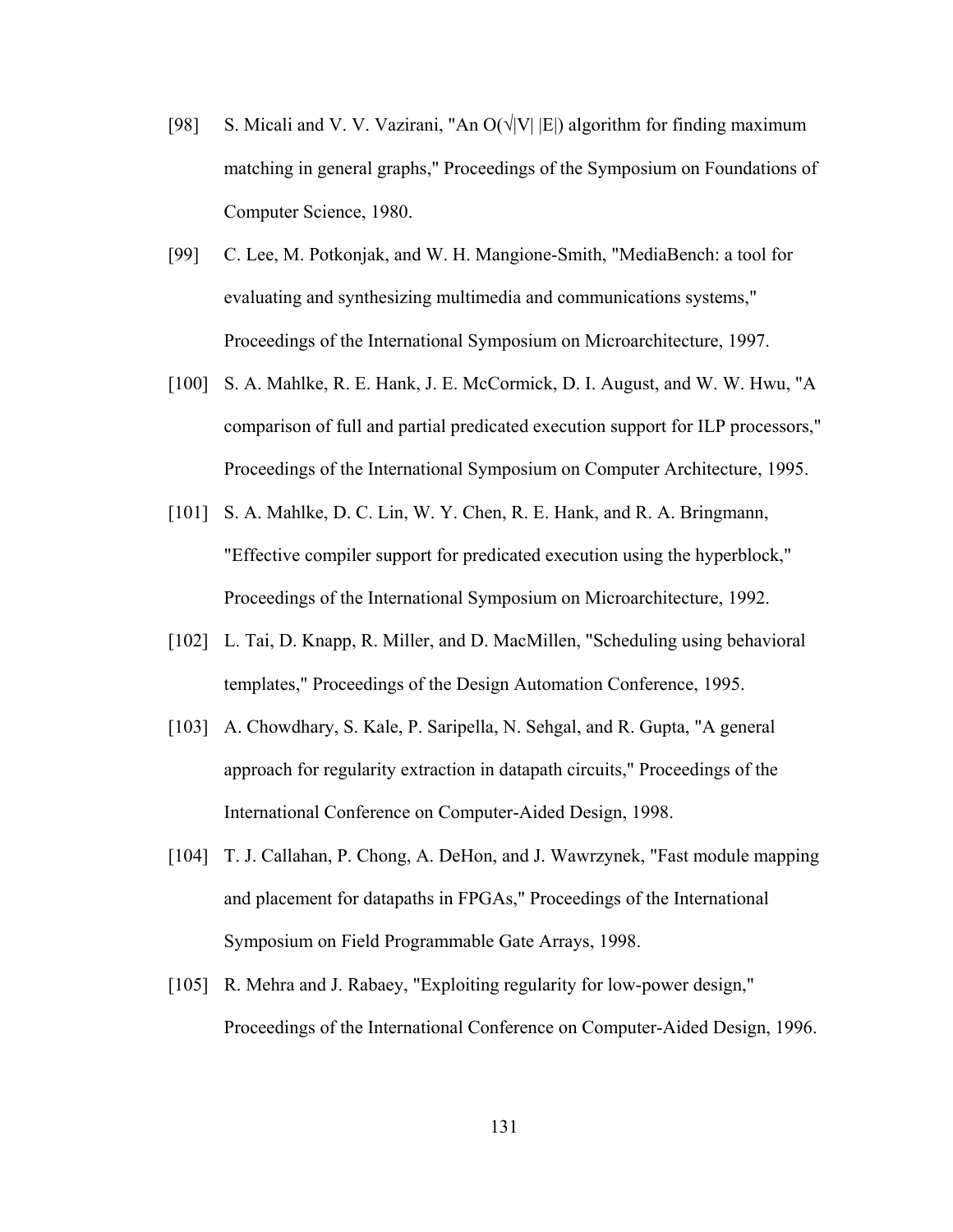[98] S. Micali and V. V. Vazirani, "An $O(\sqrt{|V|}\,|E|)$ algorithm for finding maximum matching in general graphs," Proceedings of the Symposium on Foundations of Computer Science, 1980.

[99] C. Lee, M. Potkonjak, and W. H. Mangione-Smith, "MediaBench: a tool for evaluating and synthesizing multimedia and communications systems," Proceedings of the International Symposium on Microarchitecture, 1997.

[100] S. A. Mahlke, R. E. Hank, J. E. McCormick, D. I. August, and W. W. Hwu, "A comparison of full and partial predicated execution support for ILP processors," Proceedings of the International Symposium on Computer Architecture, 1995.

[101] S. A. Mahlke, D. C. Lin, W. Y. Chen, R. E. Hank, and R. A. Bringmann, "Effective compiler support for predicated execution using the hyperblock," Proceedings of the International Symposium on Microarchitecture, 1992.

[102] L. Tai, D. Knapp, R. Miller, and D. MacMillen, "Scheduling using behavioral templates," Proceedings of the Design Automation Conference, 1995.

[103] A. Chowdhary, S. Kale, P. Saripella, N. Sehgal, and R. Gupta, "A general approach for regularity extraction in datapath circuits," Proceedings of the International Conference on Computer-Aided Design, 1998.

[104] T. J. Callahan, P. Chong, A. DeHon, and J. Wawrzynek, "Fast module mapping and placement for datapaths in FPGAs," Proceedings of the International Symposium on Field Programmable Gate Arrays, 1998.

[105] R. Mehra and J. Rabaey, "Exploiting regularity for low-power design," Proceedings of the International Conference on Computer-Aided Design, 1996.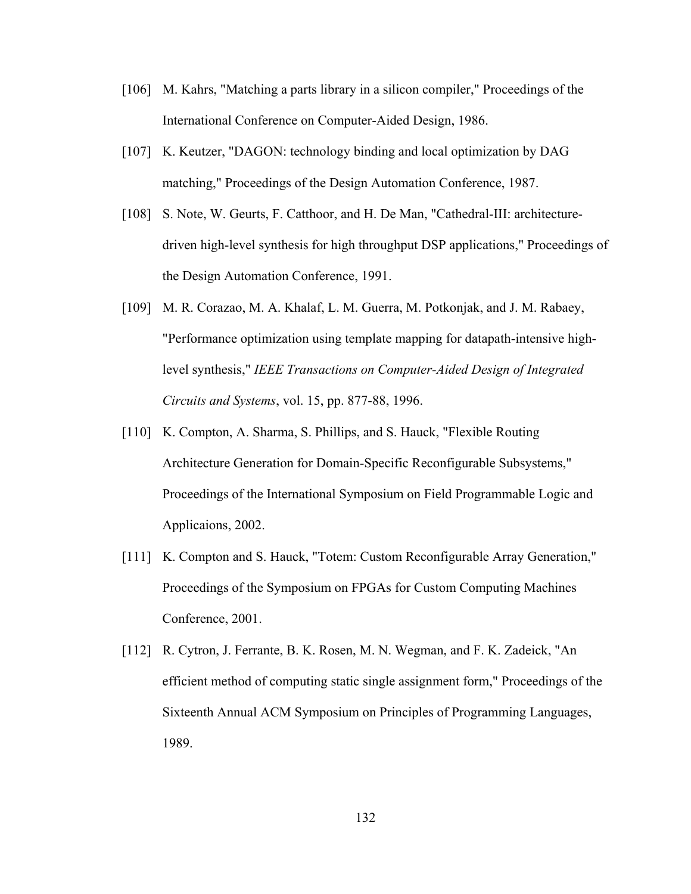[106] M. Kahrs, "Matching a parts library in a silicon compiler," Proceedings of the International Conference on Computer-Aided Design, 1986.

[107] K. Keutzer, "DAGON: technology binding and local optimization by DAG matching," Proceedings of the Design Automation Conference, 1987.

[108] S. Note, W. Geurts, F. Catthoor, and H. De Man, "Cathedral-III: architecture-driven high-level synthesis for high throughput DSP applications," Proceedings of the Design Automation Conference, 1991.

[109] M. R. Corazao, M. A. Khalaf, L. M. Guerra, M. Potkonjak, and J. M. Rabaey, "Performance optimization using template mapping for datapath-intensive high-level synthesis," *IEEE Transactions on Computer-Aided Design of Integrated Circuits and Systems*, vol. 15, pp. 877-88, 1996.

[110] K. Compton, A. Sharma, S. Phillips, and S. Hauck, "Flexible Routing Architecture Generation for Domain-Specific Reconfigurable Subsystems," Proceedings of the International Symposium on Field Programmable Logic and Applicaions, 2002.

[111] K. Compton and S. Hauck, "Totem: Custom Reconfigurable Array Generation," Proceedings of the Symposium on FPGAs for Custom Computing Machines Conference, 2001.

[112] R. Cytron, J. Ferrante, B. K. Rosen, M. N. Wegman, and F. K. Zadeick, "An efficient method of computing static single assignment form," Proceedings of the Sixteenth Annual ACM Symposium on Principles of Programming Languages, 1989.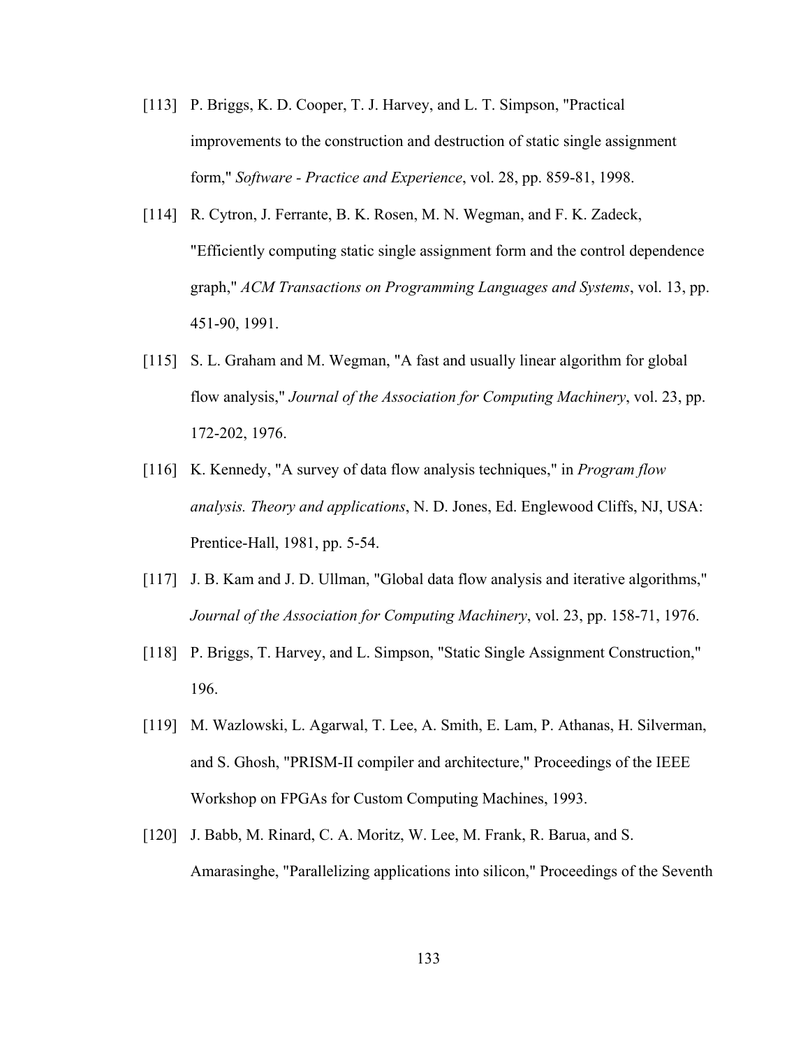[113] P. Briggs, K. D. Cooper, T. J. Harvey, and L. T. Simpson, "Practical improvements to the construction and destruction of static single assignment form," *Software - Practice and Experience*, vol. 28, pp. 859-81, 1998.

[114] R. Cytron, J. Ferrante, B. K. Rosen, M. N. Wegman, and F. K. Zadeck, "Efficiently computing static single assignment form and the control dependence graph," *ACM Transactions on Programming Languages and Systems*, vol. 13, pp. 451-90, 1991.

[115] S. L. Graham and M. Wegman, "A fast and usually linear algorithm for global flow analysis," *Journal of the Association for Computing Machinery*, vol. 23, pp. 172-202, 1976.

[116] K. Kennedy, "A survey of data flow analysis techniques," in *Program flow analysis. Theory and applications*, N. D. Jones, Ed. Englewood Cliffs, NJ, USA: Prentice-Hall, 1981, pp. 5-54.

[117] J. B. Kam and J. D. Ullman, "Global data flow analysis and iterative algorithms," *Journal of the Association for Computing Machinery*, vol. 23, pp. 158-71, 1976.

[118] P. Briggs, T. Harvey, and L. Simpson, "Static Single Assignment Construction," 196.

[119] M. Wazlowski, L. Agarwal, T. Lee, A. Smith, E. Lam, P. Athanas, H. Silverman, and S. Ghosh, "PRISM-II compiler and architecture," Proceedings of the IEEE Workshop on FPGAs for Custom Computing Machines, 1993.

[120] J. Babb, M. Rinard, C. A. Moritz, W. Lee, M. Frank, R. Barua, and S. Amarasinghe, "Parallelizing applications into silicon," Proceedings of the Seventh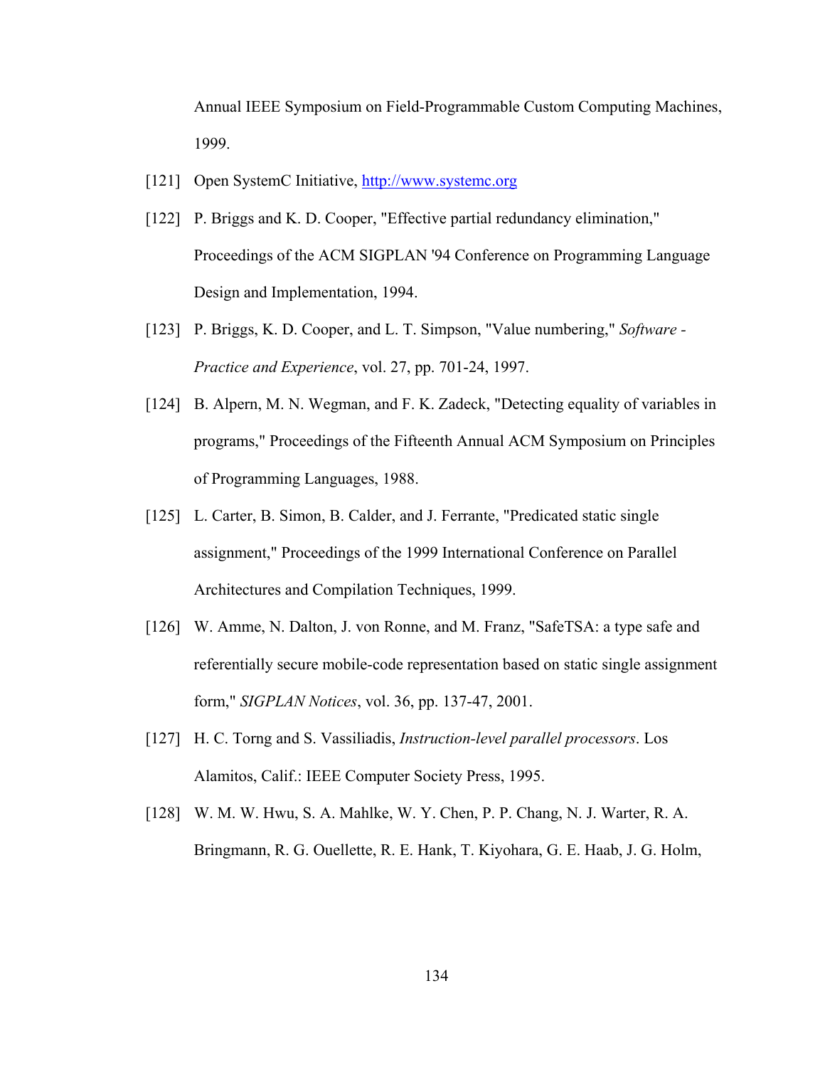Annual IEEE Symposium on Field-Programmable Custom Computing Machines, 1999.

[121] Open SystemC Initiative, http://www.systemc.org

[122] P. Briggs and K. D. Cooper, "Effective partial redundancy elimination," Proceedings of the ACM SIGPLAN '94 Conference on Programming Language Design and Implementation, 1994.

[123] P. Briggs, K. D. Cooper, and L. T. Simpson, "Value numbering," *Software - Practice and Experience*, vol. 27, pp. 701-24, 1997.

[124] B. Alpern, M. N. Wegman, and F. K. Zadeck, "Detecting equality of variables in programs," Proceedings of the Fifteenth Annual ACM Symposium on Principles of Programming Languages, 1988.

[125] L. Carter, B. Simon, B. Calder, and J. Ferrante, "Predicated static single assignment," Proceedings of the 1999 International Conference on Parallel Architectures and Compilation Techniques, 1999.

[126] W. Amme, N. Dalton, J. von Ronne, and M. Franz, "SafeTSA: a type safe and referentially secure mobile-code representation based on static single assignment form," *SIGPLAN Notices*, vol. 36, pp. 137-47, 2001.

[127] H. C. Torng and S. Vassiliadis, *Instruction-level parallel processors*. Los Alamitos, Calif.: IEEE Computer Society Press, 1995.

[128] W. M. W. Hwu, S. A. Mahlke, W. Y. Chen, P. P. Chang, N. J. Warter, R. A. Bringmann, R. G. Ouellette, R. E. Hank, T. Kiyohara, G. E. Haab, J. G. Holm,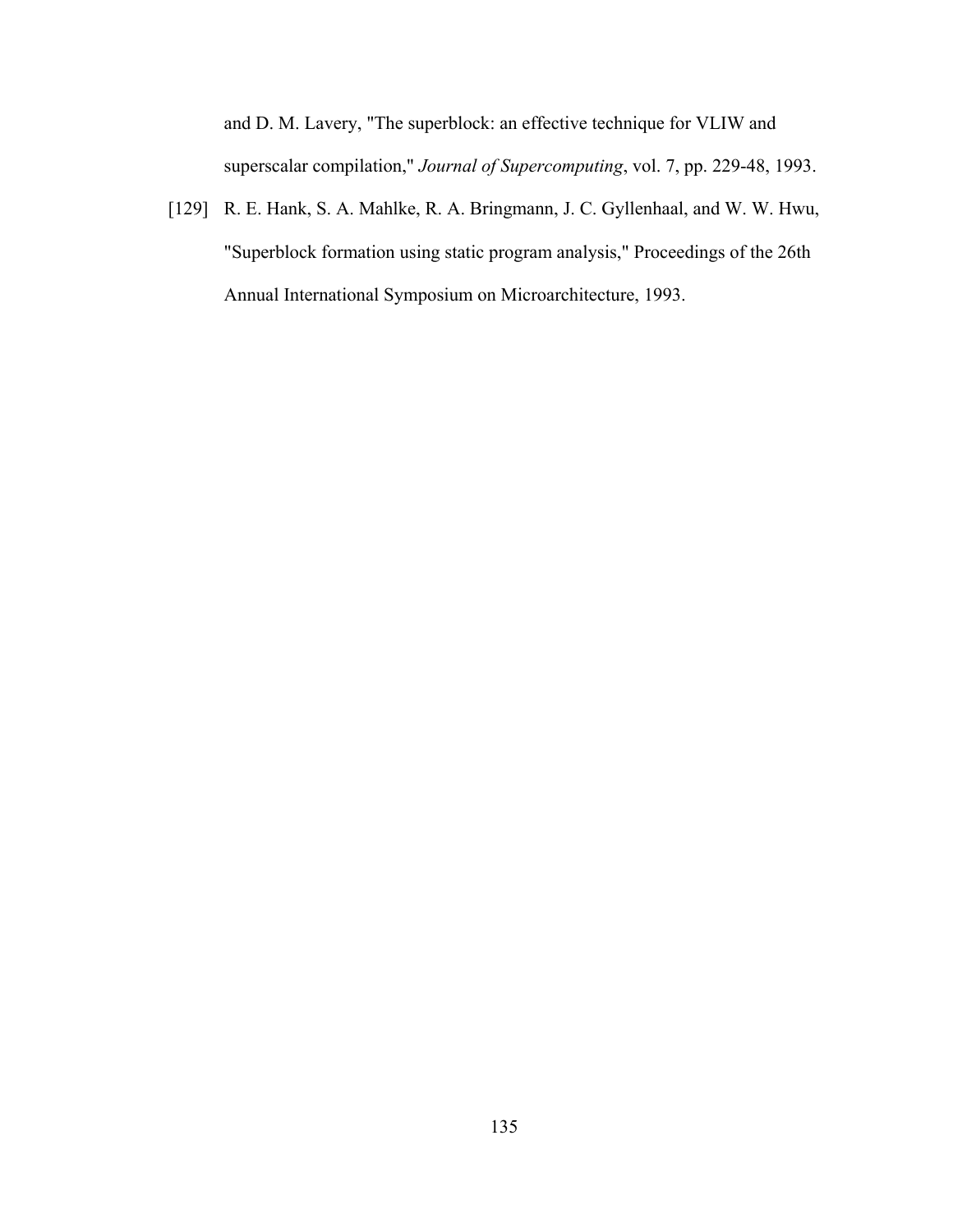and D. M. Lavery, "The superblock: an effective technique for VLIW and superscalar compilation," *Journal of Supercomputing*, vol. 7, pp. 229-48, 1993.

[129] R. E. Hank, S. A. Mahlke, R. A. Bringmann, J. C. Gyllenhaal, and W. W. Hwu, "Superblock formation using static program analysis," Proceedings of the 26th Annual International Symposium on Microarchitecture, 1993.